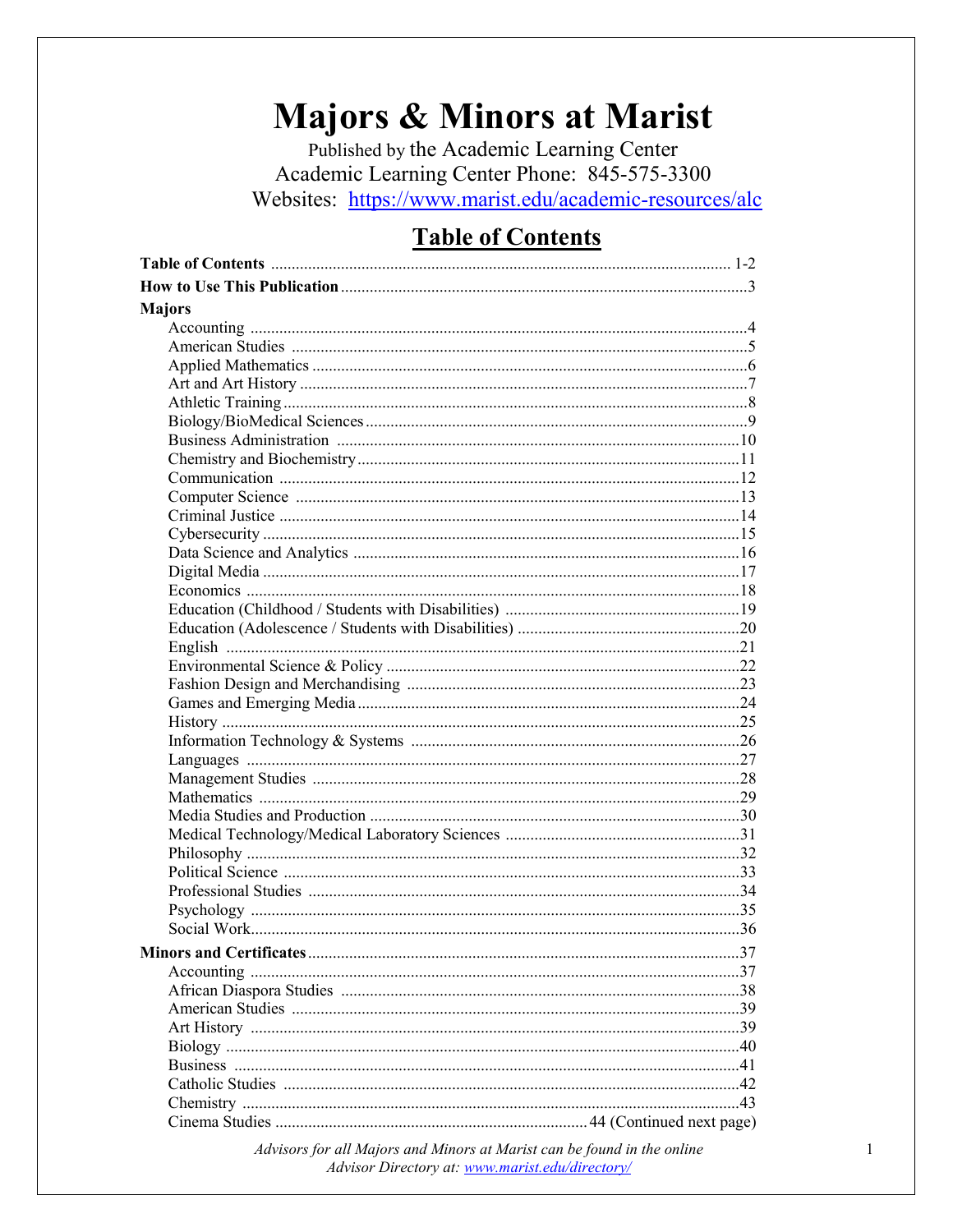# Majors & Minors at Marist

Published by the Academic Learning Center
Academic Learning Center Phone: 845-575-3300
Websites: https://www.marist.edu/academic-resources/alc

## Table of Contents

**Table of Contents** .............................................. 1-2

**How to Use This Publication** .............................................. 3

**Majors**

- Accounting .............................................. 4
- American Studies .............................................. 5
- Applied Mathematics .............................................. 6
- Art and Art History .............................................. 7
- Athletic Training .............................................. 8
- Biology/BioMedical Sciences .............................................. 9
- Business Administration .............................................. 10
- Chemistry and Biochemistry .............................................. 11
- Communication .............................................. 12
- Computer Science .............................................. 13
- Criminal Justice .............................................. 14
- Cybersecurity .............................................. 15
- Data Science and Analytics .............................................. 16
- Digital Media .............................................. 17
- Economics .............................................. 18
- Education (Childhood / Students with Disabilities) .............................................. 19
- Education (Adolescence / Students with Disabilities) .............................................. 20
- English .............................................. 21
- Environmental Science & Policy .............................................. 22
- Fashion Design and Merchandising .............................................. 23
- Games and Emerging Media .............................................. 24
- History .............................................. 25
- Information Technology & Systems .............................................. 26
- Languages .............................................. 27
- Management Studies .............................................. 28
- Mathematics .............................................. 29
- Media Studies and Production .............................................. 30
- Medical Technology/Medical Laboratory Sciences .............................................. 31
- Philosophy .............................................. 32
- Political Science .............................................. 33
- Professional Studies .............................................. 34
- Psychology .............................................. 35
- Social Work .............................................. 36

**Minors and Certificates** .............................................. 37

- Accounting .............................................. 37
- African Diaspora Studies .............................................. 38
- American Studies .............................................. 39
- Art History .............................................. 39
- Biology .............................................. 40
- Business .............................................. 41
- Catholic Studies .............................................. 42
- Chemistry .............................................. 43
- Cinema Studies .............................................. 44 (Continued next page)

*Advisors for all Majors and Minors at Marist can be found in the online Advisor Directory at: www.marist.edu/directory/*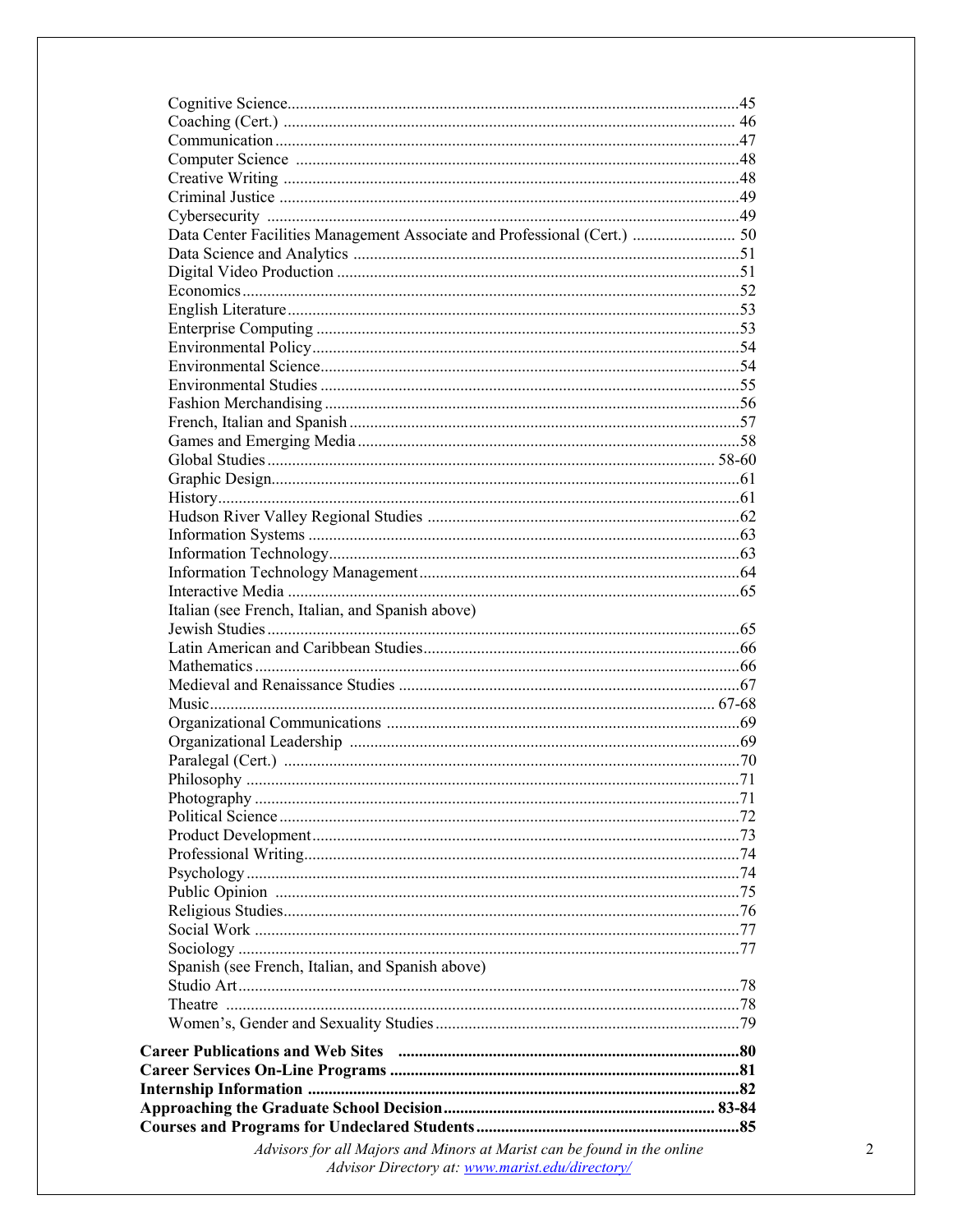Cognitive Science ........................................................................................................45
Coaching (Cert.) ......................................................................................................... 46
Communication ...........................................................................................................47
Computer Science .......................................................................................................48
Creative Writing ..........................................................................................................48
Criminal Justice ...........................................................................................................49
Cybersecurity ..............................................................................................................49
Data Center Facilities Management Associate and Professional (Cert.) ......................... 50
Data Science and Analytics .........................................................................................51
Digital Video Production .............................................................................................51
Economics ...................................................................................................................52
English Literature .........................................................................................................53
Enterprise Computing ..................................................................................................53
Environmental Policy ...................................................................................................54
Environmental Science .................................................................................................54
Environmental Studies .................................................................................................55
Fashion Merchandising ................................................................................................56
French, Italian and Spanish ..........................................................................................57
Games and Emerging Media ........................................................................................58
Global Studies .......................................................................................................... 58-60
Graphic Design .............................................................................................................61
History ..........................................................................................................................61
Hudson River Valley Regional Studies ........................................................................62
Information Systems ....................................................................................................63
Information Technology ...............................................................................................63
Information Technology Management .........................................................................64
Interactive Media .........................................................................................................65
Italian (see French, Italian, and Spanish above)
Jewish Studies ..............................................................................................................65
Latin American and Caribbean Studies .........................................................................66
Mathematics .................................................................................................................66
Medieval and Renaissance Studies ...............................................................................67
Music ....................................................................................................................... 67-68
Organizational Communications .................................................................................69
Organizational Leadership ..........................................................................................69
Paralegal (Cert.) ..........................................................................................................70
Philosophy ...................................................................................................................71
Photography .................................................................................................................71
Political Science ...........................................................................................................72
Product Development ...................................................................................................73
Professional Writing .....................................................................................................74
Psychology ...................................................................................................................74
Public Opinion .............................................................................................................75
Religious Studies ..........................................................................................................76
Social Work .................................................................................................................77
Sociology .....................................................................................................................77
Spanish (see French, Italian, and Spanish above)
Studio Art .....................................................................................................................78
Theatre ........................................................................................................................78
Women's, Gender and Sexuality Studies .....................................................................79

**Career Publications and Web Sites .................................................................................80**
**Career Services On-Line Programs ..................................................................................81**
**Internship Information .....................................................................................................82**
**Approaching the Graduate School Decision ................................................................ 83-84**
**Courses and Programs for Undeclared Students ..............................................................85**

*Advisors for all Majors and Minors at Marist can be found in the online Advisor Directory at: www.marist.edu/directory/*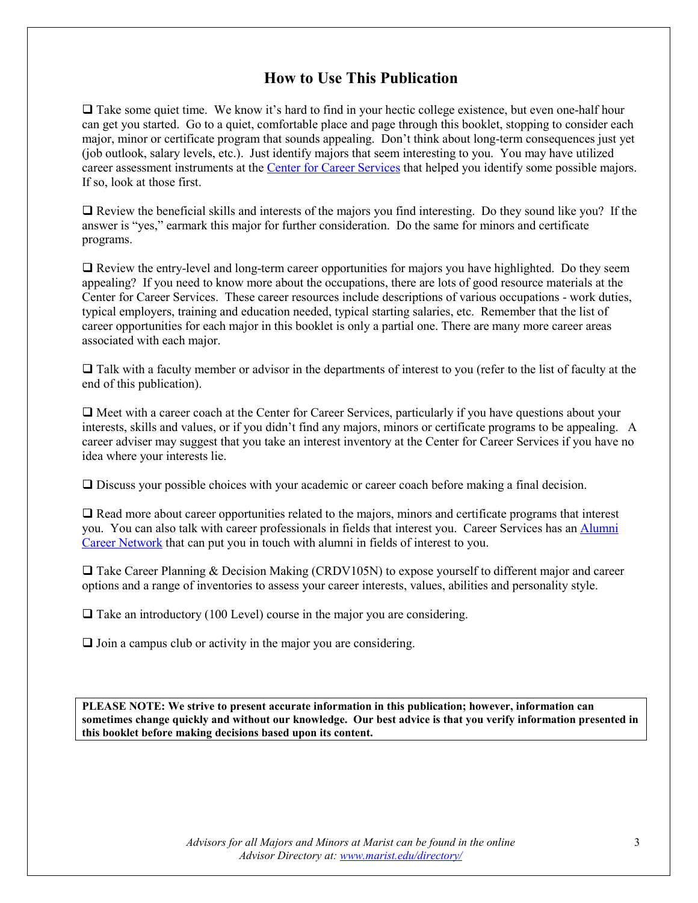# How to Use This Publication

- Take some quiet time. We know it's hard to find in your hectic college existence, but even one-half hour can get you started. Go to a quiet, comfortable place and page through this booklet, stopping to consider each major, minor or certificate program that sounds appealing. Don't think about long-term consequences just yet (job outlook, salary levels, etc.). Just identify majors that seem interesting to you. You may have utilized career assessment instruments at the Center for Career Services that helped you identify some possible majors. If so, look at those first.

- Review the beneficial skills and interests of the majors you find interesting. Do they sound like you? If the answer is "yes," earmark this major for further consideration. Do the same for minors and certificate programs.

- Review the entry-level and long-term career opportunities for majors you have highlighted. Do they seem appealing? If you need to know more about the occupations, there are lots of good resource materials at the Center for Career Services. These career resources include descriptions of various occupations - work duties, typical employers, training and education needed, typical starting salaries, etc. Remember that the list of career opportunities for each major in this booklet is only a partial one. There are many more career areas associated with each major.

- Talk with a faculty member or advisor in the departments of interest to you (refer to the list of faculty at the end of this publication).

- Meet with a career coach at the Center for Career Services, particularly if you have questions about your interests, skills and values, or if you didn't find any majors, minors or certificate programs to be appealing. A career adviser may suggest that you take an interest inventory at the Center for Career Services if you have no idea where your interests lie.

- Discuss your possible choices with your academic or career coach before making a final decision.

- Read more about career opportunities related to the majors, minors and certificate programs that interest you. You can also talk with career professionals in fields that interest you. Career Services has an Alumni Career Network that can put you in touch with alumni in fields of interest to you.

- Take Career Planning & Decision Making (CRDV105N) to expose yourself to different major and career options and a range of inventories to assess your career interests, values, abilities and personality style.

- Take an introductory (100 Level) course in the major you are considering.

- Join a campus club or activity in the major you are considering.

**PLEASE NOTE: We strive to present accurate information in this publication; however, information can sometimes change quickly and without our knowledge. Our best advice is that you verify information presented in this booklet before making decisions based upon its content.**

*Advisors for all Majors and Minors at Marist can be found in the online Advisor Directory at: www.marist.edu/directory/*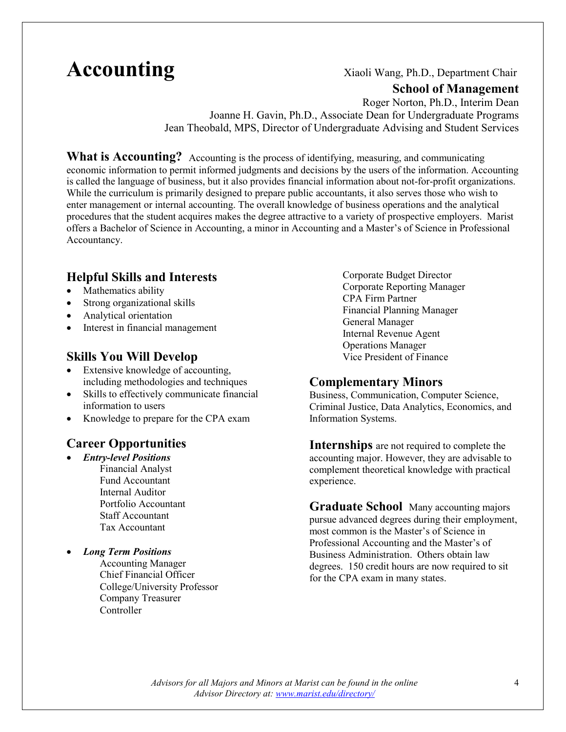# Accounting

Xiaoli Wang, Ph.D., Department Chair

**School of Management**

Roger Norton, Ph.D., Interim Dean

Joanne H. Gavin, Ph.D., Associate Dean for Undergraduate Programs

Jean Theobald, MPS, Director of Undergraduate Advising and Student Services

**What is Accounting?** Accounting is the process of identifying, measuring, and communicating economic information to permit informed judgments and decisions by the users of the information. Accounting is called the language of business, but it also provides financial information about not-for-profit organizations. While the curriculum is primarily designed to prepare public accountants, it also serves those who wish to enter management or internal accounting. The overall knowledge of business operations and the analytical procedures that the student acquires makes the degree attractive to a variety of prospective employers. Marist offers a Bachelor of Science in Accounting, a minor in Accounting and a Master's of Science in Professional Accountancy.

## Helpful Skills and Interests

- Mathematics ability
- Strong organizational skills
- Analytical orientation
- Interest in financial management

## Skills You Will Develop

- Extensive knowledge of accounting, including methodologies and techniques
- Skills to effectively communicate financial information to users
- Knowledge to prepare for the CPA exam

## Career Opportunities

- ***Entry-level Positions***
  - Financial Analyst
  - Fund Accountant
  - Internal Auditor
  - Portfolio Accountant
  - Staff Accountant
  - Tax Accountant
- ***Long Term Positions***
  - Accounting Manager
  - Chief Financial Officer
  - College/University Professor
  - Company Treasurer
  - Controller
  - Corporate Budget Director
  - Corporate Reporting Manager
  - CPA Firm Partner
  - Financial Planning Manager
  - General Manager
  - Internal Revenue Agent
  - Operations Manager
  - Vice President of Finance

## Complementary Minors

Business, Communication, Computer Science, Criminal Justice, Data Analytics, Economics, and Information Systems.

**Internships** are not required to complete the accounting major. However, they are advisable to complement theoretical knowledge with practical experience.

**Graduate School** Many accounting majors pursue advanced degrees during their employment, most common is the Master's of Science in Professional Accounting and the Master's of Business Administration. Others obtain law degrees. 150 credit hours are now required to sit for the CPA exam in many states.

*Advisors for all Majors and Minors at Marist can be found in the online Advisor Directory at: [www.marist.edu/directory/](www.marist.edu/directory/)*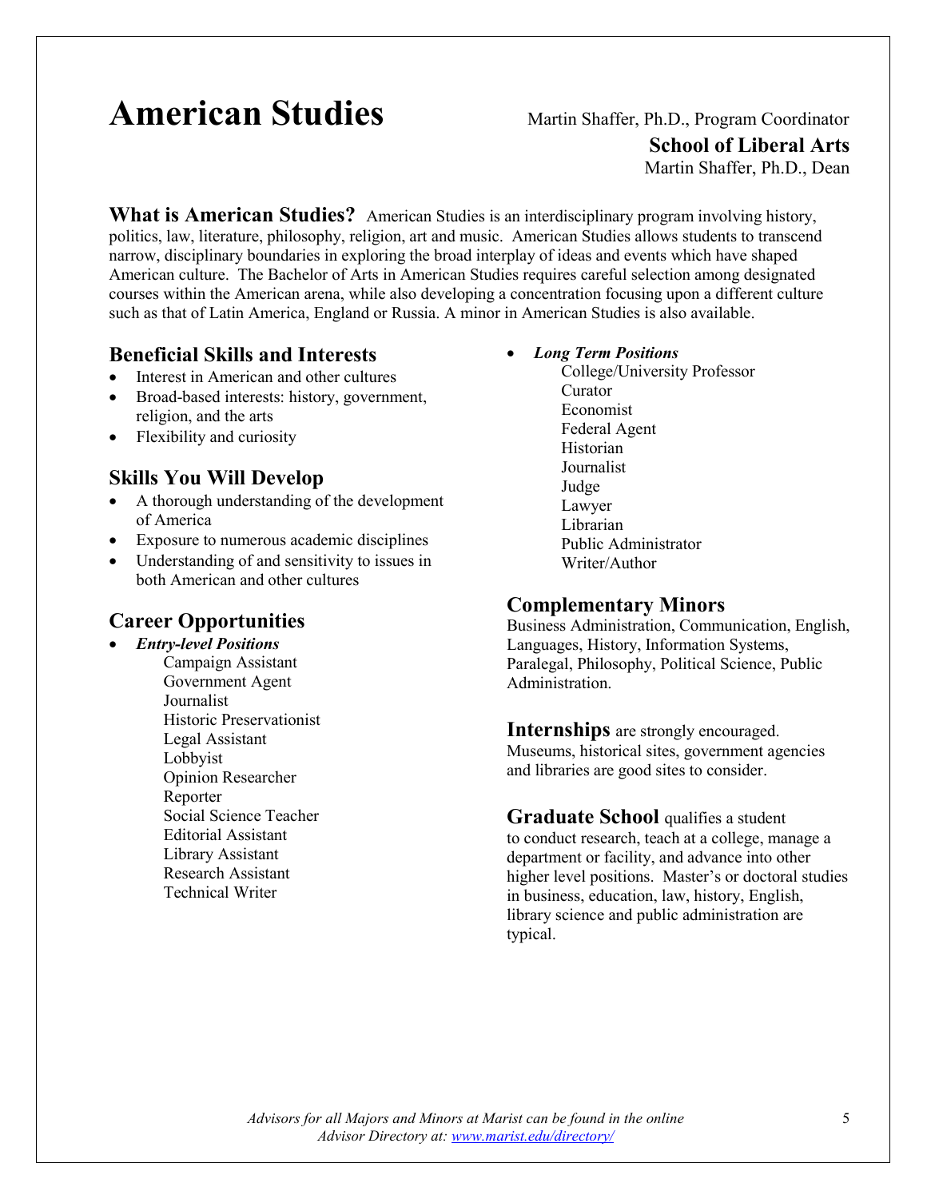# American Studies

Martin Shaffer, Ph.D., Program Coordinator

**School of Liberal Arts**

Martin Shaffer, Ph.D., Dean

**What is American Studies?** American Studies is an interdisciplinary program involving history, politics, law, literature, philosophy, religion, art and music. American Studies allows students to transcend narrow, disciplinary boundaries in exploring the broad interplay of ideas and events which have shaped American culture. The Bachelor of Arts in American Studies requires careful selection among designated courses within the American arena, while also developing a concentration focusing upon a different culture such as that of Latin America, England or Russia. A minor in American Studies is also available.

## Beneficial Skills and Interests

- Interest in American and other cultures
- Broad-based interests: history, government, religion, and the arts
- Flexibility and curiosity

## Skills You Will Develop

- A thorough understanding of the development of America
- Exposure to numerous academic disciplines
- Understanding of and sensitivity to issues in both American and other cultures

## Career Opportunities

- ***Entry-level Positions***
  - Campaign Assistant
  - Government Agent
  - Journalist
  - Historic Preservationist
  - Legal Assistant
  - Lobbyist
  - Opinion Researcher
  - Reporter
  - Social Science Teacher
  - Editorial Assistant
  - Library Assistant
  - Research Assistant
  - Technical Writer
- ***Long Term Positions***
  - College/University Professor
  - Curator
  - Economist
  - Federal Agent
  - Historian
  - Journalist
  - Judge
  - Lawyer
  - Librarian
  - Public Administrator
  - Writer/Author

## Complementary Minors

Business Administration, Communication, English, Languages, History, Information Systems, Paralegal, Philosophy, Political Science, Public Administration.

**Internships** are strongly encouraged. Museums, historical sites, government agencies and libraries are good sites to consider.

**Graduate School** qualifies a student to conduct research, teach at a college, manage a department or facility, and advance into other higher level positions. Master's or doctoral studies in business, education, law, history, English, library science and public administration are typical.

*Advisors for all Majors and Minors at Marist can be found in the online Advisor Directory at: www.marist.edu/directory/*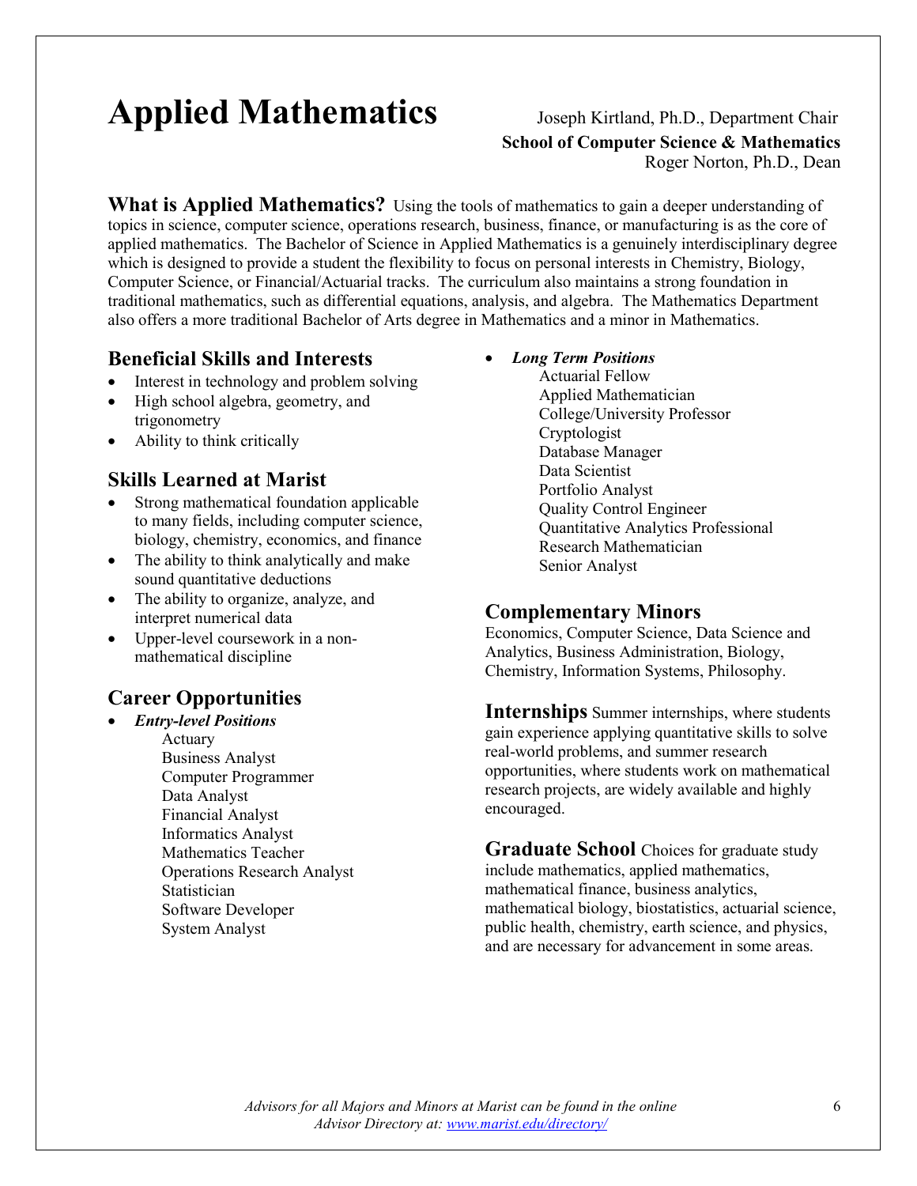# Applied Mathematics

Joseph Kirtland, Ph.D., Department Chair
**School of Computer Science & Mathematics**
Roger Norton, Ph.D., Dean

**What is Applied Mathematics?** Using the tools of mathematics to gain a deeper understanding of topics in science, computer science, operations research, business, finance, or manufacturing is as the core of applied mathematics. The Bachelor of Science in Applied Mathematics is a genuinely interdisciplinary degree which is designed to provide a student the flexibility to focus on personal interests in Chemistry, Biology, Computer Science, or Financial/Actuarial tracks. The curriculum also maintains a strong foundation in traditional mathematics, such as differential equations, analysis, and algebra. The Mathematics Department also offers a more traditional Bachelor of Arts degree in Mathematics and a minor in Mathematics.

## Beneficial Skills and Interests

- Interest in technology and problem solving
- High school algebra, geometry, and trigonometry
- Ability to think critically

## Skills Learned at Marist

- Strong mathematical foundation applicable to many fields, including computer science, biology, chemistry, economics, and finance
- The ability to think analytically and make sound quantitative deductions
- The ability to organize, analyze, and interpret numerical data
- Upper-level coursework in a non-mathematical discipline

## Career Opportunities

- ***Entry-level Positions***
  - Actuary
  - Business Analyst
  - Computer Programmer
  - Data Analyst
  - Financial Analyst
  - Informatics Analyst
  - Mathematics Teacher
  - Operations Research Analyst
  - Statistician
  - Software Developer
  - System Analyst
- ***Long Term Positions***
  - Actuarial Fellow
  - Applied Mathematician
  - College/University Professor
  - Cryptologist
  - Database Manager
  - Data Scientist
  - Portfolio Analyst
  - Quality Control Engineer
  - Quantitative Analytics Professional
  - Research Mathematician
  - Senior Analyst

## Complementary Minors

Economics, Computer Science, Data Science and Analytics, Business Administration, Biology, Chemistry, Information Systems, Philosophy.

**Internships** Summer internships, where students gain experience applying quantitative skills to solve real-world problems, and summer research opportunities, where students work on mathematical research projects, are widely available and highly encouraged.

**Graduate School** Choices for graduate study include mathematics, applied mathematics, mathematical finance, business analytics, mathematical biology, biostatistics, actuarial science, public health, chemistry, earth science, and physics, and are necessary for advancement in some areas.

*Advisors for all Majors and Minors at Marist can be found in the online Advisor Directory at: [www.marist.edu/directory/](www.marist.edu/directory/)*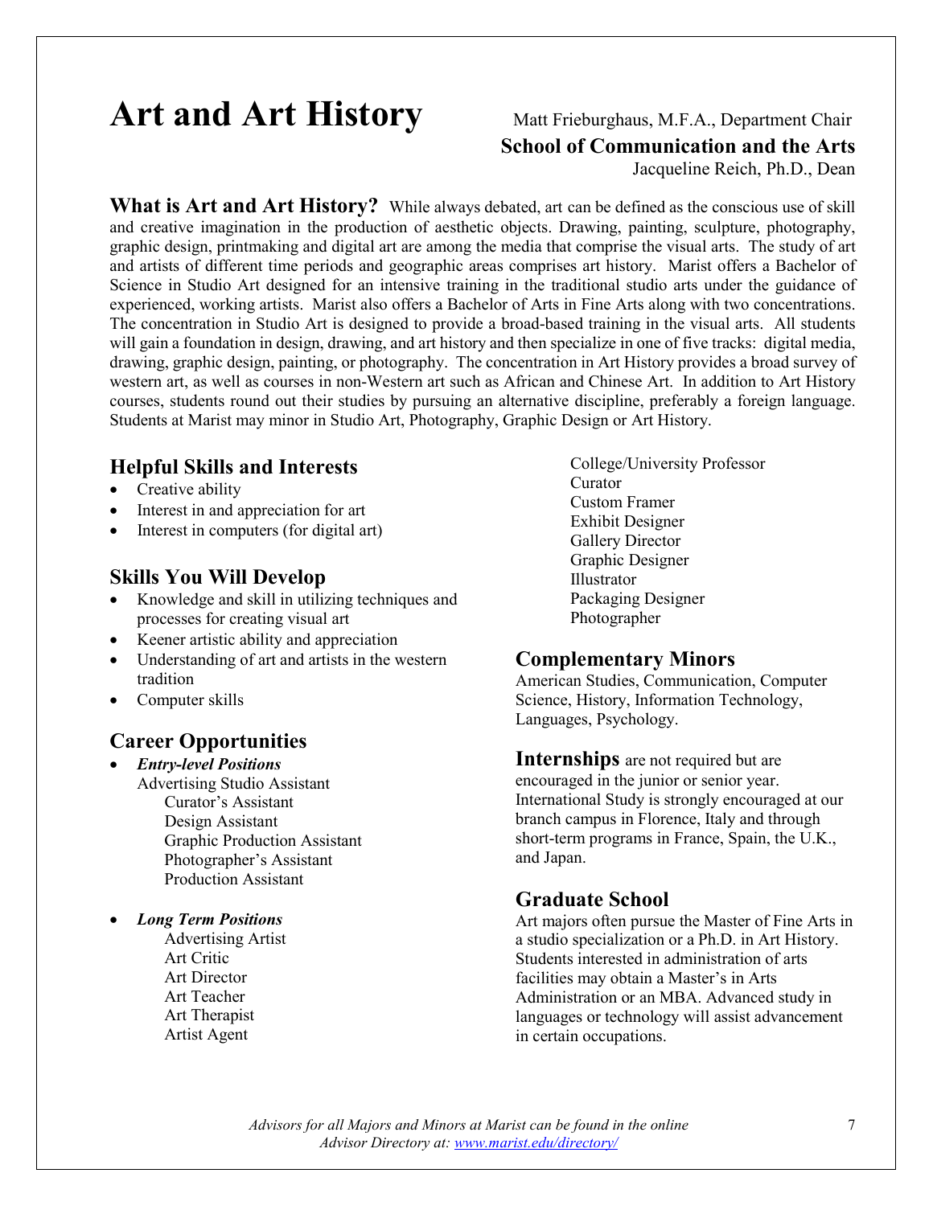# Art and Art History

Matt Frieburghaus, M.F.A., Department Chair

**School of Communication and the Arts**

Jacqueline Reich, Ph.D., Dean

**What is Art and Art History?** While always debated, art can be defined as the conscious use of skill and creative imagination in the production of aesthetic objects. Drawing, painting, sculpture, photography, graphic design, printmaking and digital art are among the media that comprise the visual arts. The study of art and artists of different time periods and geographic areas comprises art history. Marist offers a Bachelor of Science in Studio Art designed for an intensive training in the traditional studio arts under the guidance of experienced, working artists. Marist also offers a Bachelor of Arts in Fine Arts along with two concentrations. The concentration in Studio Art is designed to provide a broad-based training in the visual arts. All students will gain a foundation in design, drawing, and art history and then specialize in one of five tracks: digital media, drawing, graphic design, painting, or photography. The concentration in Art History provides a broad survey of western art, as well as courses in non-Western art such as African and Chinese Art. In addition to Art History courses, students round out their studies by pursuing an alternative discipline, preferably a foreign language. Students at Marist may minor in Studio Art, Photography, Graphic Design or Art History.

## Helpful Skills and Interests

- Creative ability
- Interest in and appreciation for art
- Interest in computers (for digital art)

## Skills You Will Develop

- Knowledge and skill in utilizing techniques and processes for creating visual art
- Keener artistic ability and appreciation
- Understanding of art and artists in the western tradition
- Computer skills

## Career Opportunities

- ***Entry-level Positions***
  - Advertising Studio Assistant
  - Curator's Assistant
  - Design Assistant
  - Graphic Production Assistant
  - Photographer's Assistant
  - Production Assistant
- ***Long Term Positions***
  - Advertising Artist
  - Art Critic
  - Art Director
  - Art Teacher
  - Art Therapist
  - Artist Agent
  - College/University Professor
  - Curator
  - Custom Framer
  - Exhibit Designer
  - Gallery Director
  - Graphic Designer
  - Illustrator
  - Packaging Designer
  - Photographer

## Complementary Minors

American Studies, Communication, Computer Science, History, Information Technology, Languages, Psychology.

**Internships** are not required but are encouraged in the junior or senior year. International Study is strongly encouraged at our branch campus in Florence, Italy and through short-term programs in France, Spain, the U.K., and Japan.

## Graduate School

Art majors often pursue the Master of Fine Arts in a studio specialization or a Ph.D. in Art History. Students interested in administration of arts facilities may obtain a Master's in Arts Administration or an MBA. Advanced study in languages or technology will assist advancement in certain occupations.

*Advisors for all Majors and Minors at Marist can be found in the online Advisor Directory at: www.marist.edu/directory/*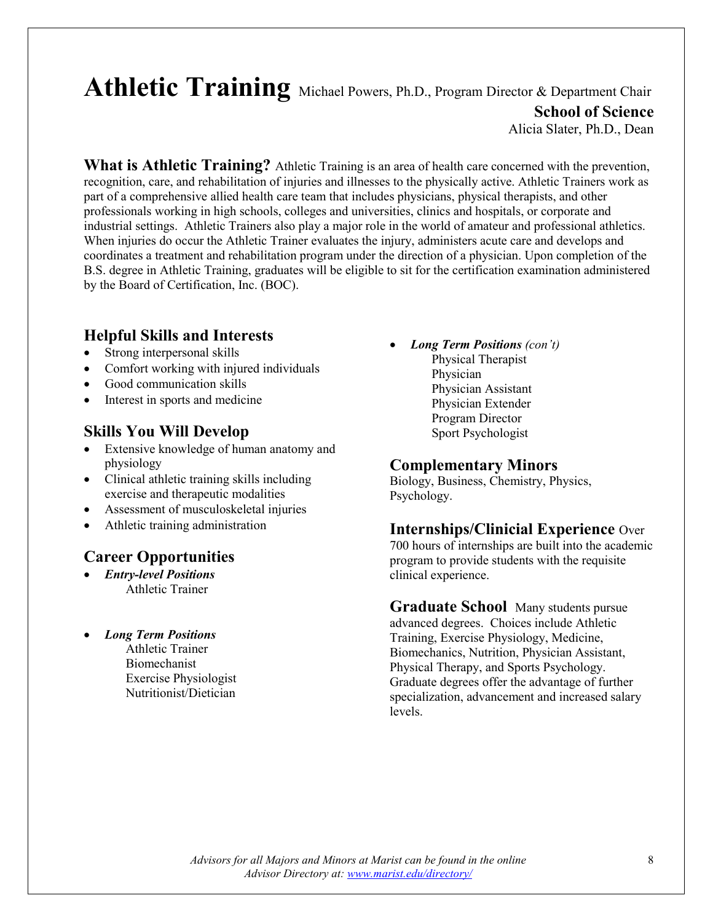# Athletic Training

Michael Powers, Ph.D., Program Director & Department Chair

**School of Science**

Alicia Slater, Ph.D., Dean

**What is Athletic Training?** Athletic Training is an area of health care concerned with the prevention, recognition, care, and rehabilitation of injuries and illnesses to the physically active. Athletic Trainers work as part of a comprehensive allied health care team that includes physicians, physical therapists, and other professionals working in high schools, colleges and universities, clinics and hospitals, or corporate and industrial settings. Athletic Trainers also play a major role in the world of amateur and professional athletics. When injuries do occur the Athletic Trainer evaluates the injury, administers acute care and develops and coordinates a treatment and rehabilitation program under the direction of a physician. Upon completion of the B.S. degree in Athletic Training, graduates will be eligible to sit for the certification examination administered by the Board of Certification, Inc. (BOC).

## Helpful Skills and Interests

- Strong interpersonal skills
- Comfort working with injured individuals
- Good communication skills
- Interest in sports and medicine

## Skills You Will Develop

- Extensive knowledge of human anatomy and physiology
- Clinical athletic training skills including exercise and therapeutic modalities
- Assessment of musculoskeletal injuries
- Athletic training administration

## Career Opportunities

- ***Entry-level Positions***
  - Athletic Trainer
- ***Long Term Positions***
  - Athletic Trainer
  - Biomechanist
  - Exercise Physiologist
  - Nutritionist/Dietician
  - Physical Therapist
  - Physician
  - Physician Assistant
  - Physician Extender
  - Program Director
  - Sport Psychologist

## Complementary Minors

Biology, Business, Chemistry, Physics, Psychology.

## Internships/Clinicial Experience

Over 700 hours of internships are built into the academic program to provide students with the requisite clinical experience.

## Graduate School

Many students pursue advanced degrees. Choices include Athletic Training, Exercise Physiology, Medicine, Biomechanics, Nutrition, Physician Assistant, Physical Therapy, and Sports Psychology. Graduate degrees offer the advantage of further specialization, advancement and increased salary levels.

*Advisors for all Majors and Minors at Marist can be found in the online Advisor Directory at: [www.marist.edu/directory/](http://www.marist.edu/directory/)*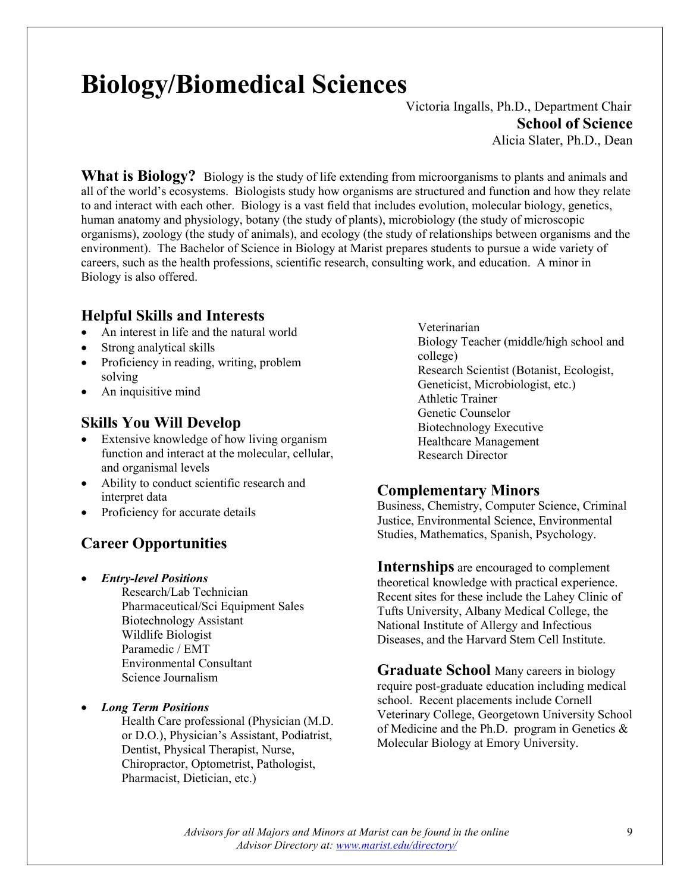# Biology/Biomedical Sciences

Victoria Ingalls, Ph.D., Department Chair
**School of Science**
Alicia Slater, Ph.D., Dean

**What is Biology?** Biology is the study of life extending from microorganisms to plants and animals and all of the world's ecosystems. Biologists study how organisms are structured and function and how they relate to and interact with each other. Biology is a vast field that includes evolution, molecular biology, genetics, human anatomy and physiology, botany (the study of plants), microbiology (the study of microscopic organisms), zoology (the study of animals), and ecology (the study of relationships between organisms and the environment). The Bachelor of Science in Biology at Marist prepares students to pursue a wide variety of careers, such as the health professions, scientific research, consulting work, and education. A minor in Biology is also offered.

## Helpful Skills and Interests

- An interest in life and the natural world
- Strong analytical skills
- Proficiency in reading, writing, problem solving
- An inquisitive mind

## Skills You Will Develop

- Extensive knowledge of how living organism function and interact at the molecular, cellular, and organismal levels
- Ability to conduct scientific research and interpret data
- Proficiency for accurate details

## Career Opportunities

- ***Entry-level Positions***
  - Research/Lab Technician
  - Pharmaceutical/Sci Equipment Sales
  - Biotechnology Assistant
  - Wildlife Biologist
  - Paramedic / EMT
  - Environmental Consultant
  - Science Journalism

- ***Long Term Positions***
  - Health Care professional (Physician (M.D. or D.O.), Physician's Assistant, Podiatrist, Dentist, Physical Therapist, Nurse, Chiropractor, Optometrist, Pathologist, Pharmacist, Dietician, etc.)
  - Veterinarian
  - Biology Teacher (middle/high school and college)
  - Research Scientist (Botanist, Ecologist, Geneticist, Microbiologist, etc.)
  - Athletic Trainer
  - Genetic Counselor
  - Biotechnology Executive
  - Healthcare Management
  - Research Director

## Complementary Minors

Business, Chemistry, Computer Science, Criminal Justice, Environmental Science, Environmental Studies, Mathematics, Spanish, Psychology.

**Internships** are encouraged to complement theoretical knowledge with practical experience. Recent sites for these include the Lahey Clinic of Tufts University, Albany Medical College, the National Institute of Allergy and Infectious Diseases, and the Harvard Stem Cell Institute.

**Graduate School** Many careers in biology require post-graduate education including medical school. Recent placements include Cornell Veterinary College, Georgetown University School of Medicine and the Ph.D. program in Genetics & Molecular Biology at Emory University.

*Advisors for all Majors and Minors at Marist can be found in the online Advisor Directory at: www.marist.edu/directory/*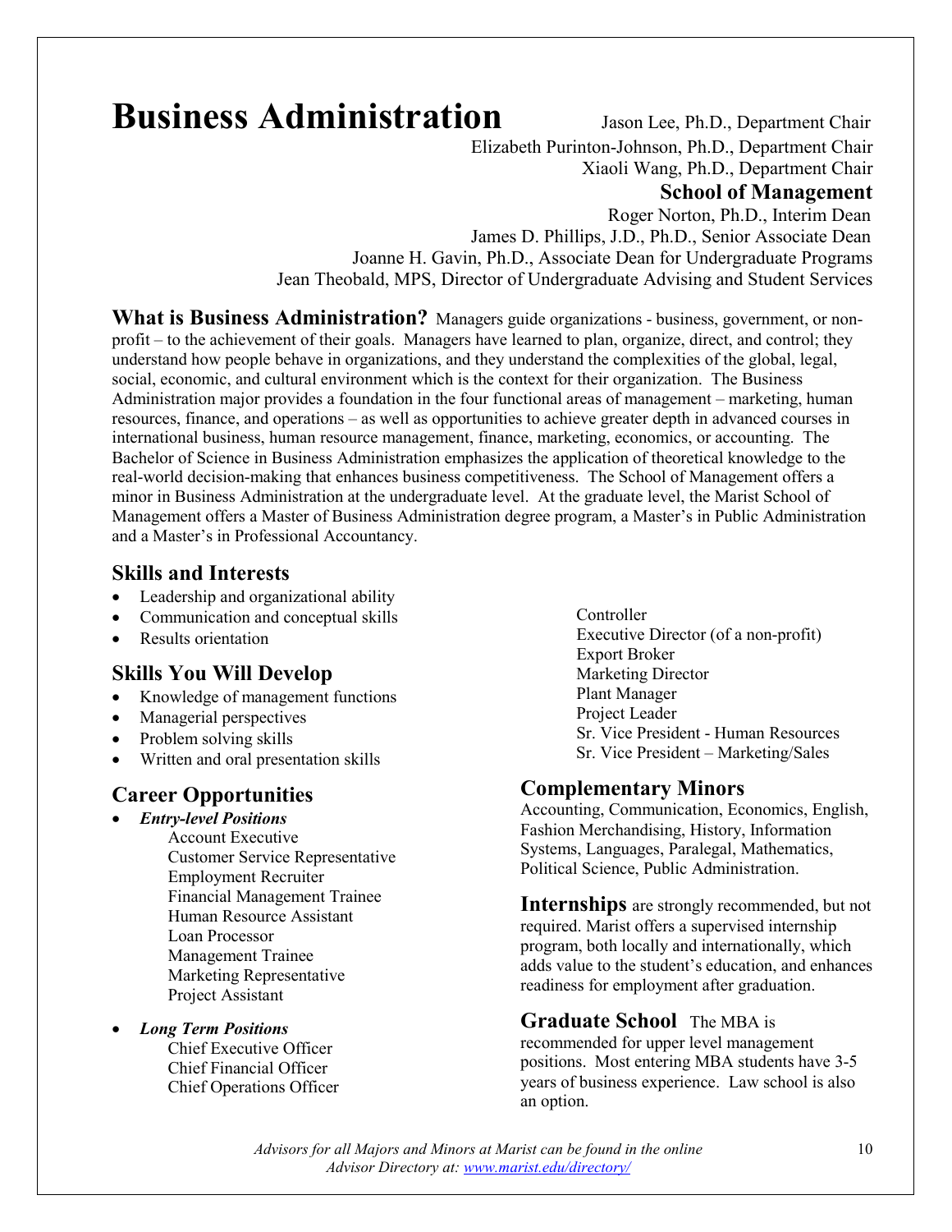# Business Administration

Jason Lee, Ph.D., Department Chair
Elizabeth Purinton-Johnson, Ph.D., Department Chair
Xiaoli Wang, Ph.D., Department Chair

**School of Management**

Roger Norton, Ph.D., Interim Dean
James D. Phillips, J.D., Ph.D., Senior Associate Dean
Joanne H. Gavin, Ph.D., Associate Dean for Undergraduate Programs
Jean Theobald, MPS, Director of Undergraduate Advising and Student Services

**What is Business Administration?** Managers guide organizations - business, government, or non-profit – to the achievement of their goals. Managers have learned to plan, organize, direct, and control; they understand how people behave in organizations, and they understand the complexities of the global, legal, social, economic, and cultural environment which is the context for their organization. The Business Administration major provides a foundation in the four functional areas of management – marketing, human resources, finance, and operations – as well as opportunities to achieve greater depth in advanced courses in international business, human resource management, finance, marketing, economics, or accounting. The Bachelor of Science in Business Administration emphasizes the application of theoretical knowledge to the real-world decision-making that enhances business competitiveness. The School of Management offers a minor in Business Administration at the undergraduate level. At the graduate level, the Marist School of Management offers a Master of Business Administration degree program, a Master's in Public Administration and a Master's in Professional Accountancy.

## Skills and Interests

- Leadership and organizational ability
- Communication and conceptual skills
- Results orientation

## Skills You Will Develop

- Knowledge of management functions
- Managerial perspectives
- Problem solving skills
- Written and oral presentation skills

## Career Opportunities

- ***Entry-level Positions***
  - Account Executive
  - Customer Service Representative
  - Employment Recruiter
  - Financial Management Trainee
  - Human Resource Assistant
  - Loan Processor
  - Management Trainee
  - Marketing Representative
  - Project Assistant
- ***Long Term Positions***
  - Chief Executive Officer
  - Chief Financial Officer
  - Chief Operations Officer
  - Controller
  - Executive Director (of a non-profit)
  - Export Broker
  - Marketing Director
  - Plant Manager
  - Project Leader
  - Sr. Vice President - Human Resources
  - Sr. Vice President – Marketing/Sales

## Complementary Minors

Accounting, Communication, Economics, English, Fashion Merchandising, History, Information Systems, Languages, Paralegal, Mathematics, Political Science, Public Administration.

**Internships** are strongly recommended, but not required. Marist offers a supervised internship program, both locally and internationally, which adds value to the student's education, and enhances readiness for employment after graduation.

**Graduate School** The MBA is recommended for upper level management positions. Most entering MBA students have 3-5 years of business experience. Law school is also an option.

*Advisors for all Majors and Minors at Marist can be found in the online Advisor Directory at: [www.marist.edu/directory/](www.marist.edu/directory/)*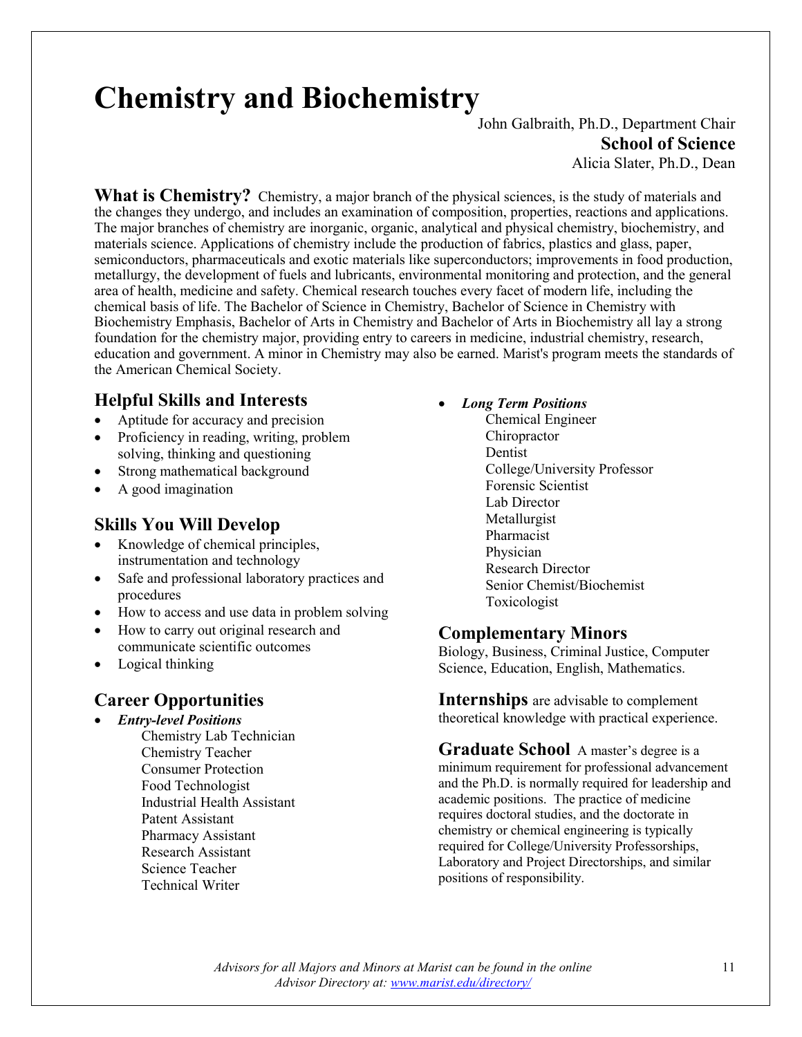# Chemistry and Biochemistry

John Galbraith, Ph.D., Department Chair

**School of Science**

Alicia Slater, Ph.D., Dean

**What is Chemistry?** Chemistry, a major branch of the physical sciences, is the study of materials and the changes they undergo, and includes an examination of composition, properties, reactions and applications. The major branches of chemistry are inorganic, organic, analytical and physical chemistry, biochemistry, and materials science. Applications of chemistry include the production of fabrics, plastics and glass, paper, semiconductors, pharmaceuticals and exotic materials like superconductors; improvements in food production, metallurgy, the development of fuels and lubricants, environmental monitoring and protection, and the general area of health, medicine and safety. Chemical research touches every facet of modern life, including the chemical basis of life. The Bachelor of Science in Chemistry, Bachelor of Science in Chemistry with Biochemistry Emphasis, Bachelor of Arts in Chemistry and Bachelor of Arts in Biochemistry all lay a strong foundation for the chemistry major, providing entry to careers in medicine, industrial chemistry, research, education and government. A minor in Chemistry may also be earned. Marist's program meets the standards of the American Chemical Society.

## Helpful Skills and Interests

- Aptitude for accuracy and precision
- Proficiency in reading, writing, problem solving, thinking and questioning
- Strong mathematical background
- A good imagination

## Skills You Will Develop

- Knowledge of chemical principles, instrumentation and technology
- Safe and professional laboratory practices and procedures
- How to access and use data in problem solving
- How to carry out original research and communicate scientific outcomes
- Logical thinking

## Career Opportunities

- ***Entry-level Positions***
  - Chemistry Lab Technician
  - Chemistry Teacher
  - Consumer Protection
  - Food Technologist
  - Industrial Health Assistant
  - Patent Assistant
  - Pharmacy Assistant
  - Research Assistant
  - Science Teacher
  - Technical Writer
- ***Long Term Positions***
  - Chemical Engineer
  - Chiropractor
  - Dentist
  - College/University Professor
  - Forensic Scientist
  - Lab Director
  - Metallurgist
  - Pharmacist
  - Physician
  - Research Director
  - Senior Chemist/Biochemist
  - Toxicologist

## Complementary Minors

Biology, Business, Criminal Justice, Computer Science, Education, English, Mathematics.

**Internships** are advisable to complement theoretical knowledge with practical experience.

**Graduate School** A master's degree is a minimum requirement for professional advancement and the Ph.D. is normally required for leadership and academic positions. The practice of medicine requires doctoral studies, and the doctorate in chemistry or chemical engineering is typically required for College/University Professorships, Laboratory and Project Directorships, and similar positions of responsibility.

*Advisors for all Majors and Minors at Marist can be found in the online Advisor Directory at: [www.marist.edu/directory/](www.marist.edu/directory/)*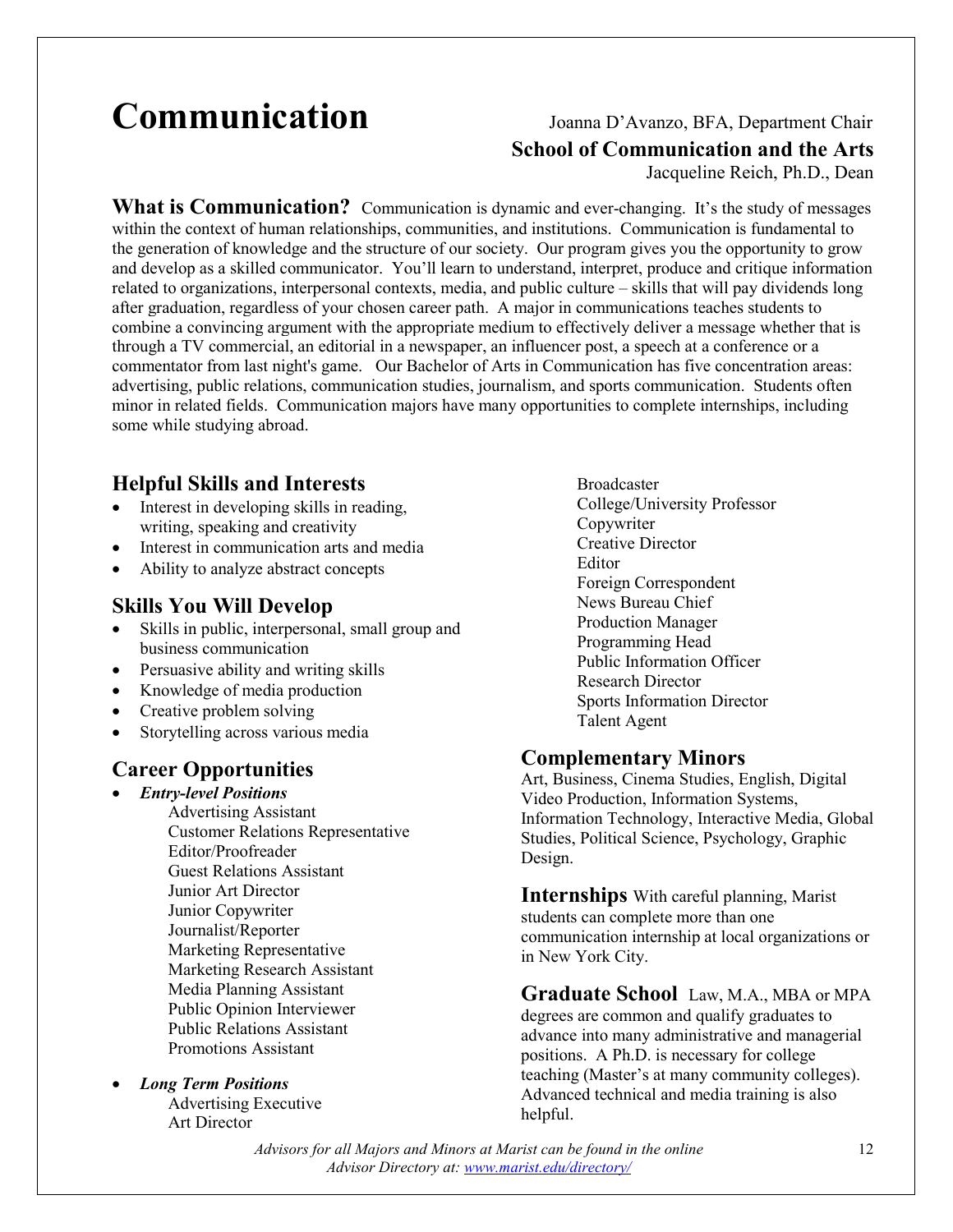# Communication

Joanna D'Avanzo, BFA, Department Chair

**School of Communication and the Arts**

Jacqueline Reich, Ph.D., Dean

**What is Communication?** Communication is dynamic and ever-changing. It's the study of messages within the context of human relationships, communities, and institutions. Communication is fundamental to the generation of knowledge and the structure of our society. Our program gives you the opportunity to grow and develop as a skilled communicator. You'll learn to understand, interpret, produce and critique information related to organizations, interpersonal contexts, media, and public culture – skills that will pay dividends long after graduation, regardless of your chosen career path. A major in communications teaches students to combine a convincing argument with the appropriate medium to effectively deliver a message whether that is through a TV commercial, an editorial in a newspaper, an influencer post, a speech at a conference or a commentator from last night's game. Our Bachelor of Arts in Communication has five concentration areas: advertising, public relations, communication studies, journalism, and sports communication. Students often minor in related fields. Communication majors have many opportunities to complete internships, including some while studying abroad.

## Helpful Skills and Interests

- Interest in developing skills in reading, writing, speaking and creativity
- Interest in communication arts and media
- Ability to analyze abstract concepts

## Skills You Will Develop

- Skills in public, interpersonal, small group and business communication
- Persuasive ability and writing skills
- Knowledge of media production
- Creative problem solving
- Storytelling across various media

## Career Opportunities

- ***Entry-level Positions***
  - Advertising Assistant
  - Customer Relations Representative
  - Editor/Proofreader
  - Guest Relations Assistant
  - Junior Art Director
  - Junior Copywriter
  - Journalist/Reporter
  - Marketing Representative
  - Marketing Research Assistant
  - Media Planning Assistant
  - Public Opinion Interviewer
  - Public Relations Assistant
  - Promotions Assistant
- ***Long Term Positions***
  - Advertising Executive
  - Art Director
  - Broadcaster
  - College/University Professor
  - Copywriter
  - Creative Director
  - Editor
  - Foreign Correspondent
  - News Bureau Chief
  - Production Manager
  - Programming Head
  - Public Information Officer
  - Research Director
  - Sports Information Director
  - Talent Agent

## Complementary Minors

Art, Business, Cinema Studies, English, Digital Video Production, Information Systems, Information Technology, Interactive Media, Global Studies, Political Science, Psychology, Graphic Design.

**Internships** With careful planning, Marist students can complete more than one communication internship at local organizations or in New York City.

**Graduate School** Law, M.A., MBA or MPA degrees are common and qualify graduates to advance into many administrative and managerial positions. A Ph.D. is necessary for college teaching (Master's at many community colleges). Advanced technical and media training is also helpful.

*Advisors for all Majors and Minors at Marist can be found in the online Advisor Directory at: www.marist.edu/directory/*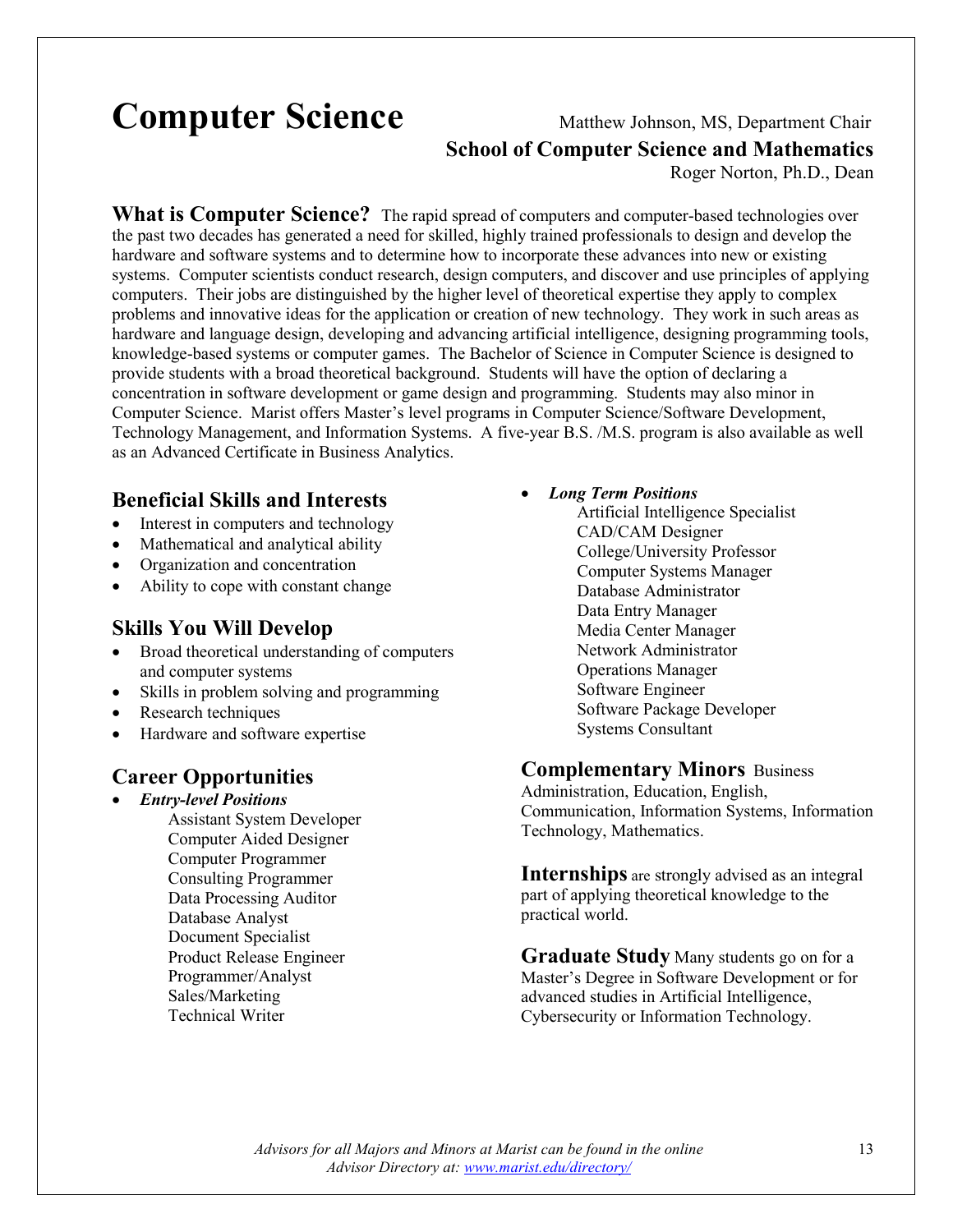# Computer Science

Matthew Johnson, MS, Department Chair

**School of Computer Science and Mathematics**

Roger Norton, Ph.D., Dean

**What is Computer Science?** The rapid spread of computers and computer-based technologies over the past two decades has generated a need for skilled, highly trained professionals to design and develop the hardware and software systems and to determine how to incorporate these advances into new or existing systems. Computer scientists conduct research, design computers, and discover and use principles of applying computers. Their jobs are distinguished by the higher level of theoretical expertise they apply to complex problems and innovative ideas for the application or creation of new technology. They work in such areas as hardware and language design, developing and advancing artificial intelligence, designing programming tools, knowledge-based systems or computer games. The Bachelor of Science in Computer Science is designed to provide students with a broad theoretical background. Students will have the option of declaring a concentration in software development or game design and programming. Students may also minor in Computer Science. Marist offers Master's level programs in Computer Science/Software Development, Technology Management, and Information Systems. A five-year B.S. /M.S. program is also available as well as an Advanced Certificate in Business Analytics.

## Beneficial Skills and Interests

- Interest in computers and technology
- Mathematical and analytical ability
- Organization and concentration
- Ability to cope with constant change

## Skills You Will Develop

- Broad theoretical understanding of computers and computer systems
- Skills in problem solving and programming
- Research techniques
- Hardware and software expertise

## Career Opportunities

- ***Entry-level Positions***
  - Assistant System Developer
  - Computer Aided Designer
  - Computer Programmer
  - Consulting Programmer
  - Data Processing Auditor
  - Database Analyst
  - Document Specialist
  - Product Release Engineer
  - Programmer/Analyst
  - Sales/Marketing
  - Technical Writer
- ***Long Term Positions***
  - Artificial Intelligence Specialist
  - CAD/CAM Designer
  - College/University Professor
  - Computer Systems Manager
  - Database Administrator
  - Data Entry Manager
  - Media Center Manager
  - Network Administrator
  - Operations Manager
  - Software Engineer
  - Software Package Developer
  - Systems Consultant

**Complementary Minors** Business Administration, Education, English, Communication, Information Systems, Information Technology, Mathematics.

**Internships** are strongly advised as an integral part of applying theoretical knowledge to the practical world.

**Graduate Study** Many students go on for a Master's Degree in Software Development or for advanced studies in Artificial Intelligence, Cybersecurity or Information Technology.

*Advisors for all Majors and Minors at Marist can be found in the online Advisor Directory at: www.marist.edu/directory/*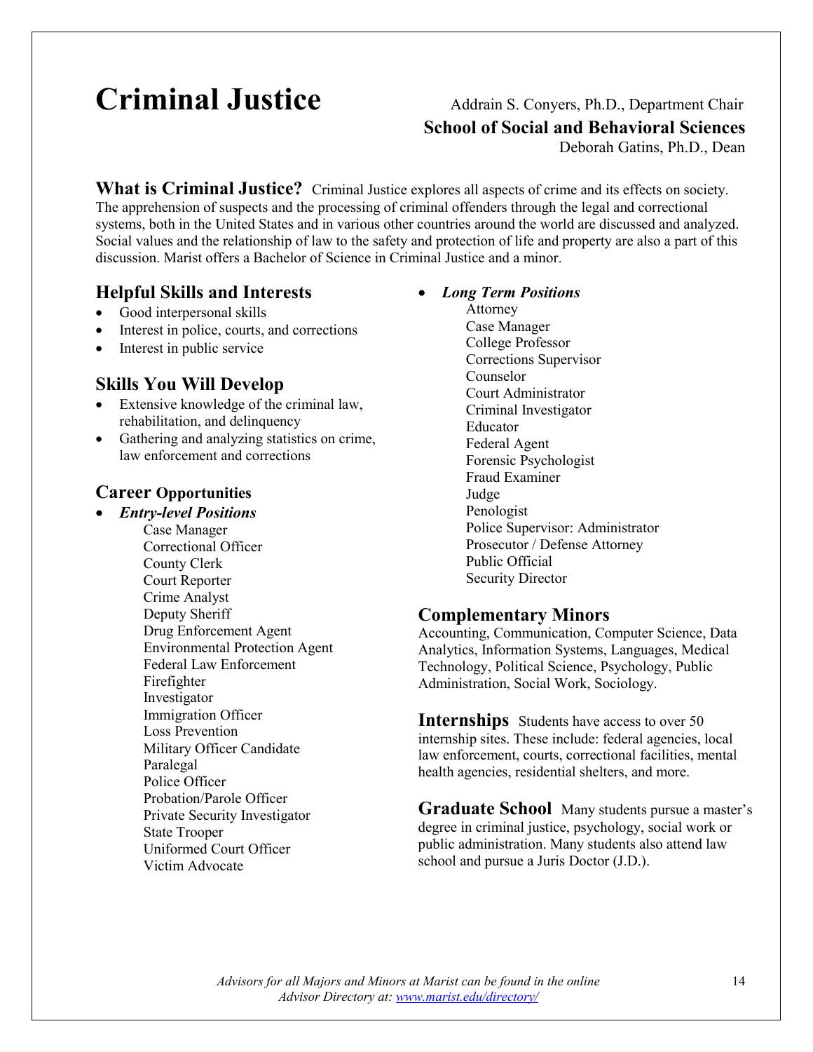# Criminal Justice

Addrain S. Conyers, Ph.D., Department Chair

**School of Social and Behavioral Sciences**

Deborah Gatins, Ph.D., Dean

**What is Criminal Justice?** Criminal Justice explores all aspects of crime and its effects on society. The apprehension of suspects and the processing of criminal offenders through the legal and correctional systems, both in the United States and in various other countries around the world are discussed and analyzed. Social values and the relationship of law to the safety and protection of life and property are also a part of this discussion. Marist offers a Bachelor of Science in Criminal Justice and a minor.

## Helpful Skills and Interests

- Good interpersonal skills
- Interest in police, courts, and corrections
- Interest in public service

## Skills You Will Develop

- Extensive knowledge of the criminal law, rehabilitation, and delinquency
- Gathering and analyzing statistics on crime, law enforcement and corrections

## Career Opportunities

- ***Entry-level Positions***
  - Case Manager
  - Correctional Officer
  - County Clerk
  - Court Reporter
  - Crime Analyst
  - Deputy Sheriff
  - Drug Enforcement Agent
  - Environmental Protection Agent
  - Federal Law Enforcement
  - Firefighter
  - Investigator
  - Immigration Officer
  - Loss Prevention
  - Military Officer Candidate
  - Paralegal
  - Police Officer
  - Probation/Parole Officer
  - Private Security Investigator
  - State Trooper
  - Uniformed Court Officer
  - Victim Advocate
- ***Long Term Positions***
  - Attorney
  - Case Manager
  - College Professor
  - Corrections Supervisor
  - Counselor
  - Court Administrator
  - Criminal Investigator
  - Educator
  - Federal Agent
  - Forensic Psychologist
  - Fraud Examiner
  - Judge
  - Penologist
  - Police Supervisor: Administrator
  - Prosecutor / Defense Attorney
  - Public Official
  - Security Director

## Complementary Minors

Accounting, Communication, Computer Science, Data Analytics, Information Systems, Languages, Medical Technology, Political Science, Psychology, Public Administration, Social Work, Sociology.

**Internships** Students have access to over 50 internship sites. These include: federal agencies, local law enforcement, courts, correctional facilities, mental health agencies, residential shelters, and more.

**Graduate School** Many students pursue a master's degree in criminal justice, psychology, social work or public administration. Many students also attend law school and pursue a Juris Doctor (J.D.).

*Advisors for all Majors and Minors at Marist can be found in the online Advisor Directory at: www.marist.edu/directory/*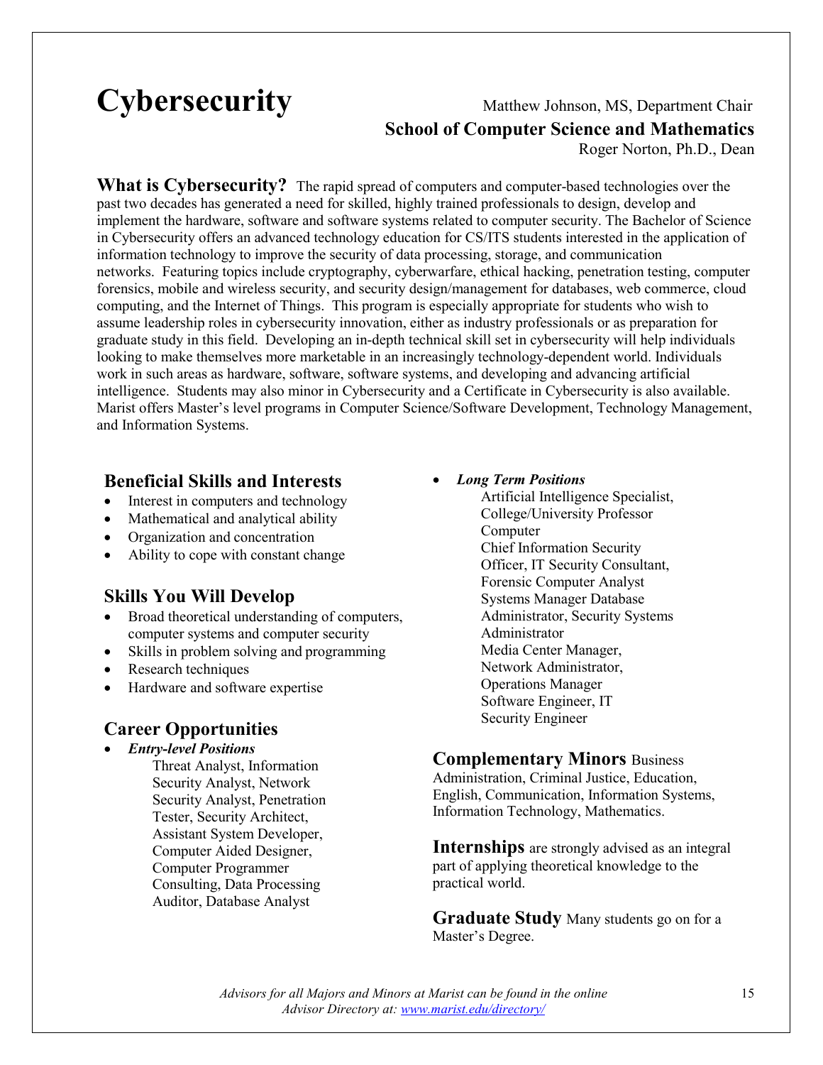# Cybersecurity

Matthew Johnson, MS, Department Chair
**School of Computer Science and Mathematics**
Roger Norton, Ph.D., Dean

**What is Cybersecurity?** The rapid spread of computers and computer-based technologies over the past two decades has generated a need for skilled, highly trained professionals to design, develop and implement the hardware, software and software systems related to computer security. The Bachelor of Science in Cybersecurity offers an advanced technology education for CS/ITS students interested in the application of information technology to improve the security of data processing, storage, and communication networks. Featuring topics include cryptography, cyberwarfare, ethical hacking, penetration testing, computer forensics, mobile and wireless security, and security design/management for databases, web commerce, cloud computing, and the Internet of Things. This program is especially appropriate for students who wish to assume leadership roles in cybersecurity innovation, either as industry professionals or as preparation for graduate study in this field. Developing an in-depth technical skill set in cybersecurity will help individuals looking to make themselves more marketable in an increasingly technology-dependent world. Individuals work in such areas as hardware, software, software systems, and developing and advancing artificial intelligence. Students may also minor in Cybersecurity and a Certificate in Cybersecurity is also available. Marist offers Master's level programs in Computer Science/Software Development, Technology Management, and Information Systems.

## Beneficial Skills and Interests

- Interest in computers and technology
- Mathematical and analytical ability
- Organization and concentration
- Ability to cope with constant change

## Skills You Will Develop

- Broad theoretical understanding of computers, computer systems and computer security
- Skills in problem solving and programming
- Research techniques
- Hardware and software expertise

## Career Opportunities

- ***Entry-level Positions***
  Threat Analyst, Information Security Analyst, Network Security Analyst, Penetration Tester, Security Architect, Assistant System Developer, Computer Aided Designer, Computer Programmer Consulting, Data Processing Auditor, Database Analyst
- ***Long Term Positions***
  Artificial Intelligence Specialist, College/University Professor Computer Chief Information Security Officer, IT Security Consultant, Forensic Computer Analyst Systems Manager Database Administrator, Security Systems Administrator Media Center Manager, Network Administrator, Operations Manager Software Engineer, IT Security Engineer

**Complementary Minors** Business Administration, Criminal Justice, Education, English, Communication, Information Systems, Information Technology, Mathematics.

**Internships** are strongly advised as an integral part of applying theoretical knowledge to the practical world.

**Graduate Study** Many students go on for a Master's Degree.

*Advisors for all Majors and Minors at Marist can be found in the online Advisor Directory at: www.marist.edu/directory/*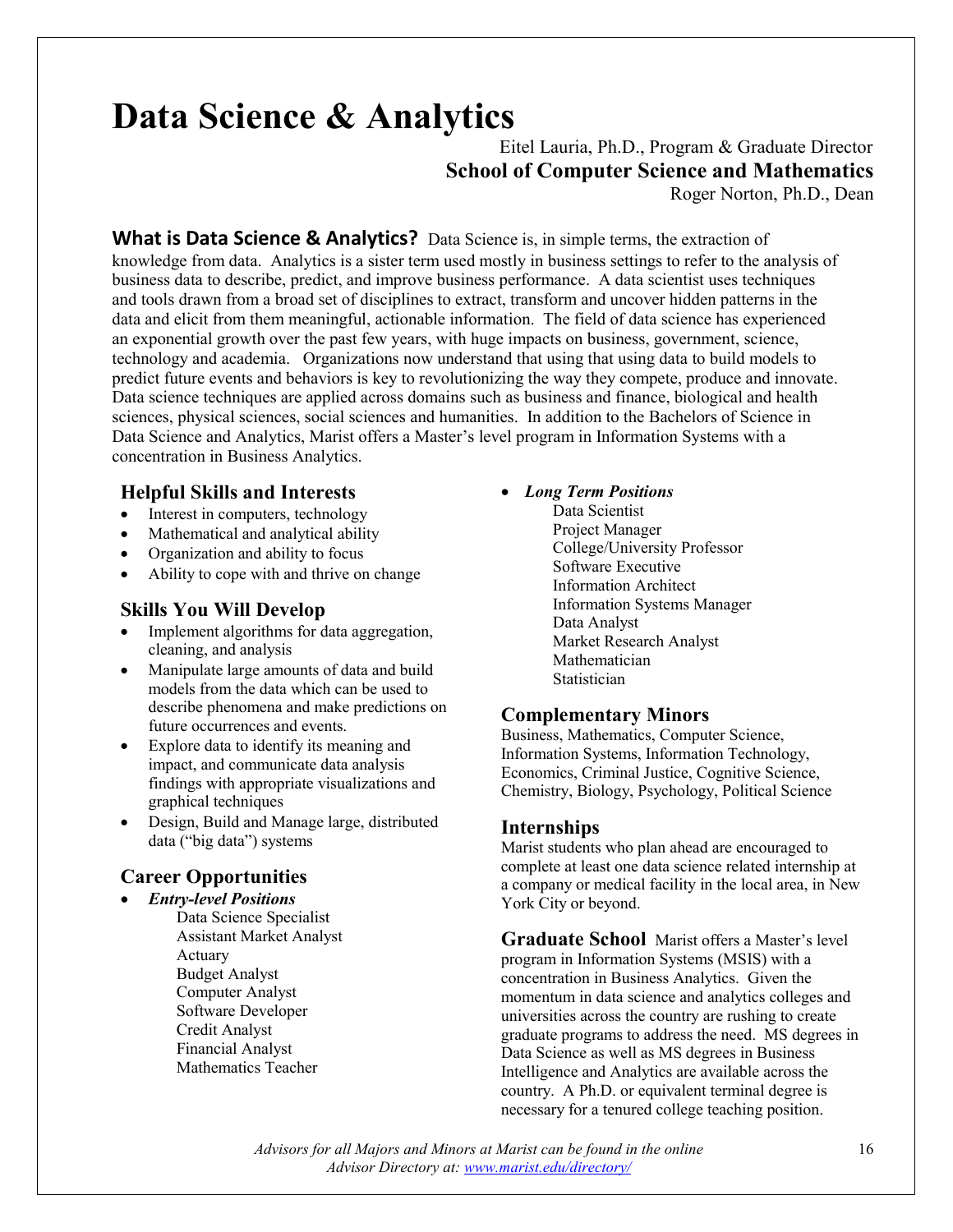# Data Science & Analytics

Eitel Lauria, Ph.D., Program & Graduate Director

**School of Computer Science and Mathematics**

Roger Norton, Ph.D., Dean

**What is Data Science & Analytics?** Data Science is, in simple terms, the extraction of knowledge from data. Analytics is a sister term used mostly in business settings to refer to the analysis of business data to describe, predict, and improve business performance. A data scientist uses techniques and tools drawn from a broad set of disciplines to extract, transform and uncover hidden patterns in the data and elicit from them meaningful, actionable information. The field of data science has experienced an exponential growth over the past few years, with huge impacts on business, government, science, technology and academia. Organizations now understand that using that using data to build models to predict future events and behaviors is key to revolutionizing the way they compete, produce and innovate. Data science techniques are applied across domains such as business and finance, biological and health sciences, physical sciences, social sciences and humanities. In addition to the Bachelors of Science in Data Science and Analytics, Marist offers a Master's level program in Information Systems with a concentration in Business Analytics.

## Helpful Skills and Interests

- Interest in computers, technology
- Mathematical and analytical ability
- Organization and ability to focus
- Ability to cope with and thrive on change

## Skills You Will Develop

- Implement algorithms for data aggregation, cleaning, and analysis
- Manipulate large amounts of data and build models from the data which can be used to describe phenomena and make predictions on future occurrences and events.
- Explore data to identify its meaning and impact, and communicate data analysis findings with appropriate visualizations and graphical techniques
- Design, Build and Manage large, distributed data ("big data") systems

## Career Opportunities

- ***Entry-level Positions***
  - Data Science Specialist
  - Assistant Market Analyst
  - Actuary
  - Budget Analyst
  - Computer Analyst
  - Software Developer
  - Credit Analyst
  - Financial Analyst
  - Mathematics Teacher
- ***Long Term Positions***
  - Data Scientist
  - Project Manager
  - College/University Professor
  - Software Executive
  - Information Architect
  - Information Systems Manager
  - Data Analyst
  - Market Research Analyst
  - Mathematician
  - Statistician

## Complementary Minors

Business, Mathematics, Computer Science, Information Systems, Information Technology, Economics, Criminal Justice, Cognitive Science, Chemistry, Biology, Psychology, Political Science

## Internships

Marist students who plan ahead are encouraged to complete at least one data science related internship at a company or medical facility in the local area, in New York City or beyond.

**Graduate School** Marist offers a Master's level program in Information Systems (MSIS) with a concentration in Business Analytics. Given the momentum in data science and analytics colleges and universities across the country are rushing to create graduate programs to address the need. MS degrees in Data Science as well as MS degrees in Business Intelligence and Analytics are available across the country. A Ph.D. or equivalent terminal degree is necessary for a tenured college teaching position.

*Advisors for all Majors and Minors at Marist can be found in the online Advisor Directory at: www.marist.edu/directory/*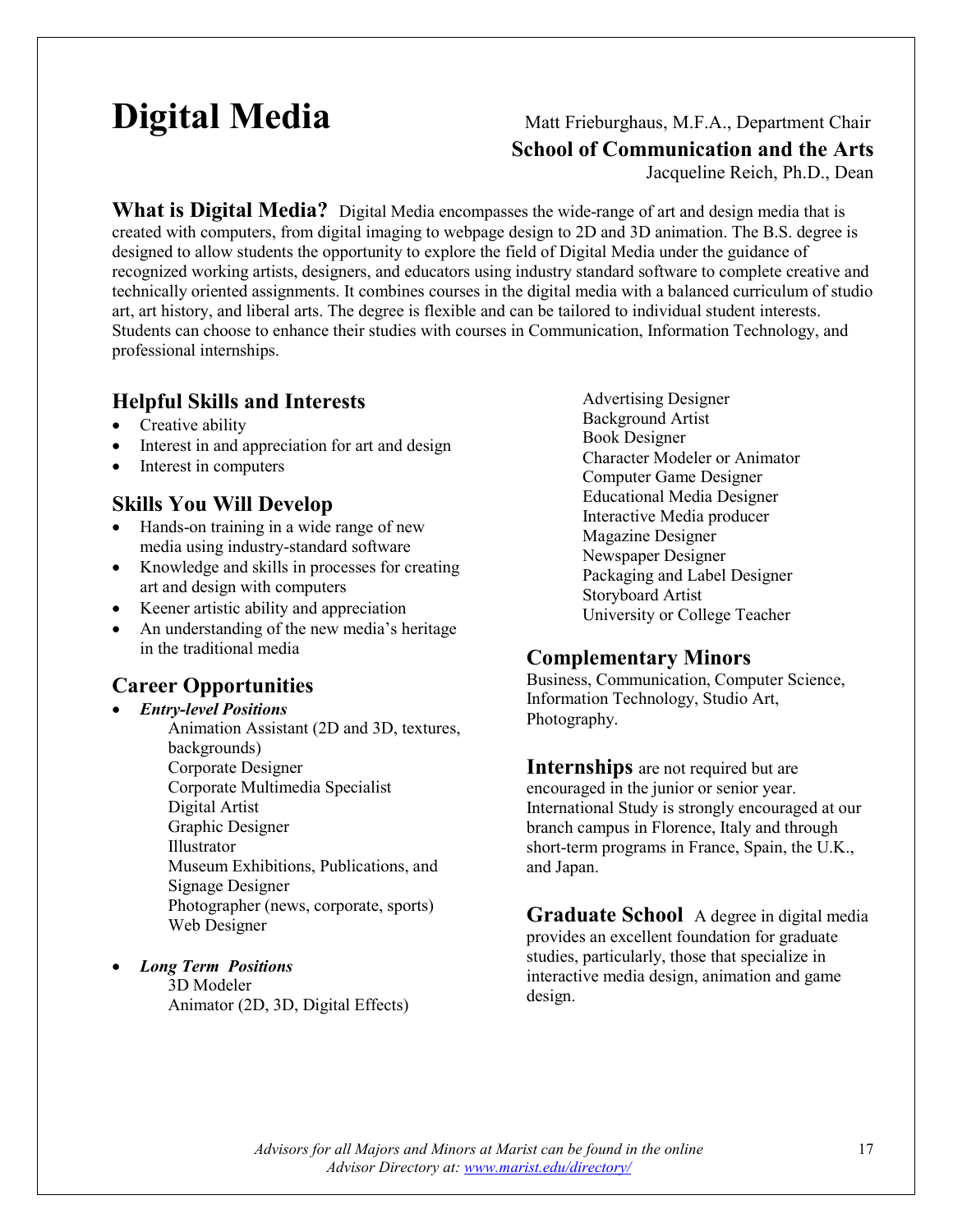# Digital Media

Matt Frieburghaus, M.F.A., Department Chair

**School of Communication and the Arts**

Jacqueline Reich, Ph.D., Dean

**What is Digital Media?** Digital Media encompasses the wide-range of art and design media that is created with computers, from digital imaging to webpage design to 2D and 3D animation. The B.S. degree is designed to allow students the opportunity to explore the field of Digital Media under the guidance of recognized working artists, designers, and educators using industry standard software to complete creative and technically oriented assignments. It combines courses in the digital media with a balanced curriculum of studio art, art history, and liberal arts. The degree is flexible and can be tailored to individual student interests. Students can choose to enhance their studies with courses in Communication, Information Technology, and professional internships.

## Helpful Skills and Interests

- Creative ability
- Interest in and appreciation for art and design
- Interest in computers

## Skills You Will Develop

- Hands-on training in a wide range of new media using industry-standard software
- Knowledge and skills in processes for creating art and design with computers
- Keener artistic ability and appreciation
- An understanding of the new media's heritage in the traditional media

## Career Opportunities

- ***Entry-level Positions***
  - Animation Assistant (2D and 3D, textures, backgrounds)
  - Corporate Designer
  - Corporate Multimedia Specialist
  - Digital Artist
  - Graphic Designer
  - Illustrator
  - Museum Exhibitions, Publications, and Signage Designer
  - Photographer (news, corporate, sports)
  - Web Designer

- ***Long Term Positions***
  - 3D Modeler
  - Animator (2D, 3D, Digital Effects)
  - Advertising Designer
  - Background Artist
  - Book Designer
  - Character Modeler or Animator
  - Computer Game Designer
  - Educational Media Designer
  - Interactive Media producer
  - Magazine Designer
  - Newspaper Designer
  - Packaging and Label Designer
  - Storyboard Artist
  - University or College Teacher

## Complementary Minors

Business, Communication, Computer Science, Information Technology, Studio Art, Photography.

**Internships** are not required but are encouraged in the junior or senior year. International Study is strongly encouraged at our branch campus in Florence, Italy and through short-term programs in France, Spain, the U.K., and Japan.

**Graduate School** A degree in digital media provides an excellent foundation for graduate studies, particularly, those that specialize in interactive media design, animation and game design.

*Advisors for all Majors and Minors at Marist can be found in the online Advisor Directory at: [www.marist.edu/directory/](www.marist.edu/directory/)*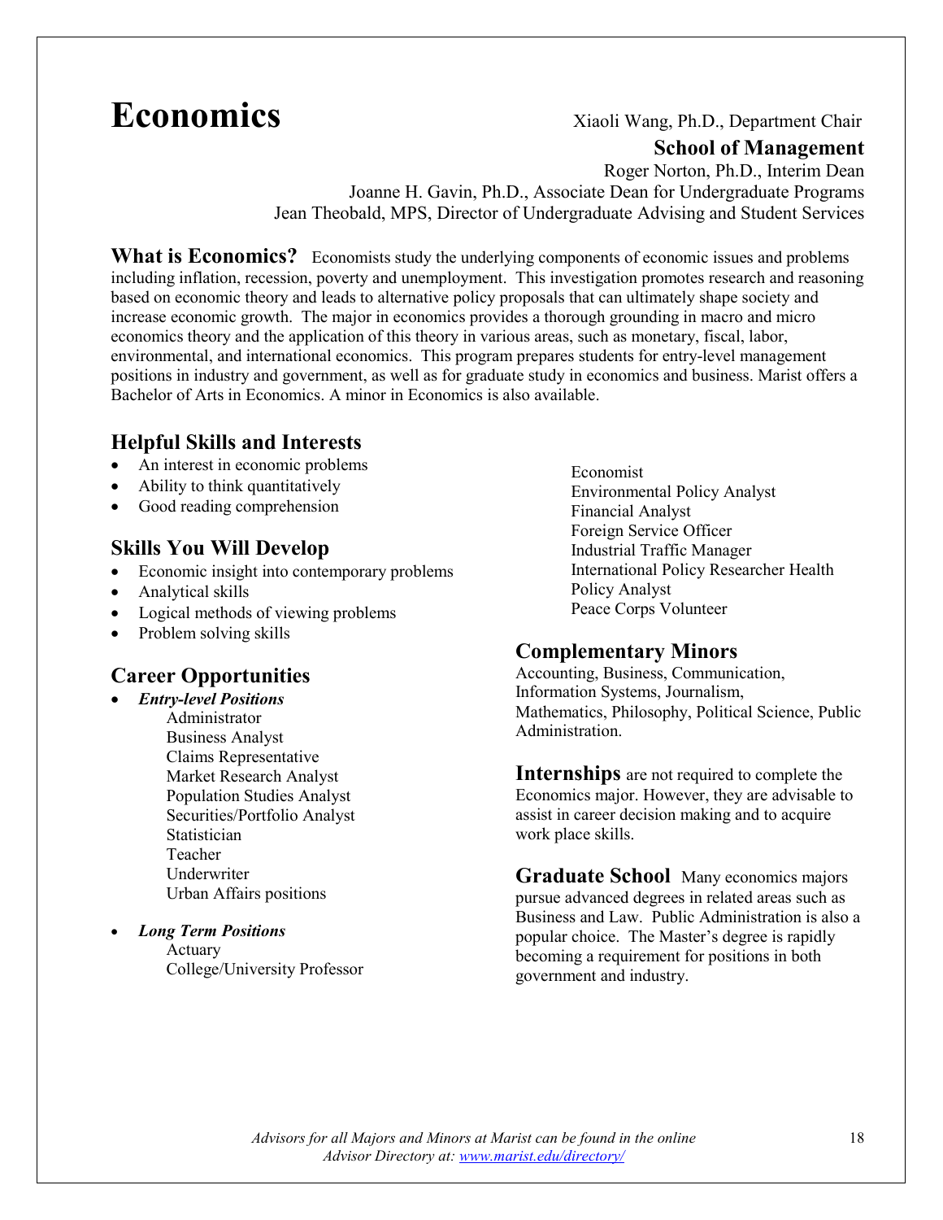# Economics

Xiaoli Wang, Ph.D., Department Chair

**School of Management**

Roger Norton, Ph.D., Interim Dean

Joanne H. Gavin, Ph.D., Associate Dean for Undergraduate Programs

Jean Theobald, MPS, Director of Undergraduate Advising and Student Services

**What is Economics?** Economists study the underlying components of economic issues and problems including inflation, recession, poverty and unemployment. This investigation promotes research and reasoning based on economic theory and leads to alternative policy proposals that can ultimately shape society and increase economic growth. The major in economics provides a thorough grounding in macro and micro economics theory and the application of this theory in various areas, such as monetary, fiscal, labor, environmental, and international economics. This program prepares students for entry-level management positions in industry and government, as well as for graduate study in economics and business. Marist offers a Bachelor of Arts in Economics. A minor in Economics is also available.

## Helpful Skills and Interests

- An interest in economic problems
- Ability to think quantitatively
- Good reading comprehension

## Skills You Will Develop

- Economic insight into contemporary problems
- Analytical skills
- Logical methods of viewing problems
- Problem solving skills

## Career Opportunities

- ***Entry-level Positions***
  - Administrator
  - Business Analyst
  - Claims Representative
  - Market Research Analyst
  - Population Studies Analyst
  - Securities/Portfolio Analyst
  - Statistician
  - Teacher
  - Underwriter
  - Urban Affairs positions

- ***Long Term Positions***
  - Actuary
  - College/University Professor
  - Economist
  - Environmental Policy Analyst
  - Financial Analyst
  - Foreign Service Officer
  - Industrial Traffic Manager
  - International Policy Researcher Health Policy Analyst
  - Peace Corps Volunteer

## Complementary Minors

Accounting, Business, Communication, Information Systems, Journalism, Mathematics, Philosophy, Political Science, Public Administration.

**Internships** are not required to complete the Economics major. However, they are advisable to assist in career decision making and to acquire work place skills.

**Graduate School** Many economics majors pursue advanced degrees in related areas such as Business and Law. Public Administration is also a popular choice. The Master's degree is rapidly becoming a requirement for positions in both government and industry.

*Advisors for all Majors and Minors at Marist can be found in the online Advisor Directory at: [www.marist.edu/directory/](www.marist.edu/directory/)*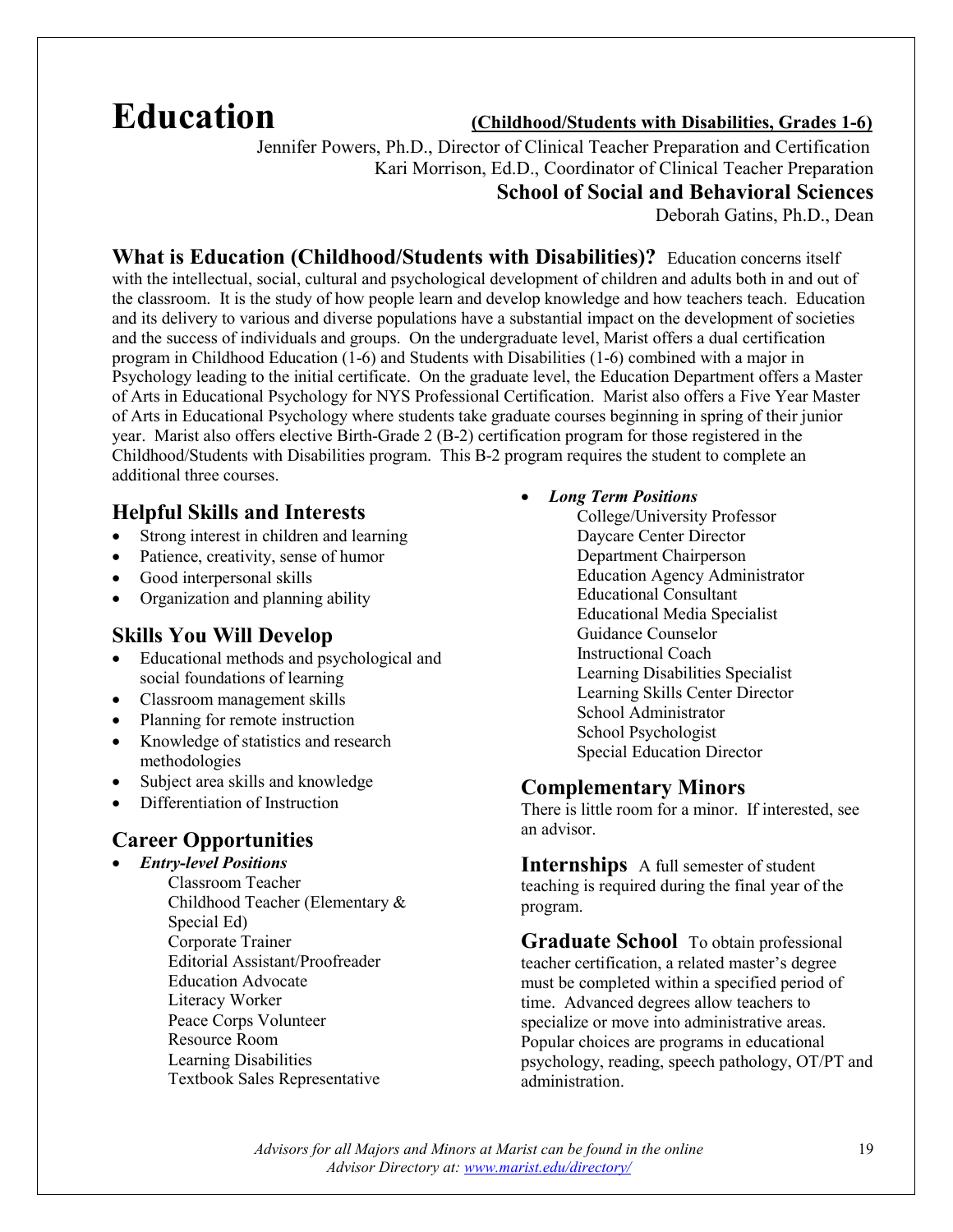# Education

**(Childhood/Students with Disabilities, Grades 1-6)**

Jennifer Powers, Ph.D., Director of Clinical Teacher Preparation and Certification
Kari Morrison, Ed.D., Coordinator of Clinical Teacher Preparation
**School of Social and Behavioral Sciences**
Deborah Gatins, Ph.D., Dean

**What is Education (Childhood/Students with Disabilities)?** Education concerns itself with the intellectual, social, cultural and psychological development of children and adults both in and out of the classroom. It is the study of how people learn and develop knowledge and how teachers teach. Education and its delivery to various and diverse populations have a substantial impact on the development of societies and the success of individuals and groups. On the undergraduate level, Marist offers a dual certification program in Childhood Education (1-6) and Students with Disabilities (1-6) combined with a major in Psychology leading to the initial certificate. On the graduate level, the Education Department offers a Master of Arts in Educational Psychology for NYS Professional Certification. Marist also offers a Five Year Master of Arts in Educational Psychology where students take graduate courses beginning in spring of their junior year. Marist also offers elective Birth-Grade 2 (B-2) certification program for those registered in the Childhood/Students with Disabilities program. This B-2 program requires the student to complete an additional three courses.

## Helpful Skills and Interests

- Strong interest in children and learning
- Patience, creativity, sense of humor
- Good interpersonal skills
- Organization and planning ability

## Skills You Will Develop

- Educational methods and psychological and social foundations of learning
- Classroom management skills
- Planning for remote instruction
- Knowledge of statistics and research methodologies
- Subject area skills and knowledge
- Differentiation of Instruction

## Career Opportunities

- ***Entry-level Positions***
  - Classroom Teacher
  - Childhood Teacher (Elementary & Special Ed)
  - Corporate Trainer
  - Editorial Assistant/Proofreader
  - Education Advocate
  - Literacy Worker
  - Peace Corps Volunteer
  - Resource Room
  - Learning Disabilities
  - Textbook Sales Representative
- ***Long Term Positions***
  - College/University Professor
  - Daycare Center Director
  - Department Chairperson
  - Education Agency Administrator
  - Educational Consultant
  - Educational Media Specialist
  - Guidance Counselor
  - Instructional Coach
  - Learning Disabilities Specialist
  - Learning Skills Center Director
  - School Administrator
  - School Psychologist
  - Special Education Director

## Complementary Minors

There is little room for a minor. If interested, see an advisor.

**Internships** A full semester of student teaching is required during the final year of the program.

**Graduate School** To obtain professional teacher certification, a related master's degree must be completed within a specified period of time. Advanced degrees allow teachers to specialize or move into administrative areas. Popular choices are programs in educational psychology, reading, speech pathology, OT/PT and administration.

*Advisors for all Majors and Minors at Marist can be found in the online Advisor Directory at: www.marist.edu/directory/*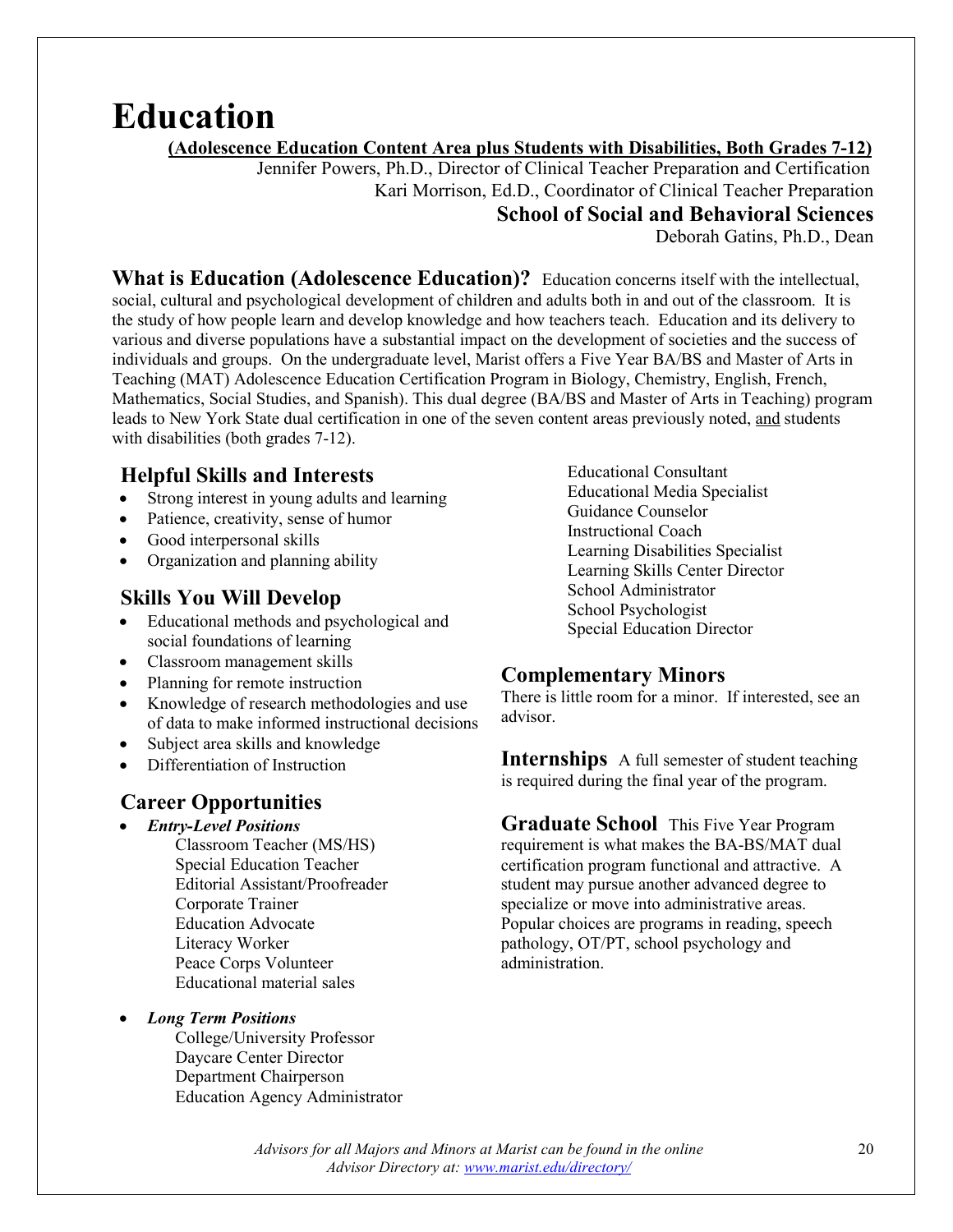# Education

**(Adolescence Education Content Area plus Students with Disabilities, Both Grades 7-12)**

Jennifer Powers, Ph.D., Director of Clinical Teacher Preparation and Certification
Kari Morrison, Ed.D., Coordinator of Clinical Teacher Preparation

**School of Social and Behavioral Sciences**

Deborah Gatins, Ph.D., Dean

**What is Education (Adolescence Education)?** Education concerns itself with the intellectual, social, cultural and psychological development of children and adults both in and out of the classroom. It is the study of how people learn and develop knowledge and how teachers teach. Education and its delivery to various and diverse populations have a substantial impact on the development of societies and the success of individuals and groups. On the undergraduate level, Marist offers a Five Year BA/BS and Master of Arts in Teaching (MAT) Adolescence Education Certification Program in Biology, Chemistry, English, French, Mathematics, Social Studies, and Spanish). This dual degree (BA/BS and Master of Arts in Teaching) program leads to New York State dual certification in one of the seven content areas previously noted, and students with disabilities (both grades 7-12).

## Helpful Skills and Interests

- Strong interest in young adults and learning
- Patience, creativity, sense of humor
- Good interpersonal skills
- Organization and planning ability

## Skills You Will Develop

- Educational methods and psychological and social foundations of learning
- Classroom management skills
- Planning for remote instruction
- Knowledge of research methodologies and use of data to make informed instructional decisions
- Subject area skills and knowledge
- Differentiation of Instruction

## Career Opportunities

- ***Entry-Level Positions***
  - Classroom Teacher (MS/HS)
  - Special Education Teacher
  - Editorial Assistant/Proofreader
  - Corporate Trainer
  - Education Advocate
  - Literacy Worker
  - Peace Corps Volunteer
  - Educational material sales
- ***Long Term Positions***
  - College/University Professor
  - Daycare Center Director
  - Department Chairperson
  - Education Agency Administrator
  - Educational Consultant
  - Educational Media Specialist
  - Guidance Counselor
  - Instructional Coach
  - Learning Disabilities Specialist
  - Learning Skills Center Director
  - School Administrator
  - School Psychologist
  - Special Education Director

## Complementary Minors

There is little room for a minor. If interested, see an advisor.

**Internships** A full semester of student teaching is required during the final year of the program.

**Graduate School** This Five Year Program requirement is what makes the BA-BS/MAT dual certification program functional and attractive. A student may pursue another advanced degree to specialize or move into administrative areas. Popular choices are programs in reading, speech pathology, OT/PT, school psychology and administration.

*Advisors for all Majors and Minors at Marist can be found in the online Advisor Directory at: www.marist.edu/directory/*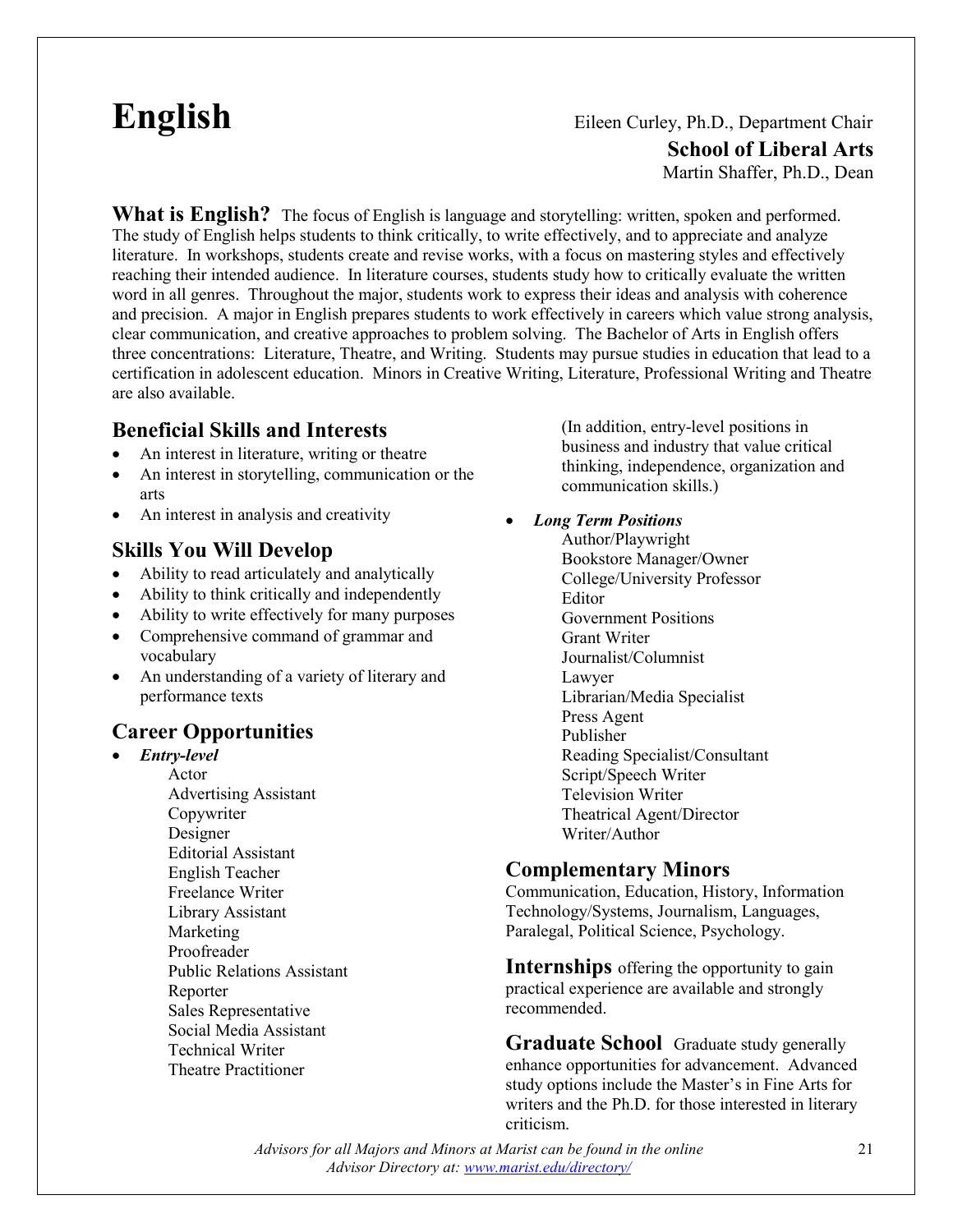# English

Eileen Curley, Ph.D., Department Chair

**School of Liberal Arts**

Martin Shaffer, Ph.D., Dean

**What is English?** The focus of English is language and storytelling: written, spoken and performed. The study of English helps students to think critically, to write effectively, and to appreciate and analyze literature. In workshops, students create and revise works, with a focus on mastering styles and effectively reaching their intended audience. In literature courses, students study how to critically evaluate the written word in all genres. Throughout the major, students work to express their ideas and analysis with coherence and precision. A major in English prepares students to work effectively in careers which value strong analysis, clear communication, and creative approaches to problem solving. The Bachelor of Arts in English offers three concentrations: Literature, Theatre, and Writing. Students may pursue studies in education that lead to a certification in adolescent education. Minors in Creative Writing, Literature, Professional Writing and Theatre are also available.

## Beneficial Skills and Interests

- An interest in literature, writing or theatre
- An interest in storytelling, communication or the arts
- An interest in analysis and creativity

## Skills You Will Develop

- Ability to read articulately and analytically
- Ability to think critically and independently
- Ability to write effectively for many purposes
- Comprehensive command of grammar and vocabulary
- An understanding of a variety of literary and performance texts

## Career Opportunities

- ***Entry-level***
  - Actor
  - Advertising Assistant
  - Copywriter
  - Designer
  - Editorial Assistant
  - English Teacher
  - Freelance Writer
  - Library Assistant
  - Marketing
  - Proofreader
  - Public Relations Assistant
  - Reporter
  - Sales Representative
  - Social Media Assistant
  - Technical Writer
  - Theatre Practitioner

  (In addition, entry-level positions in business and industry that value critical thinking, independence, organization and communication skills.)

- ***Long Term Positions***
  - Author/Playwright
  - Bookstore Manager/Owner
  - College/University Professor
  - Editor
  - Government Positions
  - Grant Writer
  - Journalist/Columnist
  - Lawyer
  - Librarian/Media Specialist
  - Press Agent
  - Publisher
  - Reading Specialist/Consultant
  - Script/Speech Writer
  - Television Writer
  - Theatrical Agent/Director
  - Writer/Author

## Complementary Minors

Communication, Education, History, Information Technology/Systems, Journalism, Languages, Paralegal, Political Science, Psychology.

**Internships** offering the opportunity to gain practical experience are available and strongly recommended.

**Graduate School** Graduate study generally enhance opportunities for advancement. Advanced study options include the Master's in Fine Arts for writers and the Ph.D. for those interested in literary criticism.

*Advisors for all Majors and Minors at Marist can be found in the online Advisor Directory at: www.marist.edu/directory/*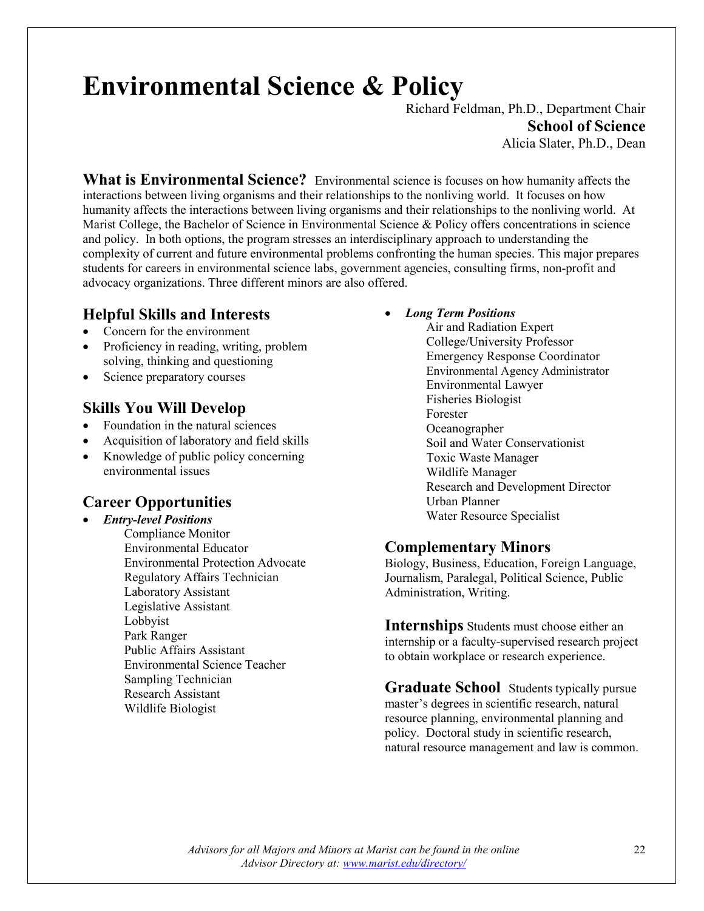# Environmental Science & Policy

Richard Feldman, Ph.D., Department Chair

**School of Science**

Alicia Slater, Ph.D., Dean

**What is Environmental Science?** Environmental science is focuses on how humanity affects the interactions between living organisms and their relationships to the nonliving world. It focuses on how humanity affects the interactions between living organisms and their relationships to the nonliving world. At Marist College, the Bachelor of Science in Environmental Science & Policy offers concentrations in science and policy. In both options, the program stresses an interdisciplinary approach to understanding the complexity of current and future environmental problems confronting the human species. This major prepares students for careers in environmental science labs, government agencies, consulting firms, non-profit and advocacy organizations. Three different minors are also offered.

## Helpful Skills and Interests

- Concern for the environment
- Proficiency in reading, writing, problem solving, thinking and questioning
- Science preparatory courses

## Skills You Will Develop

- Foundation in the natural sciences
- Acquisition of laboratory and field skills
- Knowledge of public policy concerning environmental issues

## Career Opportunities

- ***Entry-level Positions***
  - Compliance Monitor
  - Environmental Educator
  - Environmental Protection Advocate
  - Regulatory Affairs Technician
  - Laboratory Assistant
  - Legislative Assistant
  - Lobbyist
  - Park Ranger
  - Public Affairs Assistant
  - Environmental Science Teacher
  - Sampling Technician
  - Research Assistant
  - Wildlife Biologist
- ***Long Term Positions***
  - Air and Radiation Expert
  - College/University Professor
  - Emergency Response Coordinator
  - Environmental Agency Administrator
  - Environmental Lawyer
  - Fisheries Biologist
  - Forester
  - Oceanographer
  - Soil and Water Conservationist
  - Toxic Waste Manager
  - Wildlife Manager
  - Research and Development Director
  - Urban Planner
  - Water Resource Specialist

## Complementary Minors

Biology, Business, Education, Foreign Language, Journalism, Paralegal, Political Science, Public Administration, Writing.

**Internships** Students must choose either an internship or a faculty-supervised research project to obtain workplace or research experience.

**Graduate School** Students typically pursue master's degrees in scientific research, natural resource planning, environmental planning and policy. Doctoral study in scientific research, natural resource management and law is common.

*Advisors for all Majors and Minors at Marist can be found in the online Advisor Directory at: www.marist.edu/directory/*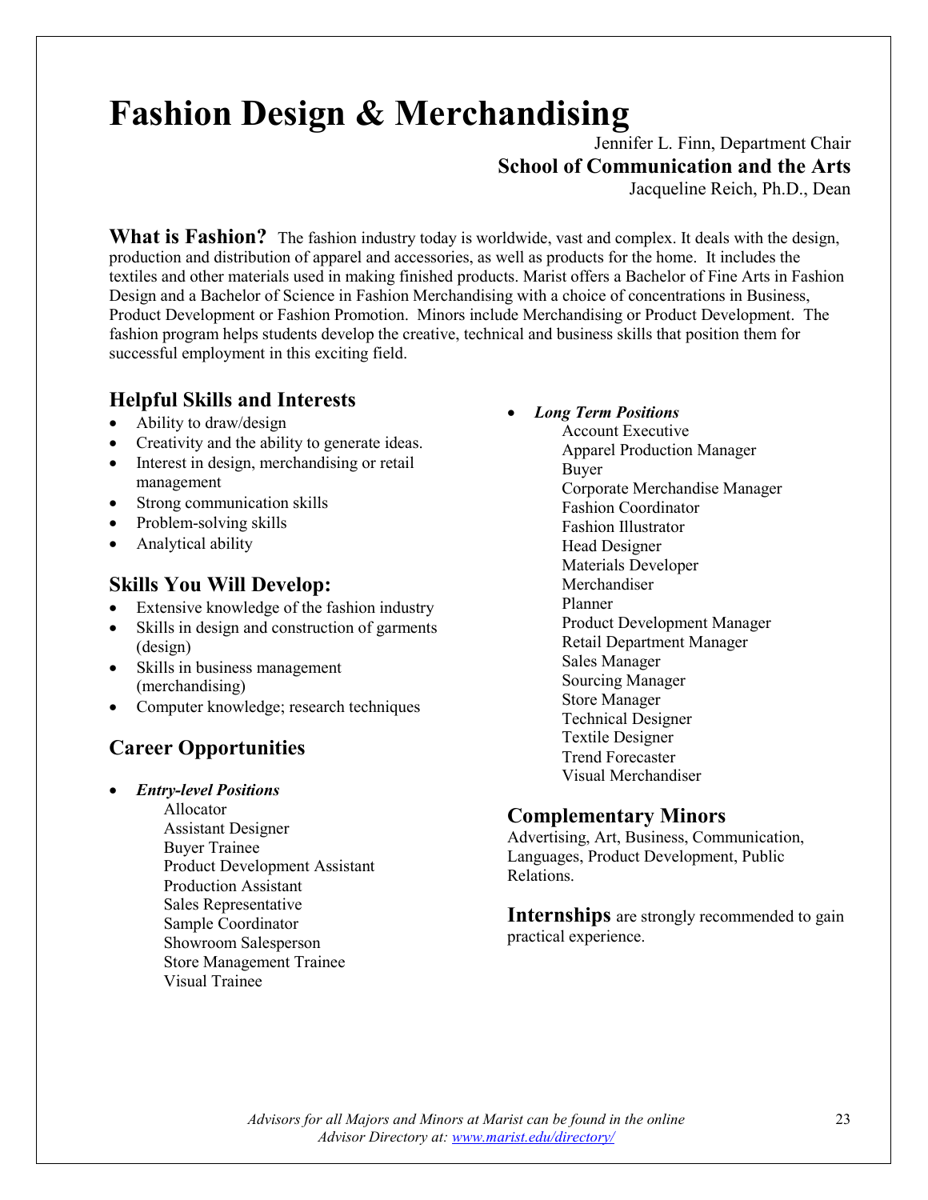# Fashion Design & Merchandising

Jennifer L. Finn, Department Chair
**School of Communication and the Arts**
Jacqueline Reich, Ph.D., Dean

**What is Fashion?** The fashion industry today is worldwide, vast and complex. It deals with the design, production and distribution of apparel and accessories, as well as products for the home. It includes the textiles and other materials used in making finished products. Marist offers a Bachelor of Fine Arts in Fashion Design and a Bachelor of Science in Fashion Merchandising with a choice of concentrations in Business, Product Development or Fashion Promotion. Minors include Merchandising or Product Development. The fashion program helps students develop the creative, technical and business skills that position them for successful employment in this exciting field.

## Helpful Skills and Interests

- Ability to draw/design
- Creativity and the ability to generate ideas.
- Interest in design, merchandising or retail management
- Strong communication skills
- Problem-solving skills
- Analytical ability

## Skills You Will Develop:

- Extensive knowledge of the fashion industry
- Skills in design and construction of garments (design)
- Skills in business management (merchandising)
- Computer knowledge; research techniques

## Career Opportunities

- ***Entry-level Positions***
  - Allocator
  - Assistant Designer
  - Buyer Trainee
  - Product Development Assistant
  - Production Assistant
  - Sales Representative
  - Sample Coordinator
  - Showroom Salesperson
  - Store Management Trainee
  - Visual Trainee
- ***Long Term Positions***
  - Account Executive
  - Apparel Production Manager
  - Buyer
  - Corporate Merchandise Manager
  - Fashion Coordinator
  - Fashion Illustrator
  - Head Designer
  - Materials Developer
  - Merchandiser
  - Planner
  - Product Development Manager
  - Retail Department Manager
  - Sales Manager
  - Sourcing Manager
  - Store Manager
  - Technical Designer
  - Textile Designer
  - Trend Forecaster
  - Visual Merchandiser

## Complementary Minors

Advertising, Art, Business, Communication, Languages, Product Development, Public Relations.

**Internships** are strongly recommended to gain practical experience.

*Advisors for all Majors and Minors at Marist can be found in the online Advisor Directory at: [www.marist.edu/directory/](www.marist.edu/directory/)*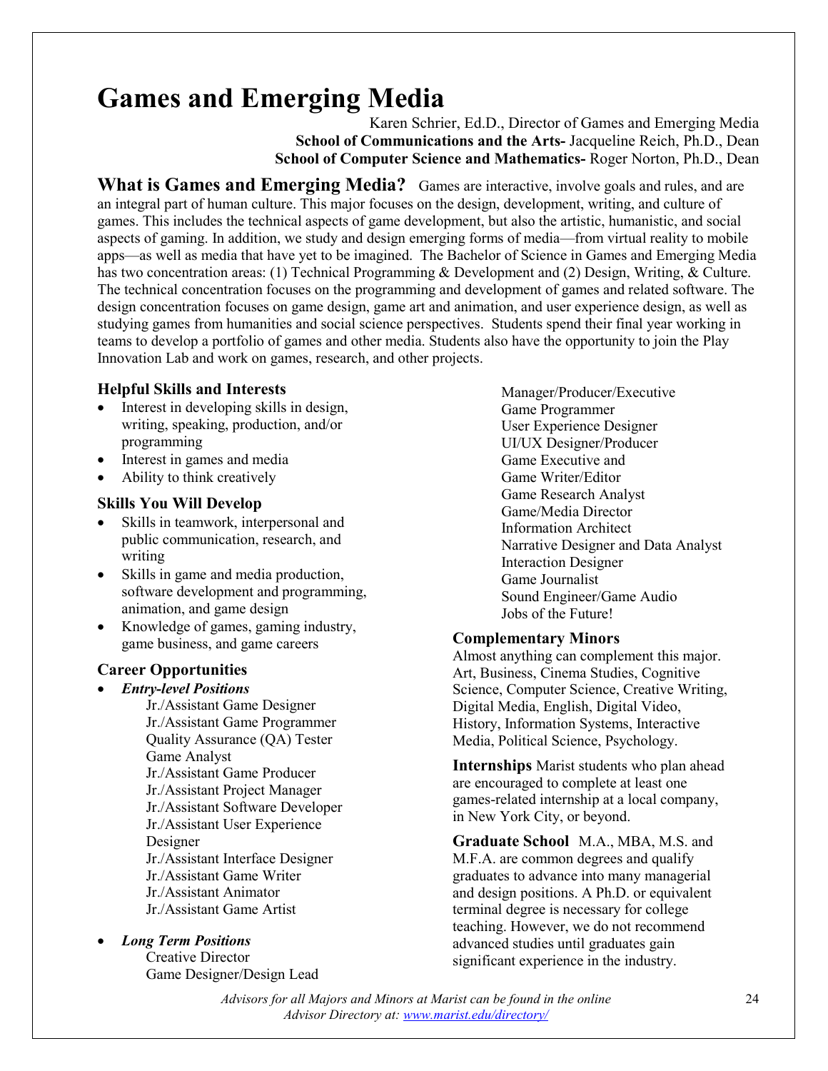# Games and Emerging Media

Karen Schrier, Ed.D., Director of Games and Emerging Media
**School of Communications and the Arts-** Jacqueline Reich, Ph.D., Dean
**School of Computer Science and Mathematics-** Roger Norton, Ph.D., Dean

**What is Games and Emerging Media?** Games are interactive, involve goals and rules, and are an integral part of human culture. This major focuses on the design, development, writing, and culture of games. This includes the technical aspects of game development, but also the artistic, humanistic, and social aspects of gaming. In addition, we study and design emerging forms of media—from virtual reality to mobile apps—as well as media that have yet to be imagined. The Bachelor of Science in Games and Emerging Media has two concentration areas: (1) Technical Programming & Development and (2) Design, Writing, & Culture. The technical concentration focuses on the programming and development of games and related software. The design concentration focuses on game design, game art and animation, and user experience design, as well as studying games from humanities and social science perspectives. Students spend their final year working in teams to develop a portfolio of games and other media. Students also have the opportunity to join the Play Innovation Lab and work on games, research, and other projects.

### Helpful Skills and Interests

- Interest in developing skills in design, writing, speaking, production, and/or programming
- Interest in games and media
- Ability to think creatively

### Skills You Will Develop

- Skills in teamwork, interpersonal and public communication, research, and writing
- Skills in game and media production, software development and programming, animation, and game design
- Knowledge of games, gaming industry, game business, and game careers

### Career Opportunities

- ***Entry-level Positions***
  - Jr./Assistant Game Designer
  - Jr./Assistant Game Programmer
  - Quality Assurance (QA) Tester
  - Game Analyst
  - Jr./Assistant Game Producer
  - Jr./Assistant Project Manager
  - Jr./Assistant Software Developer
  - Jr./Assistant User Experience Designer
  - Jr./Assistant Interface Designer
  - Jr./Assistant Game Writer
  - Jr./Assistant Animator
  - Jr./Assistant Game Artist
- ***Long Term Positions***
  - Creative Director
  - Game Designer/Design Lead
  - Manager/Producer/Executive
  - Game Programmer
  - User Experience Designer
  - UI/UX Designer/Producer
  - Game Executive and
  - Game Writer/Editor
  - Game Research Analyst
  - Game/Media Director
  - Information Architect
  - Narrative Designer and Data Analyst
  - Interaction Designer
  - Game Journalist
  - Sound Engineer/Game Audio
  - Jobs of the Future!

### Complementary Minors

Almost anything can complement this major. Art, Business, Cinema Studies, Cognitive Science, Computer Science, Creative Writing, Digital Media, English, Digital Video, History, Information Systems, Interactive Media, Political Science, Psychology.

**Internships** Marist students who plan ahead are encouraged to complete at least one games-related internship at a local company, in New York City, or beyond.

**Graduate School** M.A., MBA, M.S. and M.F.A. are common degrees and qualify graduates to advance into many managerial and design positions. A Ph.D. or equivalent terminal degree is necessary for college teaching. However, we do not recommend advanced studies until graduates gain significant experience in the industry.

*Advisors for all Majors and Minors at Marist can be found in the online Advisor Directory at: www.marist.edu/directory/*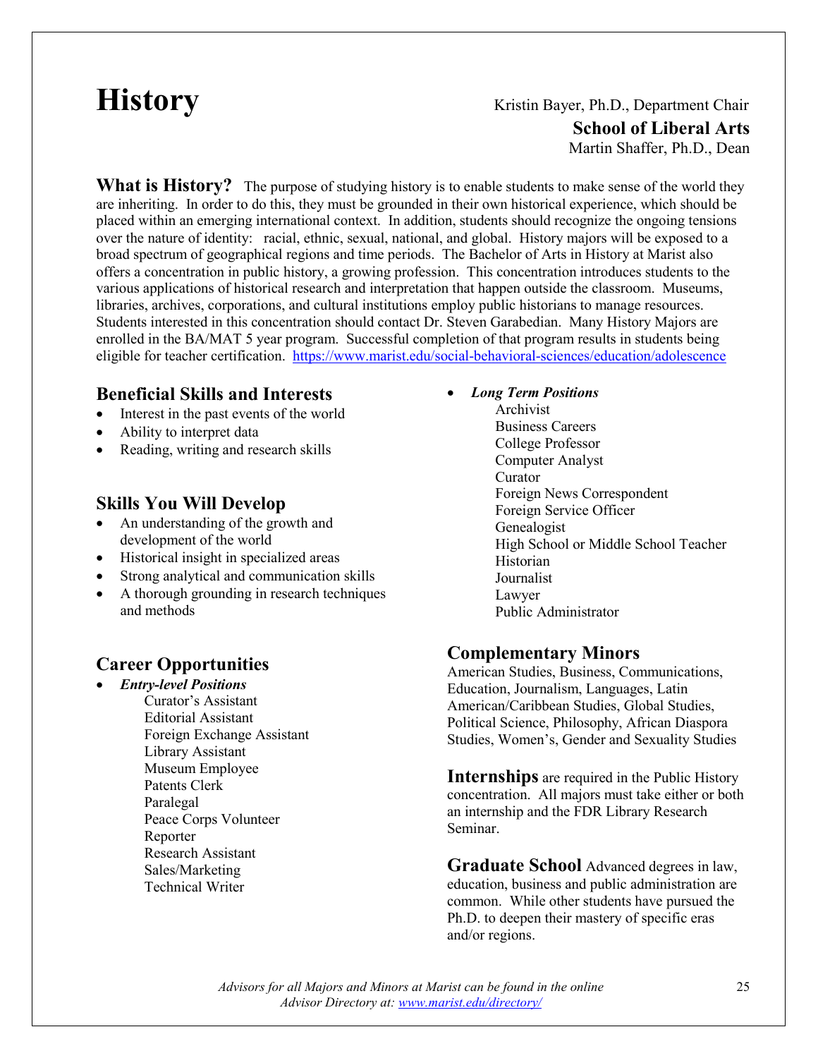# History

Kristin Bayer, Ph.D., Department Chair

**School of Liberal Arts**

Martin Shaffer, Ph.D., Dean

**What is History?** The purpose of studying history is to enable students to make sense of the world they are inheriting. In order to do this, they must be grounded in their own historical experience, which should be placed within an emerging international context. In addition, students should recognize the ongoing tensions over the nature of identity: racial, ethnic, sexual, national, and global. History majors will be exposed to a broad spectrum of geographical regions and time periods. The Bachelor of Arts in History at Marist also offers a concentration in public history, a growing profession. This concentration introduces students to the various applications of historical research and interpretation that happen outside the classroom. Museums, libraries, archives, corporations, and cultural institutions employ public historians to manage resources. Students interested in this concentration should contact Dr. Steven Garabedian. Many History Majors are enrolled in the BA/MAT 5 year program. Successful completion of that program results in students being eligible for teacher certification. https://www.marist.edu/social-behavioral-sciences/education/adolescence

## Beneficial Skills and Interests

- Interest in the past events of the world
- Ability to interpret data
- Reading, writing and research skills

## Skills You Will Develop

- An understanding of the growth and development of the world
- Historical insight in specialized areas
- Strong analytical and communication skills
- A thorough grounding in research techniques and methods

## Career Opportunities

- ***Entry-level Positions***
  - Curator's Assistant
  - Editorial Assistant
  - Foreign Exchange Assistant
  - Library Assistant
  - Museum Employee
  - Patents Clerk
  - Paralegal
  - Peace Corps Volunteer
  - Reporter
  - Research Assistant
  - Sales/Marketing
  - Technical Writer
- ***Long Term Positions***
  - Archivist
  - Business Careers
  - College Professor
  - Computer Analyst
  - Curator
  - Foreign News Correspondent
  - Foreign Service Officer
  - Genealogist
  - High School or Middle School Teacher
  - Historian
  - Journalist
  - Lawyer
  - Public Administrator

## Complementary Minors

American Studies, Business, Communications, Education, Journalism, Languages, Latin American/Caribbean Studies, Global Studies, Political Science, Philosophy, African Diaspora Studies, Women's, Gender and Sexuality Studies

**Internships** are required in the Public History concentration. All majors must take either or both an internship and the FDR Library Research Seminar.

**Graduate School** Advanced degrees in law, education, business and public administration are common. While other students have pursued the Ph.D. to deepen their mastery of specific eras and/or regions.

*Advisors for all Majors and Minors at Marist can be found in the online Advisor Directory at: www.marist.edu/directory/*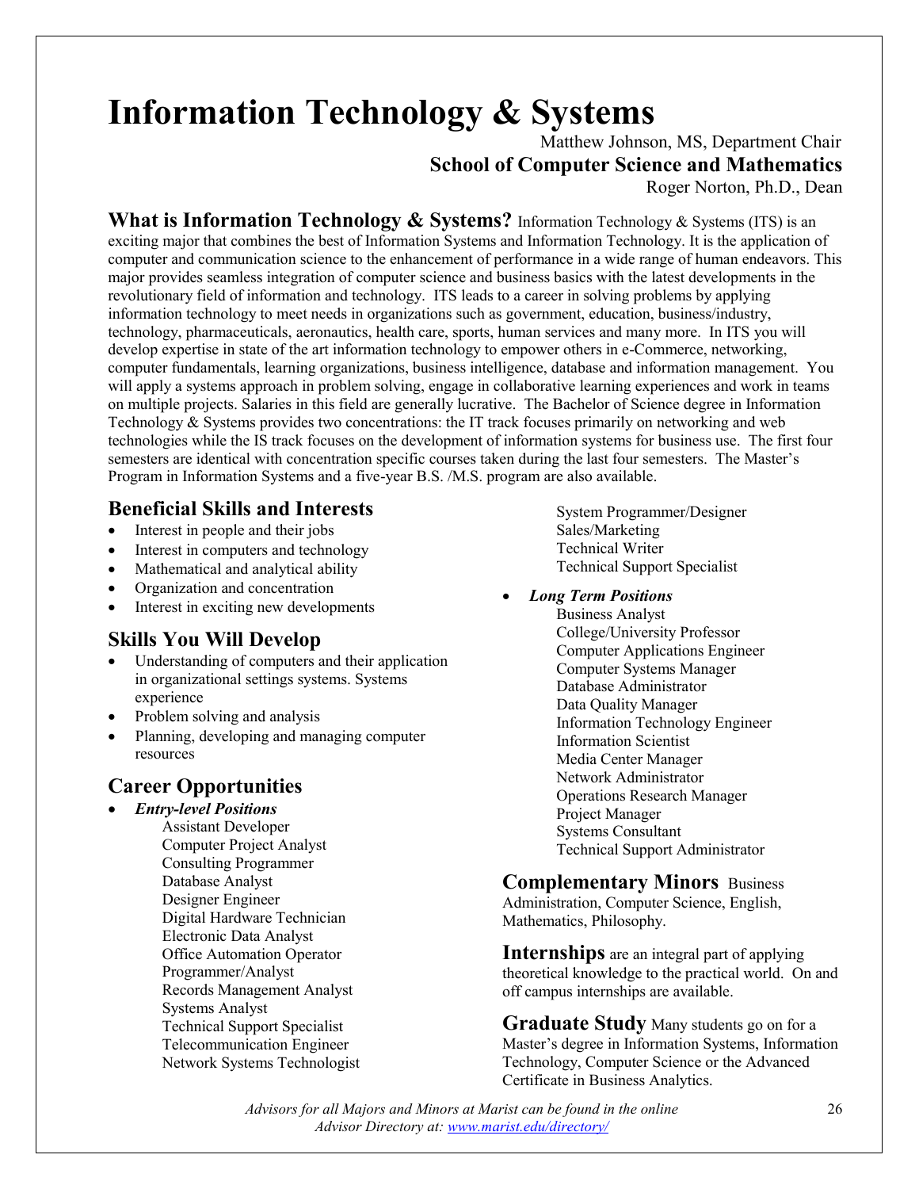# Information Technology & Systems

Matthew Johnson, MS, Department Chair
**School of Computer Science and Mathematics**
Roger Norton, Ph.D., Dean

**What is Information Technology & Systems?** Information Technology & Systems (ITS) is an exciting major that combines the best of Information Systems and Information Technology. It is the application of computer and communication science to the enhancement of performance in a wide range of human endeavors. This major provides seamless integration of computer science and business basics with the latest developments in the revolutionary field of information and technology. ITS leads to a career in solving problems by applying information technology to meet needs in organizations such as government, education, business/industry, technology, pharmaceuticals, aeronautics, health care, sports, human services and many more. In ITS you will develop expertise in state of the art information technology to empower others in e-Commerce, networking, computer fundamentals, learning organizations, business intelligence, database and information management. You will apply a systems approach in problem solving, engage in collaborative learning experiences and work in teams on multiple projects. Salaries in this field are generally lucrative. The Bachelor of Science degree in Information Technology & Systems provides two concentrations: the IT track focuses primarily on networking and web technologies while the IS track focuses on the development of information systems for business use. The first four semesters are identical with concentration specific courses taken during the last four semesters. The Master's Program in Information Systems and a five-year B.S. /M.S. program are also available.

## Beneficial Skills and Interests

- Interest in people and their jobs
- Interest in computers and technology
- Mathematical and analytical ability
- Organization and concentration
- Interest in exciting new developments

## Skills You Will Develop

- Understanding of computers and their application in organizational settings systems. Systems experience
- Problem solving and analysis
- Planning, developing and managing computer resources

## Career Opportunities

- ***Entry-level Positions***
  - Assistant Developer
  - Computer Project Analyst
  - Consulting Programmer
  - Database Analyst
  - Designer Engineer
  - Digital Hardware Technician
  - Electronic Data Analyst
  - Office Automation Operator
  - Programmer/Analyst
  - Records Management Analyst
  - Systems Analyst
  - Technical Support Specialist
  - Telecommunication Engineer
  - Network Systems Technologist
  - System Programmer/Designer
  - Sales/Marketing
  - Technical Writer
  - Technical Support Specialist
- ***Long Term Positions***
  - Business Analyst
  - College/University Professor
  - Computer Applications Engineer
  - Computer Systems Manager
  - Database Administrator
  - Data Quality Manager
  - Information Technology Engineer
  - Information Scientist
  - Media Center Manager
  - Network Administrator
  - Operations Research Manager
  - Project Manager
  - Systems Consultant
  - Technical Support Administrator

**Complementary Minors** Business Administration, Computer Science, English, Mathematics, Philosophy.

**Internships** are an integral part of applying theoretical knowledge to the practical world. On and off campus internships are available.

**Graduate Study** Many students go on for a Master's degree in Information Systems, Information Technology, Computer Science or the Advanced Certificate in Business Analytics.

*Advisors for all Majors and Minors at Marist can be found in the online Advisor Directory at: www.marist.edu/directory/*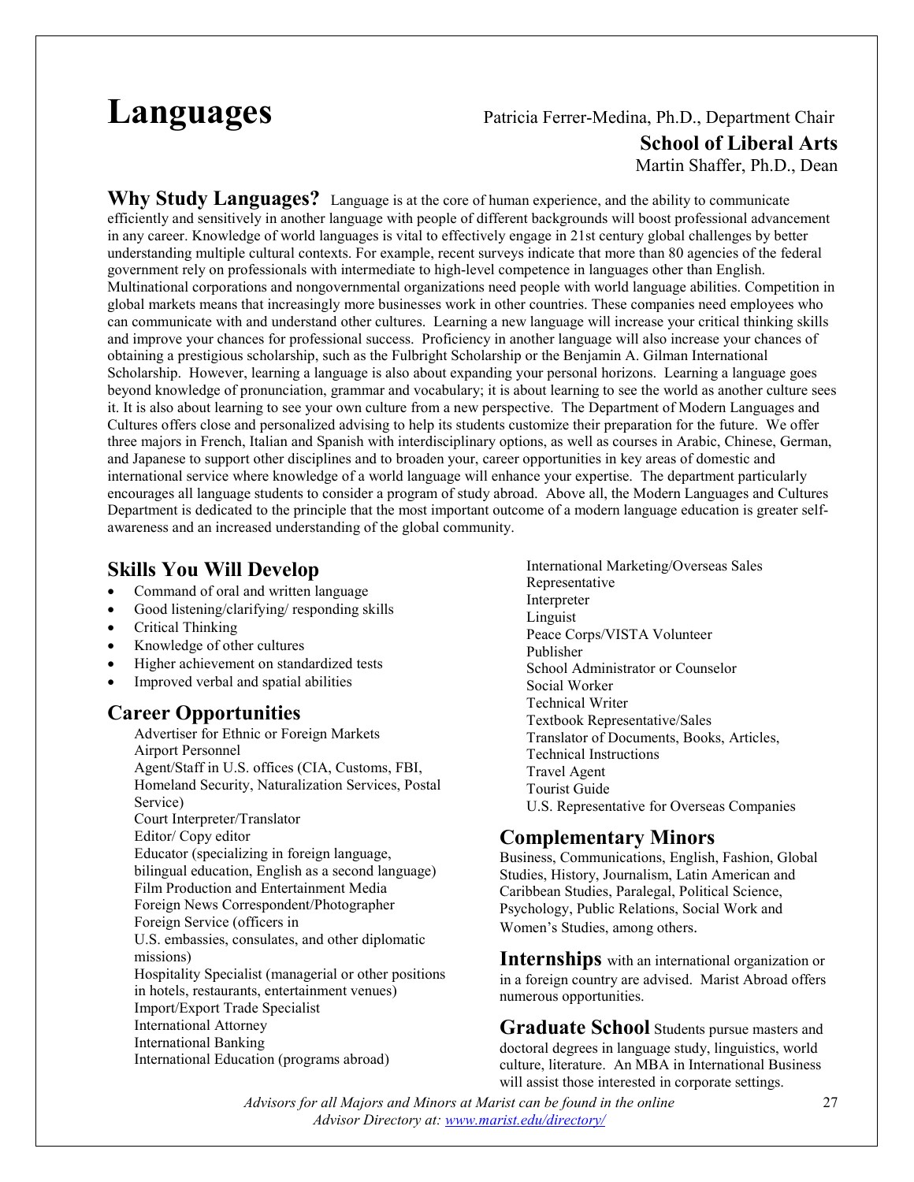# Languages

Patricia Ferrer-Medina, Ph.D., Department Chair

**School of Liberal Arts**

Martin Shaffer, Ph.D., Dean

**Why Study Languages?** Language is at the core of human experience, and the ability to communicate efficiently and sensitively in another language with people of different backgrounds will boost professional advancement in any career. Knowledge of world languages is vital to effectively engage in 21st century global challenges by better understanding multiple cultural contexts. For example, recent surveys indicate that more than 80 agencies of the federal government rely on professionals with intermediate to high-level competence in languages other than English. Multinational corporations and nongovernmental organizations need people with world language abilities. Competition in global markets means that increasingly more businesses work in other countries. These companies need employees who can communicate with and understand other cultures. Learning a new language will increase your critical thinking skills and improve your chances for professional success. Proficiency in another language will also increase your chances of obtaining a prestigious scholarship, such as the Fulbright Scholarship or the Benjamin A. Gilman International Scholarship. However, learning a language is also about expanding your personal horizons. Learning a language goes beyond knowledge of pronunciation, grammar and vocabulary; it is about learning to see the world as another culture sees it. It is also about learning to see your own culture from a new perspective. The Department of Modern Languages and Cultures offers close and personalized advising to help its students customize their preparation for the future. We offer three majors in French, Italian and Spanish with interdisciplinary options, as well as courses in Arabic, Chinese, German, and Japanese to support other disciplines and to broaden your, career opportunities in key areas of domestic and international service where knowledge of a world language will enhance your expertise. The department particularly encourages all language students to consider a program of study abroad. Above all, the Modern Languages and Cultures Department is dedicated to the principle that the most important outcome of a modern language education is greater self-awareness and an increased understanding of the global community.

## Skills You Will Develop

- Command of oral and written language
- Good listening/clarifying/ responding skills
- Critical Thinking
- Knowledge of other cultures
- Higher achievement on standardized tests
- Improved verbal and spatial abilities

## Career Opportunities

Advertiser for Ethnic or Foreign Markets
Airport Personnel
Agent/Staff in U.S. offices (CIA, Customs, FBI, Homeland Security, Naturalization Services, Postal Service)
Court Interpreter/Translator
Editor/ Copy editor
Educator (specializing in foreign language, bilingual education, English as a second language)
Film Production and Entertainment Media
Foreign News Correspondent/Photographer
Foreign Service (officers in U.S. embassies, consulates, and other diplomatic missions)
Hospitality Specialist (managerial or other positions in hotels, restaurants, entertainment venues)
Import/Export Trade Specialist
International Attorney
International Banking
International Education (programs abroad)
International Marketing/Overseas Sales Representative
Interpreter
Linguist
Peace Corps/VISTA Volunteer
Publisher
School Administrator or Counselor
Social Worker
Technical Writer
Textbook Representative/Sales
Translator of Documents, Books, Articles, Technical Instructions
Travel Agent
Tourist Guide
U.S. Representative for Overseas Companies

## Complementary Minors

Business, Communications, English, Fashion, Global Studies, History, Journalism, Latin American and Caribbean Studies, Paralegal, Political Science, Psychology, Public Relations, Social Work and Women's Studies, among others.

**Internships** with an international organization or in a foreign country are advised. Marist Abroad offers numerous opportunities.

**Graduate School** Students pursue masters and doctoral degrees in language study, linguistics, world culture, literature. An MBA in International Business will assist those interested in corporate settings.

*Advisors for all Majors and Minors at Marist can be found in the online Advisor Directory at: www.marist.edu/directory/*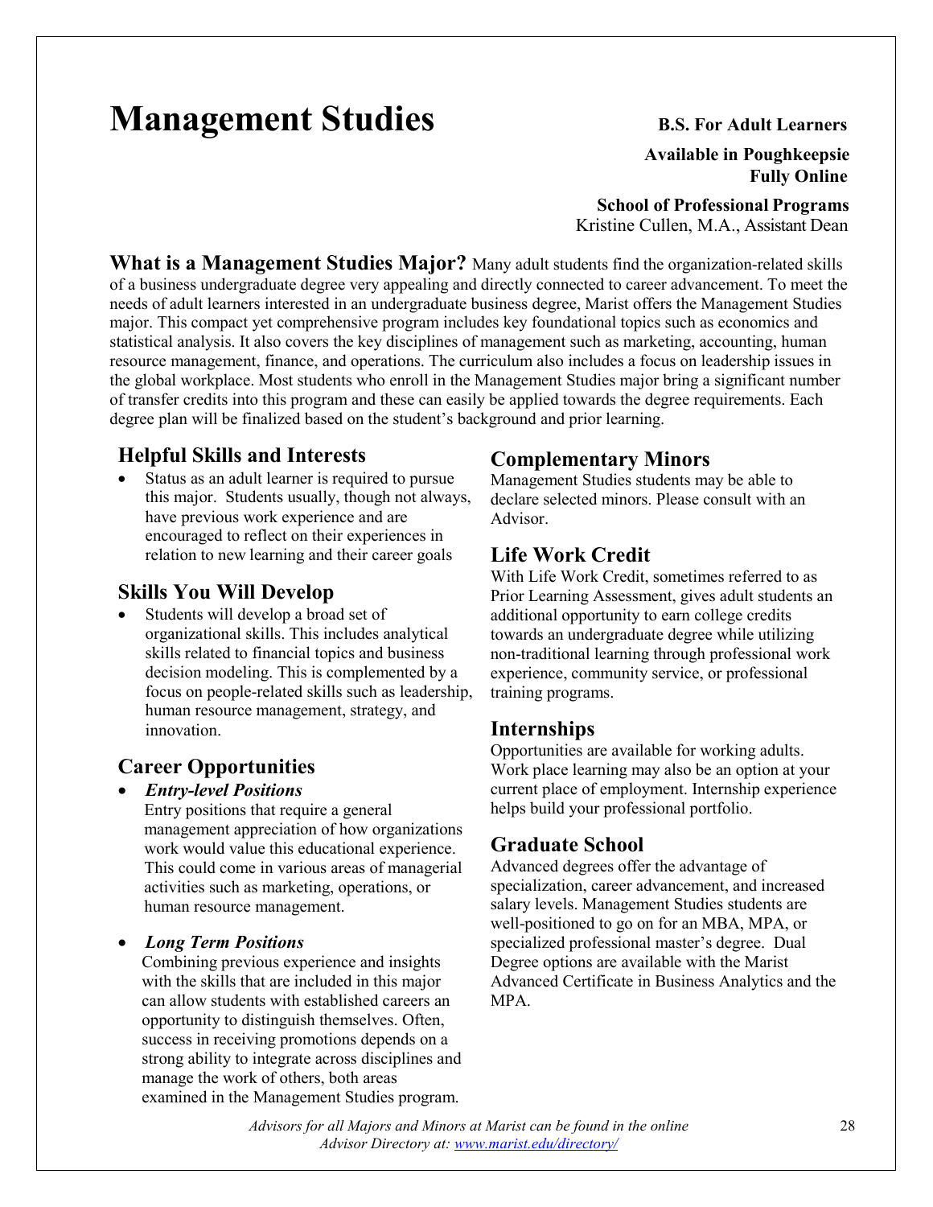# Management Studies

**B.S. For Adult Learners**

**Available in Poughkeepsie**
**Fully Online**

**School of Professional Programs**
Kristine Cullen, M.A., Assistant Dean

**What is a Management Studies Major?** Many adult students find the organization-related skills of a business undergraduate degree very appealing and directly connected to career advancement. To meet the needs of adult learners interested in an undergraduate business degree, Marist offers the Management Studies major. This compact yet comprehensive program includes key foundational topics such as economics and statistical analysis. It also covers the key disciplines of management such as marketing, accounting, human resource management, finance, and operations. The curriculum also includes a focus on leadership issues in the global workplace. Most students who enroll in the Management Studies major bring a significant number of transfer credits into this program and these can easily be applied towards the degree requirements. Each degree plan will be finalized based on the student's background and prior learning.

## Helpful Skills and Interests

- Status as an adult learner is required to pursue this major. Students usually, though not always, have previous work experience and are encouraged to reflect on their experiences in relation to new learning and their career goals

## Skills You Will Develop

- Students will develop a broad set of organizational skills. This includes analytical skills related to financial topics and business decision modeling. This is complemented by a focus on people-related skills such as leadership, human resource management, strategy, and innovation.

## Career Opportunities

- ***Entry-level Positions***
  Entry positions that require a general management appreciation of how organizations work would value this educational experience. This could come in various areas of managerial activities such as marketing, operations, or human resource management.

- ***Long Term Positions***
  Combining previous experience and insights with the skills that are included in this major can allow students with established careers an opportunity to distinguish themselves. Often, success in receiving promotions depends on a strong ability to integrate across disciplines and manage the work of others, both areas examined in the Management Studies program.

## Complementary Minors

Management Studies students may be able to declare selected minors. Please consult with an Advisor.

## Life Work Credit

With Life Work Credit, sometimes referred to as Prior Learning Assessment, gives adult students an additional opportunity to earn college credits towards an undergraduate degree while utilizing non-traditional learning through professional work experience, community service, or professional training programs.

## Internships

Opportunities are available for working adults. Work place learning may also be an option at your current place of employment. Internship experience helps build your professional portfolio.

## Graduate School

Advanced degrees offer the advantage of specialization, career advancement, and increased salary levels. Management Studies students are well-positioned to go on for an MBA, MPA, or specialized professional master's degree. Dual Degree options are available with the Marist Advanced Certificate in Business Analytics and the MPA.

*Advisors for all Majors and Minors at Marist can be found in the online Advisor Directory at: [www.marist.edu/directory/](www.marist.edu/directory/)*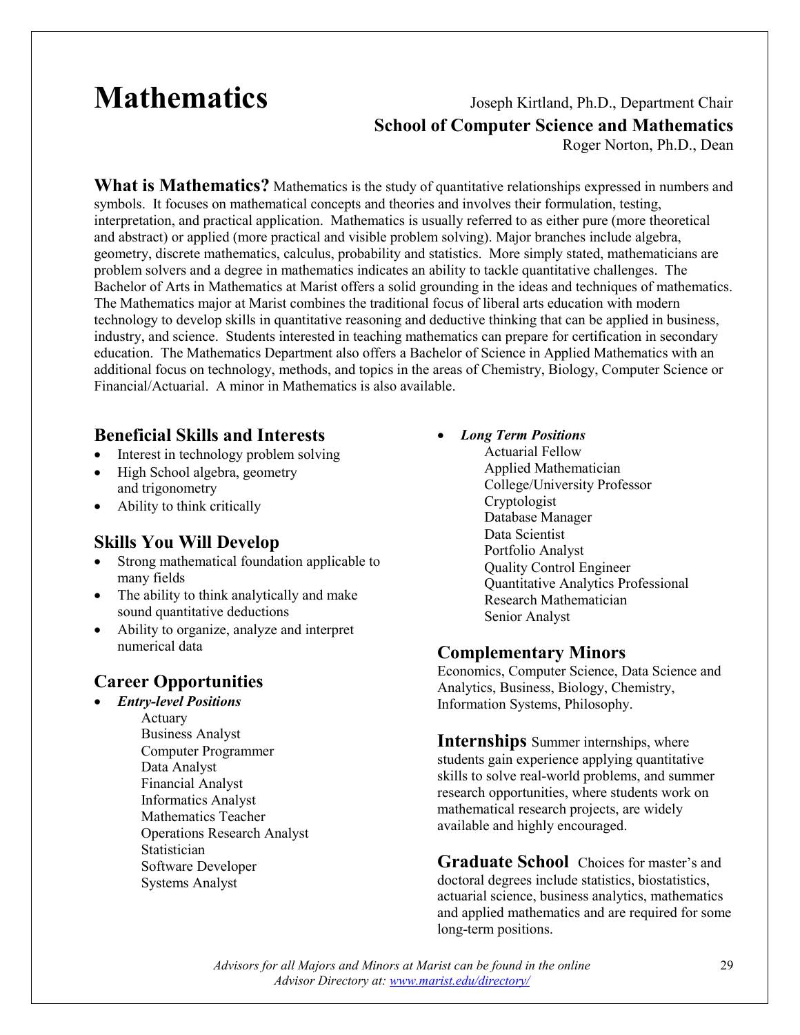# Mathematics

Joseph Kirtland, Ph.D., Department Chair

**School of Computer Science and Mathematics**

Roger Norton, Ph.D., Dean

**What is Mathematics?** Mathematics is the study of quantitative relationships expressed in numbers and symbols. It focuses on mathematical concepts and theories and involves their formulation, testing, interpretation, and practical application. Mathematics is usually referred to as either pure (more theoretical and abstract) or applied (more practical and visible problem solving). Major branches include algebra, geometry, discrete mathematics, calculus, probability and statistics. More simply stated, mathematicians are problem solvers and a degree in mathematics indicates an ability to tackle quantitative challenges. The Bachelor of Arts in Mathematics at Marist offers a solid grounding in the ideas and techniques of mathematics. The Mathematics major at Marist combines the traditional focus of liberal arts education with modern technology to develop skills in quantitative reasoning and deductive thinking that can be applied in business, industry, and science. Students interested in teaching mathematics can prepare for certification in secondary education. The Mathematics Department also offers a Bachelor of Science in Applied Mathematics with an additional focus on technology, methods, and topics in the areas of Chemistry, Biology, Computer Science or Financial/Actuarial. A minor in Mathematics is also available.

## Beneficial Skills and Interests

- Interest in technology problem solving
- High School algebra, geometry and trigonometry
- Ability to think critically

## Skills You Will Develop

- Strong mathematical foundation applicable to many fields
- The ability to think analytically and make sound quantitative deductions
- Ability to organize, analyze and interpret numerical data

## Career Opportunities

- ***Entry-level Positions***
  - Actuary
  - Business Analyst
  - Computer Programmer
  - Data Analyst
  - Financial Analyst
  - Informatics Analyst
  - Mathematics Teacher
  - Operations Research Analyst
  - Statistician
  - Software Developer
  - Systems Analyst
- ***Long Term Positions***
  - Actuarial Fellow
  - Applied Mathematician
  - College/University Professor
  - Cryptologist
  - Database Manager
  - Data Scientist
  - Portfolio Analyst
  - Quality Control Engineer
  - Quantitative Analytics Professional
  - Research Mathematician
  - Senior Analyst

## Complementary Minors

Economics, Computer Science, Data Science and Analytics, Business, Biology, Chemistry, Information Systems, Philosophy.

**Internships** Summer internships, where students gain experience applying quantitative skills to solve real-world problems, and summer research opportunities, where students work on mathematical research projects, are widely available and highly encouraged.

**Graduate School** Choices for master's and doctoral degrees include statistics, biostatistics, actuarial science, business analytics, mathematics and applied mathematics and are required for some long-term positions.

*Advisors for all Majors and Minors at Marist can be found in the online Advisor Directory at: www.marist.edu/directory/*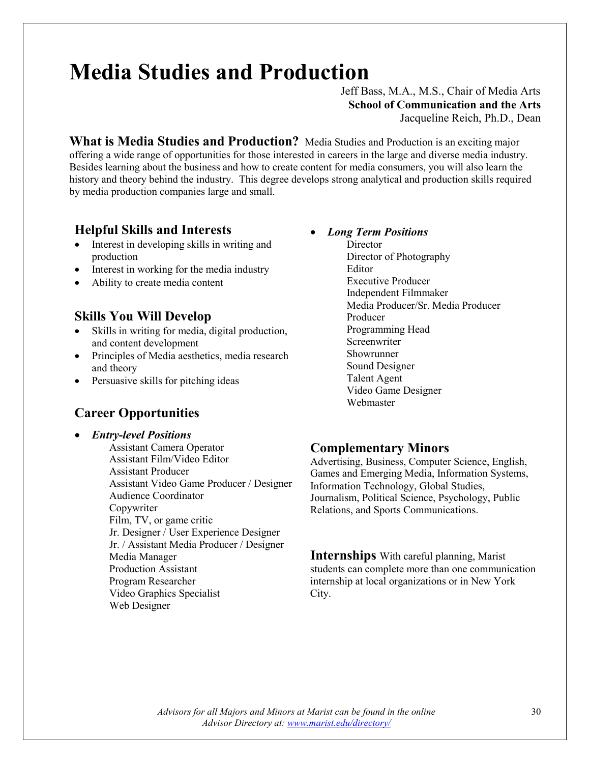# Media Studies and Production

Jeff Bass, M.A., M.S., Chair of Media Arts
**School of Communication and the Arts**
Jacqueline Reich, Ph.D., Dean

**What is Media Studies and Production?** Media Studies and Production is an exciting major offering a wide range of opportunities for those interested in careers in the large and diverse media industry. Besides learning about the business and how to create content for media consumers, you will also learn the history and theory behind the industry. This degree develops strong analytical and production skills required by media production companies large and small.

## Helpful Skills and Interests

- Interest in developing skills in writing and production
- Interest in working for the media industry
- Ability to create media content

## Skills You Will Develop

- Skills in writing for media, digital production, and content development
- Principles of Media aesthetics, media research and theory
- Persuasive skills for pitching ideas

## Career Opportunities

- ***Entry-level Positions***
  - Assistant Camera Operator
  - Assistant Film/Video Editor
  - Assistant Producer
  - Assistant Video Game Producer / Designer
  - Audience Coordinator
  - Copywriter
  - Film, TV, or game critic
  - Jr. Designer / User Experience Designer
  - Jr. / Assistant Media Producer / Designer
  - Media Manager
  - Production Assistant
  - Program Researcher
  - Video Graphics Specialist
  - Web Designer
- ***Long Term Positions***
  - Director
  - Director of Photography
  - Editor
  - Executive Producer
  - Independent Filmmaker
  - Media Producer/Sr. Media Producer
  - Producer
  - Programming Head
  - Screenwriter
  - Showrunner
  - Sound Designer
  - Talent Agent
  - Video Game Designer
  - Webmaster

## Complementary Minors

Advertising, Business, Computer Science, English, Games and Emerging Media, Information Systems, Information Technology, Global Studies, Journalism, Political Science, Psychology, Public Relations, and Sports Communications.

**Internships** With careful planning, Marist students can complete more than one communication internship at local organizations or in New York City.

*Advisors for all Majors and Minors at Marist can be found in the online Advisor Directory at: [www.marist.edu/directory/](www.marist.edu/directory/)*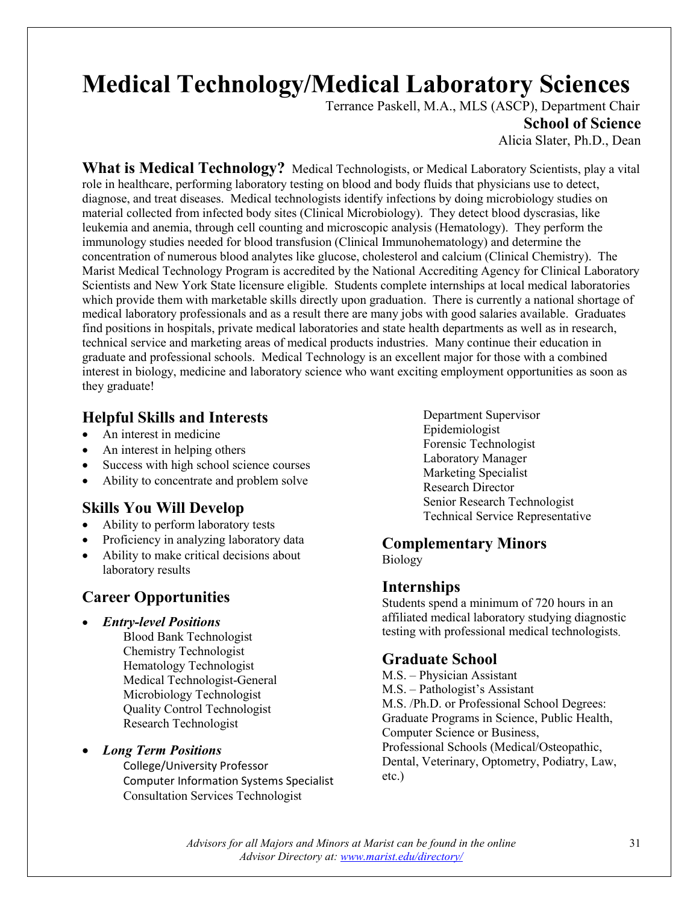# Medical Technology/Medical Laboratory Sciences

Terrance Paskell, M.A., MLS (ASCP), Department Chair
**School of Science**
Alicia Slater, Ph.D., Dean

**What is Medical Technology?** Medical Technologists, or Medical Laboratory Scientists, play a vital role in healthcare, performing laboratory testing on blood and body fluids that physicians use to detect, diagnose, and treat diseases. Medical technologists identify infections by doing microbiology studies on material collected from infected body sites (Clinical Microbiology). They detect blood dyscrasias, like leukemia and anemia, through cell counting and microscopic analysis (Hematology). They perform the immunology studies needed for blood transfusion (Clinical Immunohematology) and determine the concentration of numerous blood analytes like glucose, cholesterol and calcium (Clinical Chemistry). The Marist Medical Technology Program is accredited by the National Accrediting Agency for Clinical Laboratory Scientists and New York State licensure eligible. Students complete internships at local medical laboratories which provide them with marketable skills directly upon graduation. There is currently a national shortage of medical laboratory professionals and as a result there are many jobs with good salaries available. Graduates find positions in hospitals, private medical laboratories and state health departments as well as in research, technical service and marketing areas of medical products industries. Many continue their education in graduate and professional schools. Medical Technology is an excellent major for those with a combined interest in biology, medicine and laboratory science who want exciting employment opportunities as soon as they graduate!

## Helpful Skills and Interests

- An interest in medicine
- An interest in helping others
- Success with high school science courses
- Ability to concentrate and problem solve

## Skills You Will Develop

- Ability to perform laboratory tests
- Proficiency in analyzing laboratory data
- Ability to make critical decisions about laboratory results

## Career Opportunities

- ***Entry-level Positions***
  - Blood Bank Technologist
  - Chemistry Technologist
  - Hematology Technologist
  - Medical Technologist-General
  - Microbiology Technologist
  - Quality Control Technologist
  - Research Technologist
- ***Long Term Positions***
  - College/University Professor
  - Computer Information Systems Specialist
  - Consultation Services Technologist
  - Department Supervisor
  - Epidemiologist
  - Forensic Technologist
  - Laboratory Manager
  - Marketing Specialist
  - Research Director
  - Senior Research Technologist
  - Technical Service Representative

## Complementary Minors

Biology

## Internships

Students spend a minimum of 720 hours in an affiliated medical laboratory studying diagnostic testing with professional medical technologists.

## Graduate School

M.S. – Physician Assistant
M.S. – Pathologist's Assistant
M.S. /Ph.D. or Professional School Degrees:
Graduate Programs in Science, Public Health, Computer Science or Business,
Professional Schools (Medical/Osteopathic, Dental, Veterinary, Optometry, Podiatry, Law, etc.)

*Advisors for all Majors and Minors at Marist can be found in the online Advisor Directory at: [www.marist.edu/directory/](www.marist.edu/directory/)*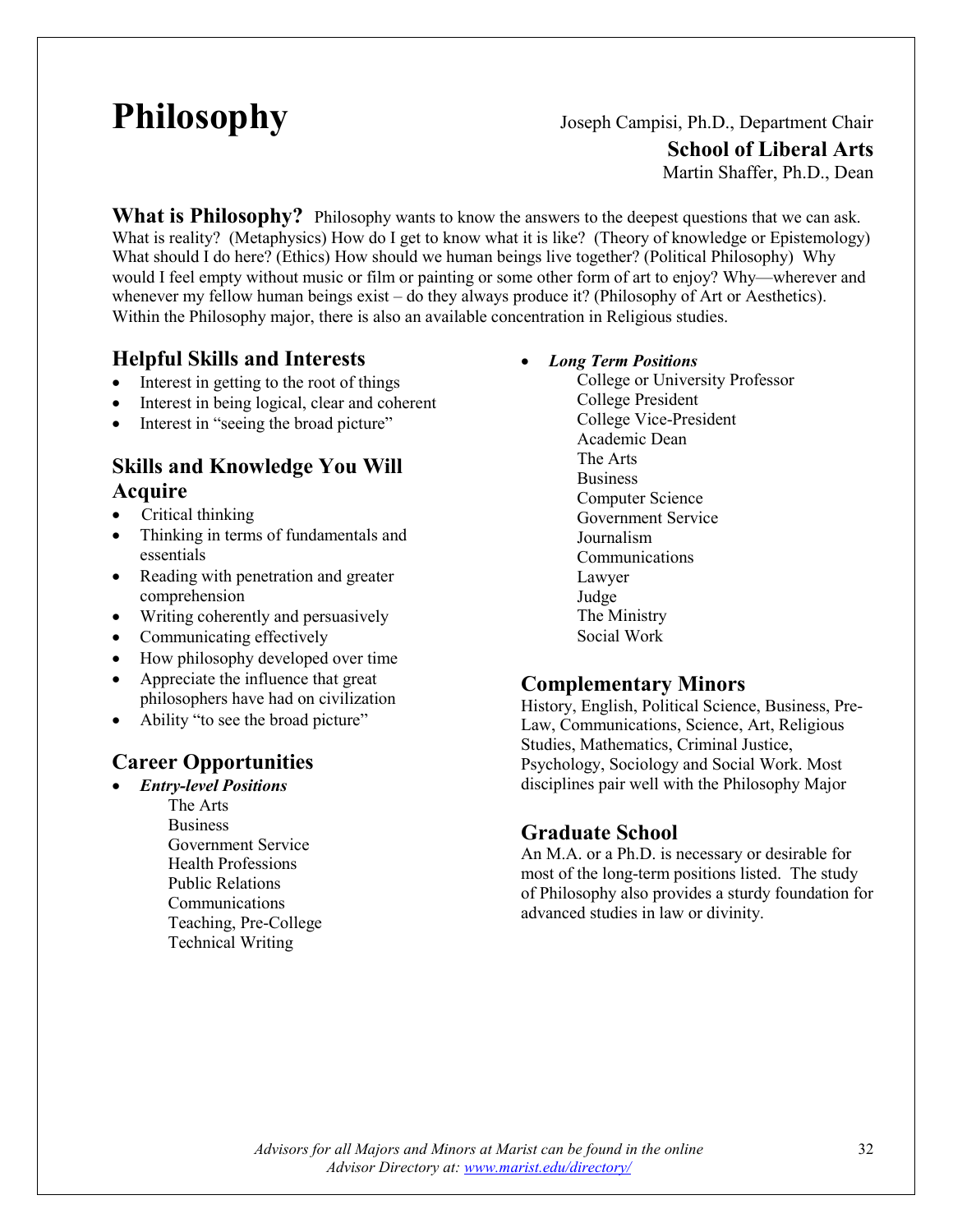# Philosophy

Joseph Campisi, Ph.D., Department Chair

**School of Liberal Arts**

Martin Shaffer, Ph.D., Dean

**What is Philosophy?** Philosophy wants to know the answers to the deepest questions that we can ask. What is reality? (Metaphysics) How do I get to know what it is like? (Theory of knowledge or Epistemology) What should I do here? (Ethics) How should we human beings live together? (Political Philosophy) Why would I feel empty without music or film or painting or some other form of art to enjoy? Why—wherever and whenever my fellow human beings exist – do they always produce it? (Philosophy of Art or Aesthetics). Within the Philosophy major, there is also an available concentration in Religious studies.

## Helpful Skills and Interests

- Interest in getting to the root of things
- Interest in being logical, clear and coherent
- Interest in "seeing the broad picture"

## Skills and Knowledge You Will Acquire

- Critical thinking
- Thinking in terms of fundamentals and essentials
- Reading with penetration and greater comprehension
- Writing coherently and persuasively
- Communicating effectively
- How philosophy developed over time
- Appreciate the influence that great philosophers have had on civilization
- Ability "to see the broad picture"

## Career Opportunities

- ***Entry-level Positions***
  - The Arts
  - Business
  - Government Service
  - Health Professions
  - Public Relations
  - Communications
  - Teaching, Pre-College
  - Technical Writing
- ***Long Term Positions***
  - College or University Professor
  - College President
  - College Vice-President
  - Academic Dean
  - The Arts
  - Business
  - Computer Science
  - Government Service
  - Journalism
  - Communications
  - Lawyer
  - Judge
  - The Ministry
  - Social Work

## Complementary Minors

History, English, Political Science, Business, Pre-Law, Communications, Science, Art, Religious Studies, Mathematics, Criminal Justice, Psychology, Sociology and Social Work. Most disciplines pair well with the Philosophy Major

## Graduate School

An M.A. or a Ph.D. is necessary or desirable for most of the long-term positions listed. The study of Philosophy also provides a sturdy foundation for advanced studies in law or divinity.

*Advisors for all Majors and Minors at Marist can be found in the online Advisor Directory at: www.marist.edu/directory/*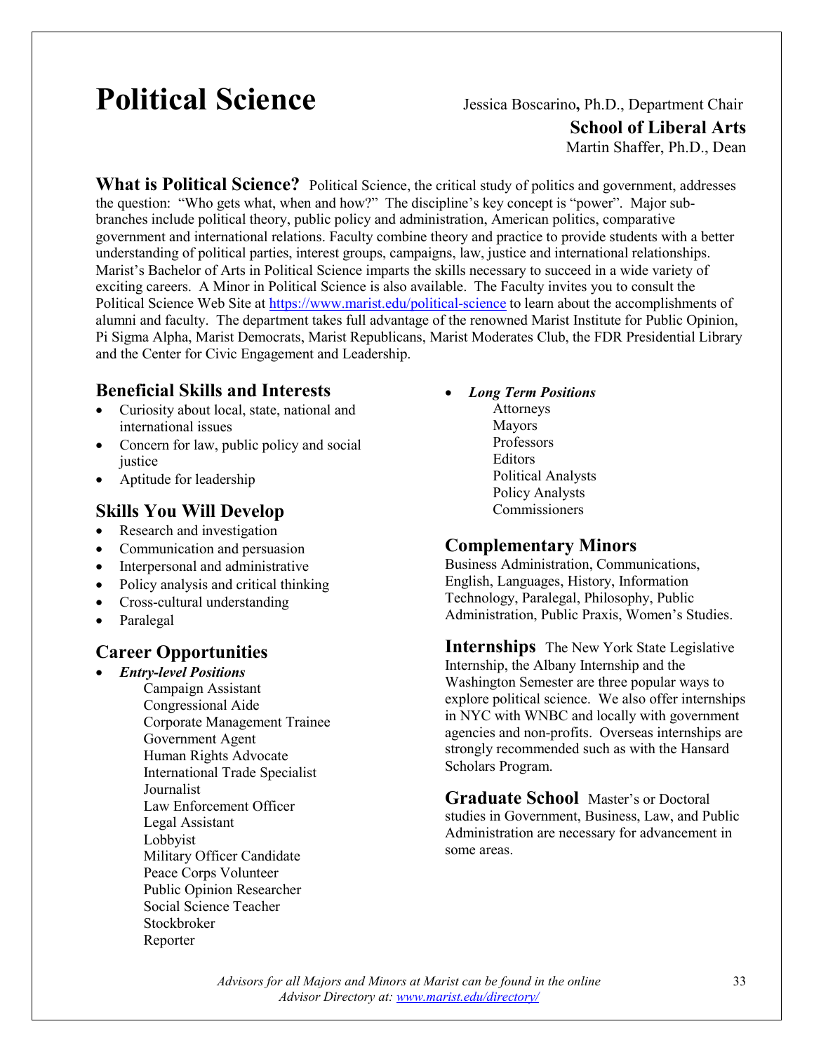# Political Science

Jessica Boscarino, Ph.D., Department Chair

**School of Liberal Arts**

Martin Shaffer, Ph.D., Dean

**What is Political Science?** Political Science, the critical study of politics and government, addresses the question: "Who gets what, when and how?" The discipline's key concept is "power". Major sub-branches include political theory, public policy and administration, American politics, comparative government and international relations. Faculty combine theory and practice to provide students with a better understanding of political parties, interest groups, campaigns, law, justice and international relationships. Marist's Bachelor of Arts in Political Science imparts the skills necessary to succeed in a wide variety of exciting careers. A Minor in Political Science is also available. The Faculty invites you to consult the Political Science Web Site at https://www.marist.edu/political-science to learn about the accomplishments of alumni and faculty. The department takes full advantage of the renowned Marist Institute for Public Opinion, Pi Sigma Alpha, Marist Democrats, Marist Republicans, Marist Moderates Club, the FDR Presidential Library and the Center for Civic Engagement and Leadership.

## Beneficial Skills and Interests

- Curiosity about local, state, national and international issues
- Concern for law, public policy and social justice
- Aptitude for leadership

## Skills You Will Develop

- Research and investigation
- Communication and persuasion
- Interpersonal and administrative
- Policy analysis and critical thinking
- Cross-cultural understanding
- Paralegal

## Career Opportunities

- ***Entry-level Positions***
  - Campaign Assistant
  - Congressional Aide
  - Corporate Management Trainee
  - Government Agent
  - Human Rights Advocate
  - International Trade Specialist
  - Journalist
  - Law Enforcement Officer
  - Legal Assistant
  - Lobbyist
  - Military Officer Candidate
  - Peace Corps Volunteer
  - Public Opinion Researcher
  - Social Science Teacher
  - Stockbroker
  - Reporter
- ***Long Term Positions***
  - Attorneys
  - Mayors
  - Professors
  - Editors
  - Political Analysts
  - Policy Analysts
  - Commissioners

## Complementary Minors

Business Administration, Communications, English, Languages, History, Information Technology, Paralegal, Philosophy, Public Administration, Public Praxis, Women's Studies.

**Internships** The New York State Legislative Internship, the Albany Internship and the Washington Semester are three popular ways to explore political science. We also offer internships in NYC with WNBC and locally with government agencies and non-profits. Overseas internships are strongly recommended such as with the Hansard Scholars Program.

**Graduate School** Master's or Doctoral studies in Government, Business, Law, and Public Administration are necessary for advancement in some areas.

*Advisors for all Majors and Minors at Marist can be found in the online Advisor Directory at: www.marist.edu/directory/*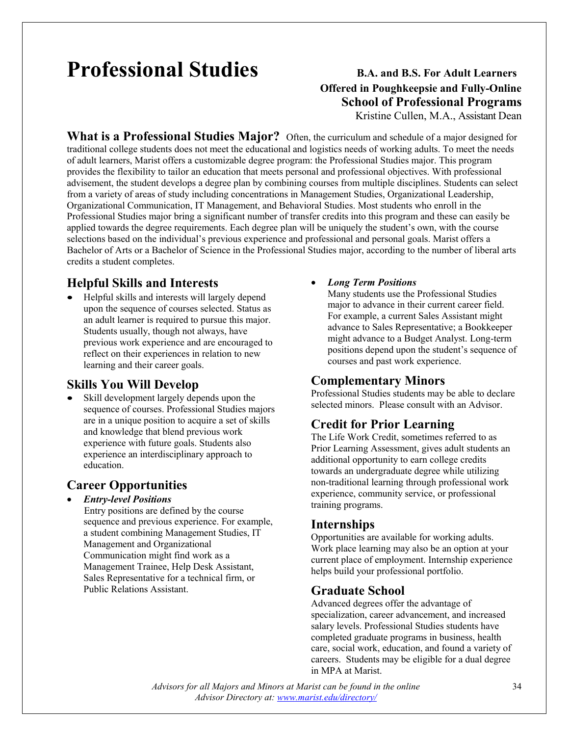# Professional Studies

**B.A. and B.S. For Adult Learners**
**Offered in Poughkeepsie and Fully-Online**
**School of Professional Programs**
Kristine Cullen, M.A., Assistant Dean

**What is a Professional Studies Major?** Often, the curriculum and schedule of a major designed for traditional college students does not meet the educational and logistics needs of working adults. To meet the needs of adult learners, Marist offers a customizable degree program: the Professional Studies major. This program provides the flexibility to tailor an education that meets personal and professional objectives. With professional advisement, the student develops a degree plan by combining courses from multiple disciplines. Students can select from a variety of areas of study including concentrations in Management Studies, Organizational Leadership, Organizational Communication, IT Management, and Behavioral Studies. Most students who enroll in the Professional Studies major bring a significant number of transfer credits into this program and these can easily be applied towards the degree requirements. Each degree plan will be uniquely the student's own, with the course selections based on the individual's previous experience and professional and personal goals. Marist offers a Bachelor of Arts or a Bachelor of Science in the Professional Studies major, according to the number of liberal arts credits a student completes.

## Helpful Skills and Interests

- Helpful skills and interests will largely depend upon the sequence of courses selected. Status as an adult learner is required to pursue this major. Students usually, though not always, have previous work experience and are encouraged to reflect on their experiences in relation to new learning and their career goals.

## Skills You Will Develop

- Skill development largely depends upon the sequence of courses. Professional Studies majors are in a unique position to acquire a set of skills and knowledge that blend previous work experience with future goals. Students also experience an interdisciplinary approach to education.

## Career Opportunities

- ***Entry-level Positions***
  Entry positions are defined by the course sequence and previous experience. For example, a student combining Management Studies, IT Management and Organizational Communication might find work as a Management Trainee, Help Desk Assistant, Sales Representative for a technical firm, or Public Relations Assistant.
- ***Long Term Positions***
  Many students use the Professional Studies major to advance in their current career field. For example, a current Sales Assistant might advance to Sales Representative; a Bookkeeper might advance to a Budget Analyst. Long-term positions depend upon the student's sequence of courses and past work experience.

## Complementary Minors

Professional Studies students may be able to declare selected minors. Please consult with an Advisor.

## Credit for Prior Learning

The Life Work Credit, sometimes referred to as Prior Learning Assessment, gives adult students an additional opportunity to earn college credits towards an undergraduate degree while utilizing non-traditional learning through professional work experience, community service, or professional training programs.

## Internships

Opportunities are available for working adults. Work place learning may also be an option at your current place of employment. Internship experience helps build your professional portfolio.

## Graduate School

Advanced degrees offer the advantage of specialization, career advancement, and increased salary levels. Professional Studies students have completed graduate programs in business, health care, social work, education, and found a variety of careers. Students may be eligible for a dual degree in MPA at Marist.

*Advisors for all Majors and Minors at Marist can be found in the online Advisor Directory at: [www.marist.edu/directory/](www.marist.edu/directory/)*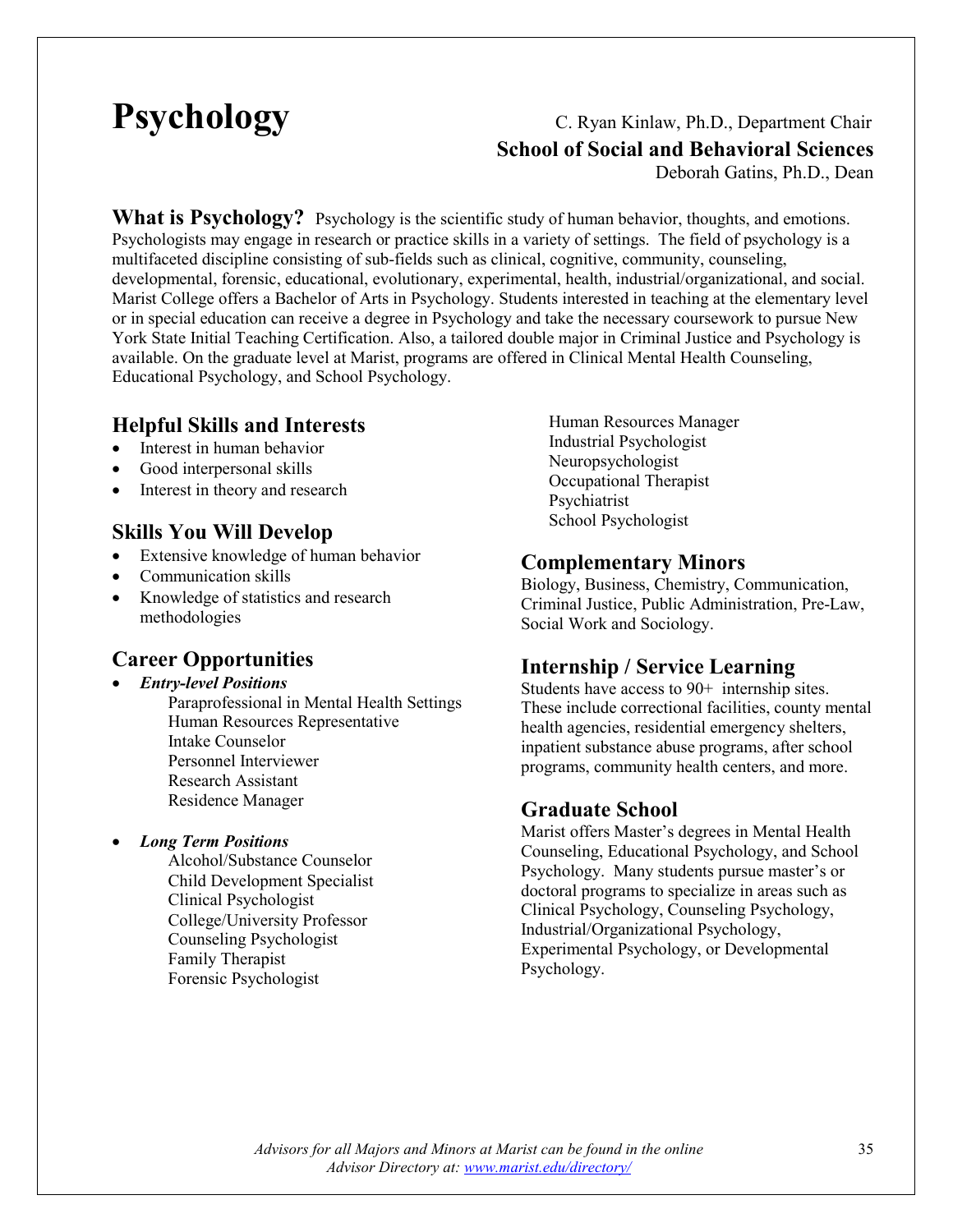# Psychology

C. Ryan Kinlaw, Ph.D., Department Chair

**School of Social and Behavioral Sciences**

Deborah Gatins, Ph.D., Dean

**What is Psychology?** Psychology is the scientific study of human behavior, thoughts, and emotions. Psychologists may engage in research or practice skills in a variety of settings. The field of psychology is a multifaceted discipline consisting of sub-fields such as clinical, cognitive, community, counseling, developmental, forensic, educational, evolutionary, experimental, health, industrial/organizational, and social. Marist College offers a Bachelor of Arts in Psychology. Students interested in teaching at the elementary level or in special education can receive a degree in Psychology and take the necessary coursework to pursue New York State Initial Teaching Certification. Also, a tailored double major in Criminal Justice and Psychology is available. On the graduate level at Marist, programs are offered in Clinical Mental Health Counseling, Educational Psychology, and School Psychology.

## Helpful Skills and Interests

- Interest in human behavior
- Good interpersonal skills
- Interest in theory and research

## Skills You Will Develop

- Extensive knowledge of human behavior
- Communication skills
- Knowledge of statistics and research methodologies

## Career Opportunities

- ***Entry-level Positions***
  - Paraprofessional in Mental Health Settings
  - Human Resources Representative
  - Intake Counselor
  - Personnel Interviewer
  - Research Assistant
  - Residence Manager

- ***Long Term Positions***
  - Alcohol/Substance Counselor
  - Child Development Specialist
  - Clinical Psychologist
  - College/University Professor
  - Counseling Psychologist
  - Family Therapist
  - Forensic Psychologist
  - Human Resources Manager
  - Industrial Psychologist
  - Neuropsychologist
  - Occupational Therapist
  - Psychiatrist
  - School Psychologist

## Complementary Minors

Biology, Business, Chemistry, Communication, Criminal Justice, Public Administration, Pre-Law, Social Work and Sociology.

## Internship / Service Learning

Students have access to 90+ internship sites. These include correctional facilities, county mental health agencies, residential emergency shelters, inpatient substance abuse programs, after school programs, community health centers, and more.

## Graduate School

Marist offers Master's degrees in Mental Health Counseling, Educational Psychology, and School Psychology. Many students pursue master's or doctoral programs to specialize in areas such as Clinical Psychology, Counseling Psychology, Industrial/Organizational Psychology, Experimental Psychology, or Developmental Psychology.

*Advisors for all Majors and Minors at Marist can be found in the online Advisor Directory at: www.marist.edu/directory/*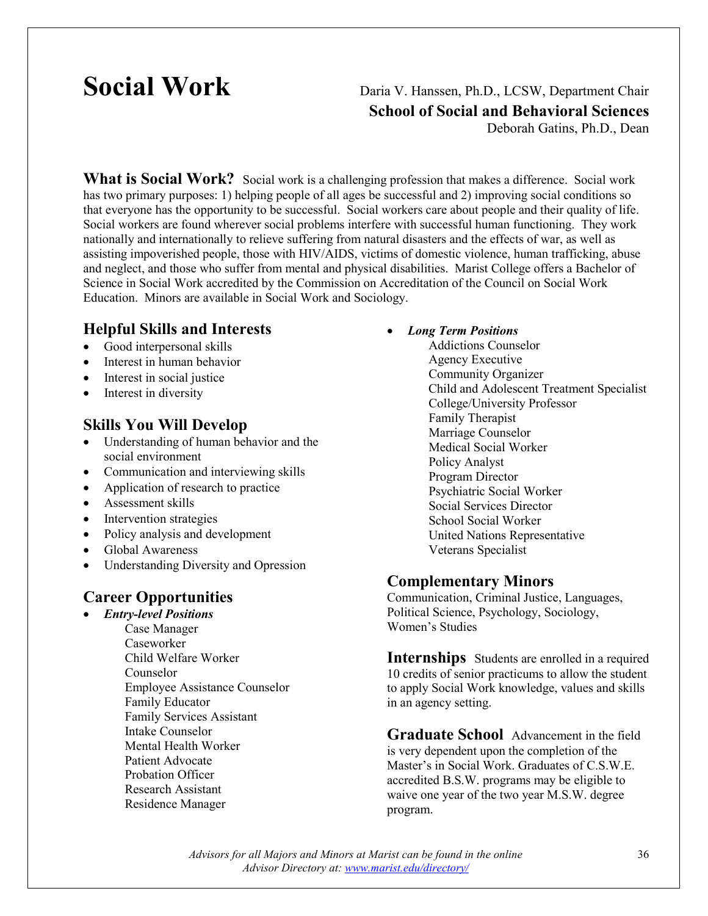# Social Work

Daria V. Hanssen, Ph.D., LCSW, Department Chair

**School of Social and Behavioral Sciences**

Deborah Gatins, Ph.D., Dean

**What is Social Work?** Social work is a challenging profession that makes a difference. Social work has two primary purposes: 1) helping people of all ages be successful and 2) improving social conditions so that everyone has the opportunity to be successful. Social workers care about people and their quality of life. Social workers are found wherever social problems interfere with successful human functioning. They work nationally and internationally to relieve suffering from natural disasters and the effects of war, as well as assisting impoverished people, those with HIV/AIDS, victims of domestic violence, human trafficking, abuse and neglect, and those who suffer from mental and physical disabilities. Marist College offers a Bachelor of Science in Social Work accredited by the Commission on Accreditation of the Council on Social Work Education. Minors are available in Social Work and Sociology.

## Helpful Skills and Interests

- Good interpersonal skills
- Interest in human behavior
- Interest in social justice
- Interest in diversity

## Skills You Will Develop

- Understanding of human behavior and the social environment
- Communication and interviewing skills
- Application of research to practice
- Assessment skills
- Intervention strategies
- Policy analysis and development
- Global Awareness
- Understanding Diversity and Opression

## Career Opportunities

- ***Entry-level Positions***
  - Case Manager
  - Caseworker
  - Child Welfare Worker
  - Counselor
  - Employee Assistance Counselor
  - Family Educator
  - Family Services Assistant
  - Intake Counselor
  - Mental Health Worker
  - Patient Advocate
  - Probation Officer
  - Research Assistant
  - Residence Manager
- ***Long Term Positions***
  - Addictions Counselor
  - Agency Executive
  - Community Organizer
  - Child and Adolescent Treatment Specialist
  - College/University Professor
  - Family Therapist
  - Marriage Counselor
  - Medical Social Worker
  - Policy Analyst
  - Program Director
  - Psychiatric Social Worker
  - Social Services Director
  - School Social Worker
  - United Nations Representative
  - Veterans Specialist

## Complementary Minors

Communication, Criminal Justice, Languages, Political Science, Psychology, Sociology, Women's Studies

**Internships** Students are enrolled in a required 10 credits of senior practicums to allow the student to apply Social Work knowledge, values and skills in an agency setting.

**Graduate School** Advancement in the field is very dependent upon the completion of the Master's in Social Work. Graduates of C.S.W.E. accredited B.S.W. programs may be eligible to waive one year of the two year M.S.W. degree program.

*Advisors for all Majors and Minors at Marist can be found in the online Advisor Directory at: www.marist.edu/directory/*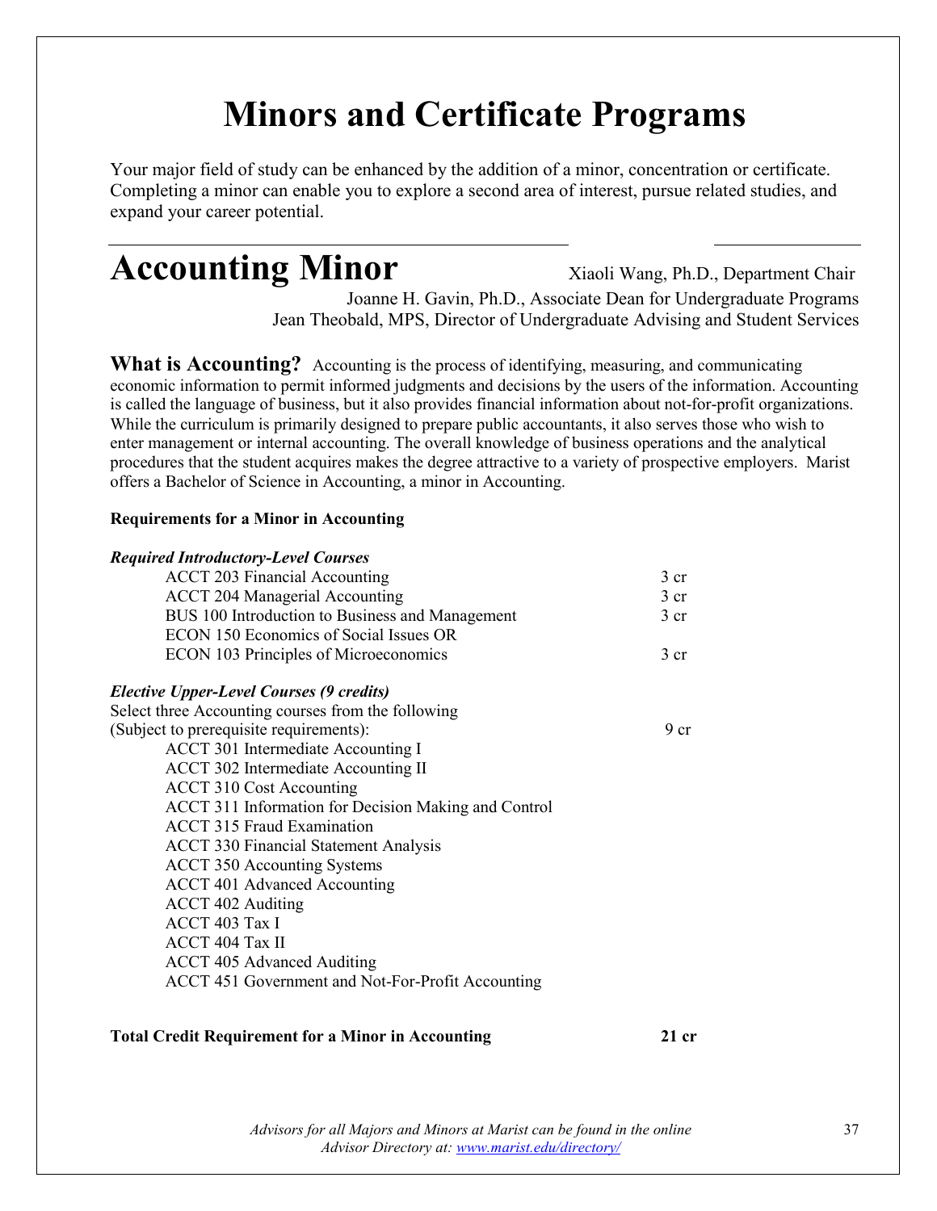# Minors and Certificate Programs

Your major field of study can be enhanced by the addition of a minor, concentration or certificate. Completing a minor can enable you to explore a second area of interest, pursue related studies, and expand your career potential.

## Accounting Minor

Xiaoli Wang, Ph.D., Department Chair
Joanne H. Gavin, Ph.D., Associate Dean for Undergraduate Programs
Jean Theobald, MPS, Director of Undergraduate Advising and Student Services

**What is Accounting?** Accounting is the process of identifying, measuring, and communicating economic information to permit informed judgments and decisions by the users of the information. Accounting is called the language of business, but it also provides financial information about not-for-profit organizations. While the curriculum is primarily designed to prepare public accountants, it also serves those who wish to enter management or internal accounting. The overall knowledge of business operations and the analytical procedures that the student acquires makes the degree attractive to a variety of prospective employers. Marist offers a Bachelor of Science in Accounting, a minor in Accounting.

**Requirements for a Minor in Accounting**

***Required Introductory-Level Courses***

| Course | Credits |
|---|---|
| ACCT 203 Financial Accounting | 3 cr |
| ACCT 204 Managerial Accounting | 3 cr |
| BUS 100 Introduction to Business and Management | 3 cr |
| ECON 150 Economics of Social Issues OR ECON 103 Principles of Microeconomics | 3 cr |

***Elective Upper-Level Courses (9 credits)***

Select three Accounting courses from the following (Subject to prerequisite requirements): 9 cr

- ACCT 301 Intermediate Accounting I
- ACCT 302 Intermediate Accounting II
- ACCT 310 Cost Accounting
- ACCT 311 Information for Decision Making and Control
- ACCT 315 Fraud Examination
- ACCT 330 Financial Statement Analysis
- ACCT 350 Accounting Systems
- ACCT 401 Advanced Accounting
- ACCT 402 Auditing
- ACCT 403 Tax I
- ACCT 404 Tax II
- ACCT 405 Advanced Auditing
- ACCT 451 Government and Not-For-Profit Accounting

**Total Credit Requirement for a Minor in Accounting** **21 cr**

*Advisors for all Majors and Minors at Marist can be found in the online Advisor Directory at: [www.marist.edu/directory/](www.marist.edu/directory/)*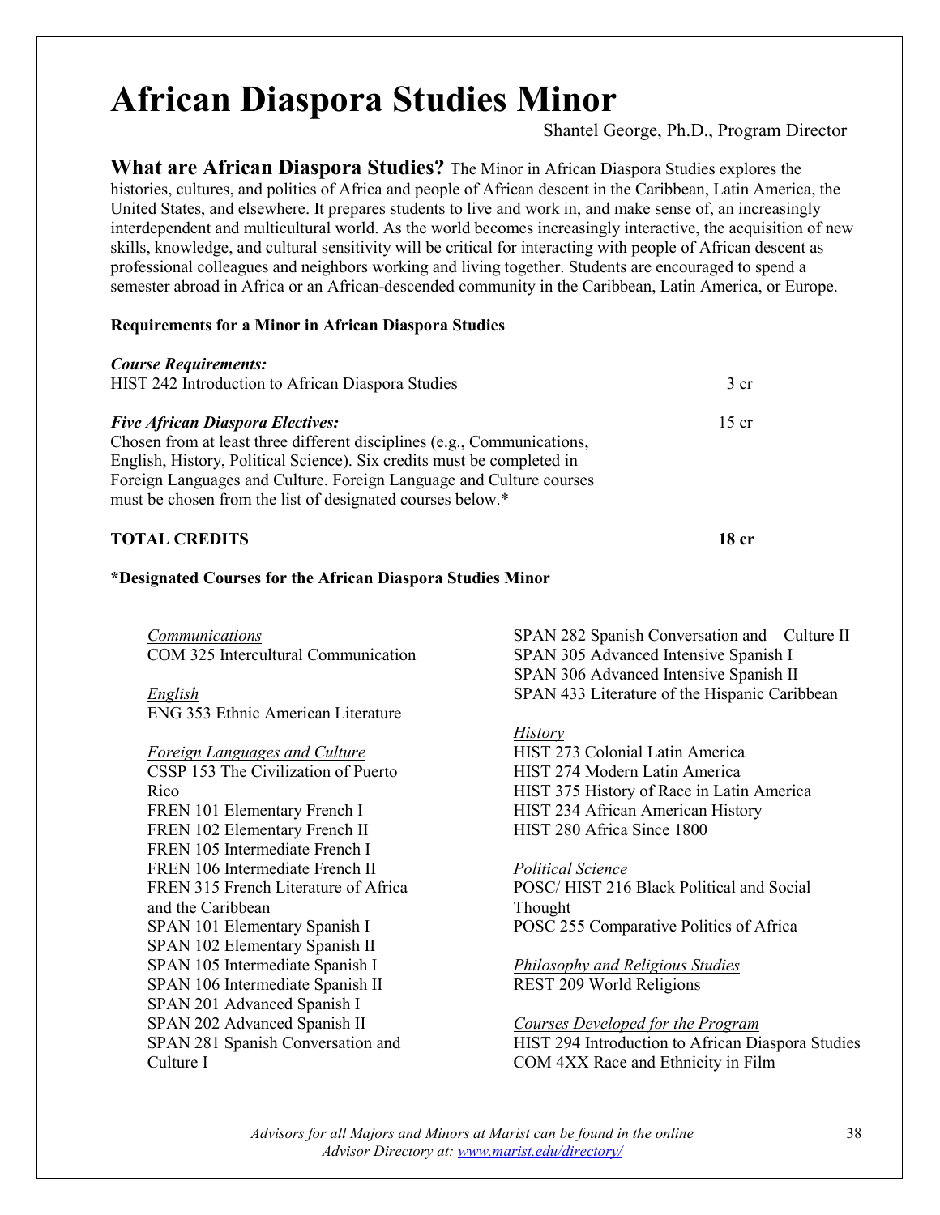# African Diaspora Studies Minor

Shantel George, Ph.D., Program Director

**What are African Diaspora Studies?** The Minor in African Diaspora Studies explores the histories, cultures, and politics of Africa and people of African descent in the Caribbean, Latin America, the United States, and elsewhere. It prepares students to live and work in, and make sense of, an increasingly interdependent and multicultural world. As the world becomes increasingly interactive, the acquisition of new skills, knowledge, and cultural sensitivity will be critical for interacting with people of African descent as professional colleagues and neighbors working and living together. Students are encouraged to spend a semester abroad in Africa or an African-descended community in the Caribbean, Latin America, or Europe.

**Requirements for a Minor in African Diaspora Studies**

***Course Requirements:***

HIST 242 Introduction to African Diaspora Studies — 3 cr

***Five African Diaspora Electives:*** — 15 cr

Chosen from at least three different disciplines (e.g., Communications, English, History, Political Science). Six credits must be completed in Foreign Languages and Culture. Foreign Language and Culture courses must be chosen from the list of designated courses below.*

**TOTAL CREDITS — 18 cr**

**\*Designated Courses for the African Diaspora Studies Minor**

_Communications_
COM 325 Intercultural Communication

_English_
ENG 353 Ethnic American Literature

_Foreign Languages and Culture_
CSSP 153 The Civilization of Puerto Rico
FREN 101 Elementary French I
FREN 102 Elementary French II
FREN 105 Intermediate French I
FREN 106 Intermediate French II
FREN 315 French Literature of Africa and the Caribbean
SPAN 101 Elementary Spanish I
SPAN 102 Elementary Spanish II
SPAN 105 Intermediate Spanish I
SPAN 106 Intermediate Spanish II
SPAN 201 Advanced Spanish I
SPAN 202 Advanced Spanish II
SPAN 281 Spanish Conversation and Culture I
SPAN 282 Spanish Conversation and Culture II
SPAN 305 Advanced Intensive Spanish I
SPAN 306 Advanced Intensive Spanish II
SPAN 433 Literature of the Hispanic Caribbean

_History_
HIST 273 Colonial Latin America
HIST 274 Modern Latin America
HIST 375 History of Race in Latin America
HIST 234 African American History
HIST 280 Africa Since 1800

_Political Science_
POSC/ HIST 216 Black Political and Social Thought
POSC 255 Comparative Politics of Africa

_Philosophy and Religious Studies_
REST 209 World Religions

_Courses Developed for the Program_
HIST 294 Introduction to African Diaspora Studies
COM 4XX Race and Ethnicity in Film

*Advisors for all Majors and Minors at Marist can be found in the online Advisor Directory at: [www.marist.edu/directory/](http://www.marist.edu/directory/)*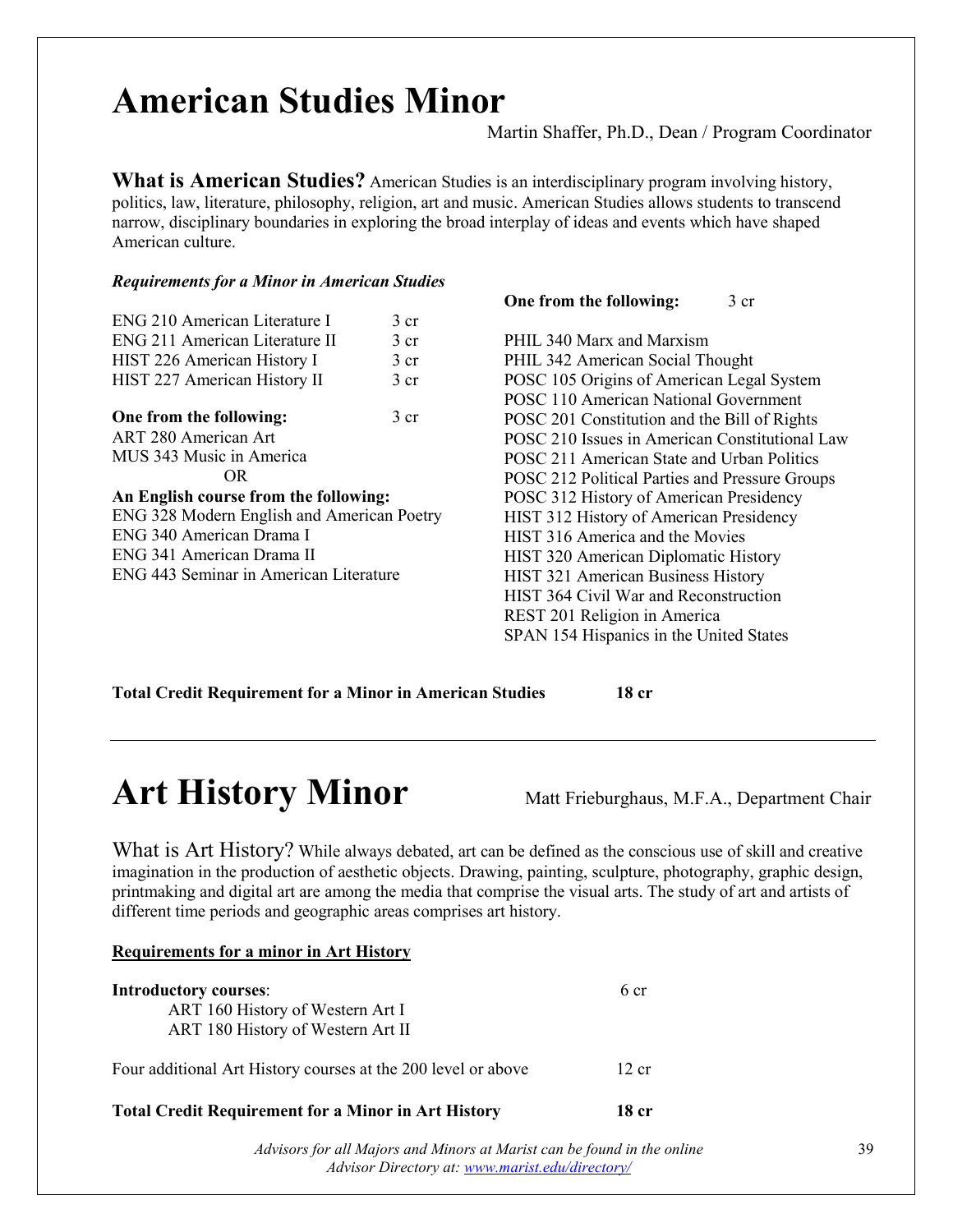# American Studies Minor

Martin Shaffer, Ph.D., Dean / Program Coordinator

**What is American Studies?** American Studies is an interdisciplinary program involving history, politics, law, literature, philosophy, religion, art and music. American Studies allows students to transcend narrow, disciplinary boundaries in exploring the broad interplay of ideas and events which have shaped American culture.

***Requirements for a Minor in American Studies***

| Course | Credits |
| --- | --- |
| ENG 210 American Literature I | 3 cr |
| ENG 211 American Literature II | 3 cr |
| HIST 226 American History I | 3 cr |
| HIST 227 American History II | 3 cr |

**One from the following:** 3 cr

ART 280 American Art
MUS 343 Music in America

OR

**An English course from the following:**

ENG 328 Modern English and American Poetry
ENG 340 American Drama I
ENG 341 American Drama II
ENG 443 Seminar in American Literature

**One from the following:** 3 cr

PHIL 340 Marx and Marxism
PHIL 342 American Social Thought
POSC 105 Origins of American Legal System
POSC 110 American National Government
POSC 201 Constitution and the Bill of Rights
POSC 210 Issues in American Constitutional Law
POSC 211 American State and Urban Politics
POSC 212 Political Parties and Pressure Groups
POSC 312 History of American Presidency
HIST 312 History of American Presidency
HIST 316 America and the Movies
HIST 320 American Diplomatic History
HIST 321 American Business History
HIST 364 Civil War and Reconstruction
REST 201 Religion in America
SPAN 154 Hispanics in the United States

**Total Credit Requirement for a Minor in American Studies** **18 cr**

---

# Art History Minor

Matt Frieburghaus, M.F.A., Department Chair

What is Art History? While always debated, art can be defined as the conscious use of skill and creative imagination in the production of aesthetic objects. Drawing, painting, sculpture, photography, graphic design, printmaking and digital art are among the media that comprise the visual arts. The study of art and artists of different time periods and geographic areas comprises art history.

**Requirements for a minor in Art History**

**Introductory courses**: 6 cr

- ART 160 History of Western Art I
- ART 180 History of Western Art II

Four additional Art History courses at the 200 level or above 12 cr

**Total Credit Requirement for a Minor in Art History** **18 cr**

*Advisors for all Majors and Minors at Marist can be found in the online Advisor Directory at: [www.marist.edu/directory/](www.marist.edu/directory/)*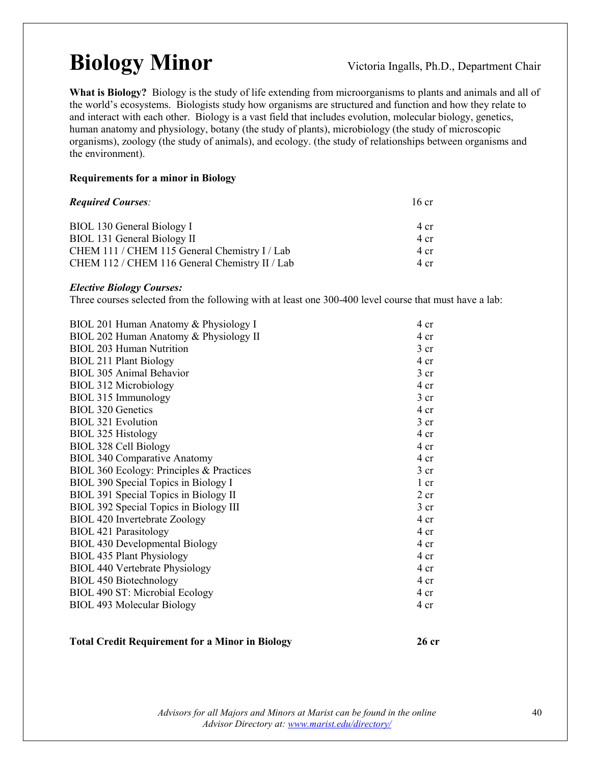# Biology Minor

Victoria Ingalls, Ph.D., Department Chair

**What is Biology?** Biology is the study of life extending from microorganisms to plants and animals and all of the world's ecosystems. Biologists study how organisms are structured and function and how they relate to and interact with each other. Biology is a vast field that includes evolution, molecular biology, genetics, human anatomy and physiology, botany (the study of plants), microbiology (the study of microscopic organisms), zoology (the study of animals), and ecology. (the study of relationships between organisms and the environment).

**Requirements for a minor in Biology**

| ***Required Courses:*** | 16 cr |
|---|---|
| BIOL 130 General Biology I | 4 cr |
| BIOL 131 General Biology II | 4 cr |
| CHEM 111 / CHEM 115 General Chemistry I / Lab | 4 cr |
| CHEM 112 / CHEM 116 General Chemistry II / Lab | 4 cr |

***Elective Biology Courses:***
Three courses selected from the following with at least one 300-400 level course that must have a lab:

| Course | Credits |
|---|---|
| BIOL 201 Human Anatomy & Physiology I | 4 cr |
| BIOL 202 Human Anatomy & Physiology II | 4 cr |
| BIOL 203 Human Nutrition | 3 cr |
| BIOL 211 Plant Biology | 4 cr |
| BIOL 305 Animal Behavior | 3 cr |
| BIOL 312 Microbiology | 4 cr |
| BIOL 315 Immunology | 3 cr |
| BIOL 320 Genetics | 4 cr |
| BIOL 321 Evolution | 3 cr |
| BIOL 325 Histology | 4 cr |
| BIOL 328 Cell Biology | 4 cr |
| BIOL 340 Comparative Anatomy | 4 cr |
| BIOL 360 Ecology: Principles & Practices | 3 cr |
| BIOL 390 Special Topics in Biology I | 1 cr |
| BIOL 391 Special Topics in Biology II | 2 cr |
| BIOL 392 Special Topics in Biology III | 3 cr |
| BIOL 420 Invertebrate Zoology | 4 cr |
| BIOL 421 Parasitology | 4 cr |
| BIOL 430 Developmental Biology | 4 cr |
| BIOL 435 Plant Physiology | 4 cr |
| BIOL 440 Vertebrate Physiology | 4 cr |
| BIOL 450 Biotechnology | 4 cr |
| BIOL 490 ST: Microbial Ecology | 4 cr |
| BIOL 493 Molecular Biology | 4 cr |

**Total Credit Requirement for a Minor in Biology** **26 cr**

*Advisors for all Majors and Minors at Marist can be found in the online Advisor Directory at: [www.marist.edu/directory/](www.marist.edu/directory/)*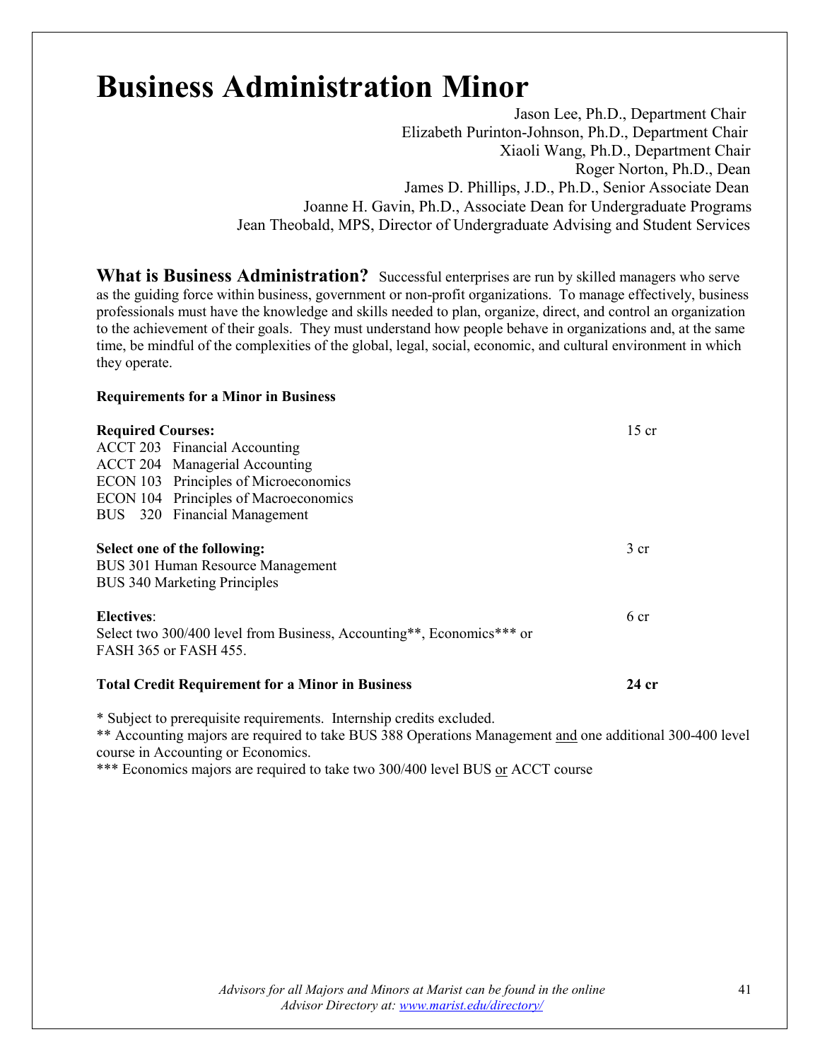# Business Administration Minor

Jason Lee, Ph.D., Department Chair
Elizabeth Purinton-Johnson, Ph.D., Department Chair
Xiaoli Wang, Ph.D., Department Chair
Roger Norton, Ph.D., Dean
James D. Phillips, J.D., Ph.D., Senior Associate Dean
Joanne H. Gavin, Ph.D., Associate Dean for Undergraduate Programs
Jean Theobald, MPS, Director of Undergraduate Advising and Student Services

**What is Business Administration?** Successful enterprises are run by skilled managers who serve as the guiding force within business, government or non-profit organizations. To manage effectively, business professionals must have the knowledge and skills needed to plan, organize, direct, and control an organization to the achievement of their goals. They must understand how people behave in organizations and, at the same time, be mindful of the complexities of the global, legal, social, economic, and cultural environment in which they operate.

**Requirements for a Minor in Business**

**Required Courses:** 15 cr

ACCT 203 Financial Accounting
ACCT 204 Managerial Accounting
ECON 103 Principles of Microeconomics
ECON 104 Principles of Macroeconomics
BUS 320 Financial Management

**Select one of the following:** 3 cr

BUS 301 Human Resource Management
BUS 340 Marketing Principles

**Electives**: 6 cr

Select two 300/400 level from Business, Accounting**, Economics*** or FASH 365 or FASH 455.

**Total Credit Requirement for a Minor in Business** **24 cr**

* Subject to prerequisite requirements. Internship credits excluded.
** Accounting majors are required to take BUS 388 Operations Management <u>and</u> one additional 300-400 level course in Accounting or Economics.
*** Economics majors are required to take two 300/400 level BUS <u>or</u> ACCT course

*Advisors for all Majors and Minors at Marist can be found in the online Advisor Directory at: [www.marist.edu/directory/](www.marist.edu/directory/)*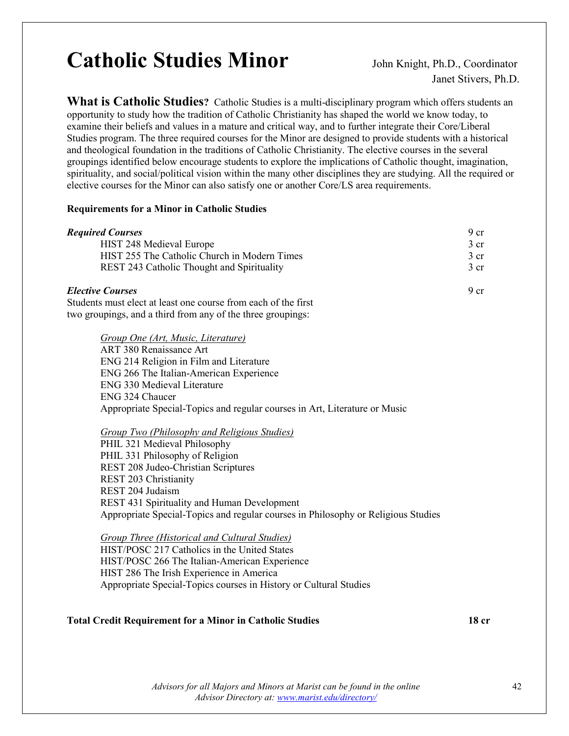# Catholic Studies Minor

John Knight, Ph.D., Coordinator
Janet Stivers, Ph.D.

**What is Catholic Studies?** Catholic Studies is a multi-disciplinary program which offers students an opportunity to study how the tradition of Catholic Christianity has shaped the world we know today, to examine their beliefs and values in a mature and critical way, and to further integrate their Core/Liberal Studies program. The three required courses for the Minor are designed to provide students with a historical and theological foundation in the traditions of Catholic Christianity. The elective courses in the several groupings identified below encourage students to explore the implications of Catholic thought, imagination, spirituality, and social/political vision within the many other disciplines they are studying. All the required or elective courses for the Minor can also satisfy one or another Core/LS area requirements.

**Requirements for a Minor in Catholic Studies**

| | |
|---|---|
| ***Required Courses*** | 9 cr |
| HIST 248 Medieval Europe | 3 cr |
| HIST 255 The Catholic Church in Modern Times | 3 cr |
| REST 243 Catholic Thought and Spirituality | 3 cr |

***Elective Courses*** — 9 cr

Students must elect at least one course from each of the first two groupings, and a third from any of the three groupings:

*Group One (Art, Music, Literature)*
ART 380 Renaissance Art
ENG 214 Religion in Film and Literature
ENG 266 The Italian-American Experience
ENG 330 Medieval Literature
ENG 324 Chaucer
Appropriate Special-Topics and regular courses in Art, Literature or Music

*Group Two (Philosophy and Religious Studies)*
PHIL 321 Medieval Philosophy
PHIL 331 Philosophy of Religion
REST 208 Judeo-Christian Scriptures
REST 203 Christianity
REST 204 Judaism
REST 431 Spirituality and Human Development
Appropriate Special-Topics and regular courses in Philosophy or Religious Studies

*Group Three (Historical and Cultural Studies)*
HIST/POSC 217 Catholics in the United States
HIST/POSC 266 The Italian-American Experience
HIST 286 The Irish Experience in America
Appropriate Special-Topics courses in History or Cultural Studies

**Total Credit Requirement for a Minor in Catholic Studies — 18 cr**

*Advisors for all Majors and Minors at Marist can be found in the online Advisor Directory at: www.marist.edu/directory/*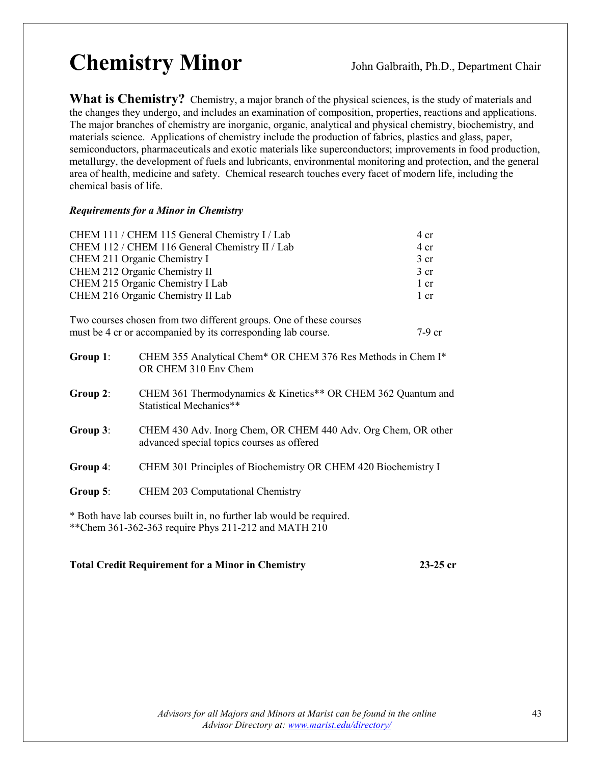# Chemistry Minor

John Galbraith, Ph.D., Department Chair

**What is Chemistry?** Chemistry, a major branch of the physical sciences, is the study of materials and the changes they undergo, and includes an examination of composition, properties, reactions and applications. The major branches of chemistry are inorganic, organic, analytical and physical chemistry, biochemistry, and materials science. Applications of chemistry include the production of fabrics, plastics and glass, paper, semiconductors, pharmaceuticals and exotic materials like superconductors; improvements in food production, metallurgy, the development of fuels and lubricants, environmental monitoring and protection, and the general area of health, medicine and safety. Chemical research touches every facet of modern life, including the chemical basis of life.

***Requirements for a Minor in Chemistry***

| Course | Credits |
|---|---|
| CHEM 111 / CHEM 115 General Chemistry I / Lab | 4 cr |
| CHEM 112 / CHEM 116 General Chemistry II / Lab | 4 cr |
| CHEM 211 Organic Chemistry I | 3 cr |
| CHEM 212 Organic Chemistry II | 3 cr |
| CHEM 215 Organic Chemistry I Lab | 1 cr |
| CHEM 216 Organic Chemistry II Lab | 1 cr |

Two courses chosen from two different groups. One of these courses must be 4 cr or accompanied by its corresponding lab course. 7-9 cr

**Group 1**: CHEM 355 Analytical Chem* OR CHEM 376 Res Methods in Chem I* OR CHEM 310 Env Chem

**Group 2**: CHEM 361 Thermodynamics & Kinetics** OR CHEM 362 Quantum and Statistical Mechanics**

**Group 3**: CHEM 430 Adv. Inorg Chem, OR CHEM 440 Adv. Org Chem, OR other advanced special topics courses as offered

**Group 4**: CHEM 301 Principles of Biochemistry OR CHEM 420 Biochemistry I

**Group 5**: CHEM 203 Computational Chemistry

\* Both have lab courses built in, no further lab would be required.
**Chem 361-362-363 require Phys 211-212 and MATH 210

**Total Credit Requirement for a Minor in Chemistry 23-25 cr**

*Advisors for all Majors and Minors at Marist can be found in the online Advisor Directory at: [www.marist.edu/directory/](www.marist.edu/directory/)*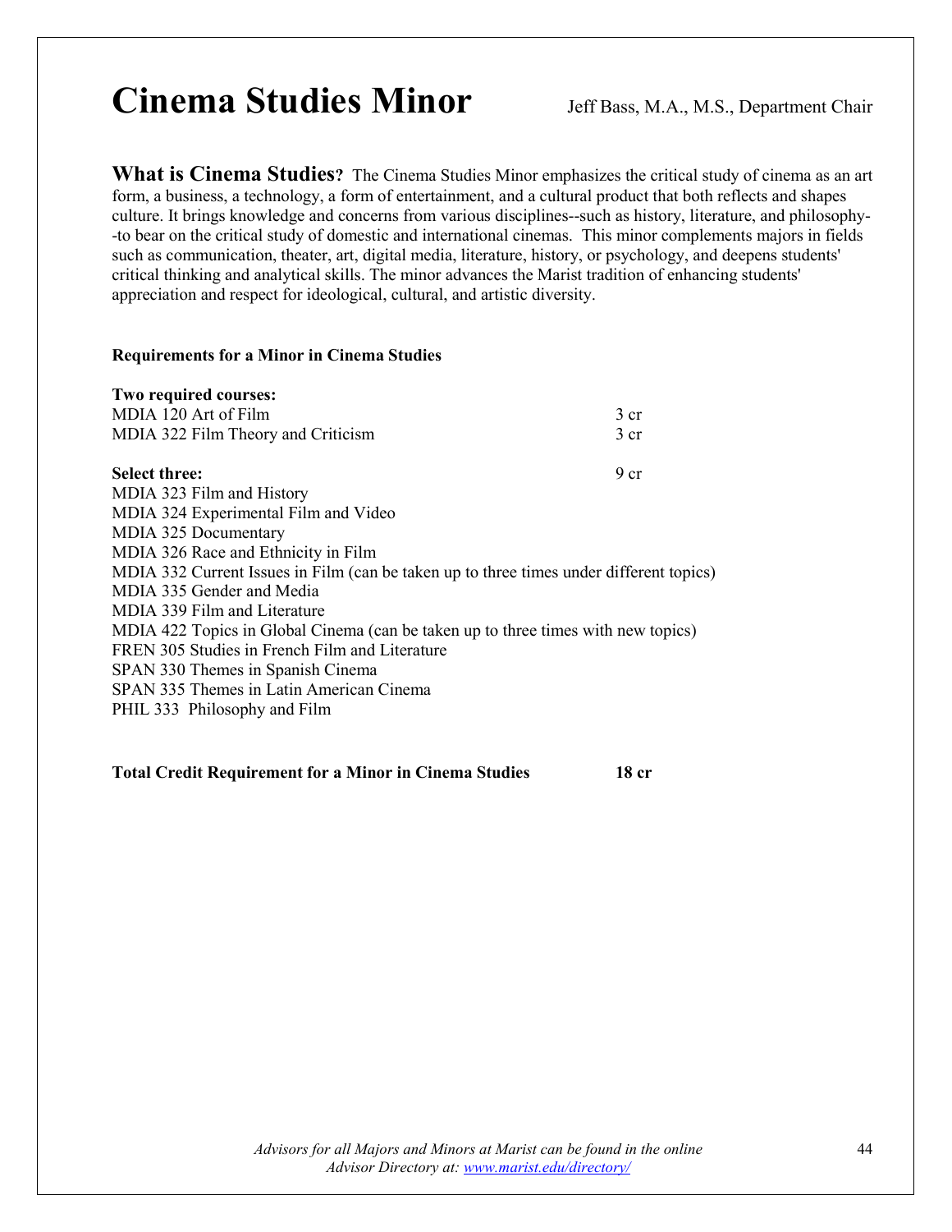# Cinema Studies Minor

Jeff Bass, M.A., M.S., Department Chair

**What is Cinema Studies?** The Cinema Studies Minor emphasizes the critical study of cinema as an art form, a business, a technology, a form of entertainment, and a cultural product that both reflects and shapes culture. It brings knowledge and concerns from various disciplines--such as history, literature, and philosophy--to bear on the critical study of domestic and international cinemas. This minor complements majors in fields such as communication, theater, art, digital media, literature, history, or psychology, and deepens students' critical thinking and analytical skills. The minor advances the Marist tradition of enhancing students' appreciation and respect for ideological, cultural, and artistic diversity.

**Requirements for a Minor in Cinema Studies**

**Two required courses:**

| | |
|---|---|
| MDIA 120 Art of Film | 3 cr |
| MDIA 322 Film Theory and Criticism | 3 cr |

**Select three:** 9 cr

MDIA 323 Film and History
MDIA 324 Experimental Film and Video
MDIA 325 Documentary
MDIA 326 Race and Ethnicity in Film
MDIA 332 Current Issues in Film (can be taken up to three times under different topics)
MDIA 335 Gender and Media
MDIA 339 Film and Literature
MDIA 422 Topics in Global Cinema (can be taken up to three times with new topics)
FREN 305 Studies in French Film and Literature
SPAN 330 Themes in Spanish Cinema
SPAN 335 Themes in Latin American Cinema
PHIL 333 Philosophy and Film

**Total Credit Requirement for a Minor in Cinema Studies** **18 cr**

*Advisors for all Majors and Minors at Marist can be found in the online Advisor Directory at: [www.marist.edu/directory/](www.marist.edu/directory/)*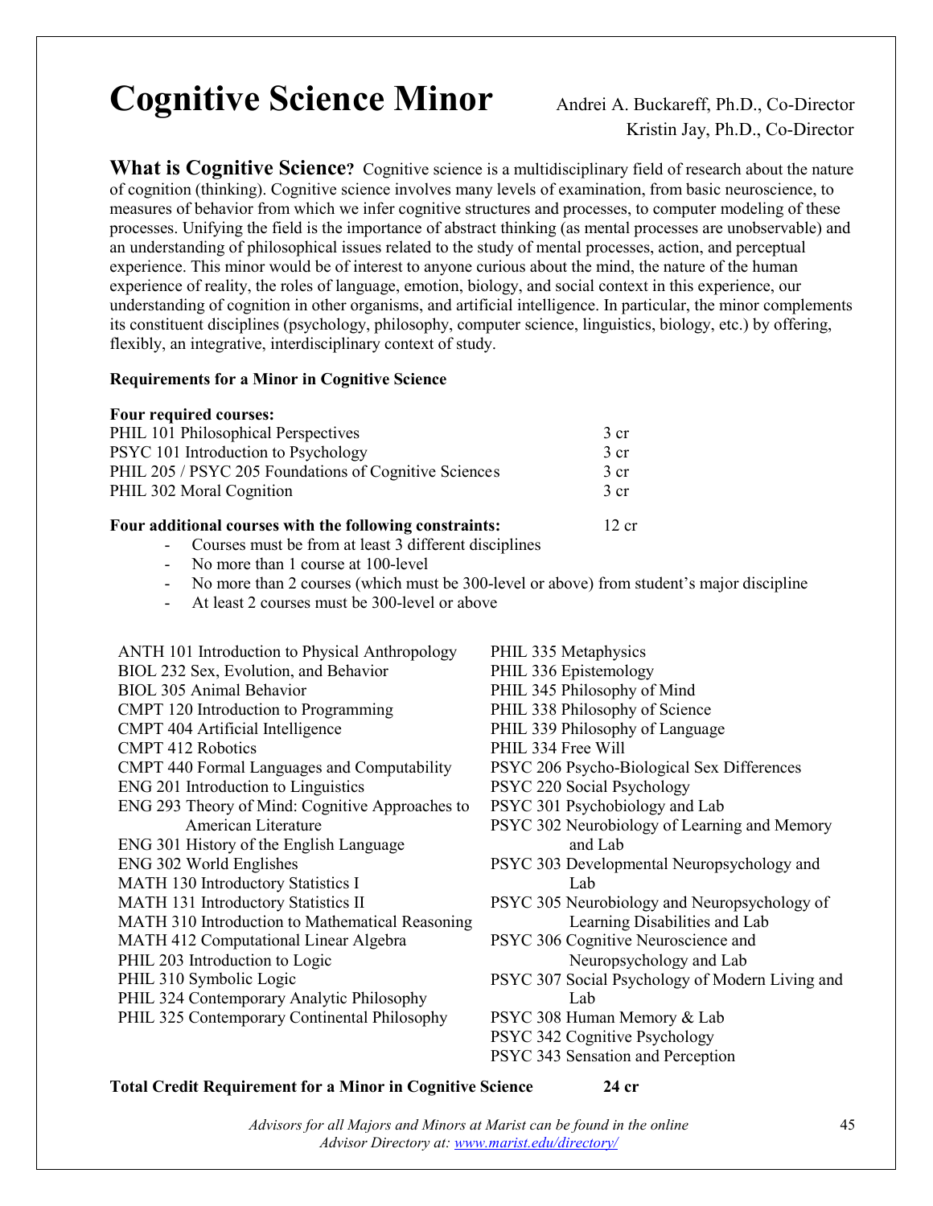# Cognitive Science Minor

Andrei A. Buckareff, Ph.D., Co-Director
Kristin Jay, Ph.D., Co-Director

**What is Cognitive Science?** Cognitive science is a multidisciplinary field of research about the nature of cognition (thinking). Cognitive science involves many levels of examination, from basic neuroscience, to measures of behavior from which we infer cognitive structures and processes, to computer modeling of these processes. Unifying the field is the importance of abstract thinking (as mental processes are unobservable) and an understanding of philosophical issues related to the study of mental processes, action, and perceptual experience. This minor would be of interest to anyone curious about the mind, the nature of the human experience of reality, the roles of language, emotion, biology, and social context in this experience, our understanding of cognition in other organisms, and artificial intelligence. In particular, the minor complements its constituent disciplines (psychology, philosophy, computer science, linguistics, biology, etc.) by offering, flexibly, an integrative, interdisciplinary context of study.

**Requirements for a Minor in Cognitive Science**

**Four required courses:**

| | |
|---|---|
| PHIL 101 Philosophical Perspectives | 3 cr |
| PSYC 101 Introduction to Psychology | 3 cr |
| PHIL 205 / PSYC 205 Foundations of Cognitive Sciences | 3 cr |
| PHIL 302 Moral Cognition | 3 cr |

**Four additional courses with the following constraints:** 12 cr

- Courses must be from at least 3 different disciplines
- No more than 1 course at 100-level
- No more than 2 courses (which must be 300-level or above) from student's major discipline
- At least 2 courses must be 300-level or above

ANTH 101 Introduction to Physical Anthropology
BIOL 232 Sex, Evolution, and Behavior
BIOL 305 Animal Behavior
CMPT 120 Introduction to Programming
CMPT 404 Artificial Intelligence
CMPT 412 Robotics
CMPT 440 Formal Languages and Computability
ENG 201 Introduction to Linguistics
ENG 293 Theory of Mind: Cognitive Approaches to American Literature
ENG 301 History of the English Language
ENG 302 World Englishes
MATH 130 Introductory Statistics I
MATH 131 Introductory Statistics II
MATH 310 Introduction to Mathematical Reasoning
MATH 412 Computational Linear Algebra
PHIL 203 Introduction to Logic
PHIL 310 Symbolic Logic
PHIL 324 Contemporary Analytic Philosophy
PHIL 325 Contemporary Continental Philosophy
PHIL 335 Metaphysics
PHIL 336 Epistemology
PHIL 345 Philosophy of Mind
PHIL 338 Philosophy of Science
PHIL 339 Philosophy of Language
PHIL 334 Free Will
PSYC 206 Psycho-Biological Sex Differences
PSYC 220 Social Psychology
PSYC 301 Psychobiology and Lab
PSYC 302 Neurobiology of Learning and Memory and Lab
PSYC 303 Developmental Neuropsychology and Lab
PSYC 305 Neurobiology and Neuropsychology of Learning Disabilities and Lab
PSYC 306 Cognitive Neuroscience and Neuropsychology and Lab
PSYC 307 Social Psychology of Modern Living and Lab
PSYC 308 Human Memory & Lab
PSYC 342 Cognitive Psychology
PSYC 343 Sensation and Perception

**Total Credit Requirement for a Minor in Cognitive Science** **24 cr**

*Advisors for all Majors and Minors at Marist can be found in the online Advisor Directory at: [www.marist.edu/directory/](www.marist.edu/directory/)*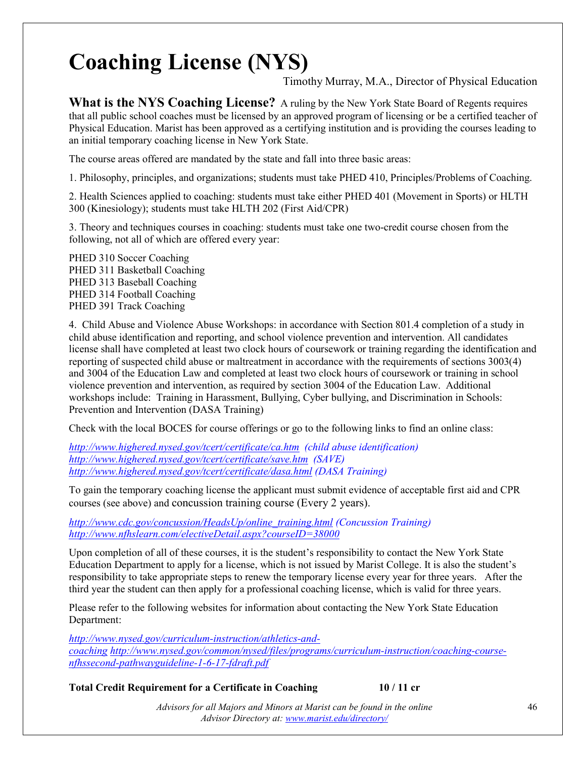# Coaching License (NYS)

Timothy Murray, M.A., Director of Physical Education

**What is the NYS Coaching License?** A ruling by the New York State Board of Regents requires that all public school coaches must be licensed by an approved program of licensing or be a certified teacher of Physical Education. Marist has been approved as a certifying institution and is providing the courses leading to an initial temporary coaching license in New York State.

The course areas offered are mandated by the state and fall into three basic areas:

1. Philosophy, principles, and organizations; students must take PHED 410, Principles/Problems of Coaching.

2. Health Sciences applied to coaching: students must take either PHED 401 (Movement in Sports) or HLTH 300 (Kinesiology); students must take HLTH 202 (First Aid/CPR)

3. Theory and techniques courses in coaching: students must take one two-credit course chosen from the following, not all of which are offered every year:

PHED 310 Soccer Coaching
PHED 311 Basketball Coaching
PHED 313 Baseball Coaching
PHED 314 Football Coaching
PHED 391 Track Coaching

4. Child Abuse and Violence Abuse Workshops: in accordance with Section 801.4 completion of a study in child abuse identification and reporting, and school violence prevention and intervention. All candidates license shall have completed at least two clock hours of coursework or training regarding the identification and reporting of suspected child abuse or maltreatment in accordance with the requirements of sections 3003(4) and 3004 of the Education Law and completed at least two clock hours of coursework or training in school violence prevention and intervention, as required by section 3004 of the Education Law. Additional workshops include: Training in Harassment, Bullying, Cyber bullying, and Discrimination in Schools: Prevention and Intervention (DASA Training)

Check with the local BOCES for course offerings or go to the following links to find an online class:

*http://www.highered.nysed.gov/tcert/certificate/ca.htm (child abuse identification)*
*http://www.highered.nysed.gov/tcert/certificate/save.htm (SAVE)*
*http://www.highered.nysed.gov/tcert/certificate/dasa.html (DASA Training)*

To gain the temporary coaching license the applicant must submit evidence of acceptable first aid and CPR courses (see above) and concussion training course (Every 2 years).

*http://www.cdc.gov/concussion/HeadsUp/online_training.html (Concussion Training)*
*http://www.nfhslearn.com/electiveDetail.aspx?courseID=38000*

Upon completion of all of these courses, it is the student's responsibility to contact the New York State Education Department to apply for a license, which is not issued by Marist College. It is also the student's responsibility to take appropriate steps to renew the temporary license every year for three years. After the third year the student can then apply for a professional coaching license, which is valid for three years.

Please refer to the following websites for information about contacting the New York State Education Department:

*http://www.nysed.gov/curriculum-instruction/athletics-and-coaching http://www.nysed.gov/common/nysed/files/programs/curriculum-instruction/coaching-course-nfhssecond-pathwayguideline-1-6-17-fdraft.pdf*

**Total Credit Requirement for a Certificate in Coaching 10 / 11 cr**

*Advisors for all Majors and Minors at Marist can be found in the online Advisor Directory at: www.marist.edu/directory/*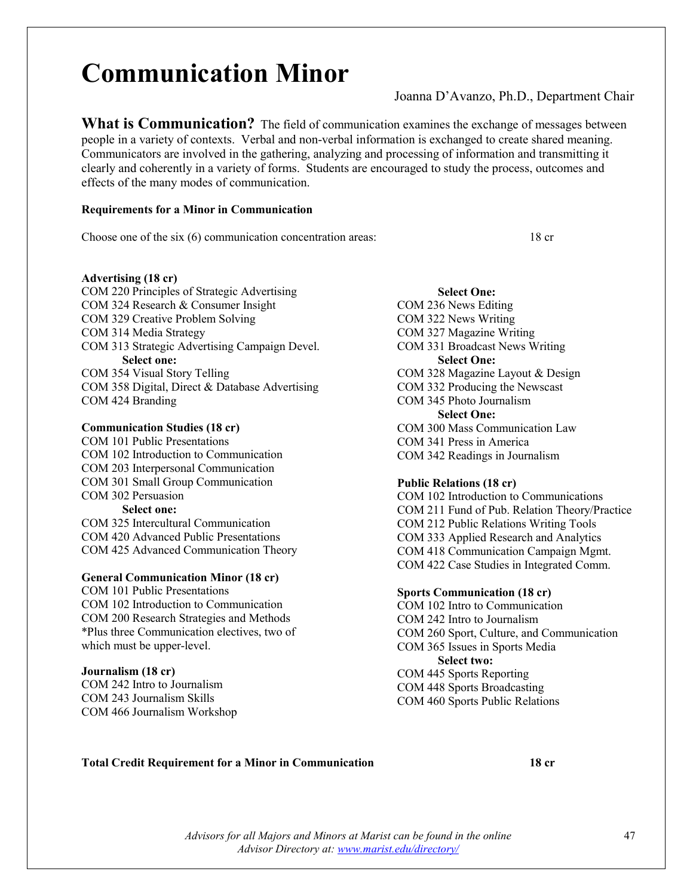# Communication Minor

Joanna D'Avanzo, Ph.D., Department Chair

**What is Communication?** The field of communication examines the exchange of messages between people in a variety of contexts. Verbal and non-verbal information is exchanged to create shared meaning. Communicators are involved in the gathering, analyzing and processing of information and transmitting it clearly and coherently in a variety of forms. Students are encouraged to study the process, outcomes and effects of the many modes of communication.

**Requirements for a Minor in Communication**

Choose one of the six (6) communication concentration areas: 18 cr

**Advertising (18 cr)**

COM 220 Principles of Strategic Advertising
COM 324 Research & Consumer Insight
COM 329 Creative Problem Solving
COM 314 Media Strategy
COM 313 Strategic Advertising Campaign Devel.

**Select one:**

COM 354 Visual Story Telling
COM 358 Digital, Direct & Database Advertising
COM 424 Branding

**Communication Studies (18 cr)**

COM 101 Public Presentations
COM 102 Introduction to Communication
COM 203 Interpersonal Communication
COM 301 Small Group Communication
COM 302 Persuasion

**Select one:**

COM 325 Intercultural Communication
COM 420 Advanced Public Presentations
COM 425 Advanced Communication Theory

**General Communication Minor (18 cr)**

COM 101 Public Presentations
COM 102 Introduction to Communication
COM 200 Research Strategies and Methods
*Plus three Communication electives, two of which must be upper-level.

**Journalism (18 cr)**

COM 242 Intro to Journalism
COM 243 Journalism Skills
COM 466 Journalism Workshop

**Select One:**

COM 236 News Editing
COM 322 News Writing
COM 327 Magazine Writing
COM 331 Broadcast News Writing

**Select One:**

COM 328 Magazine Layout & Design
COM 332 Producing the Newscast
COM 345 Photo Journalism

**Select One:**

COM 300 Mass Communication Law
COM 341 Press in America
COM 342 Readings in Journalism

**Public Relations (18 cr)**

COM 102 Introduction to Communications
COM 211 Fund of Pub. Relation Theory/Practice
COM 212 Public Relations Writing Tools
COM 333 Applied Research and Analytics
COM 418 Communication Campaign Mgmt.
COM 422 Case Studies in Integrated Comm.

**Sports Communication (18 cr)**

COM 102 Intro to Communication
COM 242 Intro to Journalism
COM 260 Sport, Culture, and Communication
COM 365 Issues in Sports Media

**Select two:**

COM 445 Sports Reporting
COM 448 Sports Broadcasting
COM 460 Sports Public Relations

**Total Credit Requirement for a Minor in Communication** **18 cr**

*Advisors for all Majors and Minors at Marist can be found in the online Advisor Directory at: www.marist.edu/directory/*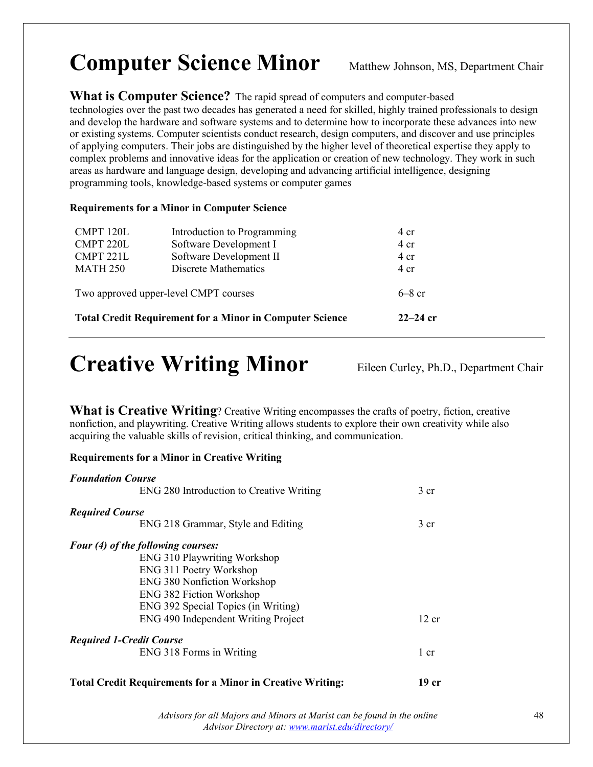# Computer Science Minor

Matthew Johnson, MS, Department Chair

**What is Computer Science?** The rapid spread of computers and computer-based technologies over the past two decades has generated a need for skilled, highly trained professionals to design and develop the hardware and software systems and to determine how to incorporate these advances into new or existing systems. Computer scientists conduct research, design computers, and discover and use principles of applying computers. Their jobs are distinguished by the higher level of theoretical expertise they apply to complex problems and innovative ideas for the application or creation of new technology. They work in such areas as hardware and language design, developing and advancing artificial intelligence, designing programming tools, knowledge-based systems or computer games

**Requirements for a Minor in Computer Science**

| | | |
|---|---|---|
| CMPT 120L | Introduction to Programming | 4 cr |
| CMPT 220L | Software Development I | 4 cr |
| CMPT 221L | Software Development II | 4 cr |
| MATH 250 | Discrete Mathematics | 4 cr |
| Two approved upper-level CMPT courses | | 6–8 cr |
| **Total Credit Requirement for a Minor in Computer Science** | | **22–24 cr** |

# Creative Writing Minor

Eileen Curley, Ph.D., Department Chair

**What is Creative Writing**? Creative Writing encompasses the crafts of poetry, fiction, creative nonfiction, and playwriting. Creative Writing allows students to explore their own creativity while also acquiring the valuable skills of revision, critical thinking, and communication.

**Requirements for a Minor in Creative Writing**

***Foundation Course***

| | |
|---|---|
| ENG 280 Introduction to Creative Writing | 3 cr |

***Required Course***

| | |
|---|---|
| ENG 218 Grammar, Style and Editing | 3 cr |

***Four (4) of the following courses:***

| | |
|---|---|
| ENG 310 Playwriting Workshop | |
| ENG 311 Poetry Workshop | |
| ENG 380 Nonfiction Workshop | |
| ENG 382 Fiction Workshop | |
| ENG 392 Special Topics (in Writing) | |
| ENG 490 Independent Writing Project | 12 cr |

***Required 1-Credit Course***

| | |
|---|---|
| ENG 318 Forms in Writing | 1 cr |

**Total Credit Requirements for a Minor in Creative Writing:** **19 cr**

*Advisors for all Majors and Minors at Marist can be found in the online Advisor Directory at: [www.marist.edu/directory/](www.marist.edu/directory/)*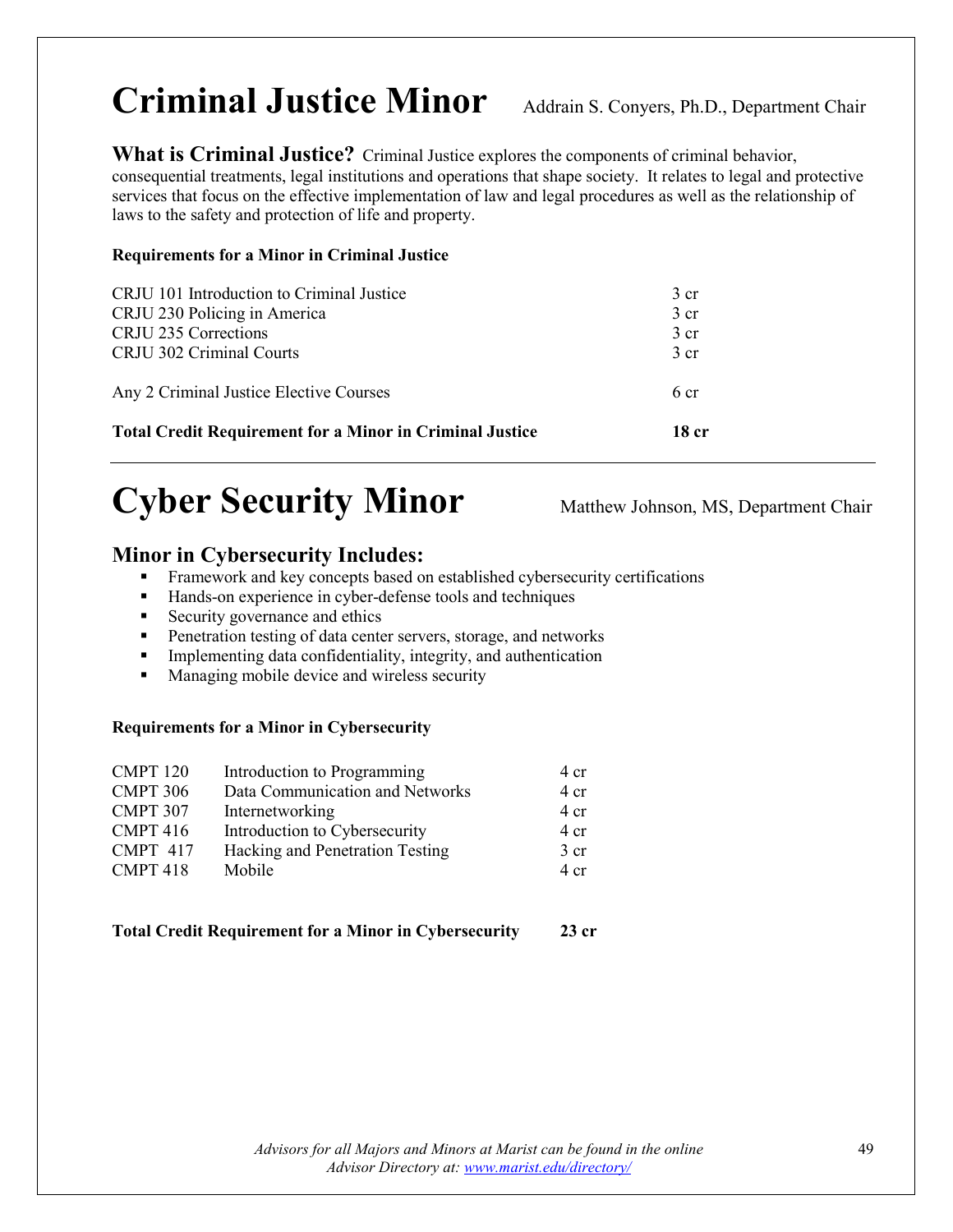# Criminal Justice Minor

Addrain S. Conyers, Ph.D., Department Chair

**What is Criminal Justice?** Criminal Justice explores the components of criminal behavior, consequential treatments, legal institutions and operations that shape society. It relates to legal and protective services that focus on the effective implementation of law and legal procedures as well as the relationship of laws to the safety and protection of life and property.

**Requirements for a Minor in Criminal Justice**

| Course | Credits |
|---|---|
| CRJU 101 Introduction to Criminal Justice | 3 cr |
| CRJU 230 Policing in America | 3 cr |
| CRJU 235 Corrections | 3 cr |
| CRJU 302 Criminal Courts | 3 cr |
| Any 2 Criminal Justice Elective Courses | 6 cr |
| **Total Credit Requirement for a Minor in Criminal Justice** | **18 cr** |

---

# Cyber Security Minor

Matthew Johnson, MS, Department Chair

## Minor in Cybersecurity Includes:

- Framework and key concepts based on established cybersecurity certifications
- Hands-on experience in cyber-defense tools and techniques
- Security governance and ethics
- Penetration testing of data center servers, storage, and networks
- Implementing data confidentiality, integrity, and authentication
- Managing mobile device and wireless security

**Requirements for a Minor in Cybersecurity**

| Course | Title | Credits |
|---|---|---|
| CMPT 120 | Introduction to Programming | 4 cr |
| CMPT 306 | Data Communication and Networks | 4 cr |
| CMPT 307 | Internetworking | 4 cr |
| CMPT 416 | Introduction to Cybersecurity | 4 cr |
| CMPT 417 | Hacking and Penetration Testing | 3 cr |
| CMPT 418 | Mobile | 4 cr |
| **Total Credit Requirement for a Minor in Cybersecurity** | | **23 cr** |

*Advisors for all Majors and Minors at Marist can be found in the online Advisor Directory at: [www.marist.edu/directory/](www.marist.edu/directory/)*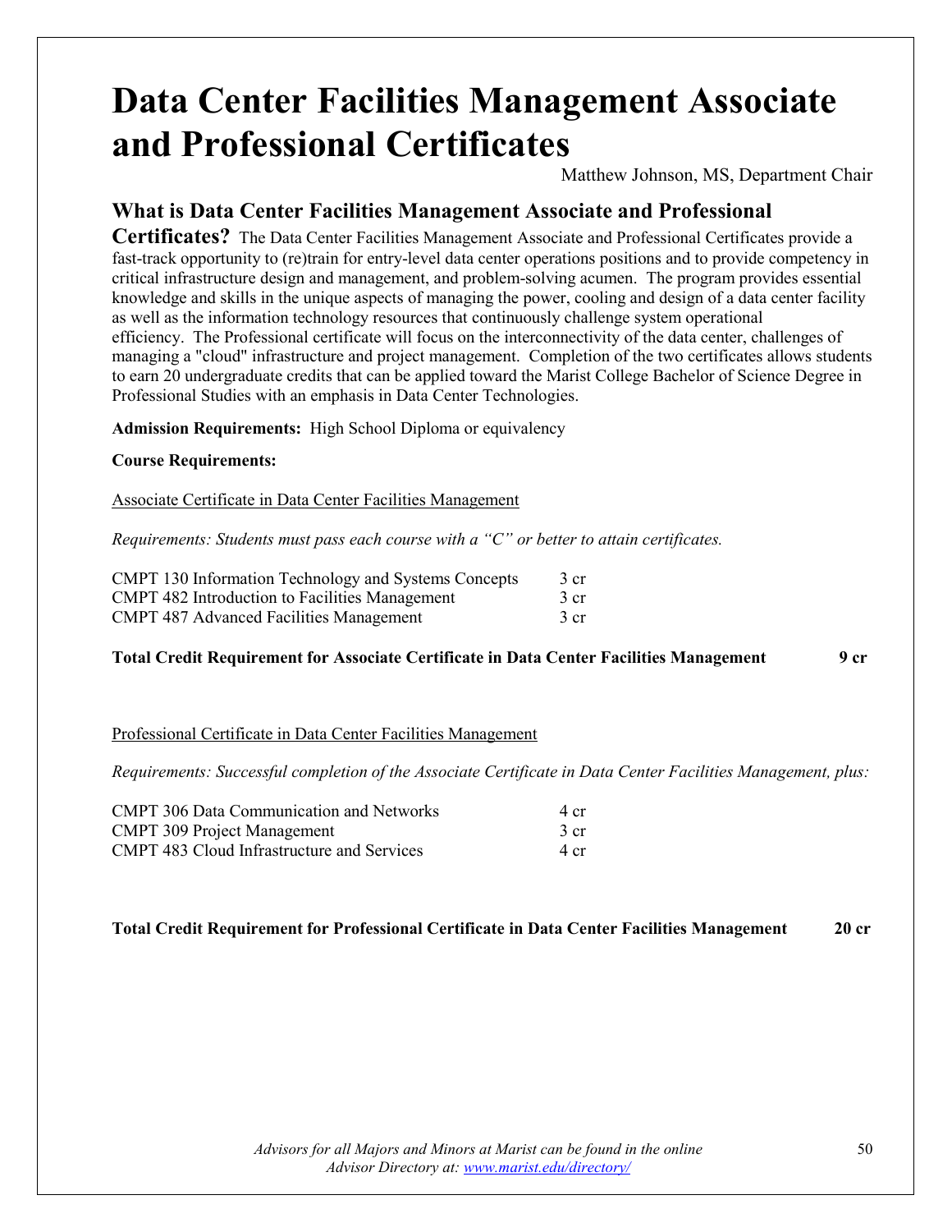# Data Center Facilities Management Associate and Professional Certificates

Matthew Johnson, MS, Department Chair

## What is Data Center Facilities Management Associate and Professional Certificates?

The Data Center Facilities Management Associate and Professional Certificates provide a fast-track opportunity to (re)train for entry-level data center operations positions and to provide competency in critical infrastructure design and management, and problem-solving acumen. The program provides essential knowledge and skills in the unique aspects of managing the power, cooling and design of a data center facility as well as the information technology resources that continuously challenge system operational efficiency. The Professional certificate will focus on the interconnectivity of the data center, challenges of managing a "cloud" infrastructure and project management. Completion of the two certificates allows students to earn 20 undergraduate credits that can be applied toward the Marist College Bachelor of Science Degree in Professional Studies with an emphasis in Data Center Technologies.

**Admission Requirements:** High School Diploma or equivalency

**Course Requirements:**

Associate Certificate in Data Center Facilities Management

*Requirements: Students must pass each course with a "C" or better to attain certificates.*

| Course | Credits |
|---|---|
| CMPT 130 Information Technology and Systems Concepts | 3 cr |
| CMPT 482 Introduction to Facilities Management | 3 cr |
| CMPT 487 Advanced Facilities Management | 3 cr |

**Total Credit Requirement for Associate Certificate in Data Center Facilities Management 9 cr**

Professional Certificate in Data Center Facilities Management

*Requirements: Successful completion of the Associate Certificate in Data Center Facilities Management, plus:*

| Course | Credits |
|---|---|
| CMPT 306 Data Communication and Networks | 4 cr |
| CMPT 309 Project Management | 3 cr |
| CMPT 483 Cloud Infrastructure and Services | 4 cr |

**Total Credit Requirement for Professional Certificate in Data Center Facilities Management 20 cr**

*Advisors for all Majors and Minors at Marist can be found in the online Advisor Directory at: www.marist.edu/directory/*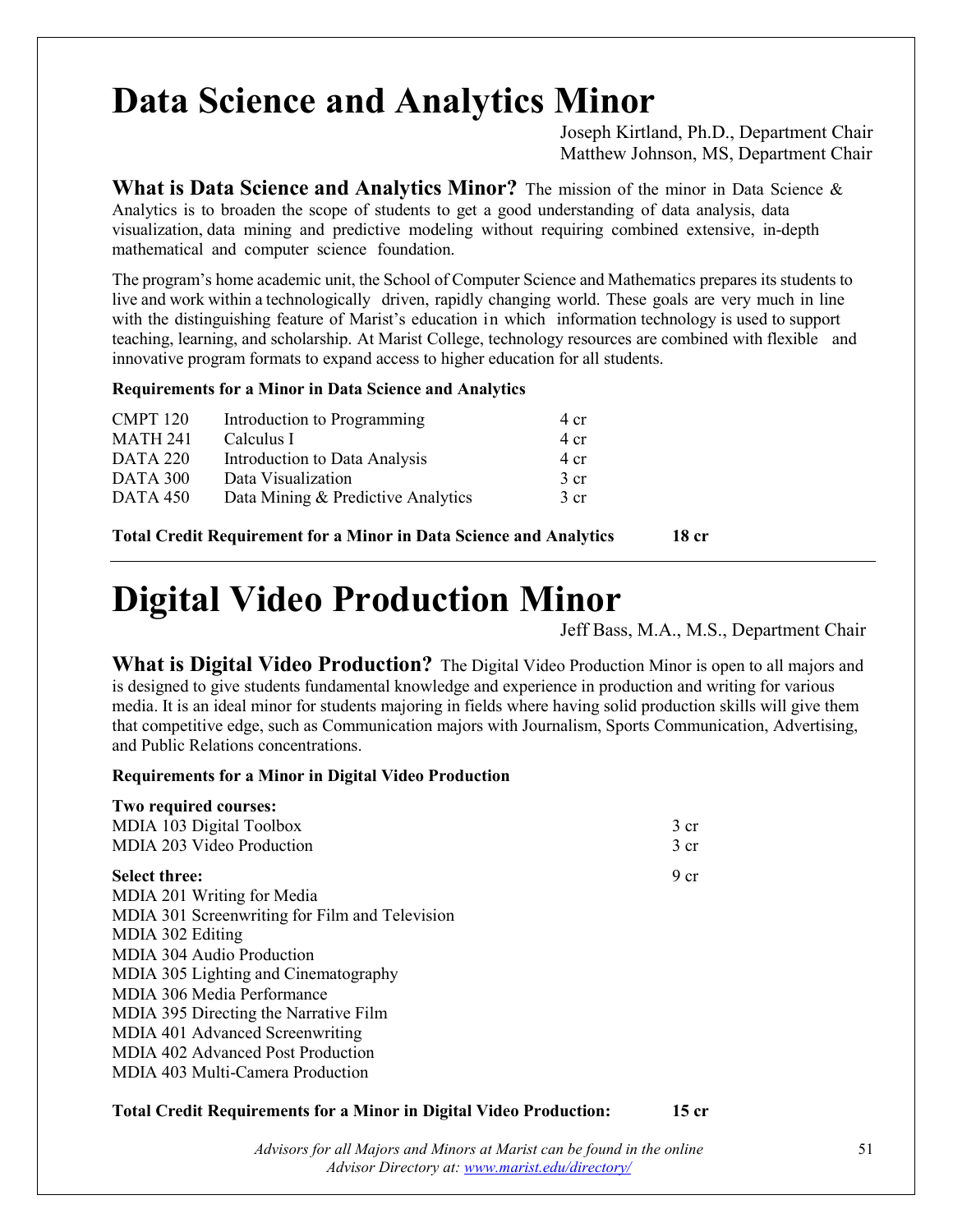# Data Science and Analytics Minor

Joseph Kirtland, Ph.D., Department Chair
Matthew Johnson, MS, Department Chair

**What is Data Science and Analytics Minor?** The mission of the minor in Data Science & Analytics is to broaden the scope of students to get a good understanding of data analysis, data visualization, data mining and predictive modeling without requiring combined extensive, in-depth mathematical and computer science foundation.

The program's home academic unit, the School of Computer Science and Mathematics prepares its students to live and work within a technologically driven, rapidly changing world. These goals are very much in line with the distinguishing feature of Marist's education in which information technology is used to support teaching, learning, and scholarship. At Marist College, technology resources are combined with flexible and innovative program formats to expand access to higher education for all students.

**Requirements for a Minor in Data Science and Analytics**

| | | |
|---|---|---|
| CMPT 120 | Introduction to Programming | 4 cr |
| MATH 241 | Calculus I | 4 cr |
| DATA 220 | Introduction to Data Analysis | 4 cr |
| DATA 300 | Data Visualization | 3 cr |
| DATA 450 | Data Mining & Predictive Analytics | 3 cr |

**Total Credit Requirement for a Minor in Data Science and Analytics 18 cr**

# Digital Video Production Minor

Jeff Bass, M.A., M.S., Department Chair

**What is Digital Video Production?** The Digital Video Production Minor is open to all majors and is designed to give students fundamental knowledge and experience in production and writing for various media. It is an ideal minor for students majoring in fields where having solid production skills will give them that competitive edge, such as Communication majors with Journalism, Sports Communication, Advertising, and Public Relations concentrations.

**Requirements for a Minor in Digital Video Production**

**Two required courses:**

| | |
|---|---|
| MDIA 103 Digital Toolbox | 3 cr |
| MDIA 203 Video Production | 3 cr |

**Select three:** 9 cr

MDIA 201 Writing for Media
MDIA 301 Screenwriting for Film and Television
MDIA 302 Editing
MDIA 304 Audio Production
MDIA 305 Lighting and Cinematography
MDIA 306 Media Performance
MDIA 395 Directing the Narrative Film
MDIA 401 Advanced Screenwriting
MDIA 402 Advanced Post Production
MDIA 403 Multi-Camera Production

**Total Credit Requirements for a Minor in Digital Video Production: 15 cr**

*Advisors for all Majors and Minors at Marist can be found in the online Advisor Directory at: [www.marist.edu/directory/](www.marist.edu/directory/)*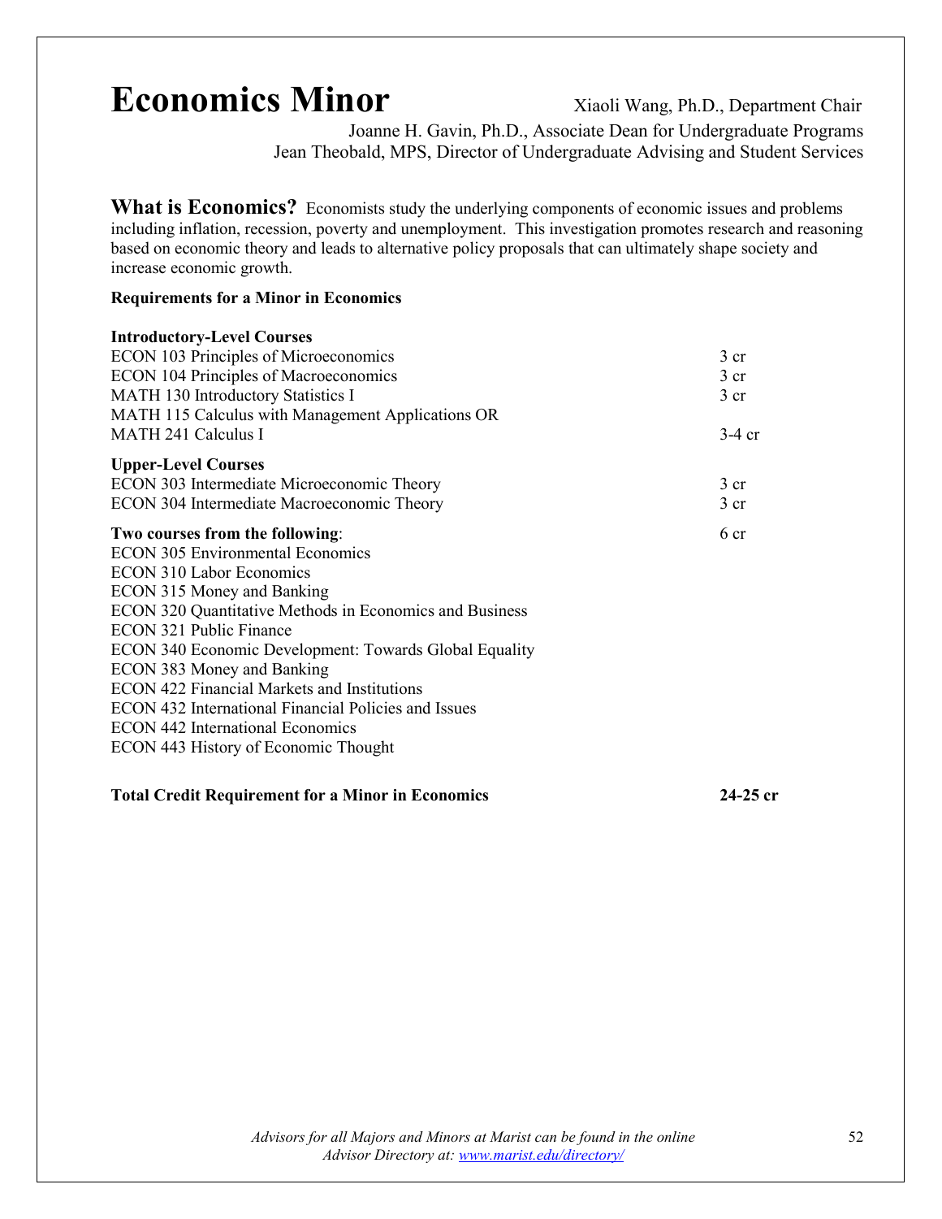# Economics Minor

Xiaoli Wang, Ph.D., Department Chair
Joanne H. Gavin, Ph.D., Associate Dean for Undergraduate Programs
Jean Theobald, MPS, Director of Undergraduate Advising and Student Services

**What is Economics?** Economists study the underlying components of economic issues and problems including inflation, recession, poverty and unemployment. This investigation promotes research and reasoning based on economic theory and leads to alternative policy proposals that can ultimately shape society and increase economic growth.

**Requirements for a Minor in Economics**

| Course | Credits |
| --- | --- |
| **Introductory-Level Courses** | |
| ECON 103 Principles of Microeconomics | 3 cr |
| ECON 104 Principles of Macroeconomics | 3 cr |
| MATH 130 Introductory Statistics I | 3 cr |
| MATH 115 Calculus with Management Applications OR MATH 241 Calculus I | 3-4 cr |
| **Upper-Level Courses** | |
| ECON 303 Intermediate Microeconomic Theory | 3 cr |
| ECON 304 Intermediate Macroeconomic Theory | 3 cr |
| **Two courses from the following**: | 6 cr |
| ECON 305 Environmental Economics | |
| ECON 310 Labor Economics | |
| ECON 315 Money and Banking | |
| ECON 320 Quantitative Methods in Economics and Business | |
| ECON 321 Public Finance | |
| ECON 340 Economic Development: Towards Global Equality | |
| ECON 383 Money and Banking | |
| ECON 422 Financial Markets and Institutions | |
| ECON 432 International Financial Policies and Issues | |
| ECON 442 International Economics | |
| ECON 443 History of Economic Thought | |
| **Total Credit Requirement for a Minor in Economics** | **24-25 cr** |

*Advisors for all Majors and Minors at Marist can be found in the online Advisor Directory at: [www.marist.edu/directory/](www.marist.edu/directory/)*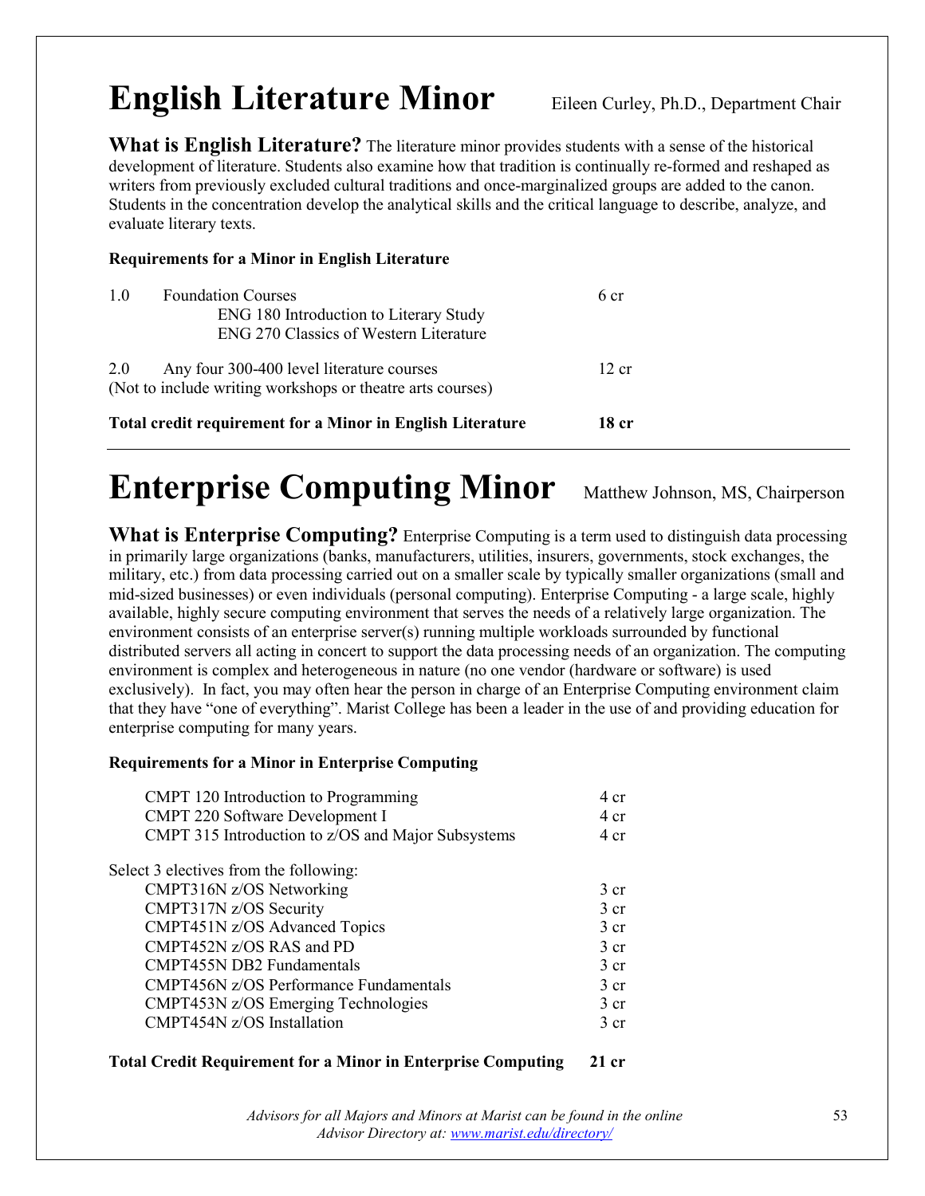# English Literature Minor

Eileen Curley, Ph.D., Department Chair

**What is English Literature?** The literature minor provides students with a sense of the historical development of literature. Students also examine how that tradition is continually re-formed and reshaped as writers from previously excluded cultural traditions and once-marginalized groups are added to the canon. Students in the concentration develop the analytical skills and the critical language to describe, analyze, and evaluate literary texts.

**Requirements for a Minor in English Literature**

| | | |
|---|---|---|
| 1.0 | Foundation Courses<br>ENG 180 Introduction to Literary Study<br>ENG 270 Classics of Western Literature | 6 cr |
| 2.0 | Any four 300-400 level literature courses<br>(Not to include writing workshops or theatre arts courses) | 12 cr |
| **Total credit requirement for a Minor in English Literature** | | **18 cr** |

# Enterprise Computing Minor

Matthew Johnson, MS, Chairperson

**What is Enterprise Computing?** Enterprise Computing is a term used to distinguish data processing in primarily large organizations (banks, manufacturers, utilities, insurers, governments, stock exchanges, the military, etc.) from data processing carried out on a smaller scale by typically smaller organizations (small and mid-sized businesses) or even individuals (personal computing). Enterprise Computing - a large scale, highly available, highly secure computing environment that serves the needs of a relatively large organization. The environment consists of an enterprise server(s) running multiple workloads surrounded by functional distributed servers all acting in concert to support the data processing needs of an organization. The computing environment is complex and heterogeneous in nature (no one vendor (hardware or software) is used exclusively). In fact, you may often hear the person in charge of an Enterprise Computing environment claim that they have "one of everything". Marist College has been a leader in the use of and providing education for enterprise computing for many years.

**Requirements for a Minor in Enterprise Computing**

| | |
|---|---|
| CMPT 120 Introduction to Programming | 4 cr |
| CMPT 220 Software Development I | 4 cr |
| CMPT 315 Introduction to z/OS and Major Subsystems | 4 cr |
| Select 3 electives from the following: | |
| CMPT316N z/OS Networking | 3 cr |
| CMPT317N z/OS Security | 3 cr |
| CMPT451N z/OS Advanced Topics | 3 cr |
| CMPT452N z/OS RAS and PD | 3 cr |
| CMPT455N DB2 Fundamentals | 3 cr |
| CMPT456N z/OS Performance Fundamentals | 3 cr |
| CMPT453N z/OS Emerging Technologies | 3 cr |
| CMPT454N z/OS Installation | 3 cr |
| **Total Credit Requirement for a Minor in Enterprise Computing** | **21 cr** |

*Advisors for all Majors and Minors at Marist can be found in the online Advisor Directory at: [www.marist.edu/directory/](www.marist.edu/directory/)*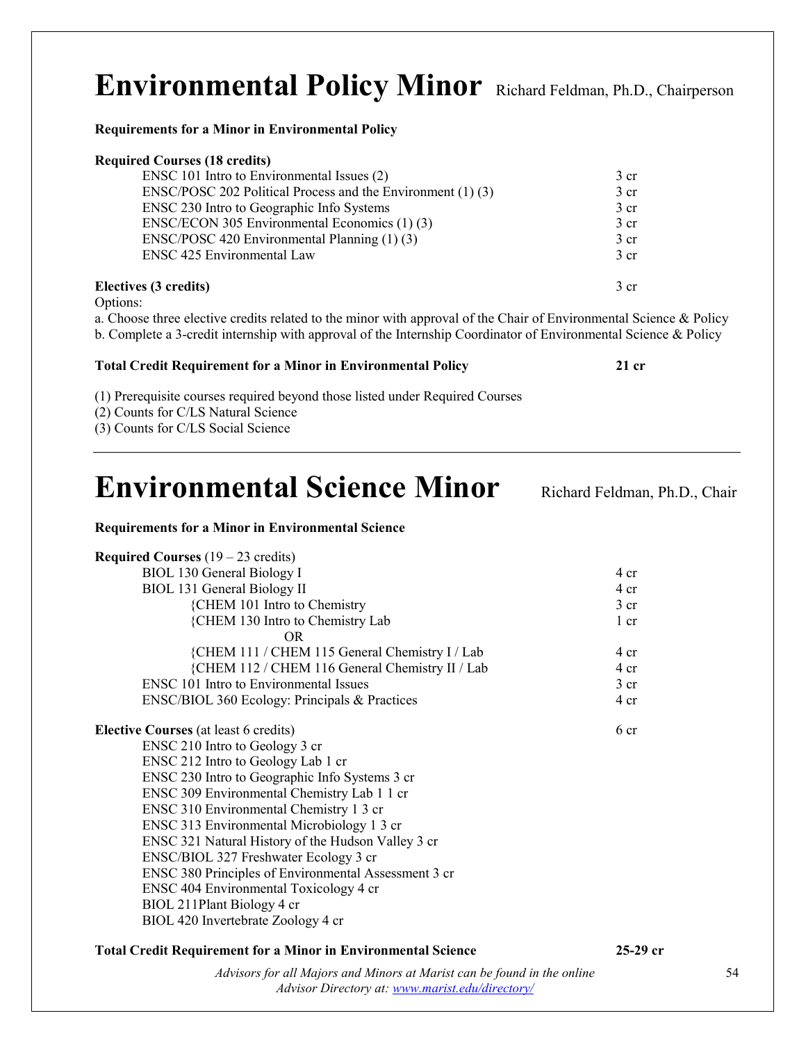# Environmental Policy Minor

Richard Feldman, Ph.D., Chairperson

**Requirements for a Minor in Environmental Policy**

**Required Courses (18 credits)**

| Course | Credits |
|---|---|
| ENSC 101 Intro to Environmental Issues (2) | 3 cr |
| ENSC/POSC 202 Political Process and the Environment (1) (3) | 3 cr |
| ENSC 230 Intro to Geographic Info Systems | 3 cr |
| ENSC/ECON 305 Environmental Economics (1) (3) | 3 cr |
| ENSC/POSC 420 Environmental Planning (1) (3) | 3 cr |
| ENSC 425 Environmental Law | 3 cr |

**Electives (3 credits)** 3 cr

Options:

a. Choose three elective credits related to the minor with approval of the Chair of Environmental Science & Policy
b. Complete a 3-credit internship with approval of the Internship Coordinator of Environmental Science & Policy

**Total Credit Requirement for a Minor in Environmental Policy** **21 cr**

(1) Prerequisite courses required beyond those listed under Required Courses
(2) Counts for C/LS Natural Science
(3) Counts for C/LS Social Science

# Environmental Science Minor

Richard Feldman, Ph.D., Chair

**Requirements for a Minor in Environmental Science**

**Required Courses** (19 – 23 credits)

| Course | Credits |
|---|---|
| BIOL 130 General Biology I | 4 cr |
| BIOL 131 General Biology II | 4 cr |
| {CHEM 101 Intro to Chemistry | 3 cr |
| {CHEM 130 Intro to Chemistry Lab | 1 cr |
| OR | |
| {CHEM 111 / CHEM 115 General Chemistry I / Lab | 4 cr |
| {CHEM 112 / CHEM 116 General Chemistry II / Lab | 4 cr |
| ENSC 101 Intro to Environmental Issues | 3 cr |
| ENSC/BIOL 360 Ecology: Principals & Practices | 4 cr |

**Elective Courses** (at least 6 credits) 6 cr

- ENSC 210 Intro to Geology 3 cr
- ENSC 212 Intro to Geology Lab 1 cr
- ENSC 230 Intro to Geographic Info Systems 3 cr
- ENSC 309 Environmental Chemistry Lab 1 1 cr
- ENSC 310 Environmental Chemistry 1 3 cr
- ENSC 313 Environmental Microbiology 1 3 cr
- ENSC 321 Natural History of the Hudson Valley 3 cr
- ENSC/BIOL 327 Freshwater Ecology 3 cr
- ENSC 380 Principles of Environmental Assessment 3 cr
- ENSC 404 Environmental Toxicology 4 cr
- BIOL 211Plant Biology 4 cr
- BIOL 420 Invertebrate Zoology 4 cr

**Total Credit Requirement for a Minor in Environmental Science** **25-29 cr**

*Advisors for all Majors and Minors at Marist can be found in the online Advisor Directory at: [www.marist.edu/directory/](www.marist.edu/directory/)*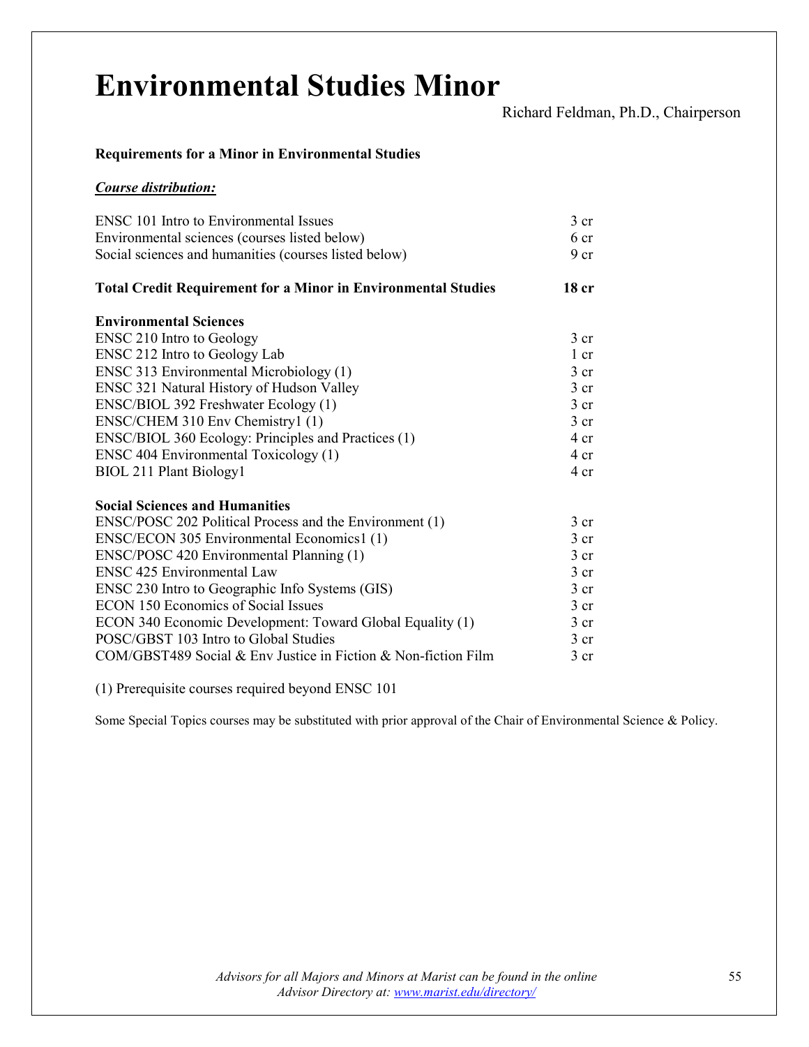# Environmental Studies Minor

Richard Feldman, Ph.D., Chairperson

**Requirements for a Minor in Environmental Studies**

***Course distribution:***

| | |
|---|---|
| ENSC 101 Intro to Environmental Issues | 3 cr |
| Environmental sciences (courses listed below) | 6 cr |
| Social sciences and humanities (courses listed below) | 9 cr |
| **Total Credit Requirement for a Minor in Environmental Studies** | **18 cr** |

| **Environmental Sciences** | |
|---|---|
| ENSC 210 Intro to Geology | 3 cr |
| ENSC 212 Intro to Geology Lab | 1 cr |
| ENSC 313 Environmental Microbiology (1) | 3 cr |
| ENSC 321 Natural History of Hudson Valley | 3 cr |
| ENSC/BIOL 392 Freshwater Ecology (1) | 3 cr |
| ENSC/CHEM 310 Env Chemistry1 (1) | 3 cr |
| ENSC/BIOL 360 Ecology: Principles and Practices (1) | 4 cr |
| ENSC 404 Environmental Toxicology (1) | 4 cr |
| BIOL 211 Plant Biology1 | 4 cr |

| **Social Sciences and Humanities** | |
|---|---|
| ENSC/POSC 202 Political Process and the Environment (1) | 3 cr |
| ENSC/ECON 305 Environmental Economics1 (1) | 3 cr |
| ENSC/POSC 420 Environmental Planning (1) | 3 cr |
| ENSC 425 Environmental Law | 3 cr |
| ENSC 230 Intro to Geographic Info Systems (GIS) | 3 cr |
| ECON 150 Economics of Social Issues | 3 cr |
| ECON 340 Economic Development: Toward Global Equality (1) | 3 cr |
| POSC/GBST 103 Intro to Global Studies | 3 cr |
| COM/GBST489 Social & Env Justice in Fiction & Non-fiction Film | 3 cr |

(1) Prerequisite courses required beyond ENSC 101

Some Special Topics courses may be substituted with prior approval of the Chair of Environmental Science & Policy.

*Advisors for all Majors and Minors at Marist can be found in the online Advisor Directory at: [www.marist.edu/directory/](www.marist.edu/directory/)*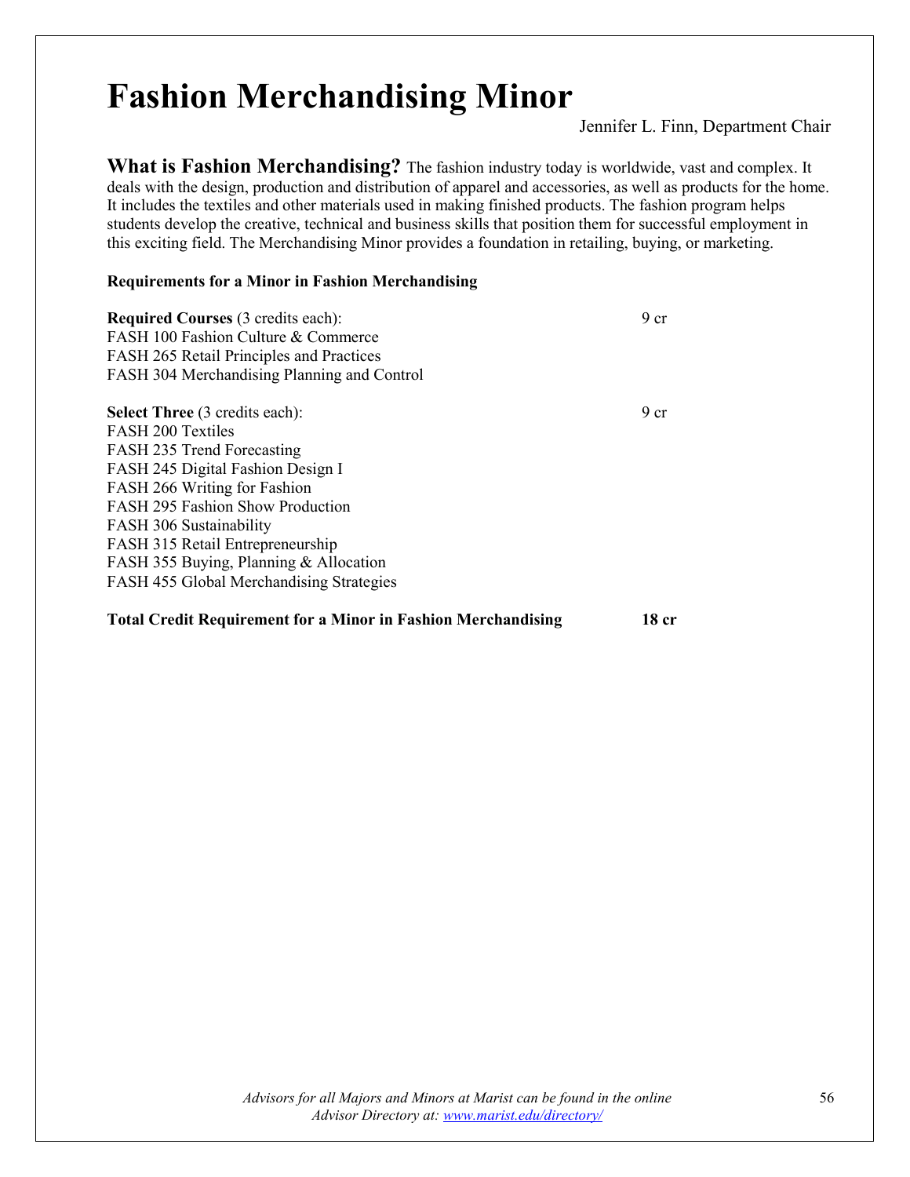# Fashion Merchandising Minor

Jennifer L. Finn, Department Chair

**What is Fashion Merchandising?** The fashion industry today is worldwide, vast and complex. It deals with the design, production and distribution of apparel and accessories, as well as products for the home. It includes the textiles and other materials used in making finished products. The fashion program helps students develop the creative, technical and business skills that position them for successful employment in this exciting field. The Merchandising Minor provides a foundation in retailing, buying, or marketing.

**Requirements for a Minor in Fashion Merchandising**

**Required Courses** (3 credits each): 9 cr

FASH 100 Fashion Culture & Commerce
FASH 265 Retail Principles and Practices
FASH 304 Merchandising Planning and Control

**Select Three** (3 credits each): 9 cr

FASH 200 Textiles
FASH 235 Trend Forecasting
FASH 245 Digital Fashion Design I
FASH 266 Writing for Fashion
FASH 295 Fashion Show Production
FASH 306 Sustainability
FASH 315 Retail Entrepreneurship
FASH 355 Buying, Planning & Allocation
FASH 455 Global Merchandising Strategies

**Total Credit Requirement for a Minor in Fashion Merchandising** **18 cr**

*Advisors for all Majors and Minors at Marist can be found in the online Advisor Directory at: [www.marist.edu/directory/](www.marist.edu/directory/)*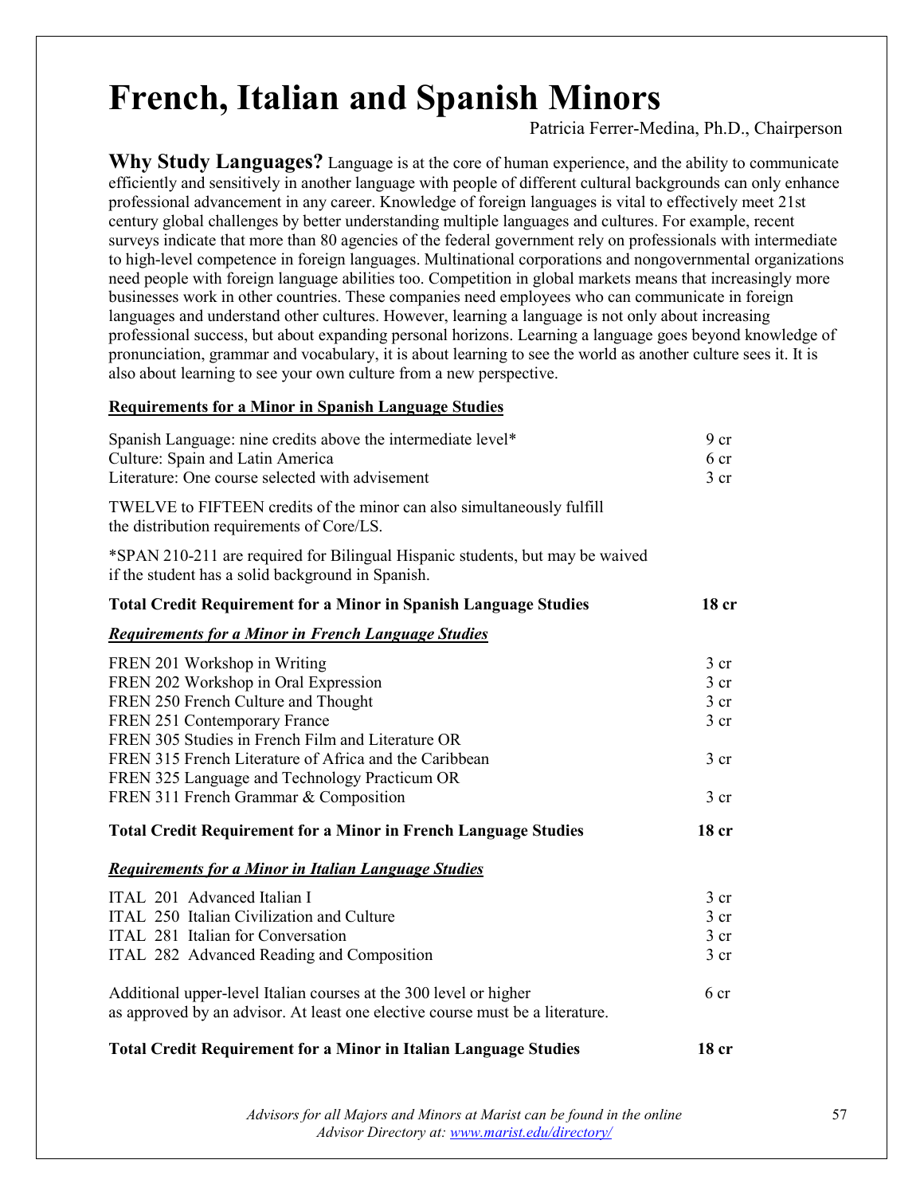# French, Italian and Spanish Minors

Patricia Ferrer-Medina, Ph.D., Chairperson

**Why Study Languages?** Language is at the core of human experience, and the ability to communicate efficiently and sensitively in another language with people of different cultural backgrounds can only enhance professional advancement in any career. Knowledge of foreign languages is vital to effectively meet 21st century global challenges by better understanding multiple languages and cultures. For example, recent surveys indicate that more than 80 agencies of the federal government rely on professionals with intermediate to high-level competence in foreign languages. Multinational corporations and nongovernmental organizations need people with foreign language abilities too. Competition in global markets means that increasingly more businesses work in other countries. These companies need employees who can communicate in foreign languages and understand other cultures. However, learning a language is not only about increasing professional success, but about expanding personal horizons. Learning a language goes beyond knowledge of pronunciation, grammar and vocabulary, it is about learning to see the world as another culture sees it. It is also about learning to see your own culture from a new perspective.

**Requirements for a Minor in Spanish Language Studies**

| | |
|---|---|
| Spanish Language: nine credits above the intermediate level* | 9 cr |
| Culture: Spain and Latin America | 6 cr |
| Literature: One course selected with advisement | 3 cr |

TWELVE to FIFTEEN credits of the minor can also simultaneously fulfill the distribution requirements of Core/LS.

*SPAN 210-211 are required for Bilingual Hispanic students, but may be waived if the student has a solid background in Spanish.

| | |
|---|---|
| **Total Credit Requirement for a Minor in Spanish Language Studies** | **18 cr** |

***Requirements for a Minor in French Language Studies***

| | |
|---|---|
| FREN 201 Workshop in Writing | 3 cr |
| FREN 202 Workshop in Oral Expression | 3 cr |
| FREN 250 French Culture and Thought | 3 cr |
| FREN 251 Contemporary France | 3 cr |
| FREN 305 Studies in French Film and Literature OR<br>FREN 315 French Literature of Africa and the Caribbean | 3 cr |
| FREN 325 Language and Technology Practicum OR<br>FREN 311 French Grammar & Composition | 3 cr |
| **Total Credit Requirement for a Minor in French Language Studies** | **18 cr** |

***Requirements for a Minor in Italian Language Studies***

| | |
|---|---|
| ITAL 201 Advanced Italian I | 3 cr |
| ITAL 250 Italian Civilization and Culture | 3 cr |
| ITAL 281 Italian for Conversation | 3 cr |
| ITAL 282 Advanced Reading and Composition | 3 cr |
| Additional upper-level Italian courses at the 300 level or higher as approved by an advisor. At least one elective course must be a literature. | 6 cr |
| **Total Credit Requirement for a Minor in Italian Language Studies** | **18 cr** |

*Advisors for all Majors and Minors at Marist can be found in the online Advisor Directory at: [www.marist.edu/directory/](www.marist.edu/directory/)*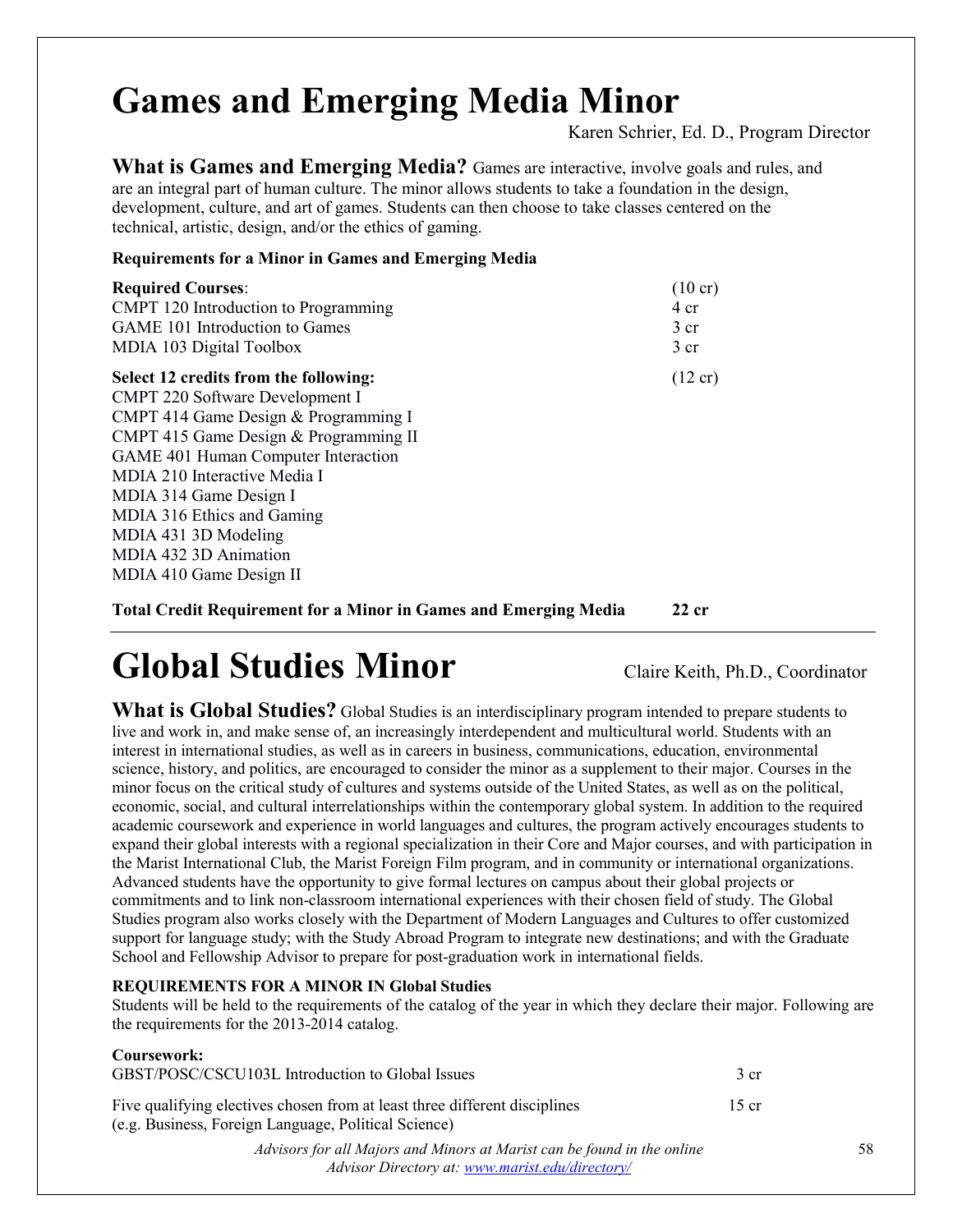# Games and Emerging Media Minor

Karen Schrier, Ed. D., Program Director

**What is Games and Emerging Media?** Games are interactive, involve goals and rules, and are an integral part of human culture. The minor allows students to take a foundation in the design, development, culture, and art of games. Students can then choose to take classes centered on the technical, artistic, design, and/or the ethics of gaming.

**Requirements for a Minor in Games and Emerging Media**

| | |
|---|---|
| **Required Courses**: | (10 cr) |
| CMPT 120 Introduction to Programming | 4 cr |
| GAME 101 Introduction to Games | 3 cr |
| MDIA 103 Digital Toolbox | 3 cr |
| **Select 12 credits from the following:** | (12 cr) |
| CMPT 220 Software Development I | |
| CMPT 414 Game Design & Programming I | |
| CMPT 415 Game Design & Programming II | |
| GAME 401 Human Computer Interaction | |
| MDIA 210 Interactive Media I | |
| MDIA 314 Game Design I | |
| MDIA 316 Ethics and Gaming | |
| MDIA 431 3D Modeling | |
| MDIA 432 3D Animation | |
| MDIA 410 Game Design II | |
| **Total Credit Requirement for a Minor in Games and Emerging Media** | **22 cr** |

# Global Studies Minor

Claire Keith, Ph.D., Coordinator

**What is Global Studies?** Global Studies is an interdisciplinary program intended to prepare students to live and work in, and make sense of, an increasingly interdependent and multicultural world. Students with an interest in international studies, as well as in careers in business, communications, education, environmental science, history, and politics, are encouraged to consider the minor as a supplement to their major. Courses in the minor focus on the critical study of cultures and systems outside of the United States, as well as on the political, economic, social, and cultural interrelationships within the contemporary global system. In addition to the required academic coursework and experience in world languages and cultures, the program actively encourages students to expand their global interests with a regional specialization in their Core and Major courses, and with participation in the Marist International Club, the Marist Foreign Film program, and in community or international organizations. Advanced students have the opportunity to give formal lectures on campus about their global projects or commitments and to link non-classroom international experiences with their chosen field of study. The Global Studies program also works closely with the Department of Modern Languages and Cultures to offer customized support for language study; with the Study Abroad Program to integrate new destinations; and with the Graduate School and Fellowship Advisor to prepare for post-graduation work in international fields.

**REQUIREMENTS FOR A MINOR IN Global Studies**

Students will be held to the requirements of the catalog of the year in which they declare their major. Following are the requirements for the 2013-2014 catalog.

| | |
|---|---|
| **Coursework:** | |
| GBST/POSC/CSCU103L Introduction to Global Issues | 3 cr |
| Five qualifying electives chosen from at least three different disciplines (e.g. Business, Foreign Language, Political Science) | 15 cr |

*Advisors for all Majors and Minors at Marist can be found in the online Advisor Directory at: www.marist.edu/directory/*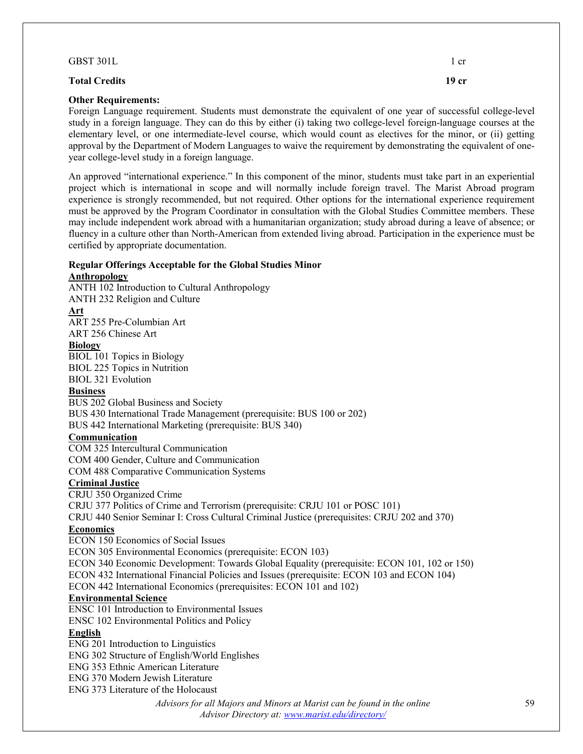| | |
|---|---|
| GBST 301L | 1 cr |
| **Total Credits** | **19 cr** |

**Other Requirements:**

Foreign Language requirement. Students must demonstrate the equivalent of one year of successful college-level study in a foreign language. They can do this by either (i) taking two college-level foreign-language courses at the elementary level, or one intermediate-level course, which would count as electives for the minor, or (ii) getting approval by the Department of Modern Languages to waive the requirement by demonstrating the equivalent of one-year college-level study in a foreign language.

An approved "international experience." In this component of the minor, students must take part in an experiential project which is international in scope and will normally include foreign travel. The Marist Abroad program experience is strongly recommended, but not required. Other options for the international experience requirement must be approved by the Program Coordinator in consultation with the Global Studies Committee members. These may include independent work abroad with a humanitarian organization; study abroad during a leave of absence; or fluency in a culture other than North-American from extended living abroad. Participation in the experience must be certified by appropriate documentation.

**Regular Offerings Acceptable for the Global Studies Minor**

**Anthropology**

ANTH 102 Introduction to Cultural Anthropology
ANTH 232 Religion and Culture

**Art**

ART 255 Pre-Columbian Art
ART 256 Chinese Art

**Biology**

BIOL 101 Topics in Biology
BIOL 225 Topics in Nutrition
BIOL 321 Evolution

**Business**

BUS 202 Global Business and Society
BUS 430 International Trade Management (prerequisite: BUS 100 or 202)
BUS 442 International Marketing (prerequisite: BUS 340)

**Communication**

COM 325 Intercultural Communication
COM 400 Gender, Culture and Communication
COM 488 Comparative Communication Systems

**Criminal Justice**

CRJU 350 Organized Crime
CRJU 377 Politics of Crime and Terrorism (prerequisite: CRJU 101 or POSC 101)
CRJU 440 Senior Seminar I: Cross Cultural Criminal Justice (prerequisites: CRJU 202 and 370)

**Economics**

ECON 150 Economics of Social Issues
ECON 305 Environmental Economics (prerequisite: ECON 103)
ECON 340 Economic Development: Towards Global Equality (prerequisite: ECON 101, 102 or 150)
ECON 432 International Financial Policies and Issues (prerequisite: ECON 103 and ECON 104)
ECON 442 International Economics (prerequisites: ECON 101 and 102)

**Environmental Science**

ENSC 101 Introduction to Environmental Issues
ENSC 102 Environmental Politics and Policy

**English**

ENG 201 Introduction to Linguistics
ENG 302 Structure of English/World Englishes
ENG 353 Ethnic American Literature
ENG 370 Modern Jewish Literature
ENG 373 Literature of the Holocaust

*Advisors for all Majors and Minors at Marist can be found in the online Advisor Directory at: www.marist.edu/directory/*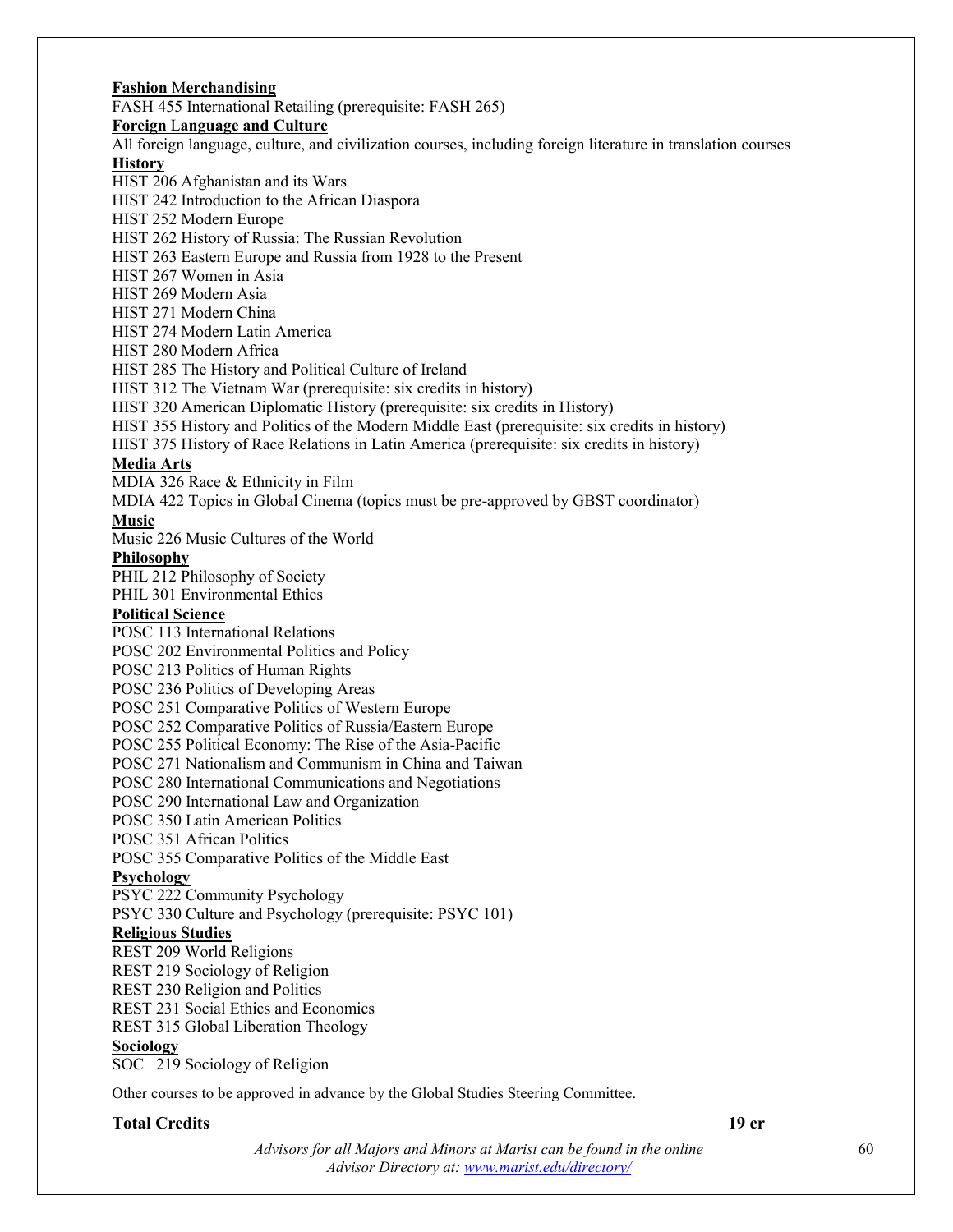**Fashion Merchandising**

FASH 455 International Retailing (prerequisite: FASH 265)

**Foreign Language and Culture**

All foreign language, culture, and civilization courses, including foreign literature in translation courses

**History**

HIST 206 Afghanistan and its Wars
HIST 242 Introduction to the African Diaspora
HIST 252 Modern Europe
HIST 262 History of Russia: The Russian Revolution
HIST 263 Eastern Europe and Russia from 1928 to the Present
HIST 267 Women in Asia
HIST 269 Modern Asia
HIST 271 Modern China
HIST 274 Modern Latin America
HIST 280 Modern Africa
HIST 285 The History and Political Culture of Ireland
HIST 312 The Vietnam War (prerequisite: six credits in history)
HIST 320 American Diplomatic History (prerequisite: six credits in History)
HIST 355 History and Politics of the Modern Middle East (prerequisite: six credits in history)
HIST 375 History of Race Relations in Latin America (prerequisite: six credits in history)

**Media Arts**

MDIA 326 Race & Ethnicity in Film
MDIA 422 Topics in Global Cinema (topics must be pre-approved by GBST coordinator)

**Music**

Music 226 Music Cultures of the World

**Philosophy**

PHIL 212 Philosophy of Society
PHIL 301 Environmental Ethics

**Political Science**

POSC 113 International Relations
POSC 202 Environmental Politics and Policy
POSC 213 Politics of Human Rights
POSC 236 Politics of Developing Areas
POSC 251 Comparative Politics of Western Europe
POSC 252 Comparative Politics of Russia/Eastern Europe
POSC 255 Political Economy: The Rise of the Asia-Pacific
POSC 271 Nationalism and Communism in China and Taiwan
POSC 280 International Communications and Negotiations
POSC 290 International Law and Organization
POSC 350 Latin American Politics
POSC 351 African Politics
POSC 355 Comparative Politics of the Middle East

**Psychology**

PSYC 222 Community Psychology
PSYC 330 Culture and Psychology (prerequisite: PSYC 101)

**Religious Studies**

REST 209 World Religions
REST 219 Sociology of Religion
REST 230 Religion and Politics
REST 231 Social Ethics and Economics
REST 315 Global Liberation Theology

**Sociology**

SOC 219 Sociology of Religion

Other courses to be approved in advance by the Global Studies Steering Committee.

**Total Credits** **19 cr**

*Advisors for all Majors and Minors at Marist can be found in the online Advisor Directory at: www.marist.edu/directory/*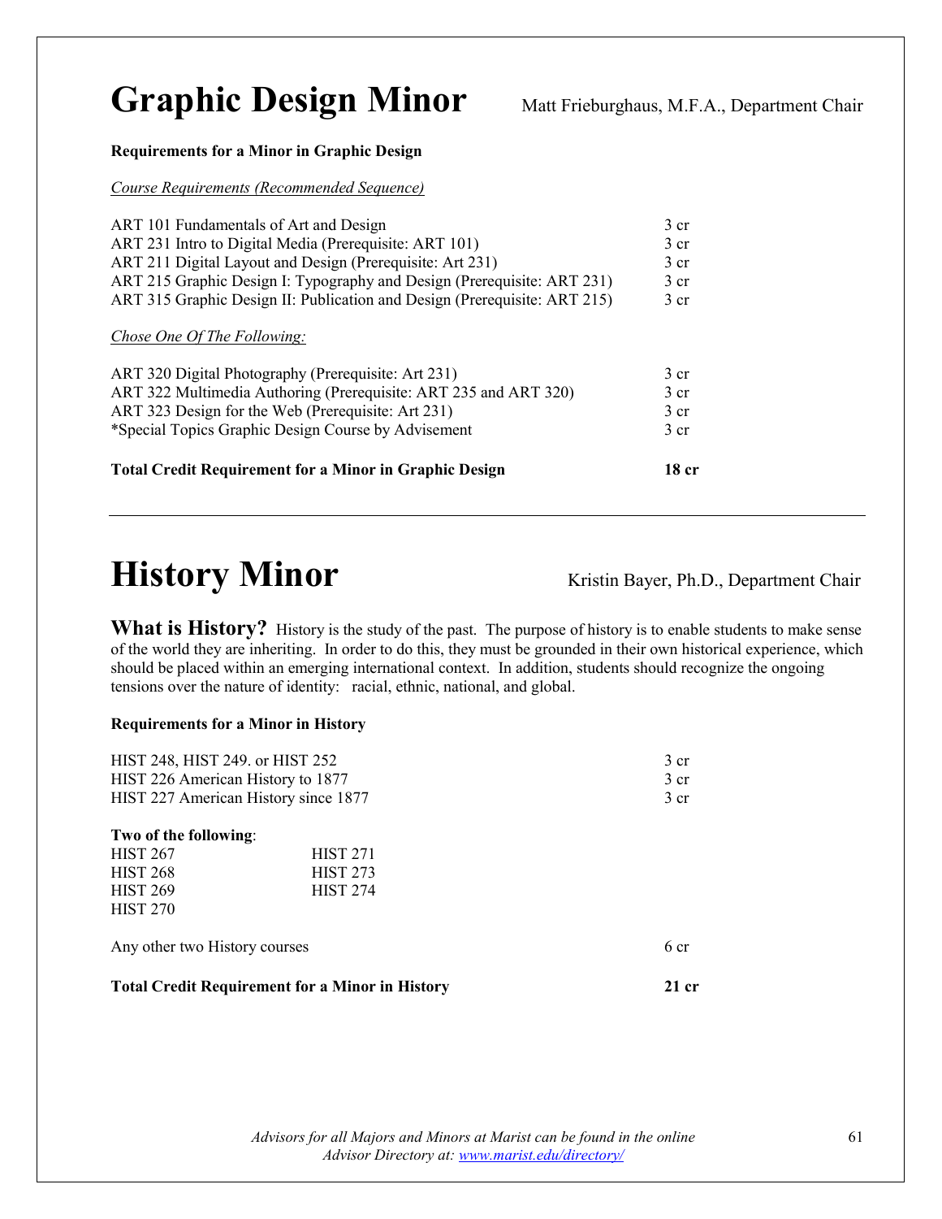# Graphic Design Minor

Matt Frieburghaus, M.F.A., Department Chair

**Requirements for a Minor in Graphic Design**

*Course Requirements (Recommended Sequence)*

| | |
|---|---|
| ART 101 Fundamentals of Art and Design | 3 cr |
| ART 231 Intro to Digital Media (Prerequisite: ART 101) | 3 cr |
| ART 211 Digital Layout and Design (Prerequisite: Art 231) | 3 cr |
| ART 215 Graphic Design I: Typography and Design (Prerequisite: ART 231) | 3 cr |
| ART 315 Graphic Design II: Publication and Design (Prerequisite: ART 215) | 3 cr |

*Chose One Of The Following:*

| | |
|---|---|
| ART 320 Digital Photography (Prerequisite: Art 231) | 3 cr |
| ART 322 Multimedia Authoring (Prerequisite: ART 235 and ART 320) | 3 cr |
| ART 323 Design for the Web (Prerequisite: Art 231) | 3 cr |
| *Special Topics Graphic Design Course by Advisement | 3 cr |

**Total Credit Requirement for a Minor in Graphic Design** **18 cr**

---

# History Minor

Kristin Bayer, Ph.D., Department Chair

**What is History?** History is the study of the past. The purpose of history is to enable students to make sense of the world they are inheriting. In order to do this, they must be grounded in their own historical experience, which should be placed within an emerging international context. In addition, students should recognize the ongoing tensions over the nature of identity: racial, ethnic, national, and global.

**Requirements for a Minor in History**

| | |
|---|---|
| HIST 248, HIST 249. or HIST 252 | 3 cr |
| HIST 226 American History to 1877 | 3 cr |
| HIST 227 American History since 1877 | 3 cr |

**Two of the following**:

| | |
|---|---|
| HIST 267 | HIST 271 |
| HIST 268 | HIST 273 |
| HIST 269 | HIST 274 |
| HIST 270 | |

Any other two History courses 6 cr

**Total Credit Requirement for a Minor in History** **21 cr**

*Advisors for all Majors and Minors at Marist can be found in the online Advisor Directory at: www.marist.edu/directory/*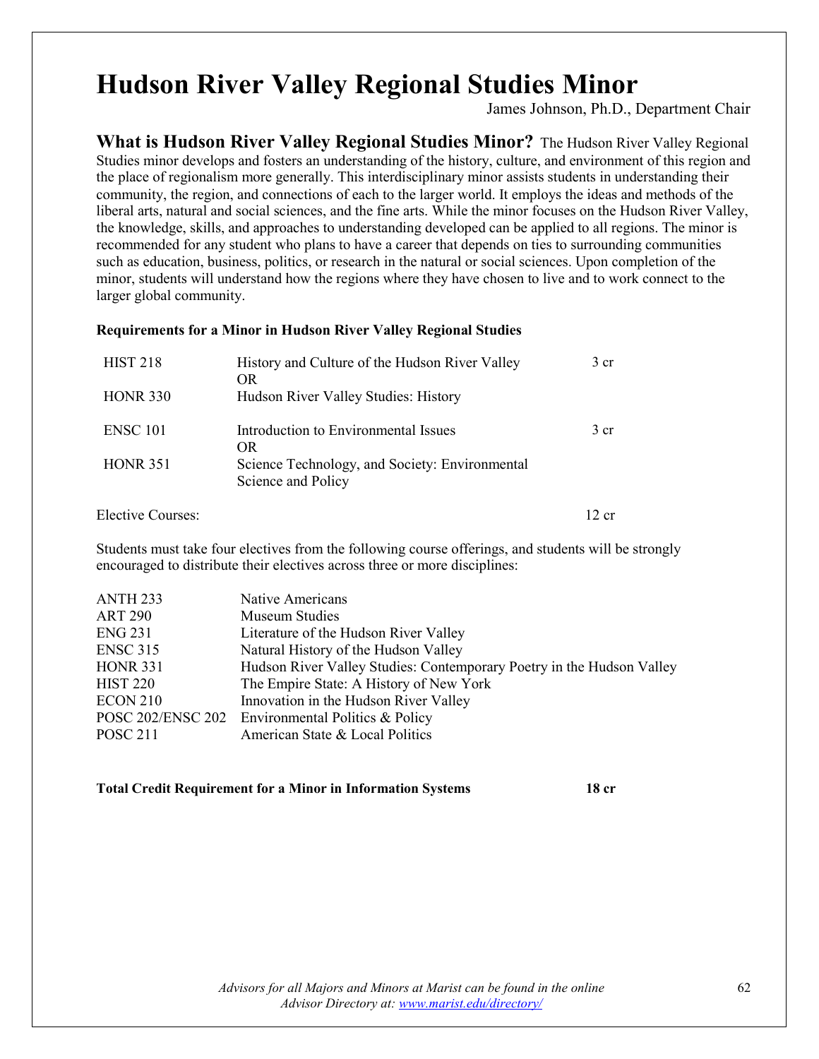# Hudson River Valley Regional Studies Minor

James Johnson, Ph.D., Department Chair

**What is Hudson River Valley Regional Studies Minor?** The Hudson River Valley Regional Studies minor develops and fosters an understanding of the history, culture, and environment of this region and the place of regionalism more generally. This interdisciplinary minor assists students in understanding their community, the region, and connections of each to the larger world. It employs the ideas and methods of the liberal arts, natural and social sciences, and the fine arts. While the minor focuses on the Hudson River Valley, the knowledge, skills, and approaches to understanding developed can be applied to all regions. The minor is recommended for any student who plans to have a career that depends on ties to surrounding communities such as education, business, politics, or research in the natural or social sciences. Upon completion of the minor, students will understand how the regions where they have chosen to live and to work connect to the larger global community.

**Requirements for a Minor in Hudson River Valley Regional Studies**

| Course | Title | Credits |
|---|---|---|
| HIST 218 | History and Culture of the Hudson River Valley<br>OR | 3 cr |
| HONR 330 | Hudson River Valley Studies: History | |
| ENSC 101 | Introduction to Environmental Issues<br>OR | 3 cr |
| HONR 351 | Science Technology, and Society: Environmental Science and Policy | |
| Elective Courses: | | 12 cr |

Students must take four electives from the following course offerings, and students will be strongly encouraged to distribute their electives across three or more disciplines:

| Course | Title |
|---|---|
| ANTH 233 | Native Americans |
| ART 290 | Museum Studies |
| ENG 231 | Literature of the Hudson River Valley |
| ENSC 315 | Natural History of the Hudson Valley |
| HONR 331 | Hudson River Valley Studies: Contemporary Poetry in the Hudson Valley |
| HIST 220 | The Empire State: A History of New York |
| ECON 210 | Innovation in the Hudson River Valley |
| POSC 202/ENSC 202 | Environmental Politics & Policy |
| POSC 211 | American State & Local Politics |

**Total Credit Requirement for a Minor in Information Systems 18 cr**

*Advisors for all Majors and Minors at Marist can be found in the online Advisor Directory at: [www.marist.edu/directory/](http://www.marist.edu/directory/)*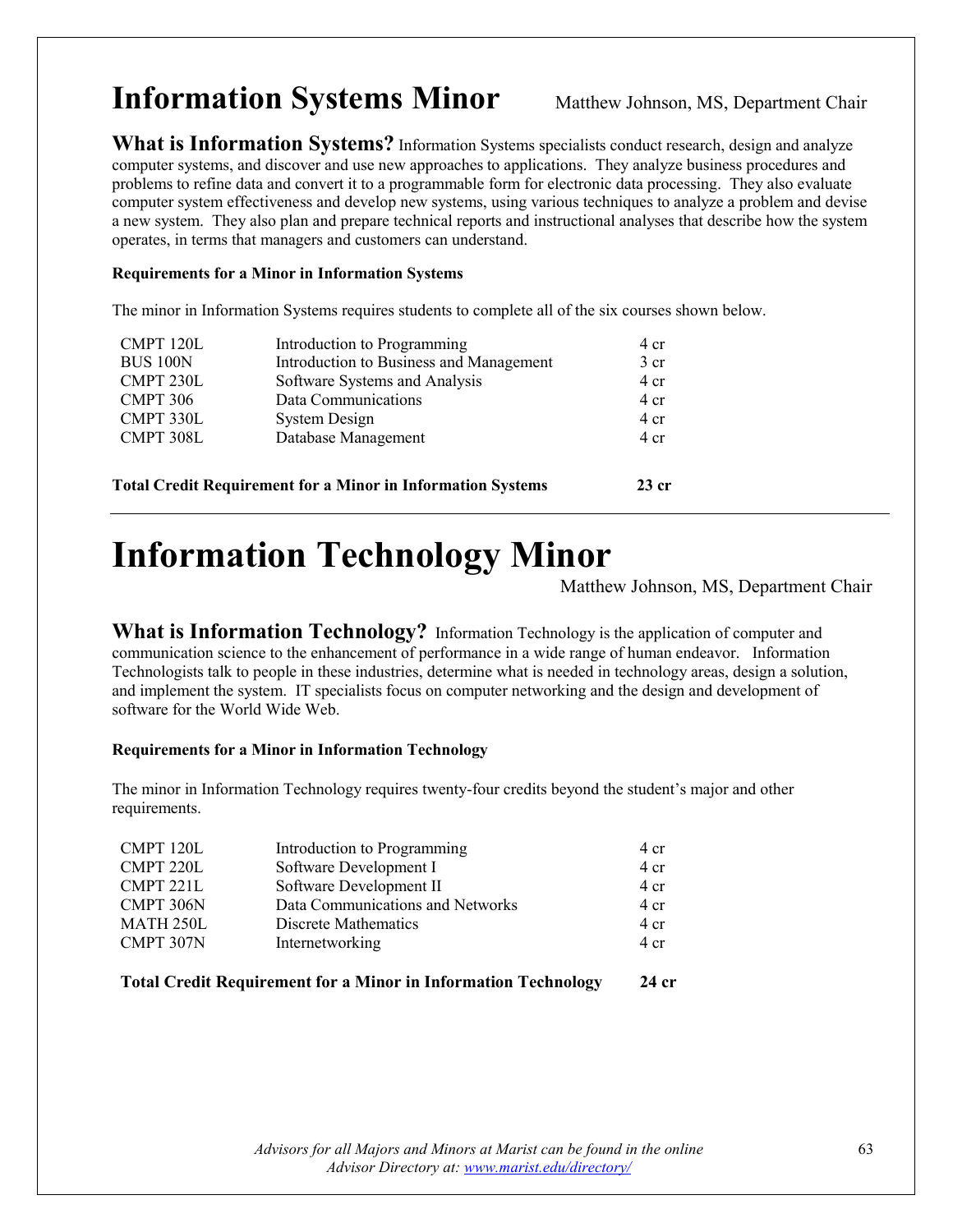# Information Systems Minor

Matthew Johnson, MS, Department Chair

**What is Information Systems?** Information Systems specialists conduct research, design and analyze computer systems, and discover and use new approaches to applications. They analyze business procedures and problems to refine data and convert it to a programmable form for electronic data processing. They also evaluate computer system effectiveness and develop new systems, using various techniques to analyze a problem and devise a new system. They also plan and prepare technical reports and instructional analyses that describe how the system operates, in terms that managers and customers can understand.

**Requirements for a Minor in Information Systems**

The minor in Information Systems requires students to complete all of the six courses shown below.

| | | |
|---|---|---|
| CMPT 120L | Introduction to Programming | 4 cr |
| BUS 100N | Introduction to Business and Management | 3 cr |
| CMPT 230L | Software Systems and Analysis | 4 cr |
| CMPT 306 | Data Communications | 4 cr |
| CMPT 330L | System Design | 4 cr |
| CMPT 308L | Database Management | 4 cr |

**Total Credit Requirement for a Minor in Information Systems** **23 cr**

# Information Technology Minor

Matthew Johnson, MS, Department Chair

**What is Information Technology?** Information Technology is the application of computer and communication science to the enhancement of performance in a wide range of human endeavor. Information Technologists talk to people in these industries, determine what is needed in technology areas, design a solution, and implement the system. IT specialists focus on computer networking and the design and development of software for the World Wide Web.

**Requirements for a Minor in Information Technology**

The minor in Information Technology requires twenty-four credits beyond the student's major and other requirements.

| | | |
|---|---|---|
| CMPT 120L | Introduction to Programming | 4 cr |
| CMPT 220L | Software Development I | 4 cr |
| CMPT 221L | Software Development II | 4 cr |
| CMPT 306N | Data Communications and Networks | 4 cr |
| MATH 250L | Discrete Mathematics | 4 cr |
| CMPT 307N | Internetworking | 4 cr |

**Total Credit Requirement for a Minor in Information Technology** **24 cr**

*Advisors for all Majors and Minors at Marist can be found in the online Advisor Directory at: [www.marist.edu/directory/](www.marist.edu/directory/)*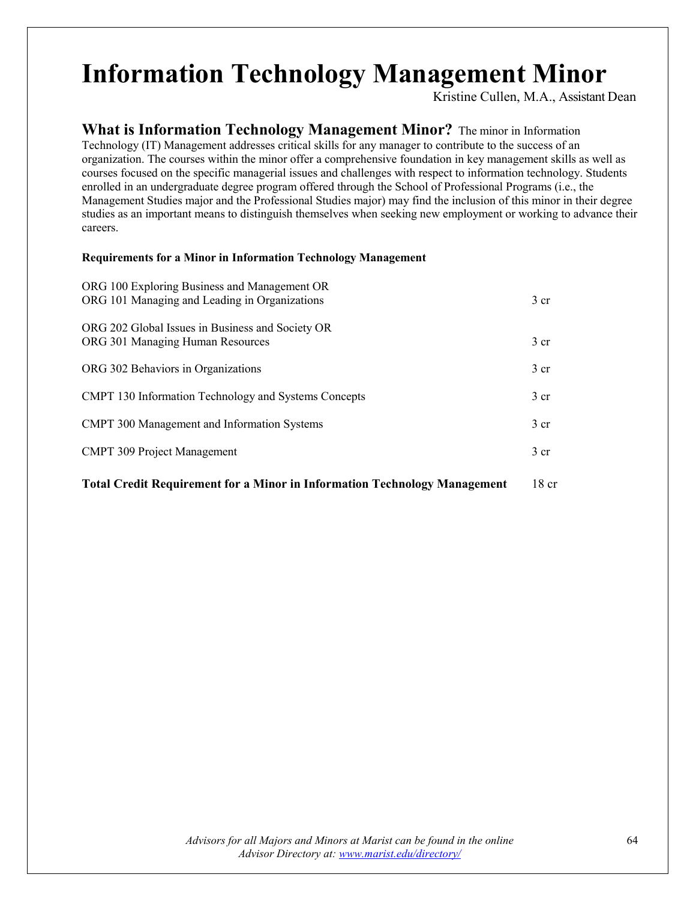# Information Technology Management Minor

Kristine Cullen, M.A., Assistant Dean

**What is Information Technology Management Minor?** The minor in Information Technology (IT) Management addresses critical skills for any manager to contribute to the success of an organization. The courses within the minor offer a comprehensive foundation in key management skills as well as courses focused on the specific managerial issues and challenges with respect to information technology. Students enrolled in an undergraduate degree program offered through the School of Professional Programs (i.e., the Management Studies major and the Professional Studies major) may find the inclusion of this minor in their degree studies as an important means to distinguish themselves when seeking new employment or working to advance their careers.

**Requirements for a Minor in Information Technology Management**

| Course | Credits |
|---|---|
| ORG 100 Exploring Business and Management OR<br>ORG 101 Managing and Leading in Organizations | 3 cr |
| ORG 202 Global Issues in Business and Society OR<br>ORG 301 Managing Human Resources | 3 cr |
| ORG 302 Behaviors in Organizations | 3 cr |
| CMPT 130 Information Technology and Systems Concepts | 3 cr |
| CMPT 300 Management and Information Systems | 3 cr |
| CMPT 309 Project Management | 3 cr |
| **Total Credit Requirement for a Minor in Information Technology Management** | 18 cr |

*Advisors for all Majors and Minors at Marist can be found in the online Advisor Directory at: [www.marist.edu/directory/](www.marist.edu/directory/)*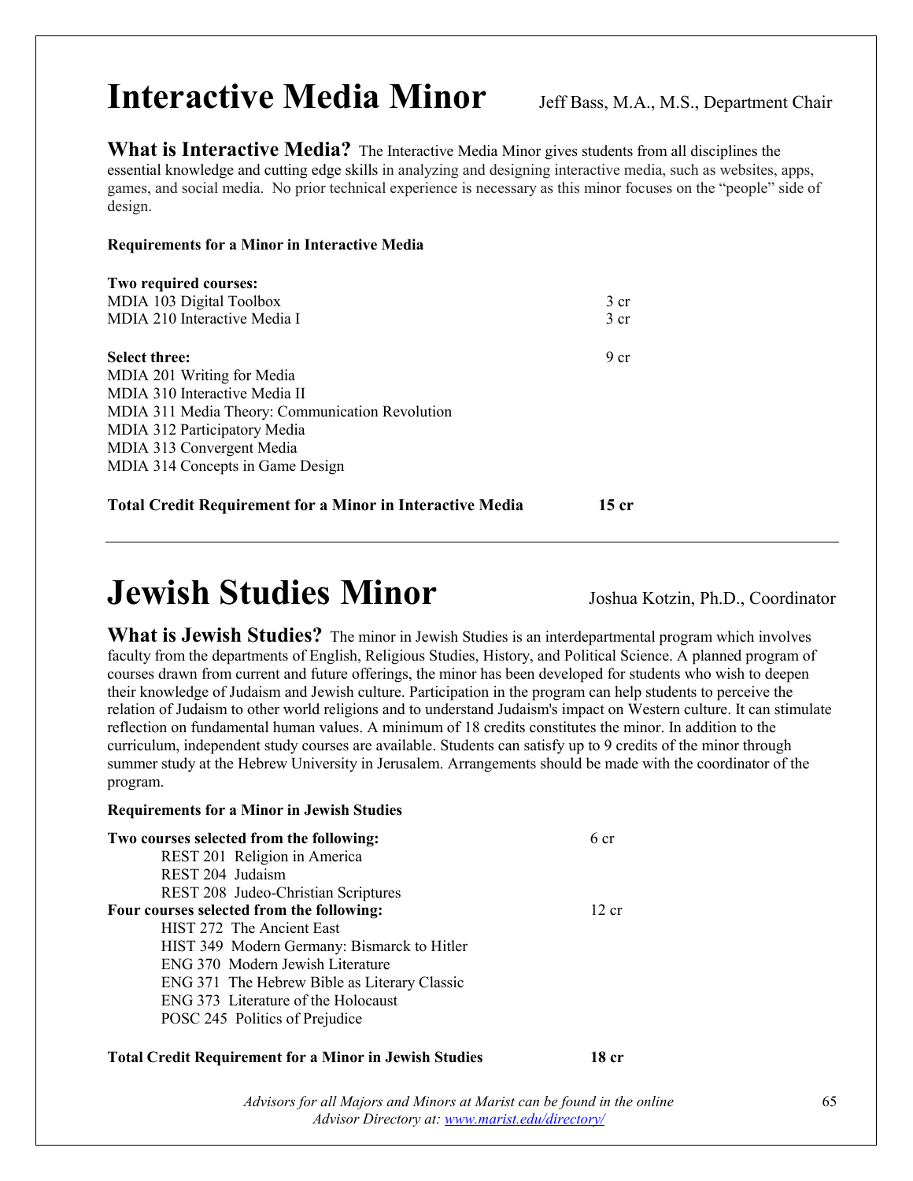# Interactive Media Minor

Jeff Bass, M.A., M.S., Department Chair

**What is Interactive Media?** The Interactive Media Minor gives students from all disciplines the essential knowledge and cutting edge skills in analyzing and designing interactive media, such as websites, apps, games, and social media. No prior technical experience is necessary as this minor focuses on the "people" side of design.

**Requirements for a Minor in Interactive Media**

**Two required courses:**

| | |
|---|---|
| MDIA 103 Digital Toolbox | 3 cr |
| MDIA 210 Interactive Media I | 3 cr |

| | |
|---|---|
| **Select three:** | 9 cr |
| MDIA 201 Writing for Media | |
| MDIA 310 Interactive Media II | |
| MDIA 311 Media Theory: Communication Revolution | |
| MDIA 312 Participatory Media | |
| MDIA 313 Convergent Media | |
| MDIA 314 Concepts in Game Design | |

**Total Credit Requirement for a Minor in Interactive Media** **15 cr**

---

# Jewish Studies Minor

Joshua Kotzin, Ph.D., Coordinator

**What is Jewish Studies?** The minor in Jewish Studies is an interdepartmental program which involves faculty from the departments of English, Religious Studies, History, and Political Science. A planned program of courses drawn from current and future offerings, the minor has been developed for students who wish to deepen their knowledge of Judaism and Jewish culture. Participation in the program can help students to perceive the relation of Judaism to other world religions and to understand Judaism's impact on Western culture. It can stimulate reflection on fundamental human values. A minimum of 18 credits constitutes the minor. In addition to the curriculum, independent study courses are available. Students can satisfy up to 9 credits of the minor through summer study at the Hebrew University in Jerusalem. Arrangements should be made with the coordinator of the program.

**Requirements for a Minor in Jewish Studies**

| | |
|---|---|
| **Two courses selected from the following:** | 6 cr |
| REST 201 Religion in America | |
| REST 204 Judaism | |
| REST 208 Judeo-Christian Scriptures | |
| **Four courses selected from the following:** | 12 cr |
| HIST 272 The Ancient East | |
| HIST 349 Modern Germany: Bismarck to Hitler | |
| ENG 370 Modern Jewish Literature | |
| ENG 371 The Hebrew Bible as Literary Classic | |
| ENG 373 Literature of the Holocaust | |
| POSC 245 Politics of Prejudice | |

**Total Credit Requirement for a Minor in Jewish Studies** **18 cr**

*Advisors for all Majors and Minors at Marist can be found in the online Advisor Directory at: www.marist.edu/directory/*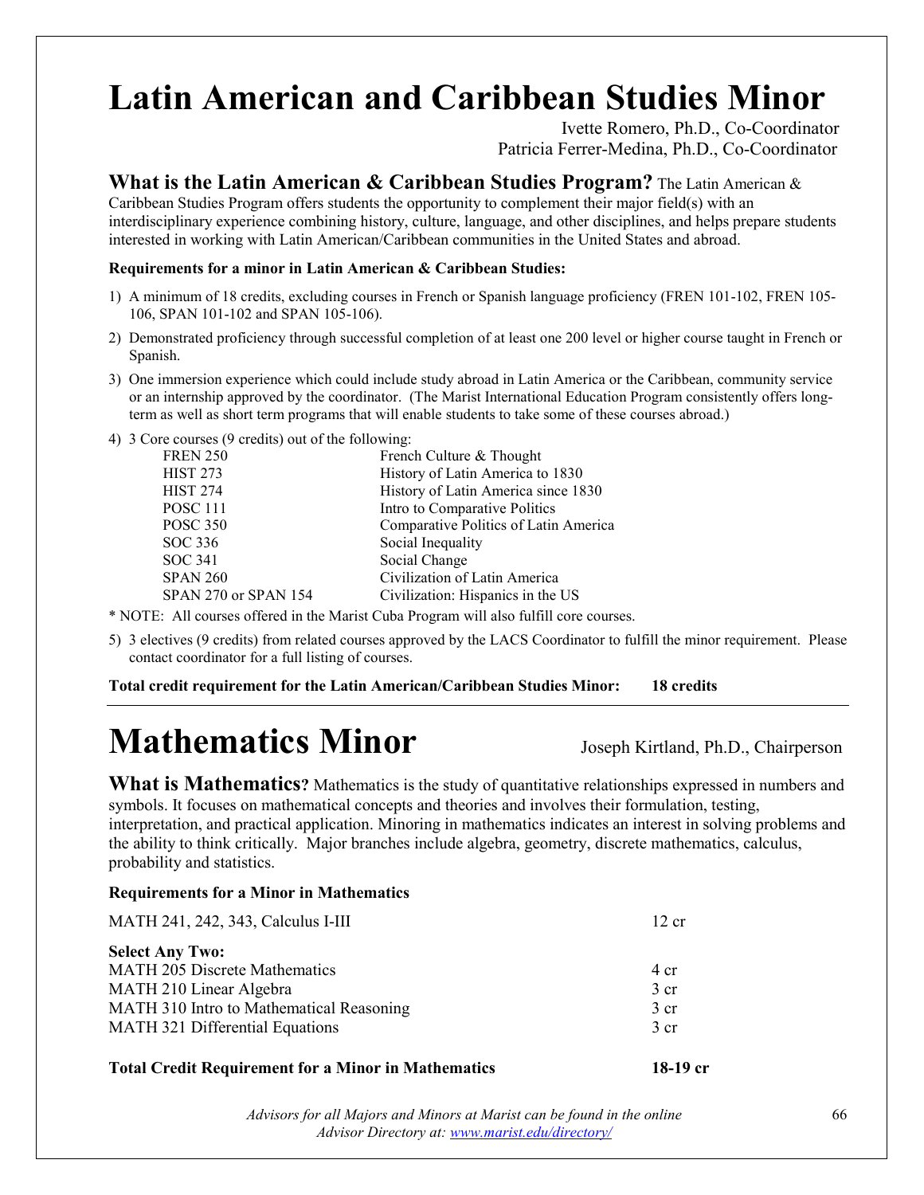# Latin American and Caribbean Studies Minor

Ivette Romero, Ph.D., Co-Coordinator
Patricia Ferrer-Medina, Ph.D., Co-Coordinator

**What is the Latin American & Caribbean Studies Program?** The Latin American & Caribbean Studies Program offers students the opportunity to complement their major field(s) with an interdisciplinary experience combining history, culture, language, and other disciplines, and helps prepare students interested in working with Latin American/Caribbean communities in the United States and abroad.

**Requirements for a minor in Latin American & Caribbean Studies:**

1) A minimum of 18 credits, excluding courses in French or Spanish language proficiency (FREN 101-102, FREN 105-106, SPAN 101-102 and SPAN 105-106).
2) Demonstrated proficiency through successful completion of at least one 200 level or higher course taught in French or Spanish.
3) One immersion experience which could include study abroad in Latin America or the Caribbean, community service or an internship approved by the coordinator. (The Marist International Education Program consistently offers long-term as well as short term programs that will enable students to take some of these courses abroad.)
4) 3 Core courses (9 credits) out of the following:

| | |
|---|---|
| FREN 250 | French Culture & Thought |
| HIST 273 | History of Latin America to 1830 |
| HIST 274 | History of Latin America since 1830 |
| POSC 111 | Intro to Comparative Politics |
| POSC 350 | Comparative Politics of Latin America |
| SOC 336 | Social Inequality |
| SOC 341 | Social Change |
| SPAN 260 | Civilization of Latin America |
| SPAN 270 or SPAN 154 | Civilization: Hispanics in the US |

* NOTE: All courses offered in the Marist Cuba Program will also fulfill core courses.

5) 3 electives (9 credits) from related courses approved by the LACS Coordinator to fulfill the minor requirement. Please contact coordinator for a full listing of courses.

**Total credit requirement for the Latin American/Caribbean Studies Minor: 18 credits**

---

# Mathematics Minor

Joseph Kirtland, Ph.D., Chairperson

**What is Mathematics?** Mathematics is the study of quantitative relationships expressed in numbers and symbols. It focuses on mathematical concepts and theories and involves their formulation, testing, interpretation, and practical application. Minoring in mathematics indicates an interest in solving problems and the ability to think critically. Major branches include algebra, geometry, discrete mathematics, calculus, probability and statistics.

**Requirements for a Minor in Mathematics**

| | |
|---|---|
| MATH 241, 242, 343, Calculus I-III | 12 cr |
| **Select Any Two:** | |
| MATH 205 Discrete Mathematics | 4 cr |
| MATH 210 Linear Algebra | 3 cr |
| MATH 310 Intro to Mathematical Reasoning | 3 cr |
| MATH 321 Differential Equations | 3 cr |
| **Total Credit Requirement for a Minor in Mathematics** | **18-19 cr** |

*Advisors for all Majors and Minors at Marist can be found in the online Advisor Directory at: www.marist.edu/directory/*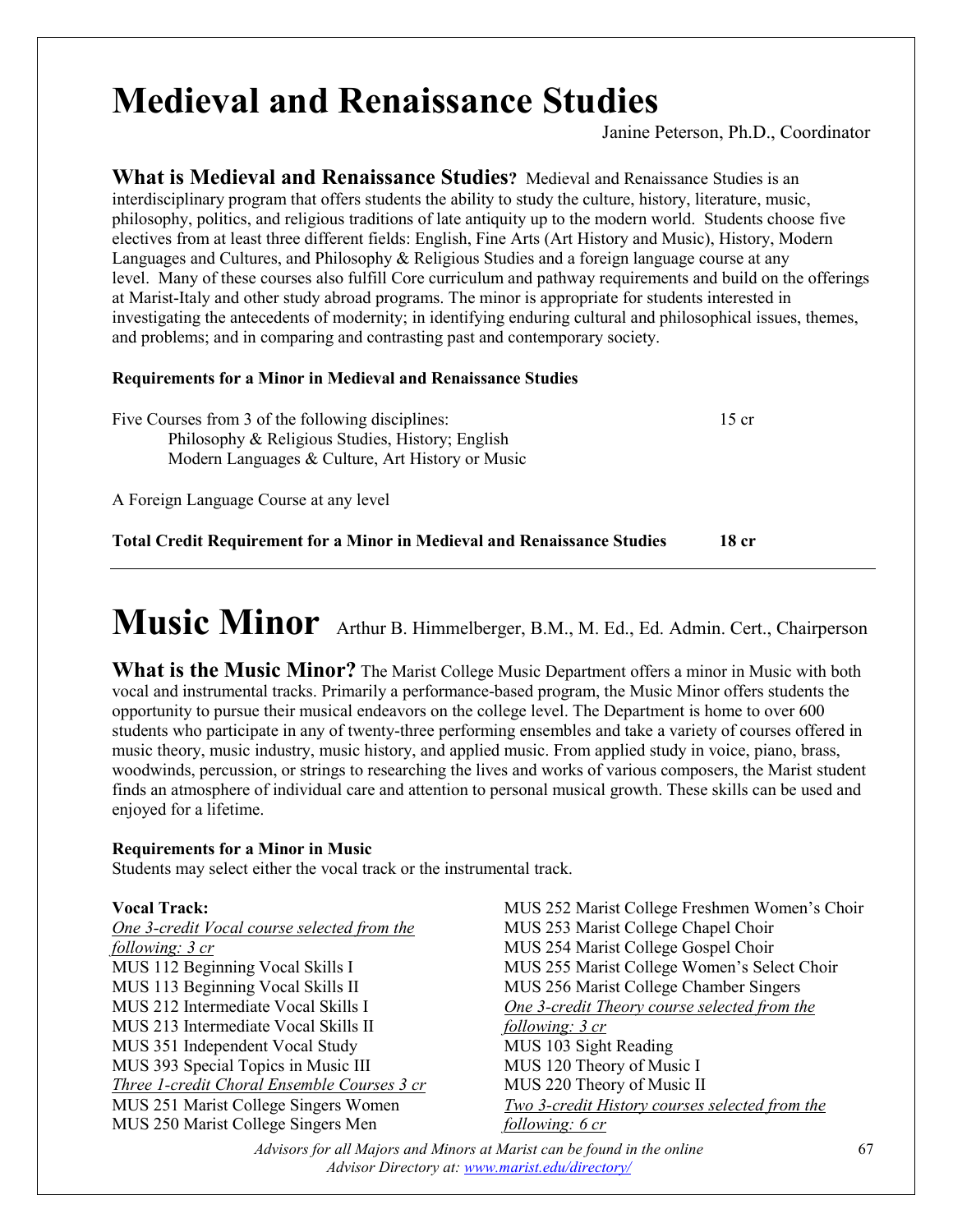# Medieval and Renaissance Studies

Janine Peterson, Ph.D., Coordinator

**What is Medieval and Renaissance Studies?** Medieval and Renaissance Studies is an interdisciplinary program that offers students the ability to study the culture, history, literature, music, philosophy, politics, and religious traditions of late antiquity up to the modern world. Students choose five electives from at least three different fields: English, Fine Arts (Art History and Music), History, Modern Languages and Cultures, and Philosophy & Religious Studies and a foreign language course at any level. Many of these courses also fulfill Core curriculum and pathway requirements and build on the offerings at Marist-Italy and other study abroad programs. The minor is appropriate for students interested in investigating the antecedents of modernity; in identifying enduring cultural and philosophical issues, themes, and problems; and in comparing and contrasting past and contemporary society.

**Requirements for a Minor in Medieval and Renaissance Studies**

| | |
|---|---|
| Five Courses from 3 of the following disciplines: Philosophy & Religious Studies, History; English Modern Languages & Culture, Art History or Music | 15 cr |
| A Foreign Language Course at any level | |
| **Total Credit Requirement for a Minor in Medieval and Renaissance Studies** | **18 cr** |

---

# Music Minor

Arthur B. Himmelberger, B.M., M. Ed., Ed. Admin. Cert., Chairperson

**What is the Music Minor?** The Marist College Music Department offers a minor in Music with both vocal and instrumental tracks. Primarily a performance-based program, the Music Minor offers students the opportunity to pursue their musical endeavors on the college level. The Department is home to over 600 students who participate in any of twenty-three performing ensembles and take a variety of courses offered in music theory, music industry, music history, and applied music. From applied study in voice, piano, brass, woodwinds, percussion, or strings to researching the lives and works of various composers, the Marist student finds an atmosphere of individual care and attention to personal musical growth. These skills can be used and enjoyed for a lifetime.

**Requirements for a Minor in Music**

Students may select either the vocal track or the instrumental track.

**Vocal Track:**

*One 3-credit Vocal course selected from the following: 3 cr*

MUS 112 Beginning Vocal Skills I
MUS 113 Beginning Vocal Skills II
MUS 212 Intermediate Vocal Skills I
MUS 213 Intermediate Vocal Skills II
MUS 351 Independent Vocal Study
MUS 393 Special Topics in Music III

*Three 1-credit Choral Ensemble Courses 3 cr*

MUS 251 Marist College Singers Women
MUS 250 Marist College Singers Men
MUS 252 Marist College Freshmen Women's Choir
MUS 253 Marist College Chapel Choir
MUS 254 Marist College Gospel Choir
MUS 255 Marist College Women's Select Choir
MUS 256 Marist College Chamber Singers

*One 3-credit Theory course selected from the following: 3 cr*

MUS 103 Sight Reading
MUS 120 Theory of Music I
MUS 220 Theory of Music II

*Two 3-credit History courses selected from the following: 6 cr*

*Advisors for all Majors and Minors at Marist can be found in the online Advisor Directory at: www.marist.edu/directory/*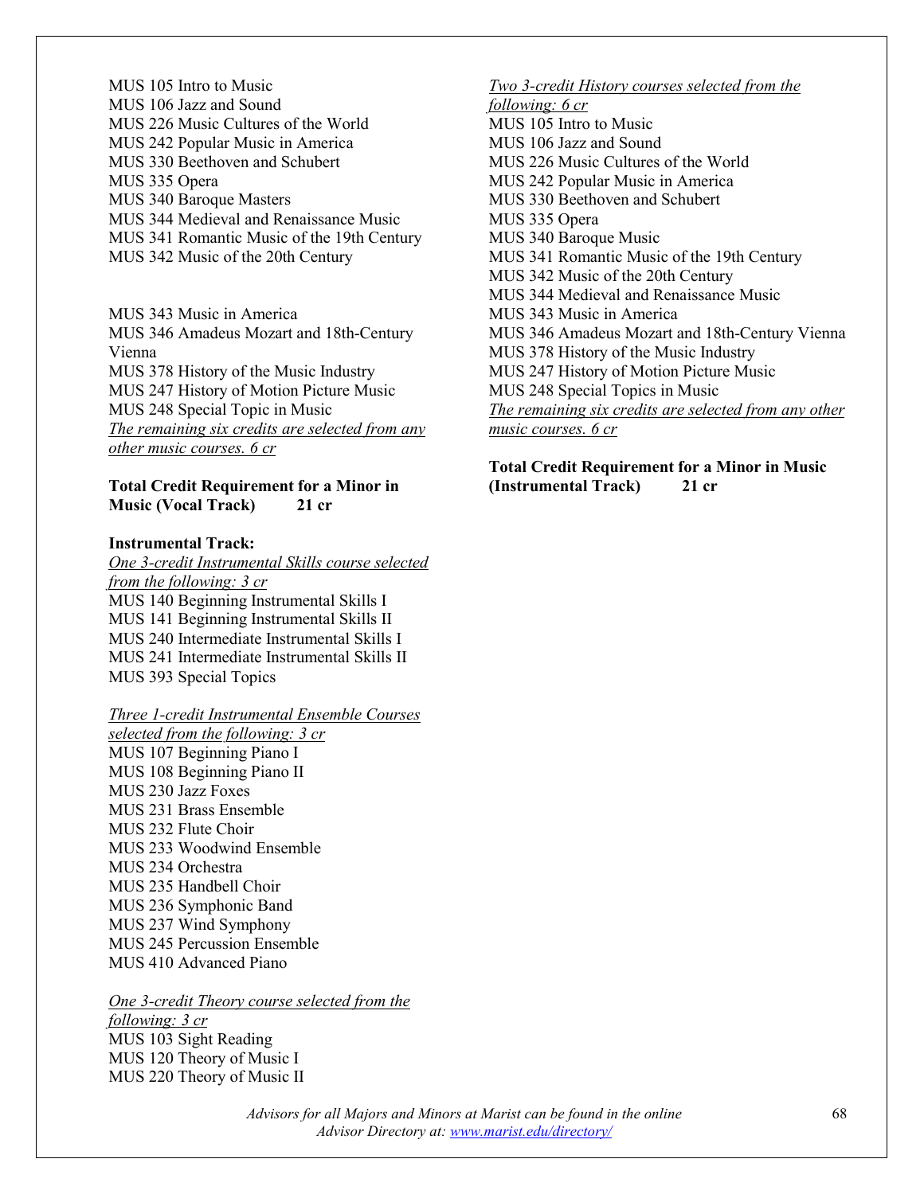MUS 105 Intro to Music
MUS 106 Jazz and Sound
MUS 226 Music Cultures of the World
MUS 242 Popular Music in America
MUS 330 Beethoven and Schubert
MUS 335 Opera
MUS 340 Baroque Masters
MUS 344 Medieval and Renaissance Music
MUS 341 Romantic Music of the 19th Century
MUS 342 Music of the 20th Century

MUS 343 Music in America
MUS 346 Amadeus Mozart and 18th-Century Vienna
MUS 378 History of the Music Industry
MUS 247 History of Motion Picture Music
MUS 248 Special Topic in Music

*The remaining six credits are selected from any other music courses. 6 cr*

**Total Credit Requirement for a Minor in Music (Vocal Track) 21 cr**

**Instrumental Track:**

*One 3-credit Instrumental Skills course selected from the following: 3 cr*

MUS 140 Beginning Instrumental Skills I
MUS 141 Beginning Instrumental Skills II
MUS 240 Intermediate Instrumental Skills I
MUS 241 Intermediate Instrumental Skills II
MUS 393 Special Topics

*Three 1-credit Instrumental Ensemble Courses selected from the following: 3 cr*

MUS 107 Beginning Piano I
MUS 108 Beginning Piano II
MUS 230 Jazz Foxes
MUS 231 Brass Ensemble
MUS 232 Flute Choir
MUS 233 Woodwind Ensemble
MUS 234 Orchestra
MUS 235 Handbell Choir
MUS 236 Symphonic Band
MUS 237 Wind Symphony
MUS 245 Percussion Ensemble
MUS 410 Advanced Piano

*One 3-credit Theory course selected from the following: 3 cr*

MUS 103 Sight Reading
MUS 120 Theory of Music I
MUS 220 Theory of Music II

*Two 3-credit History courses selected from the following: 6 cr*

MUS 105 Intro to Music
MUS 106 Jazz and Sound
MUS 226 Music Cultures of the World
MUS 242 Popular Music in America
MUS 330 Beethoven and Schubert
MUS 335 Opera
MUS 340 Baroque Music
MUS 341 Romantic Music of the 19th Century
MUS 342 Music of the 20th Century
MUS 344 Medieval and Renaissance Music
MUS 343 Music in America
MUS 346 Amadeus Mozart and 18th-Century Vienna
MUS 378 History of the Music Industry
MUS 247 History of Motion Picture Music
MUS 248 Special Topics in Music

*The remaining six credits are selected from any other music courses. 6 cr*

**Total Credit Requirement for a Minor in Music (Instrumental Track) 21 cr**

*Advisors for all Majors and Minors at Marist can be found in the online Advisor Directory at: www.marist.edu/directory/*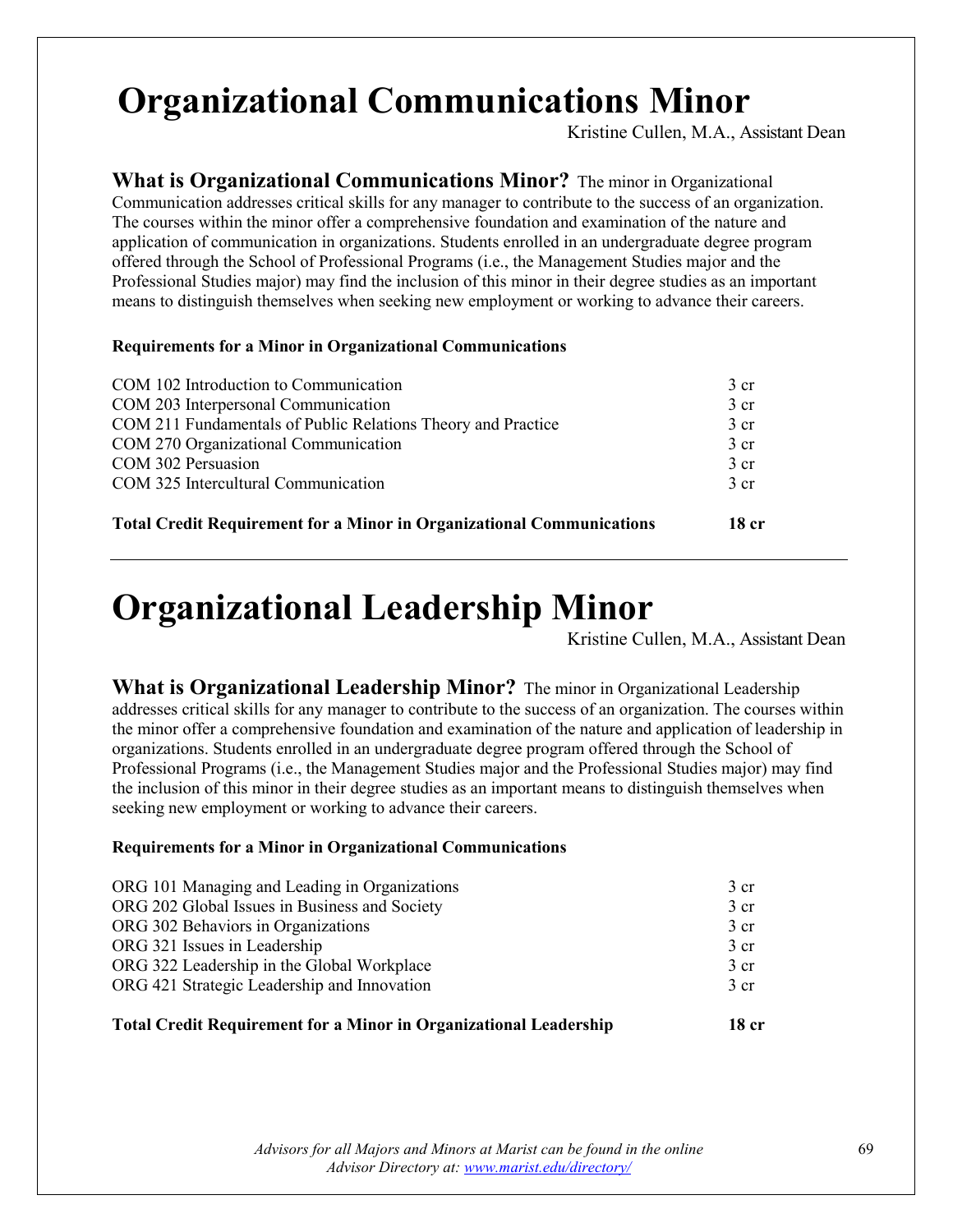# Organizational Communications Minor

Kristine Cullen, M.A., Assistant Dean

**What is Organizational Communications Minor?** The minor in Organizational Communication addresses critical skills for any manager to contribute to the success of an organization. The courses within the minor offer a comprehensive foundation and examination of the nature and application of communication in organizations. Students enrolled in an undergraduate degree program offered through the School of Professional Programs (i.e., the Management Studies major and the Professional Studies major) may find the inclusion of this minor in their degree studies as an important means to distinguish themselves when seeking new employment or working to advance their careers.

**Requirements for a Minor in Organizational Communications**

| | |
|---|---|
| COM 102 Introduction to Communication | 3 cr |
| COM 203 Interpersonal Communication | 3 cr |
| COM 211 Fundamentals of Public Relations Theory and Practice | 3 cr |
| COM 270 Organizational Communication | 3 cr |
| COM 302 Persuasion | 3 cr |
| COM 325 Intercultural Communication | 3 cr |
| **Total Credit Requirement for a Minor in Organizational Communications** | **18 cr** |

# Organizational Leadership Minor

Kristine Cullen, M.A., Assistant Dean

**What is Organizational Leadership Minor?** The minor in Organizational Leadership addresses critical skills for any manager to contribute to the success of an organization. The courses within the minor offer a comprehensive foundation and examination of the nature and application of leadership in organizations. Students enrolled in an undergraduate degree program offered through the School of Professional Programs (i.e., the Management Studies major and the Professional Studies major) may find the inclusion of this minor in their degree studies as an important means to distinguish themselves when seeking new employment or working to advance their careers.

**Requirements for a Minor in Organizational Communications**

| | |
|---|---|
| ORG 101 Managing and Leading in Organizations | 3 cr |
| ORG 202 Global Issues in Business and Society | 3 cr |
| ORG 302 Behaviors in Organizations | 3 cr |
| ORG 321 Issues in Leadership | 3 cr |
| ORG 322 Leadership in the Global Workplace | 3 cr |
| ORG 421 Strategic Leadership and Innovation | 3 cr |
| **Total Credit Requirement for a Minor in Organizational Leadership** | **18 cr** |

*Advisors for all Majors and Minors at Marist can be found in the online Advisor Directory at: [www.marist.edu/directory/](www.marist.edu/directory/)*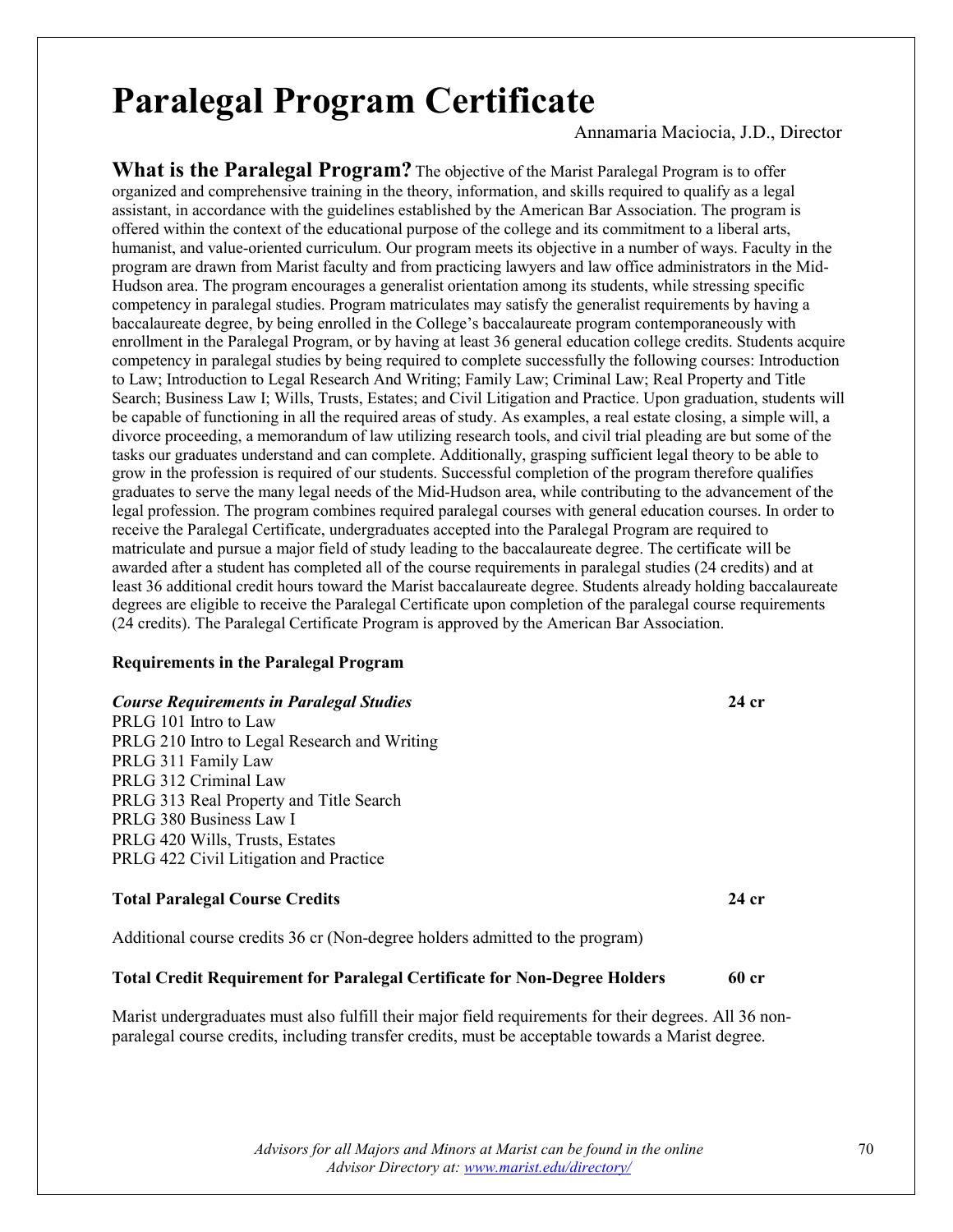# Paralegal Program Certificate

Annamaria Maciocia, J.D., Director

**What is the Paralegal Program?** The objective of the Marist Paralegal Program is to offer organized and comprehensive training in the theory, information, and skills required to qualify as a legal assistant, in accordance with the guidelines established by the American Bar Association. The program is offered within the context of the educational purpose of the college and its commitment to a liberal arts, humanist, and value-oriented curriculum. Our program meets its objective in a number of ways. Faculty in the program are drawn from Marist faculty and from practicing lawyers and law office administrators in the Mid-Hudson area. The program encourages a generalist orientation among its students, while stressing specific competency in paralegal studies. Program matriculates may satisfy the generalist requirements by having a baccalaureate degree, by being enrolled in the College's baccalaureate program contemporaneously with enrollment in the Paralegal Program, or by having at least 36 general education college credits. Students acquire competency in paralegal studies by being required to complete successfully the following courses: Introduction to Law; Introduction to Legal Research And Writing; Family Law; Criminal Law; Real Property and Title Search; Business Law I; Wills, Trusts, Estates; and Civil Litigation and Practice. Upon graduation, students will be capable of functioning in all the required areas of study. As examples, a real estate closing, a simple will, a divorce proceeding, a memorandum of law utilizing research tools, and civil trial pleading are but some of the tasks our graduates understand and can complete. Additionally, grasping sufficient legal theory to be able to grow in the profession is required of our students. Successful completion of the program therefore qualifies graduates to serve the many legal needs of the Mid-Hudson area, while contributing to the advancement of the legal profession. The program combines required paralegal courses with general education courses. In order to receive the Paralegal Certificate, undergraduates accepted into the Paralegal Program are required to matriculate and pursue a major field of study leading to the baccalaureate degree. The certificate will be awarded after a student has completed all of the course requirements in paralegal studies (24 credits) and at least 36 additional credit hours toward the Marist baccalaureate degree. Students already holding baccalaureate degrees are eligible to receive the Paralegal Certificate upon completion of the paralegal course requirements (24 credits). The Paralegal Certificate Program is approved by the American Bar Association.

**Requirements in the Paralegal Program**

***Course Requirements in Paralegal Studies*** **24 cr**

PRLG 101 Intro to Law
PRLG 210 Intro to Legal Research and Writing
PRLG 311 Family Law
PRLG 312 Criminal Law
PRLG 313 Real Property and Title Search
PRLG 380 Business Law I
PRLG 420 Wills, Trusts, Estates
PRLG 422 Civil Litigation and Practice

**Total Paralegal Course Credits** **24 cr**

Additional course credits 36 cr (Non-degree holders admitted to the program)

**Total Credit Requirement for Paralegal Certificate for Non-Degree Holders** **60 cr**

Marist undergraduates must also fulfill their major field requirements for their degrees. All 36 non-paralegal course credits, including transfer credits, must be acceptable towards a Marist degree.

*Advisors for all Majors and Minors at Marist can be found in the online Advisor Directory at: [www.marist.edu/directory/](www.marist.edu/directory/)*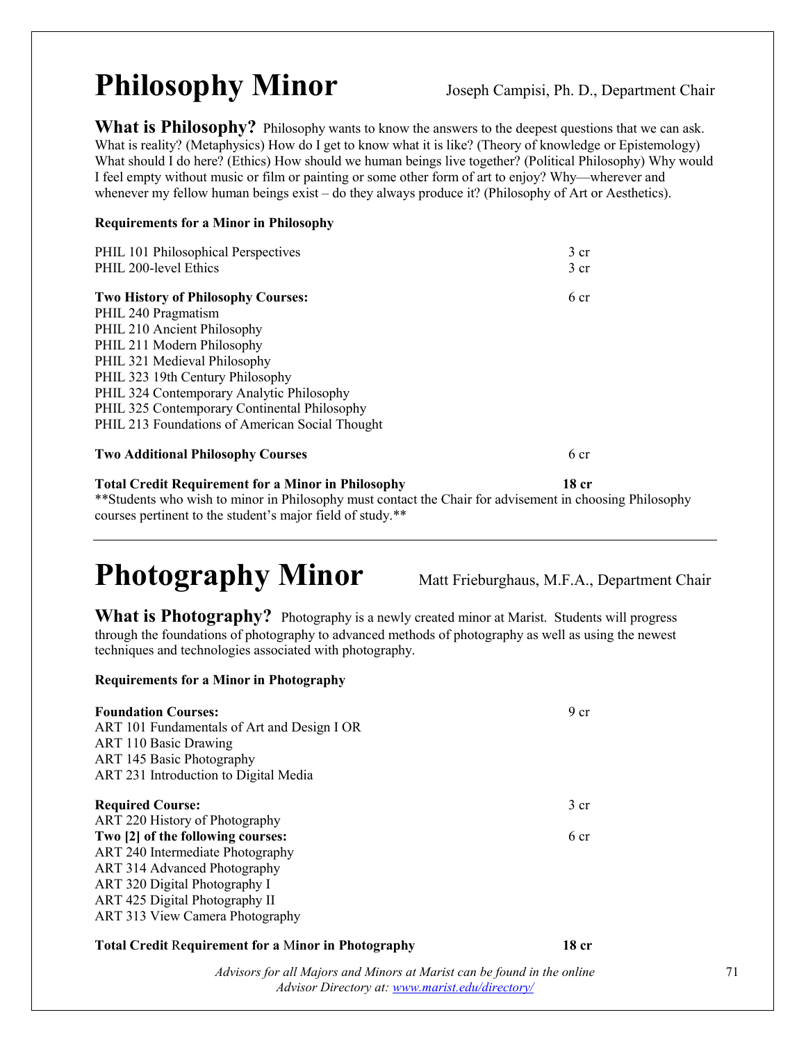# Philosophy Minor

Joseph Campisi, Ph. D., Department Chair

**What is Philosophy?** Philosophy wants to know the answers to the deepest questions that we can ask. What is reality? (Metaphysics) How do I get to know what it is like? (Theory of knowledge or Epistemology) What should I do here? (Ethics) How should we human beings live together? (Political Philosophy) Why would I feel empty without music or film or painting or some other form of art to enjoy? Why—wherever and whenever my fellow human beings exist – do they always produce it? (Philosophy of Art or Aesthetics).

**Requirements for a Minor in Philosophy**

| | |
|---|---|
| PHIL 101 Philosophical Perspectives | 3 cr |
| PHIL 200-level Ethics | 3 cr |
| **Two History of Philosophy Courses:** | 6 cr |
| PHIL 240 Pragmatism | |
| PHIL 210 Ancient Philosophy | |
| PHIL 211 Modern Philosophy | |
| PHIL 321 Medieval Philosophy | |
| PHIL 323 19th Century Philosophy | |
| PHIL 324 Contemporary Analytic Philosophy | |
| PHIL 325 Contemporary Continental Philosophy | |
| PHIL 213 Foundations of American Social Thought | |
| **Two Additional Philosophy Courses** | 6 cr |
| **Total Credit Requirement for a Minor in Philosophy** | **18 cr** |

**Students who wish to minor in Philosophy must contact the Chair for advisement in choosing Philosophy courses pertinent to the student's major field of study.**

---

# Photography Minor

Matt Frieburghaus, M.F.A., Department Chair

**What is Photography?** Photography is a newly created minor at Marist. Students will progress through the foundations of photography to advanced methods of photography as well as using the newest techniques and technologies associated with photography.

**Requirements for a Minor in Photography**

| | |
|---|---|
| **Foundation Courses:** | 9 cr |
| ART 101 Fundamentals of Art and Design I OR | |
| ART 110 Basic Drawing | |
| ART 145 Basic Photography | |
| ART 231 Introduction to Digital Media | |
| **Required Course:** | 3 cr |
| ART 220 History of Photography | |
| **Two [2] of the following courses:** | 6 cr |
| ART 240 Intermediate Photography | |
| ART 314 Advanced Photography | |
| ART 320 Digital Photography I | |
| ART 425 Digital Photography II | |
| ART 313 View Camera Photography | |
| **Total Credit Requirement for a Minor in Photography** | **18 cr** |

*Advisors for all Majors and Minors at Marist can be found in the online Advisor Directory at: [www.marist.edu/directory/](www.marist.edu/directory/)*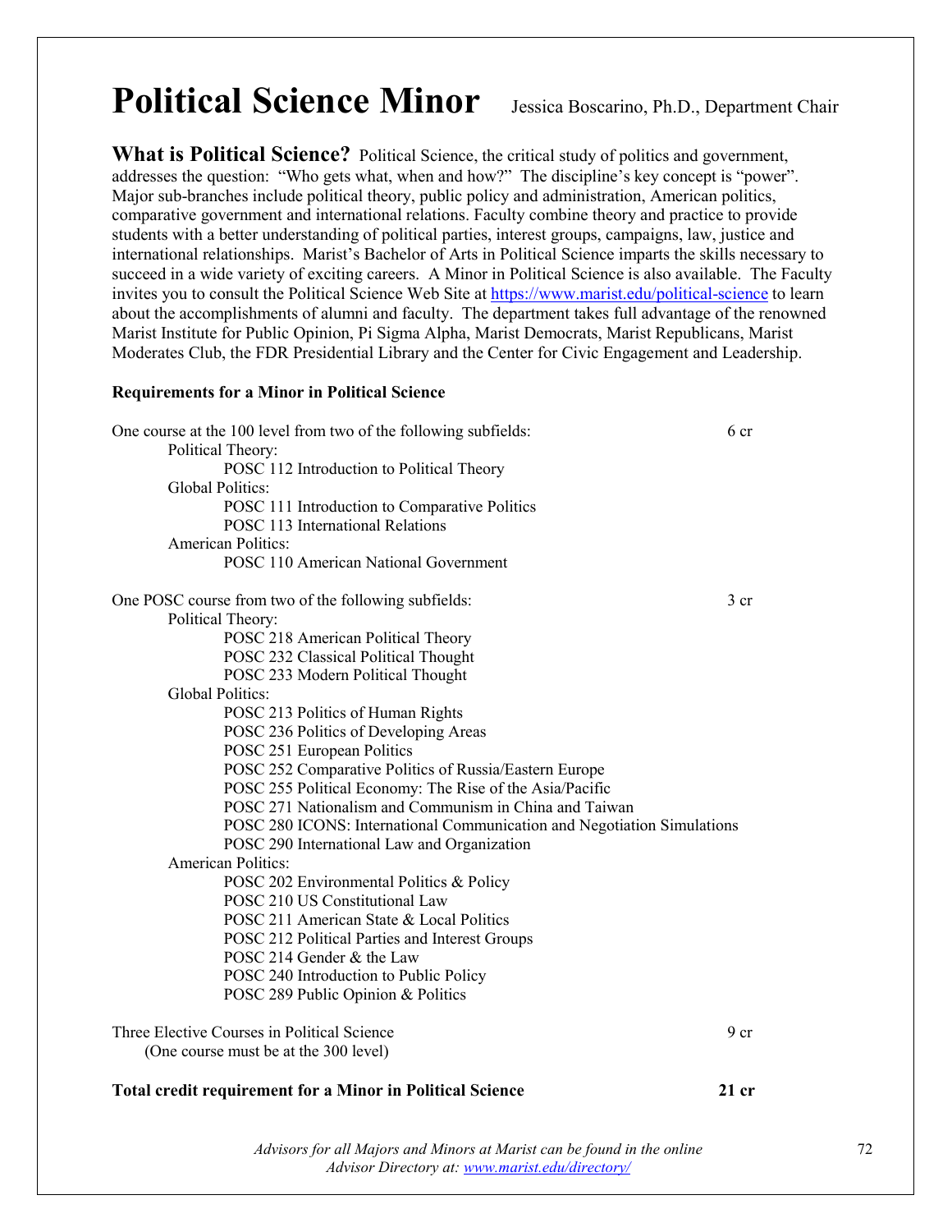# Political Science Minor

Jessica Boscarino, Ph.D., Department Chair

**What is Political Science?** Political Science, the critical study of politics and government, addresses the question: "Who gets what, when and how?" The discipline's key concept is "power". Major sub-branches include political theory, public policy and administration, American politics, comparative government and international relations. Faculty combine theory and practice to provide students with a better understanding of political parties, interest groups, campaigns, law, justice and international relationships. Marist's Bachelor of Arts in Political Science imparts the skills necessary to succeed in a wide variety of exciting careers. A Minor in Political Science is also available. The Faculty invites you to consult the Political Science Web Site at [https://www.marist.edu/political-science](https://www.marist.edu/political-science) to learn about the accomplishments of alumni and faculty. The department takes full advantage of the renowned Marist Institute for Public Opinion, Pi Sigma Alpha, Marist Democrats, Marist Republicans, Marist Moderates Club, the FDR Presidential Library and the Center for Civic Engagement and Leadership.

**Requirements for a Minor in Political Science**

One course at the 100 level from two of the following subfields: 6 cr

- Political Theory:
  - POSC 112 Introduction to Political Theory
- Global Politics:
  - POSC 111 Introduction to Comparative Politics
  - POSC 113 International Relations
- American Politics:
  - POSC 110 American National Government

One POSC course from two of the following subfields: 3 cr

- Political Theory:
  - POSC 218 American Political Theory
  - POSC 232 Classical Political Thought
  - POSC 233 Modern Political Thought
- Global Politics:
  - POSC 213 Politics of Human Rights
  - POSC 236 Politics of Developing Areas
  - POSC 251 European Politics
  - POSC 252 Comparative Politics of Russia/Eastern Europe
  - POSC 255 Political Economy: The Rise of the Asia/Pacific
  - POSC 271 Nationalism and Communism in China and Taiwan
  - POSC 280 ICONS: International Communication and Negotiation Simulations
  - POSC 290 International Law and Organization
- American Politics:
  - POSC 202 Environmental Politics & Policy
  - POSC 210 US Constitutional Law
  - POSC 211 American State & Local Politics
  - POSC 212 Political Parties and Interest Groups
  - POSC 214 Gender & the Law
  - POSC 240 Introduction to Public Policy
  - POSC 289 Public Opinion & Politics

Three Elective Courses in Political Science 9 cr
(One course must be at the 300 level)

**Total credit requirement for a Minor in Political Science 21 cr**

*Advisors for all Majors and Minors at Marist can be found in the online Advisor Directory at: [www.marist.edu/directory/](www.marist.edu/directory/)*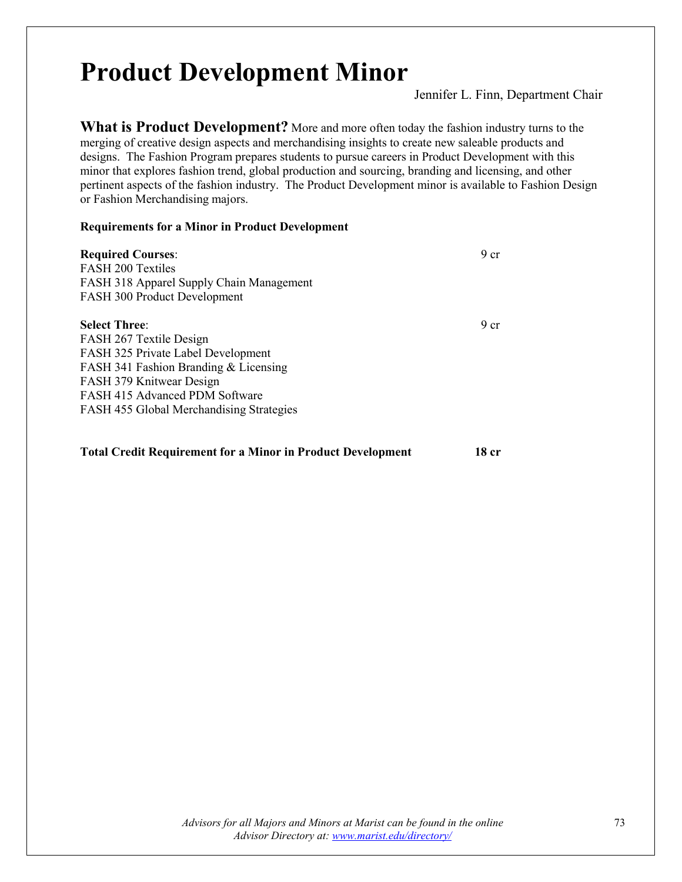# Product Development Minor

Jennifer L. Finn, Department Chair

**What is Product Development?** More and more often today the fashion industry turns to the merging of creative design aspects and merchandising insights to create new saleable products and designs. The Fashion Program prepares students to pursue careers in Product Development with this minor that explores fashion trend, global production and sourcing, branding and licensing, and other pertinent aspects of the fashion industry. The Product Development minor is available to Fashion Design or Fashion Merchandising majors.

**Requirements for a Minor in Product Development**

**Required Courses**: 9 cr

FASH 200 Textiles
FASH 318 Apparel Supply Chain Management
FASH 300 Product Development

**Select Three**: 9 cr

FASH 267 Textile Design
FASH 325 Private Label Development
FASH 341 Fashion Branding & Licensing
FASH 379 Knitwear Design
FASH 415 Advanced PDM Software
FASH 455 Global Merchandising Strategies

**Total Credit Requirement for a Minor in Product Development** **18 cr**

*Advisors for all Majors and Minors at Marist can be found in the online Advisor Directory at: www.marist.edu/directory/*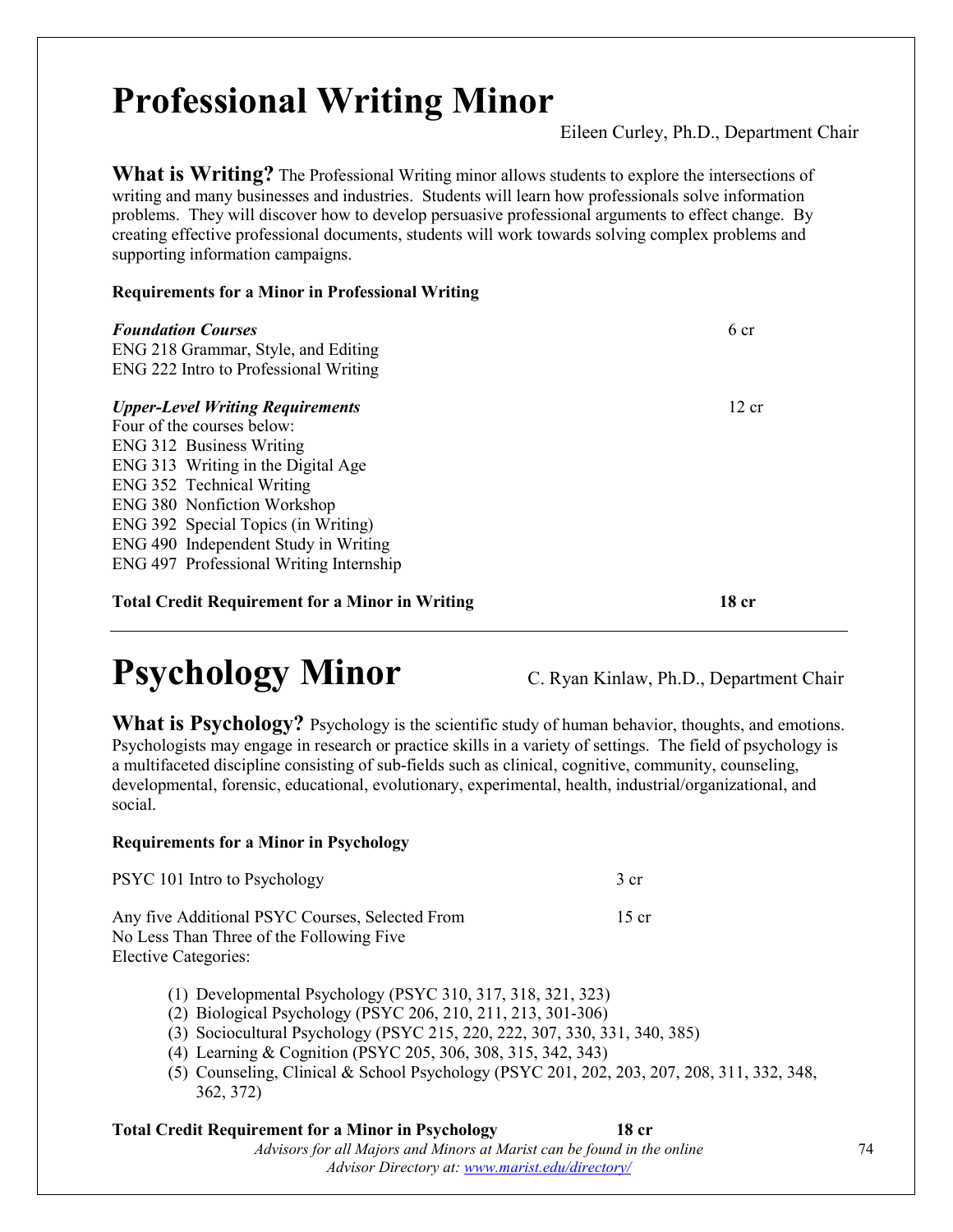# Professional Writing Minor

Eileen Curley, Ph.D., Department Chair

**What is Writing?** The Professional Writing minor allows students to explore the intersections of writing and many businesses and industries. Students will learn how professionals solve information problems. They will discover how to develop persuasive professional arguments to effect change. By creating effective professional documents, students will work towards solving complex problems and supporting information campaigns.

**Requirements for a Minor in Professional Writing**

***Foundation Courses*** — 6 cr

ENG 218 Grammar, Style, and Editing
ENG 222 Intro to Professional Writing

***Upper-Level Writing Requirements*** — 12 cr

Four of the courses below:
ENG 312 Business Writing
ENG 313 Writing in the Digital Age
ENG 352 Technical Writing
ENG 380 Nonfiction Workshop
ENG 392 Special Topics (in Writing)
ENG 490 Independent Study in Writing
ENG 497 Professional Writing Internship

**Total Credit Requirement for a Minor in Writing — 18 cr**

---

# Psychology Minor

C. Ryan Kinlaw, Ph.D., Department Chair

**What is Psychology?** Psychology is the scientific study of human behavior, thoughts, and emotions. Psychologists may engage in research or practice skills in a variety of settings. The field of psychology is a multifaceted discipline consisting of sub-fields such as clinical, cognitive, community, counseling, developmental, forensic, educational, evolutionary, experimental, health, industrial/organizational, and social.

**Requirements for a Minor in Psychology**

PSYC 101 Intro to Psychology — 3 cr

Any five Additional PSYC Courses, Selected From No Less Than Three of the Following Five Elective Categories: — 15 cr

1. Developmental Psychology (PSYC 310, 317, 318, 321, 323)
2. Biological Psychology (PSYC 206, 210, 211, 213, 301-306)
3. Sociocultural Psychology (PSYC 215, 220, 222, 307, 330, 331, 340, 385)
4. Learning & Cognition (PSYC 205, 306, 308, 315, 342, 343)
5. Counseling, Clinical & School Psychology (PSYC 201, 202, 203, 207, 208, 311, 332, 348, 362, 372)

**Total Credit Requirement for a Minor in Psychology — 18 cr**

*Advisors for all Majors and Minors at Marist can be found in the online Advisor Directory at: [www.marist.edu/directory/](www.marist.edu/directory/)*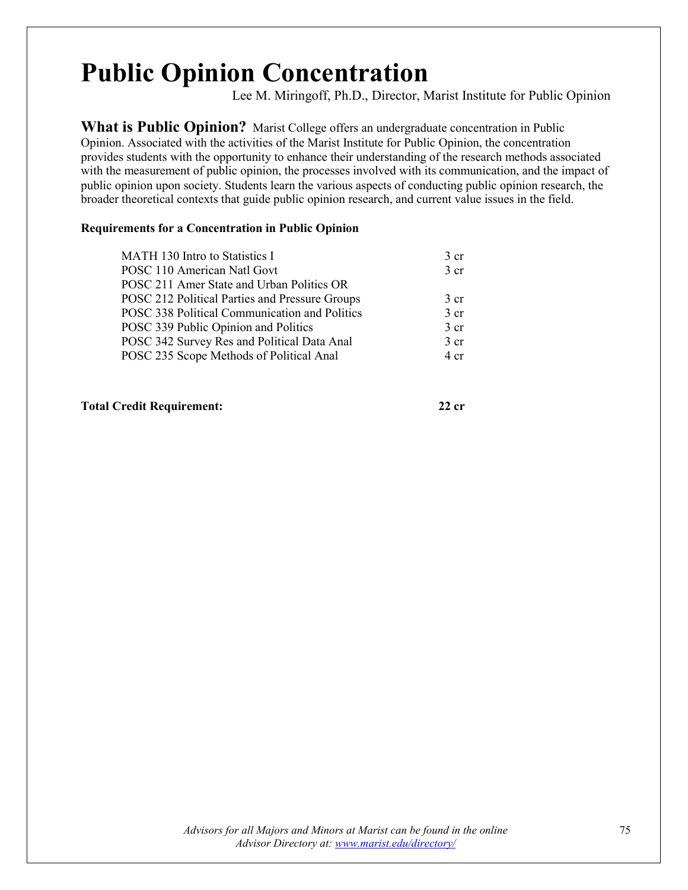# Public Opinion Concentration

Lee M. Miringoff, Ph.D., Director, Marist Institute for Public Opinion

**What is Public Opinion?** Marist College offers an undergraduate concentration in Public Opinion. Associated with the activities of the Marist Institute for Public Opinion, the concentration provides students with the opportunity to enhance their understanding of the research methods associated with the measurement of public opinion, the processes involved with its communication, and the impact of public opinion upon society. Students learn the various aspects of conducting public opinion research, the broader theoretical contexts that guide public opinion research, and current value issues in the field.

**Requirements for a Concentration in Public Opinion**

| Course | Credits |
|---|---|
| MATH 130 Intro to Statistics I | 3 cr |
| POSC 110 American Natl Govt | 3 cr |
| POSC 211 Amer State and Urban Politics OR<br>POSC 212 Political Parties and Pressure Groups | 3 cr |
| POSC 338 Political Communication and Politics | 3 cr |
| POSC 339 Public Opinion and Politics | 3 cr |
| POSC 342 Survey Res and Political Data Anal | 3 cr |
| POSC 235 Scope Methods of Political Anal | 4 cr |

**Total Credit Requirement:** **22 cr**

*Advisors for all Majors and Minors at Marist can be found in the online Advisor Directory at: www.marist.edu/directory/*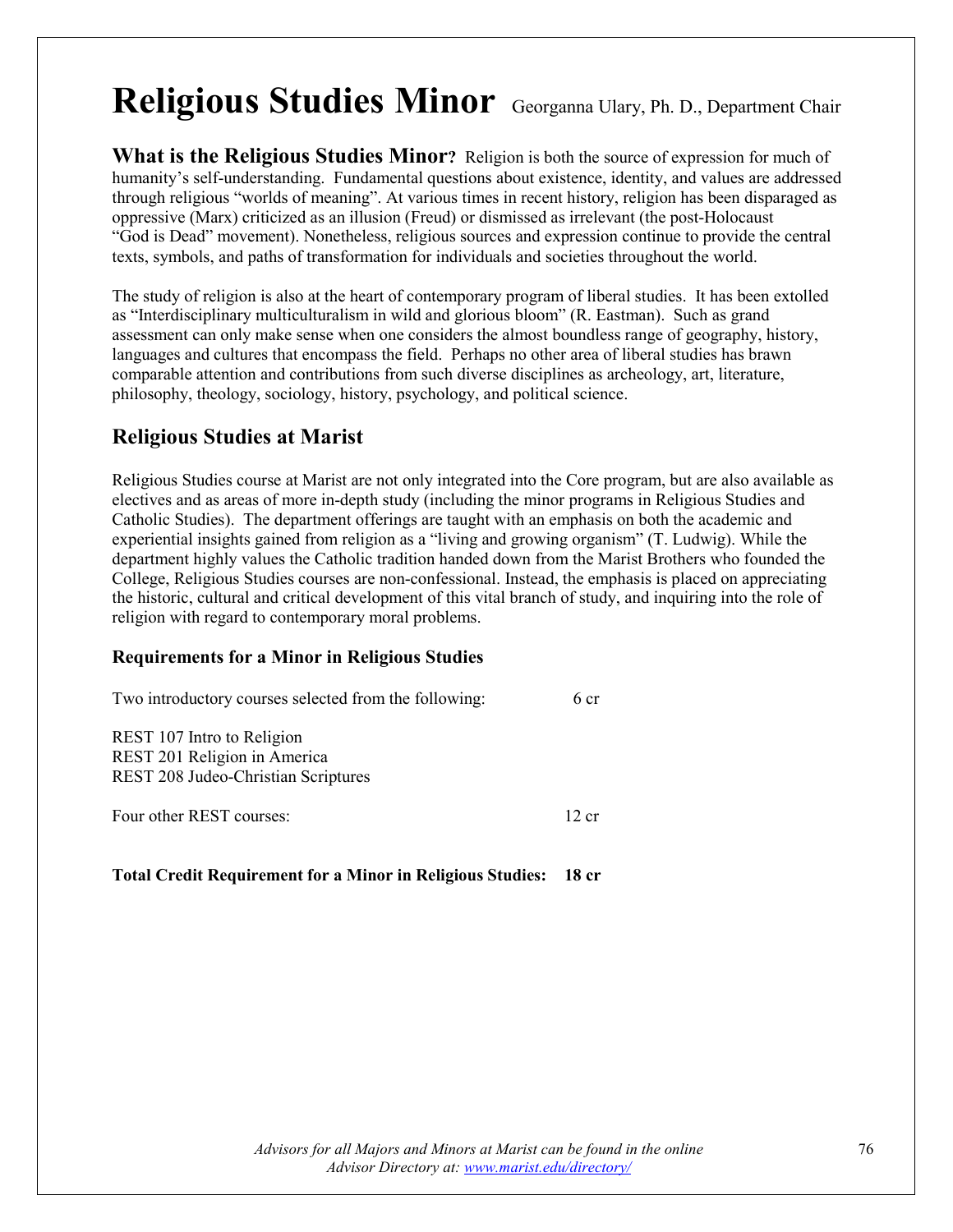# Religious Studies Minor

Georganna Ulary, Ph. D., Department Chair

**What is the Religious Studies Minor?** Religion is both the source of expression for much of humanity's self-understanding. Fundamental questions about existence, identity, and values are addressed through religious "worlds of meaning". At various times in recent history, religion has been disparaged as oppressive (Marx) criticized as an illusion (Freud) or dismissed as irrelevant (the post-Holocaust "God is Dead" movement). Nonetheless, religious sources and expression continue to provide the central texts, symbols, and paths of transformation for individuals and societies throughout the world.

The study of religion is also at the heart of contemporary program of liberal studies. It has been extolled as "Interdisciplinary multiculturalism in wild and glorious bloom" (R. Eastman). Such as grand assessment can only make sense when one considers the almost boundless range of geography, history, languages and cultures that encompass the field. Perhaps no other area of liberal studies has brawn comparable attention and contributions from such diverse disciplines as archeology, art, literature, philosophy, theology, sociology, history, psychology, and political science.

## Religious Studies at Marist

Religious Studies course at Marist are not only integrated into the Core program, but are also available as electives and as areas of more in-depth study (including the minor programs in Religious Studies and Catholic Studies). The department offerings are taught with an emphasis on both the academic and experiential insights gained from religion as a "living and growing organism" (T. Ludwig). While the department highly values the Catholic tradition handed down from the Marist Brothers who founded the College, Religious Studies courses are non-confessional. Instead, the emphasis is placed on appreciating the historic, cultural and critical development of this vital branch of study, and inquiring into the role of religion with regard to contemporary moral problems.

### Requirements for a Minor in Religious Studies

Two introductory courses selected from the following: 6 cr

REST 107 Intro to Religion
REST 201 Religion in America
REST 208 Judeo-Christian Scriptures

Four other REST courses: 12 cr

**Total Credit Requirement for a Minor in Religious Studies: 18 cr**

*Advisors for all Majors and Minors at Marist can be found in the online Advisor Directory at: [www.marist.edu/directory/](www.marist.edu/directory/)*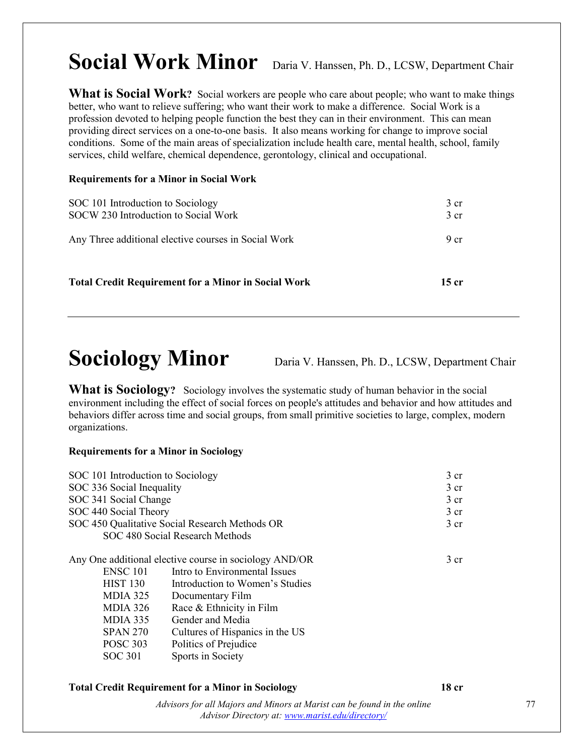# Social Work Minor

Daria V. Hanssen, Ph. D., LCSW, Department Chair

**What is Social Work?** Social workers are people who care about people; who want to make things better, who want to relieve suffering; who want their work to make a difference. Social Work is a profession devoted to helping people function the best they can in their environment. This can mean providing direct services on a one-to-one basis. It also means working for change to improve social conditions. Some of the main areas of specialization include health care, mental health, school, family services, child welfare, chemical dependence, gerontology, clinical and occupational.

**Requirements for a Minor in Social Work**

| Course | Credits |
|---|---|
| SOC 101 Introduction to Sociology | 3 cr |
| SOCW 230 Introduction to Social Work | 3 cr |
| Any Three additional elective courses in Social Work | 9 cr |
| **Total Credit Requirement for a Minor in Social Work** | **15 cr** |

---

# Sociology Minor

Daria V. Hanssen, Ph. D., LCSW, Department Chair

**What is Sociology?** Sociology involves the systematic study of human behavior in the social environment including the effect of social forces on people's attitudes and behavior and how attitudes and behaviors differ across time and social groups, from small primitive societies to large, complex, modern organizations.

**Requirements for a Minor in Sociology**

| Course | Credits |
|---|---|
| SOC 101 Introduction to Sociology | 3 cr |
| SOC 336 Social Inequality | 3 cr |
| SOC 341 Social Change | 3 cr |
| SOC 440 Social Theory | 3 cr |
| SOC 450 Qualitative Social Research Methods OR SOC 480 Social Research Methods | 3 cr |
| Any One additional elective course in sociology AND/OR | 3 cr |

- ENSC 101 Intro to Environmental Issues
- HIST 130 Introduction to Women's Studies
- MDIA 325 Documentary Film
- MDIA 326 Race & Ethnicity in Film
- MDIA 335 Gender and Media
- SPAN 270 Cultures of Hispanics in the US
- POSC 303 Politics of Prejudice
- SOC 301 Sports in Society

**Total Credit Requirement for a Minor in Sociology** **18 cr**

*Advisors for all Majors and Minors at Marist can be found in the online Advisor Directory at: [www.marist.edu/directory/](www.marist.edu/directory/)*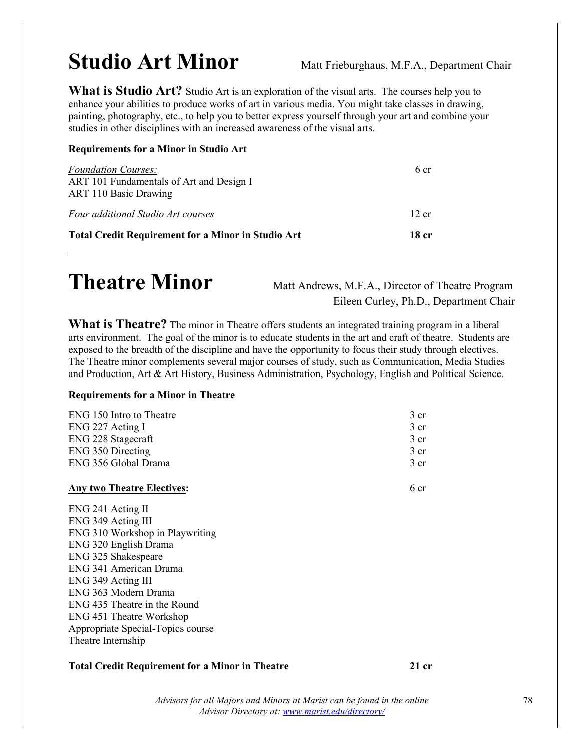# Studio Art Minor

Matt Frieburghaus, M.F.A., Department Chair

**What is Studio Art?** Studio Art is an exploration of the visual arts. The courses help you to enhance your abilities to produce works of art in various media. You might take classes in drawing, painting, photography, etc., to help you to better express yourself through your art and combine your studies in other disciplines with an increased awareness of the visual arts.

**Requirements for a Minor in Studio Art**

| | |
|---|---|
| *Foundation Courses:* | 6 cr |
| ART 101 Fundamentals of Art and Design I | |
| ART 110 Basic Drawing | |
| *Four additional Studio Art courses* | 12 cr |
| **Total Credit Requirement for a Minor in Studio Art** | **18 cr** |

---

# Theatre Minor

Matt Andrews, M.F.A., Director of Theatre Program
Eileen Curley, Ph.D., Department Chair

**What is Theatre?** The minor in Theatre offers students an integrated training program in a liberal arts environment. The goal of the minor is to educate students in the art and craft of theatre. Students are exposed to the breadth of the discipline and have the opportunity to focus their study through electives. The Theatre minor complements several major courses of study, such as Communication, Media Studies and Production, Art & Art History, Business Administration, Psychology, English and Political Science.

**Requirements for a Minor in Theatre**

| | |
|---|---|
| ENG 150 Intro to Theatre | 3 cr |
| ENG 227 Acting I | 3 cr |
| ENG 228 Stagecraft | 3 cr |
| ENG 350 Directing | 3 cr |
| ENG 356 Global Drama | 3 cr |
| **Any two Theatre Electives:** | 6 cr |

ENG 241 Acting II
ENG 349 Acting III
ENG 310 Workshop in Playwriting
ENG 320 English Drama
ENG 325 Shakespeare
ENG 341 American Drama
ENG 349 Acting III
ENG 363 Modern Drama
ENG 435 Theatre in the Round
ENG 451 Theatre Workshop
Appropriate Special-Topics course
Theatre Internship

| | |
|---|---|
| **Total Credit Requirement for a Minor in Theatre** | **21 cr** |

*Advisors for all Majors and Minors at Marist can be found in the online Advisor Directory at: [www.marist.edu/directory/](www.marist.edu/directory/)*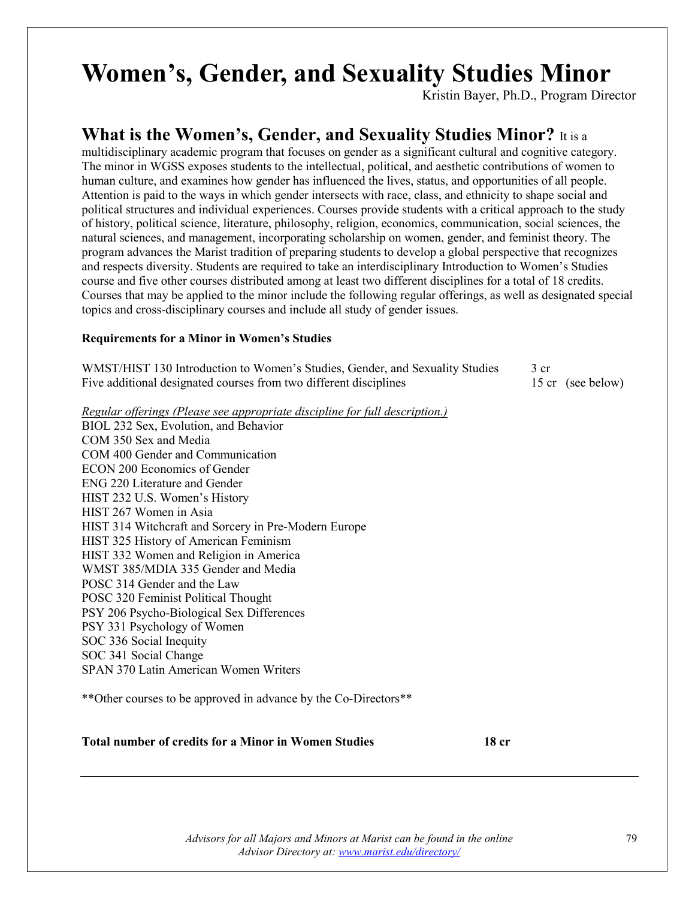# Women's, Gender, and Sexuality Studies Minor

Kristin Bayer, Ph.D., Program Director

## What is the Women's, Gender, and Sexuality Studies Minor?

It is a multidisciplinary academic program that focuses on gender as a significant cultural and cognitive category. The minor in WGSS exposes students to the intellectual, political, and aesthetic contributions of women to human culture, and examines how gender has influenced the lives, status, and opportunities of all people. Attention is paid to the ways in which gender intersects with race, class, and ethnicity to shape social and political structures and individual experiences. Courses provide students with a critical approach to the study of history, political science, literature, philosophy, religion, economics, communication, social sciences, the natural sciences, and management, incorporating scholarship on women, gender, and feminist theory. The program advances the Marist tradition of preparing students to develop a global perspective that recognizes and respects diversity. Students are required to take an interdisciplinary Introduction to Women's Studies course and five other courses distributed among at least two different disciplines for a total of 18 credits. Courses that may be applied to the minor include the following regular offerings, as well as designated special topics and cross-disciplinary courses and include all study of gender issues.

**Requirements for a Minor in Women's Studies**

| | |
|---|---|
| WMST/HIST 130 Introduction to Women's Studies, Gender, and Sexuality Studies | 3 cr |
| Five additional designated courses from two different disciplines | 15 cr (see below) |

*Regular offerings (Please see appropriate discipline for full description.)*

BIOL 232 Sex, Evolution, and Behavior
COM 350 Sex and Media
COM 400 Gender and Communication
ECON 200 Economics of Gender
ENG 220 Literature and Gender
HIST 232 U.S. Women's History
HIST 267 Women in Asia
HIST 314 Witchcraft and Sorcery in Pre-Modern Europe
HIST 325 History of American Feminism
HIST 332 Women and Religion in America
WMST 385/MDIA 335 Gender and Media
POSC 314 Gender and the Law
POSC 320 Feminist Political Thought
PSY 206 Psycho-Biological Sex Differences
PSY 331 Psychology of Women
SOC 336 Social Inequity
SOC 341 Social Change
SPAN 370 Latin American Women Writers

**Other courses to be approved in advance by the Co-Directors**

**Total number of credits for a Minor in Women Studies 18 cr**

---

*Advisors for all Majors and Minors at Marist can be found in the online Advisor Directory at: [www.marist.edu/directory/](http://www.marist.edu/directory/)*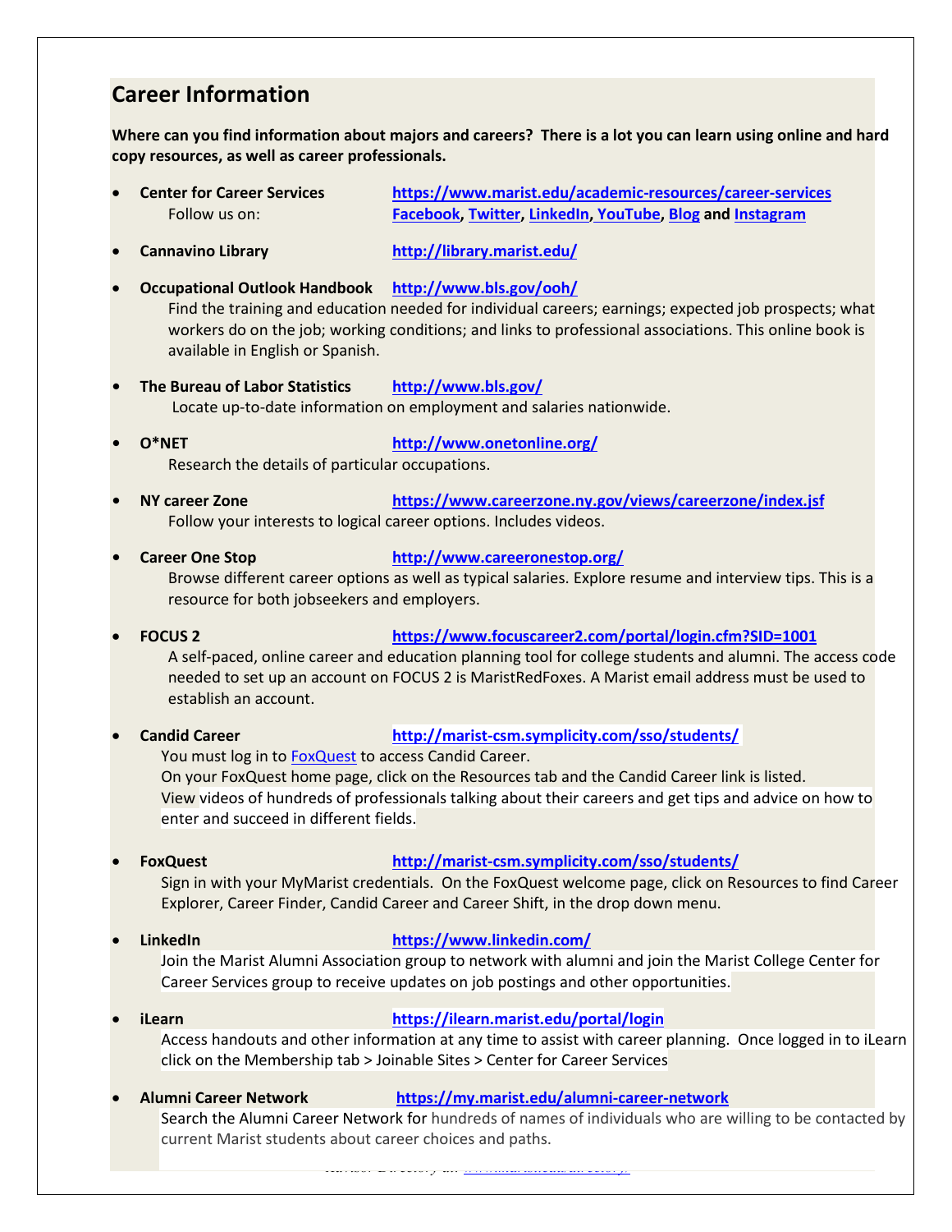## Career Information

**Where can you find information about majors and careers? There is a lot you can learn using online and hard copy resources, as well as career professionals.**

- **Center for Career Services** **https://www.marist.edu/academic-resources/career-services**
  Follow us on: **Facebook, Twitter, LinkedIn, YouTube, Blog** and **Instagram**

- **Cannavino Library** **http://library.marist.edu/**

- **Occupational Outlook Handbook** **http://www.bls.gov/ooh/**
  Find the training and education needed for individual careers; earnings; expected job prospects; what workers do on the job; working conditions; and links to professional associations. This online book is available in English or Spanish.

- **The Bureau of Labor Statistics** **http://www.bls.gov/**
  Locate up-to-date information on employment and salaries nationwide.

- **O*NET** **http://www.onetonline.org/**
  Research the details of particular occupations.

- **NY career Zone** **https://www.careerzone.ny.gov/views/careerzone/index.jsf**
  Follow your interests to logical career options. Includes videos.

- **Career One Stop** **http://www.careeronestop.org/**
  Browse different career options as well as typical salaries. Explore resume and interview tips. This is a resource for both jobseekers and employers.

- **FOCUS 2** **https://www.focuscareer2.com/portal/login.cfm?SID=1001**
  A self-paced, online career and education planning tool for college students and alumni. The access code needed to set up an account on FOCUS 2 is MaristRedFoxes. A Marist email address must be used to establish an account.

- **Candid Career** **http://marist-csm.symplicity.com/sso/students/**
  You must log in to FoxQuest to access Candid Career.
  On your FoxQuest home page, click on the Resources tab and the Candid Career link is listed.
  View videos of hundreds of professionals talking about their careers and get tips and advice on how to enter and succeed in different fields.

- **FoxQuest** **http://marist-csm.symplicity.com/sso/students/**
  Sign in with your MyMarist credentials. On the FoxQuest welcome page, click on Resources to find Career Explorer, Career Finder, Candid Career and Career Shift, in the drop down menu.

- **LinkedIn** **https://www.linkedin.com/**
  Join the Marist Alumni Association group to network with alumni and join the Marist College Center for Career Services group to receive updates on job postings and other opportunities.

- **iLearn** **https://ilearn.marist.edu/portal/login**
  Access handouts and other information at any time to assist with career planning. Once logged in to iLearn click on the Membership tab > Joinable Sites > Center for Career Services

- **Alumni Career Network** **https://my.marist.edu/alumni-career-network**
  Search the Alumni Career Network for hundreds of names of individuals who are willing to be contacted by current Marist students about career choices and paths.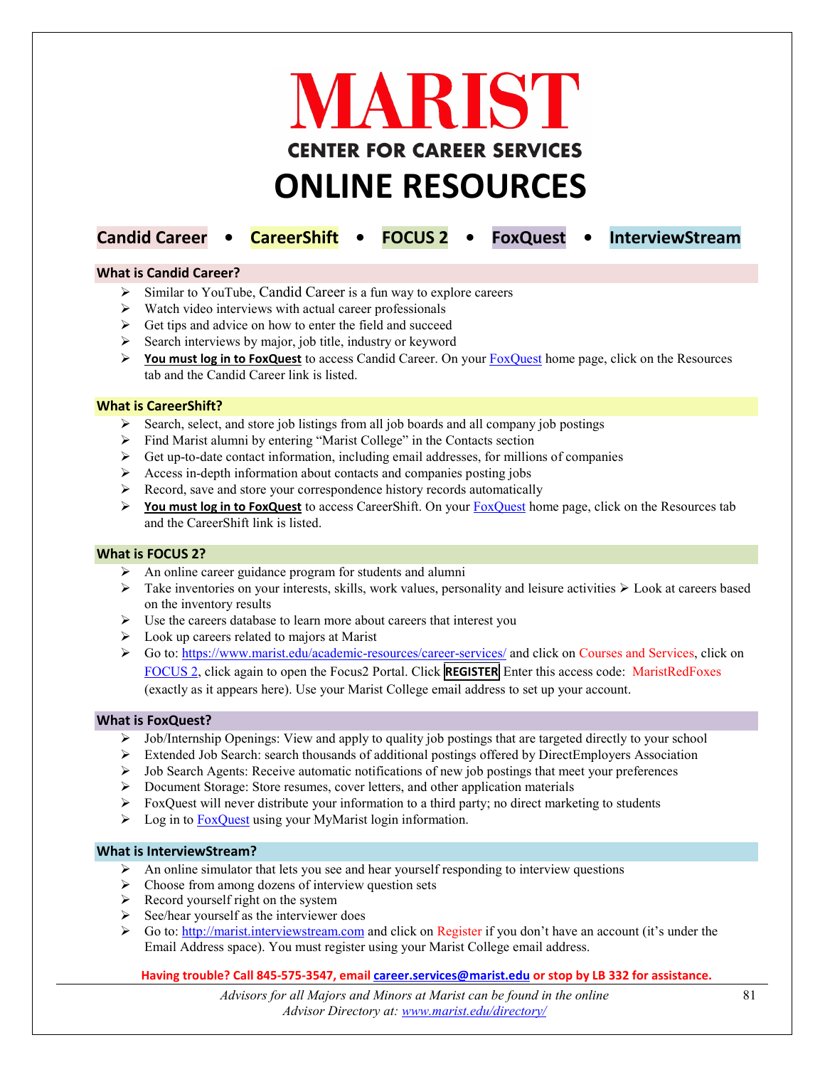# MARIST

## CENTER FOR CAREER SERVICES

# ONLINE RESOURCES

**Candid Career** • **CareerShift** • **FOCUS 2** • **FoxQuest** • **InterviewStream**

### What is Candid Career?

- Similar to YouTube, Candid Career is a fun way to explore careers
- Watch video interviews with actual career professionals
- Get tips and advice on how to enter the field and succeed
- Search interviews by major, job title, industry or keyword
- **You must log in to FoxQuest** to access Candid Career. On your FoxQuest home page, click on the Resources tab and the Candid Career link is listed.

### What is CareerShift?

- Search, select, and store job listings from all job boards and all company job postings
- Find Marist alumni by entering "Marist College" in the Contacts section
- Get up-to-date contact information, including email addresses, for millions of companies
- Access in-depth information about contacts and companies posting jobs
- Record, save and store your correspondence history records automatically
- **You must log in to FoxQuest** to access CareerShift. On your FoxQuest home page, click on the Resources tab and the CareerShift link is listed.

### What is FOCUS 2?

- An online career guidance program for students and alumni
- Take inventories on your interests, skills, work values, personality and leisure activities
- Look at careers based on the inventory results
- Use the careers database to learn more about careers that interest you
- Look up careers related to majors at Marist
- Go to: https://www.marist.edu/academic-resources/career-services/ and click on Courses and Services, click on FOCUS 2, click again to open the Focus2 Portal. Click **REGISTER** Enter this access code: MaristRedFoxes (exactly as it appears here). Use your Marist College email address to set up your account.

### What is FoxQuest?

- Job/Internship Openings: View and apply to quality job postings that are targeted directly to your school
- Extended Job Search: search thousands of additional postings offered by DirectEmployers Association
- Job Search Agents: Receive automatic notifications of new job postings that meet your preferences
- Document Storage: Store resumes, cover letters, and other application materials
- FoxQuest will never distribute your information to a third party; no direct marketing to students
- Log in to FoxQuest using your MyMarist login information.

### What is InterviewStream?

- An online simulator that lets you see and hear yourself responding to interview questions
- Choose from among dozens of interview question sets
- Record yourself right on the system
- See/hear yourself as the interviewer does
- Go to: http://marist.interviewstream.com and click on Register if you don't have an account (it's under the Email Address space). You must register using your Marist College email address.

**Having trouble? Call 845-575-3547, email career.services@marist.edu or stop by LB 332 for assistance.**

*Advisors for all Majors and Minors at Marist can be found in the online Advisor Directory at: www.marist.edu/directory/*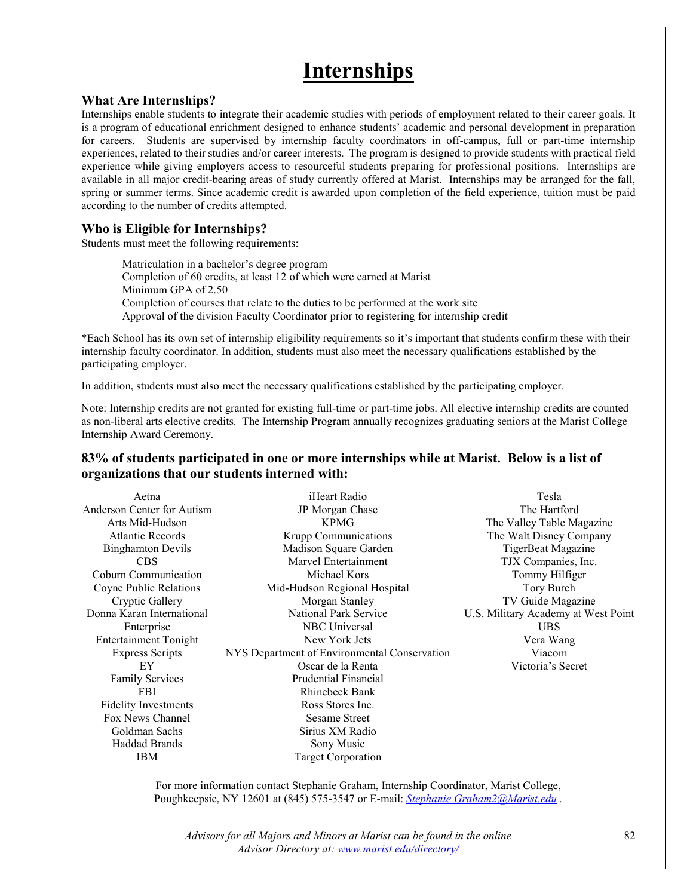# Internships

### What Are Internships?

Internships enable students to integrate their academic studies with periods of employment related to their career goals. It is a program of educational enrichment designed to enhance students' academic and personal development in preparation for careers. Students are supervised by internship faculty coordinators in off-campus, full or part-time internship experiences, related to their studies and/or career interests. The program is designed to provide students with practical field experience while giving employers access to resourceful students preparing for professional positions. Internships are available in all major credit-bearing areas of study currently offered at Marist. Internships may be arranged for the fall, spring or summer terms. Since academic credit is awarded upon completion of the field experience, tuition must be paid according to the number of credits attempted.

### Who is Eligible for Internships?

Students must meet the following requirements:

- Matriculation in a bachelor's degree program
- Completion of 60 credits, at least 12 of which were earned at Marist
- Minimum GPA of 2.50
- Completion of courses that relate to the duties to be performed at the work site
- Approval of the division Faculty Coordinator prior to registering for internship credit

*Each School has its own set of internship eligibility requirements so it's important that students confirm these with their internship faculty coordinator. In addition, students must also meet the necessary qualifications established by the participating employer.

In addition, students must also meet the necessary qualifications established by the participating employer.

Note: Internship credits are not granted for existing full-time or part-time jobs. All elective internship credits are counted as non-liberal arts elective credits. The Internship Program annually recognizes graduating seniors at the Marist College Internship Award Ceremony.

### 83% of students participated in one or more internships while at Marist. Below is a list of organizations that our students interned with:

Aetna
Anderson Center for Autism
Arts Mid-Hudson
Atlantic Records
Binghamton Devils
CBS
Coburn Communication
Coyne Public Relations
Cryptic Gallery
Donna Karan International
Enterprise
Entertainment Tonight
Express Scripts
EY
Family Services
FBI
Fidelity Investments
Fox News Channel
Goldman Sachs
Haddad Brands
IBM
iHeart Radio
JP Morgan Chase
KPMG
Krupp Communications
Madison Square Garden
Marvel Entertainment
Michael Kors
Mid-Hudson Regional Hospital
Morgan Stanley
National Park Service
NBC Universal
New York Jets
NYS Department of Environmental Conservation
Oscar de la Renta
Prudential Financial
Rhinebeck Bank
Ross Stores Inc.
Sesame Street
Sirius XM Radio
Sony Music
Target Corporation
Tesla
The Hartford
The Valley Table Magazine
The Walt Disney Company
TigerBeat Magazine
TJX Companies, Inc.
Tommy Hilfiger
Tory Burch
TV Guide Magazine
U.S. Military Academy at West Point
UBS
Vera Wang
Viacom
Victoria's Secret

For more information contact Stephanie Graham, Internship Coordinator, Marist College, Poughkeepsie, NY 12601 at (845) 575-3547 or E-mail: *Stephanie.Graham2@Marist.edu* .

*Advisors for all Majors and Minors at Marist can be found in the online Advisor Directory at: www.marist.edu/directory/*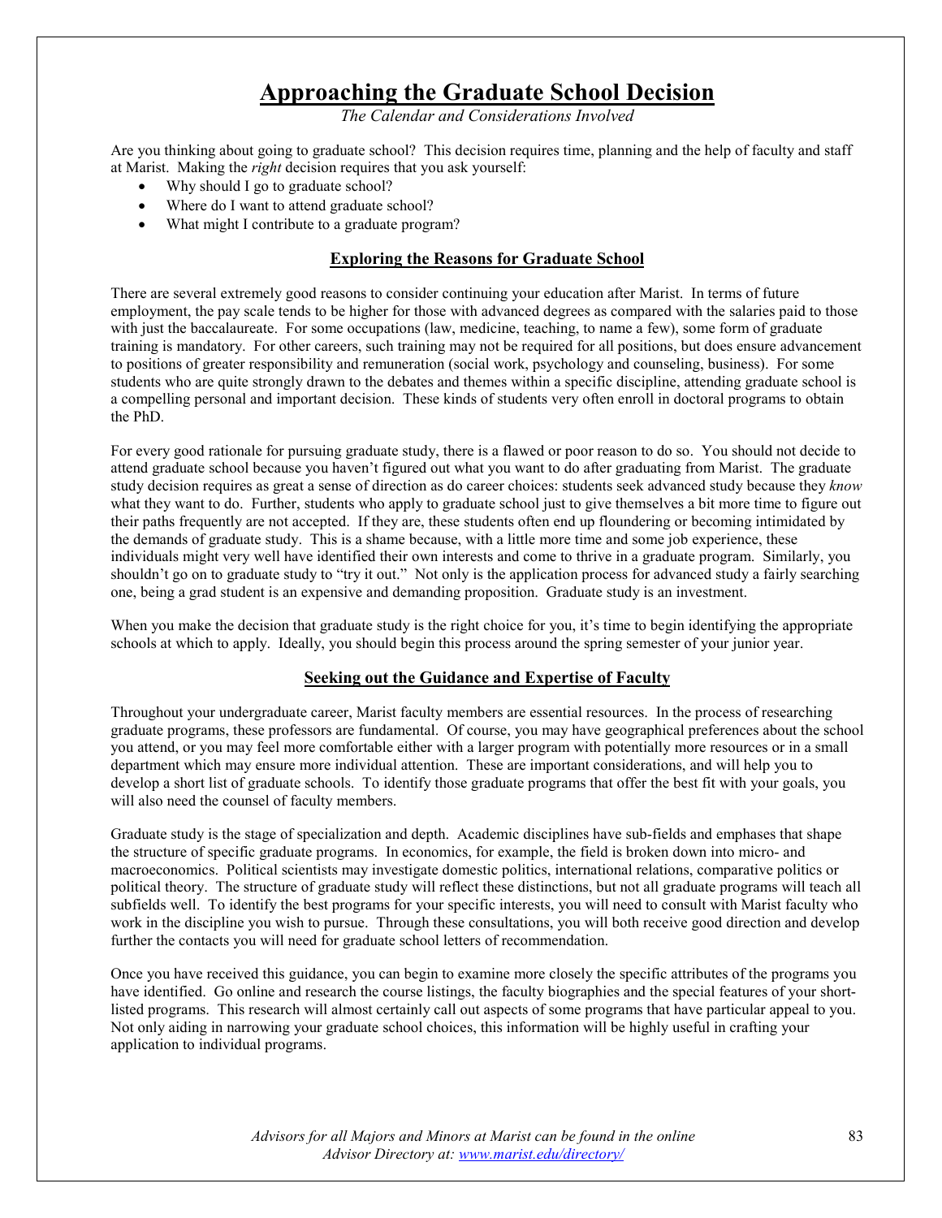# Approaching the Graduate School Decision

*The Calendar and Considerations Involved*

Are you thinking about going to graduate school? This decision requires time, planning and the help of faculty and staff at Marist. Making the *right* decision requires that you ask yourself:

- Why should I go to graduate school?
- Where do I want to attend graduate school?
- What might I contribute to a graduate program?

## Exploring the Reasons for Graduate School

There are several extremely good reasons to consider continuing your education after Marist. In terms of future employment, the pay scale tends to be higher for those with advanced degrees as compared with the salaries paid to those with just the baccalaureate. For some occupations (law, medicine, teaching, to name a few), some form of graduate training is mandatory. For other careers, such training may not be required for all positions, but does ensure advancement to positions of greater responsibility and remuneration (social work, psychology and counseling, business). For some students who are quite strongly drawn to the debates and themes within a specific discipline, attending graduate school is a compelling personal and important decision. These kinds of students very often enroll in doctoral programs to obtain the PhD.

For every good rationale for pursuing graduate study, there is a flawed or poor reason to do so. You should not decide to attend graduate school because you haven't figured out what you want to do after graduating from Marist. The graduate study decision requires as great a sense of direction as do career choices: students seek advanced study because they *know* what they want to do. Further, students who apply to graduate school just to give themselves a bit more time to figure out their paths frequently are not accepted. If they are, these students often end up floundering or becoming intimidated by the demands of graduate study. This is a shame because, with a little more time and some job experience, these individuals might very well have identified their own interests and come to thrive in a graduate program. Similarly, you shouldn't go on to graduate study to "try it out." Not only is the application process for advanced study a fairly searching one, being a grad student is an expensive and demanding proposition. Graduate study is an investment.

When you make the decision that graduate study is the right choice for you, it's time to begin identifying the appropriate schools at which to apply. Ideally, you should begin this process around the spring semester of your junior year.

## Seeking out the Guidance and Expertise of Faculty

Throughout your undergraduate career, Marist faculty members are essential resources. In the process of researching graduate programs, these professors are fundamental. Of course, you may have geographical preferences about the school you attend, or you may feel more comfortable either with a larger program with potentially more resources or in a small department which may ensure more individual attention. These are important considerations, and will help you to develop a short list of graduate schools. To identify those graduate programs that offer the best fit with your goals, you will also need the counsel of faculty members.

Graduate study is the stage of specialization and depth. Academic disciplines have sub-fields and emphases that shape the structure of specific graduate programs. In economics, for example, the field is broken down into micro- and macroeconomics. Political scientists may investigate domestic politics, international relations, comparative politics or political theory. The structure of graduate study will reflect these distinctions, but not all graduate programs will teach all subfields well. To identify the best programs for your specific interests, you will need to consult with Marist faculty who work in the discipline you wish to pursue. Through these consultations, you will both receive good direction and develop further the contacts you will need for graduate school letters of recommendation.

Once you have received this guidance, you can begin to examine more closely the specific attributes of the programs you have identified. Go online and research the course listings, the faculty biographies and the special features of your short-listed programs. This research will almost certainly call out aspects of some programs that have particular appeal to you. Not only aiding in narrowing your graduate school choices, this information will be highly useful in crafting your application to individual programs.

*Advisors for all Majors and Minors at Marist can be found in the online Advisor Directory at: [www.marist.edu/directory/](http://www.marist.edu/directory/)*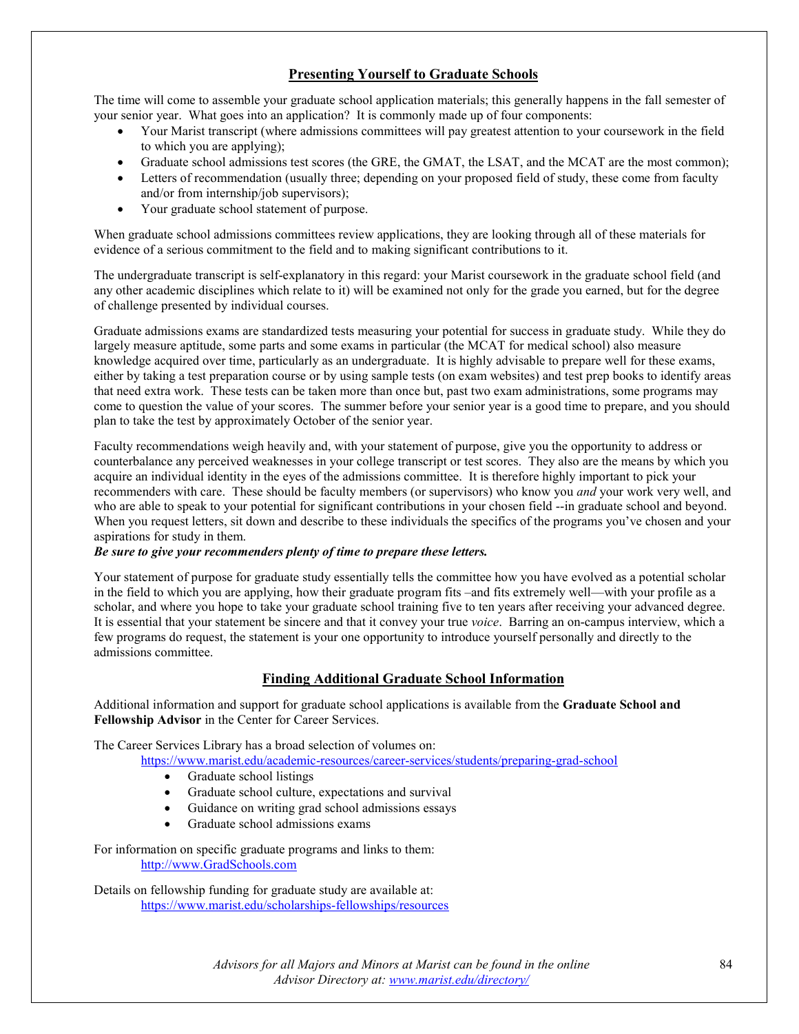## Presenting Yourself to Graduate Schools

The time will come to assemble your graduate school application materials; this generally happens in the fall semester of your senior year. What goes into an application? It is commonly made up of four components:

- Your Marist transcript (where admissions committees will pay greatest attention to your coursework in the field to which you are applying);
- Graduate school admissions test scores (the GRE, the GMAT, the LSAT, and the MCAT are the most common);
- Letters of recommendation (usually three; depending on your proposed field of study, these come from faculty and/or from internship/job supervisors);
- Your graduate school statement of purpose.

When graduate school admissions committees review applications, they are looking through all of these materials for evidence of a serious commitment to the field and to making significant contributions to it.

The undergraduate transcript is self-explanatory in this regard: your Marist coursework in the graduate school field (and any other academic disciplines which relate to it) will be examined not only for the grade you earned, but for the degree of challenge presented by individual courses.

Graduate admissions exams are standardized tests measuring your potential for success in graduate study. While they do largely measure aptitude, some parts and some exams in particular (the MCAT for medical school) also measure knowledge acquired over time, particularly as an undergraduate. It is highly advisable to prepare well for these exams, either by taking a test preparation course or by using sample tests (on exam websites) and test prep books to identify areas that need extra work. These tests can be taken more than once but, past two exam administrations, some programs may come to question the value of your scores. The summer before your senior year is a good time to prepare, and you should plan to take the test by approximately October of the senior year.

Faculty recommendations weigh heavily and, with your statement of purpose, give you the opportunity to address or counterbalance any perceived weaknesses in your college transcript or test scores. They also are the means by which you acquire an individual identity in the eyes of the admissions committee. It is therefore highly important to pick your recommenders with care. These should be faculty members (or supervisors) who know you *and* your work very well, and who are able to speak to your potential for significant contributions in your chosen field --in graduate school and beyond. When you request letters, sit down and describe to these individuals the specifics of the programs you've chosen and your aspirations for study in them.

***Be sure to give your recommenders plenty of time to prepare these letters.***

Your statement of purpose for graduate study essentially tells the committee how you have evolved as a potential scholar in the field to which you are applying, how their graduate program fits –and fits extremely well—with your profile as a scholar, and where you hope to take your graduate school training five to ten years after receiving your advanced degree. It is essential that your statement be sincere and that it convey your true *voice*. Barring an on-campus interview, which a few programs do request, the statement is your one opportunity to introduce yourself personally and directly to the admissions committee.

## Finding Additional Graduate School Information

Additional information and support for graduate school applications is available from the **Graduate School and Fellowship Advisor** in the Center for Career Services.

The Career Services Library has a broad selection of volumes on:
https://www.marist.edu/academic-resources/career-services/students/preparing-grad-school

- Graduate school listings
- Graduate school culture, expectations and survival
- Guidance on writing grad school admissions essays
- Graduate school admissions exams

For information on specific graduate programs and links to them:
http://www.GradSchools.com

Details on fellowship funding for graduate study are available at:
https://www.marist.edu/scholarships-fellowships/resources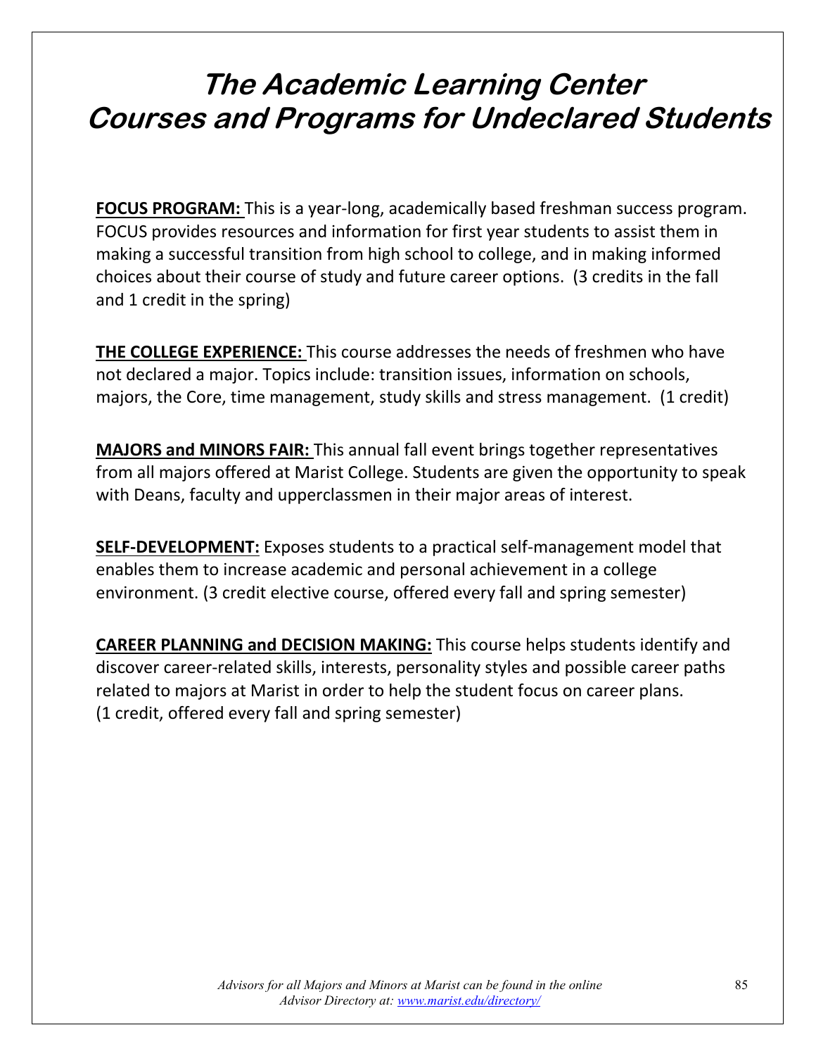# The Academic Learning Center
# Courses and Programs for Undeclared Students

**FOCUS PROGRAM:** This is a year-long, academically based freshman success program. FOCUS provides resources and information for first year students to assist them in making a successful transition from high school to college, and in making informed choices about their course of study and future career options. (3 credits in the fall and 1 credit in the spring)

**THE COLLEGE EXPERIENCE:** This course addresses the needs of freshmen who have not declared a major. Topics include: transition issues, information on schools, majors, the Core, time management, study skills and stress management. (1 credit)

**MAJORS and MINORS FAIR:** This annual fall event brings together representatives from all majors offered at Marist College. Students are given the opportunity to speak with Deans, faculty and upperclassmen in their major areas of interest.

**SELF-DEVELOPMENT:** Exposes students to a practical self-management model that enables them to increase academic and personal achievement in a college environment. (3 credit elective course, offered every fall and spring semester)

**CAREER PLANNING and DECISION MAKING:** This course helps students identify and discover career-related skills, interests, personality styles and possible career paths related to majors at Marist in order to help the student focus on career plans. (1 credit, offered every fall and spring semester)

*Advisors for all Majors and Minors at Marist can be found in the online Advisor Directory at: [www.marist.edu/directory/](www.marist.edu/directory/)*